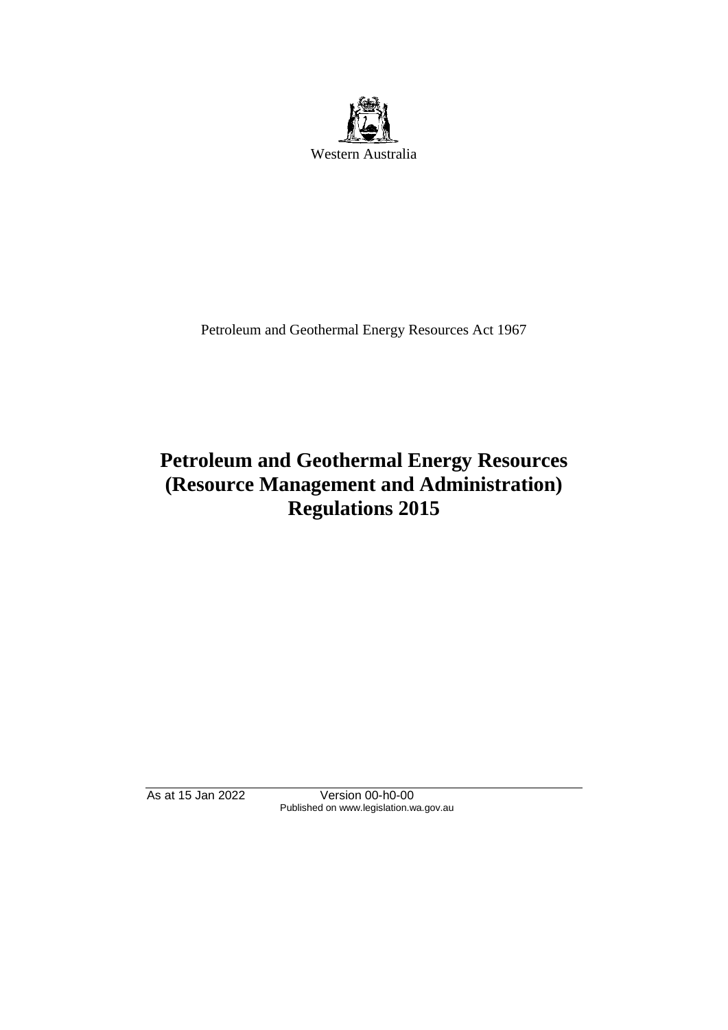Western Australia

Petroleum and Geothermal Energy Resources Act 1967

# Petroleum and Geothermal Energy Resources (Resource Management and Administration) Regulations 2015

As at 15 Jan 2022 Version 00-h0-00

Published on www.legislation.wa.gov.au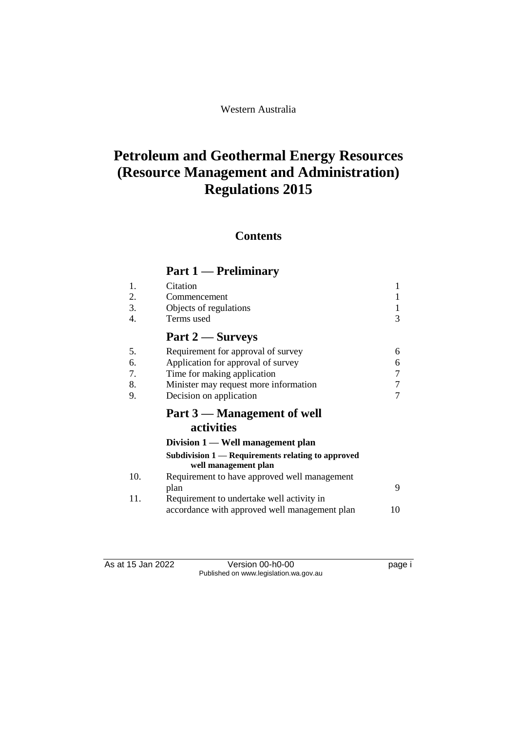Western Australia

# Petroleum and Geothermal Energy Resources (Resource Management and Administration) Regulations 2015

## Contents

### Part 1 — Preliminary

| | | |
|---|---|---|
| 1. | Citation | 1 |
| 2. | Commencement | 1 |
| 3. | Objects of regulations | 1 |
| 4. | Terms used | 3 |

### Part 2 — Surveys

| | | |
|---|---|---|
| 5. | Requirement for approval of survey | 6 |
| 6. | Application for approval of survey | 6 |
| 7. | Time for making application | 7 |
| 8. | Minister may request more information | 7 |
| 9. | Decision on application | 7 |

### Part 3 — Management of well activities

**Division 1 — Well management plan**

**Subdivision 1 — Requirements relating to approved well management plan**

| | | |
|---|---|---|
| 10. | Requirement to have approved well management plan | 9 |
| 11. | Requirement to undertake well activity in accordance with approved well management plan | 10 |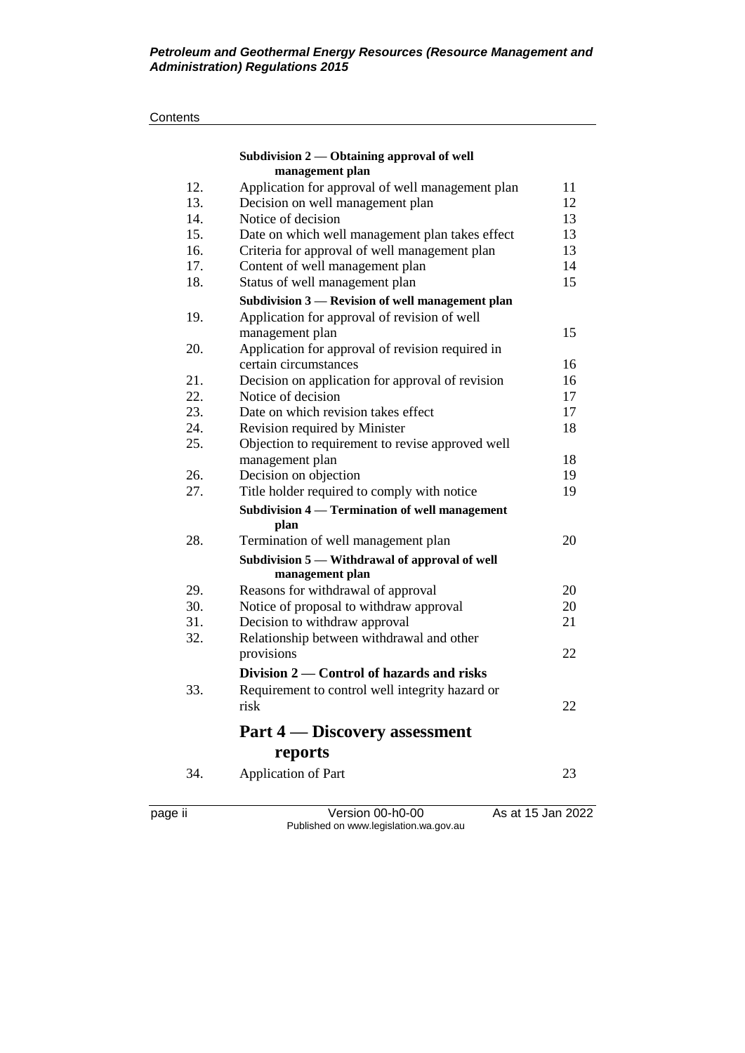Subdivision 2 — Obtaining approval of well management plan

| | | |
|---|---|---|
| 12. | Application for approval of well management plan | 11 |
| 13. | Decision on well management plan | 12 |
| 14. | Notice of decision | 13 |
| 15. | Date on which well management plan takes effect | 13 |
| 16. | Criteria for approval of well management plan | 13 |
| 17. | Content of well management plan | 14 |
| 18. | Status of well management plan | 15 |

Subdivision 3 — Revision of well management plan

| | | |
|---|---|---|
| 19. | Application for approval of revision of well management plan | 15 |
| 20. | Application for approval of revision required in certain circumstances | 16 |
| 21. | Decision on application for approval of revision | 16 |
| 22. | Notice of decision | 17 |
| 23. | Date on which revision takes effect | 17 |
| 24. | Revision required by Minister | 18 |
| 25. | Objection to requirement to revise approved well management plan | 18 |
| 26. | Decision on objection | 19 |
| 27. | Title holder required to comply with notice | 19 |

Subdivision 4 — Termination of well management plan

| | | |
|---|---|---|
| 28. | Termination of well management plan | 20 |

Subdivision 5 — Withdrawal of approval of well management plan

| | | |
|---|---|---|
| 29. | Reasons for withdrawal of approval | 20 |
| 30. | Notice of proposal to withdraw approval | 20 |
| 31. | Decision to withdraw approval | 21 |
| 32. | Relationship between withdrawal and other provisions | 22 |

Division 2 — Control of hazards and risks

| | | |
|---|---|---|
| 33. | Requirement to control well integrity hazard or risk | 22 |

## Part 4 — Discovery assessment reports

| | | |
|---|---|---|
| 34. | Application of Part | 23 |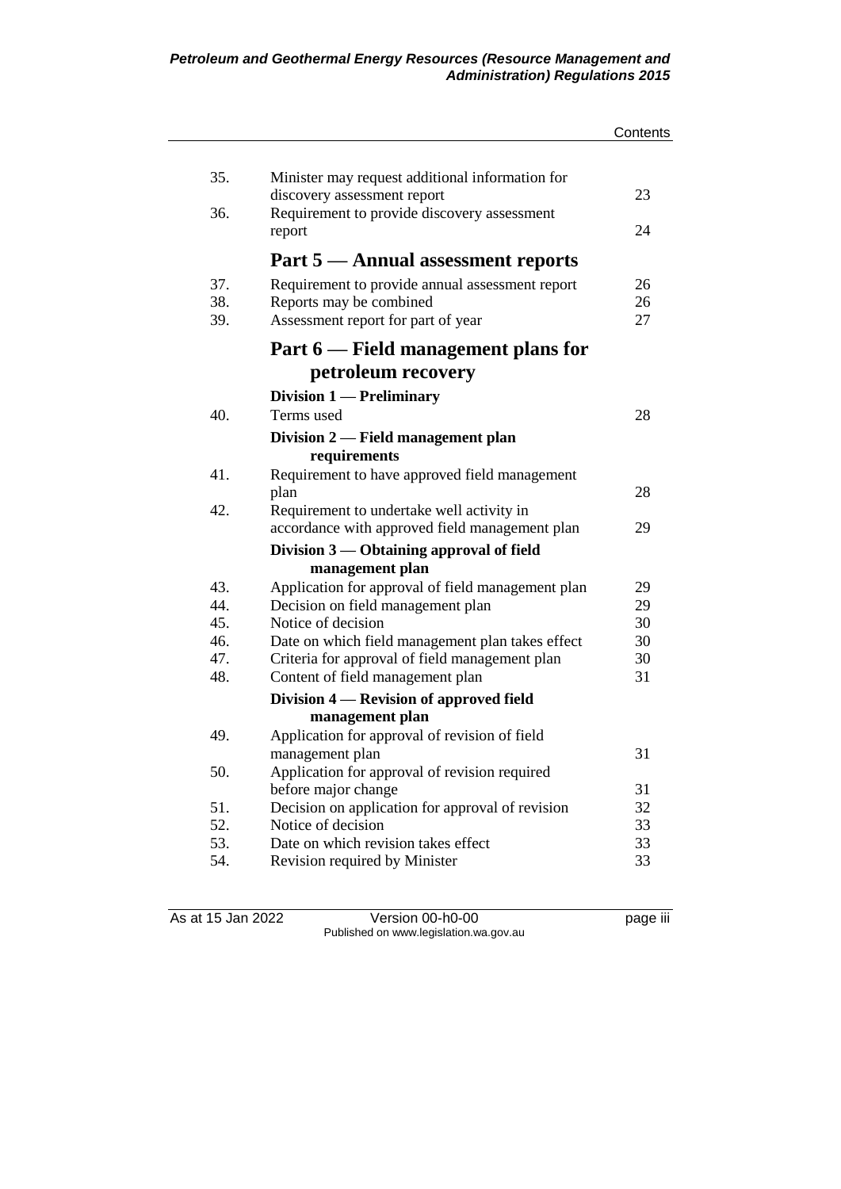| | | |
|---|---|---|
| 35. | Minister may request additional information for discovery assessment report | 23 |
| 36. | Requirement to provide discovery assessment report | 24 |

## Part 5 — Annual assessment reports

| | | |
|---|---|---|
| 37. | Requirement to provide annual assessment report | 26 |
| 38. | Reports may be combined | 26 |
| 39. | Assessment report for part of year | 27 |

## Part 6 — Field management plans for petroleum recovery

### Division 1 — Preliminary

| | | |
|---|---|---|
| 40. | Terms used | 28 |

### Division 2 — Field management plan requirements

| | | |
|---|---|---|
| 41. | Requirement to have approved field management plan | 28 |
| 42. | Requirement to undertake well activity in accordance with approved field management plan | 29 |

### Division 3 — Obtaining approval of field management plan

| | | |
|---|---|---|
| 43. | Application for approval of field management plan | 29 |
| 44. | Decision on field management plan | 29 |
| 45. | Notice of decision | 30 |
| 46. | Date on which field management plan takes effect | 30 |
| 47. | Criteria for approval of field management plan | 30 |
| 48. | Content of field management plan | 31 |

### Division 4 — Revision of approved field management plan

| | | |
|---|---|---|
| 49. | Application for approval of revision of field management plan | 31 |
| 50. | Application for approval of revision required before major change | 31 |
| 51. | Decision on application for approval of revision | 32 |
| 52. | Notice of decision | 33 |
| 53. | Date on which revision takes effect | 33 |
| 54. | Revision required by Minister | 33 |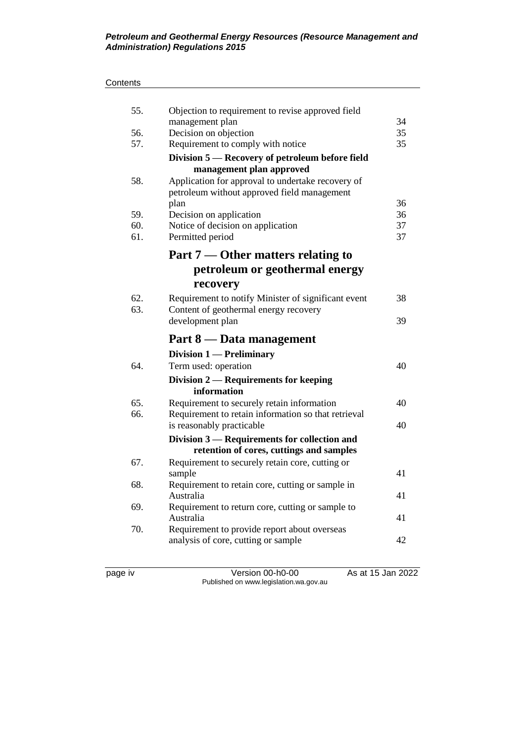| | | |
|---|---|---|
| 55. | Objection to requirement to revise approved field management plan | 34 |
| 56. | Decision on objection | 35 |
| 57. | Requirement to comply with notice | 35 |
| | **Division 5 — Recovery of petroleum before field management plan approved** | |
| 58. | Application for approval to undertake recovery of petroleum without approved field management plan | 36 |
| 59. | Decision on application | 36 |
| 60. | Notice of decision on application | 37 |
| 61. | Permitted period | 37 |

## Part 7 — Other matters relating to petroleum or geothermal energy recovery

| | | |
|---|---|---|
| 62. | Requirement to notify Minister of significant event | 38 |
| 63. | Content of geothermal energy recovery development plan | 39 |

## Part 8 — Data management

| | | |
|---|---|---|
| | **Division 1 — Preliminary** | |
| 64. | Term used: operation | 40 |
| | **Division 2 — Requirements for keeping information** | |
| 65. | Requirement to securely retain information | 40 |
| 66. | Requirement to retain information so that retrieval is reasonably practicable | 40 |
| | **Division 3 — Requirements for collection and retention of cores, cuttings and samples** | |
| 67. | Requirement to securely retain core, cutting or sample | 41 |
| 68. | Requirement to retain core, cutting or sample in Australia | 41 |
| 69. | Requirement to return core, cutting or sample to Australia | 41 |
| 70. | Requirement to provide report about overseas analysis of core, cutting or sample | 42 |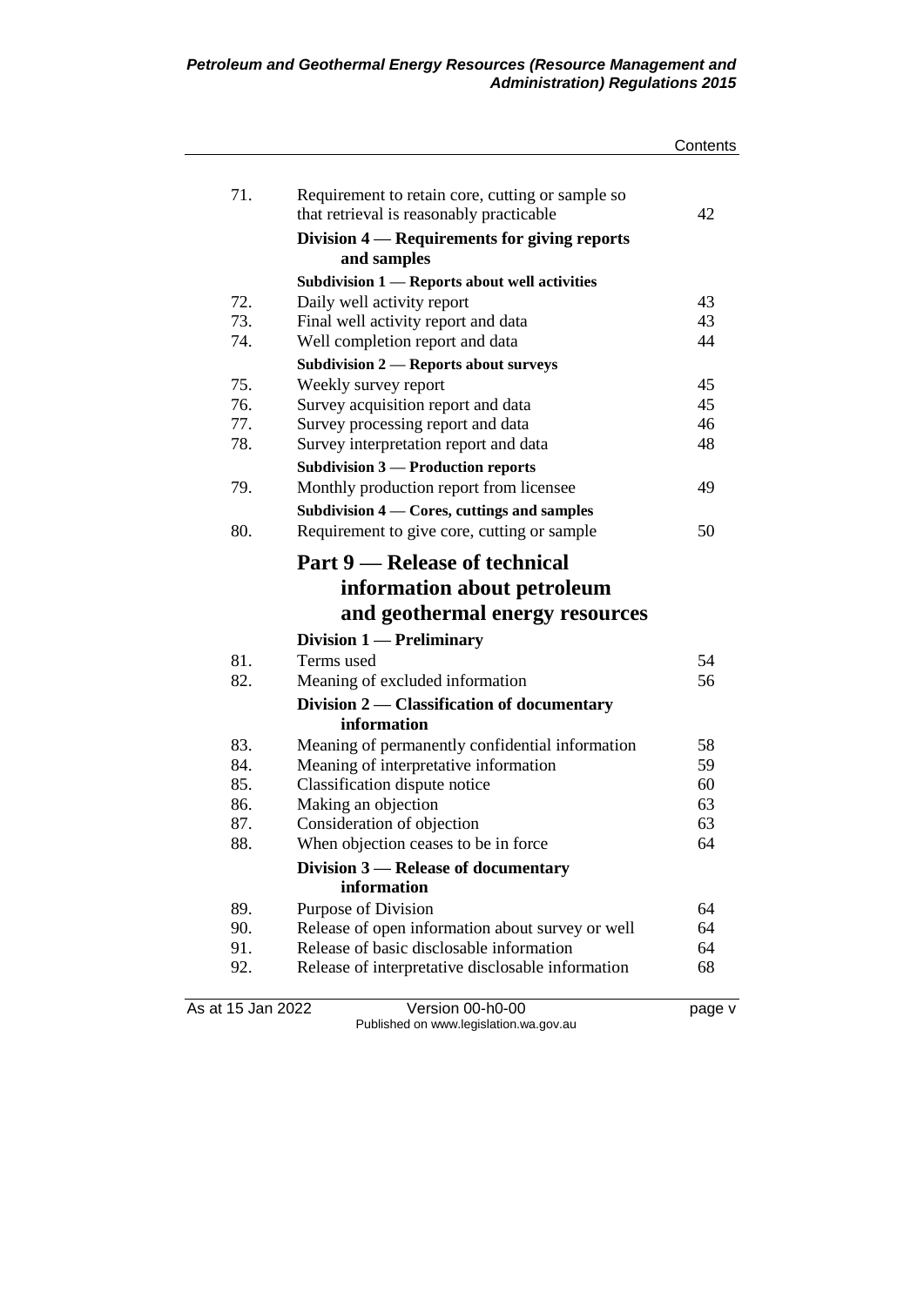| | | |
|---|---|---|
| 71. | Requirement to retain core, cutting or sample so that retrieval is reasonably practicable | 42 |
| | **Division 4 — Requirements for giving reports and samples** | |
| | **Subdivision 1 — Reports about well activities** | |
| 72. | Daily well activity report | 43 |
| 73. | Final well activity report and data | 43 |
| 74. | Well completion report and data | 44 |
| | **Subdivision 2 — Reports about surveys** | |
| 75. | Weekly survey report | 45 |
| 76. | Survey acquisition report and data | 45 |
| 77. | Survey processing report and data | 46 |
| 78. | Survey interpretation report and data | 48 |
| | **Subdivision 3 — Production reports** | |
| 79. | Monthly production report from licensee | 49 |
| | **Subdivision 4 — Cores, cuttings and samples** | |
| 80. | Requirement to give core, cutting or sample | 50 |

## Part 9 — Release of technical information about petroleum and geothermal energy resources

| | | |
|---|---|---|
| | **Division 1 — Preliminary** | |
| 81. | Terms used | 54 |
| 82. | Meaning of excluded information | 56 |
| | **Division 2 — Classification of documentary information** | |
| 83. | Meaning of permanently confidential information | 58 |
| 84. | Meaning of interpretative information | 59 |
| 85. | Classification dispute notice | 60 |
| 86. | Making an objection | 63 |
| 87. | Consideration of objection | 63 |
| 88. | When objection ceases to be in force | 64 |
| | **Division 3 — Release of documentary information** | |
| 89. | Purpose of Division | 64 |
| 90. | Release of open information about survey or well | 64 |
| 91. | Release of basic disclosable information | 64 |
| 92. | Release of interpretative disclosable information | 68 |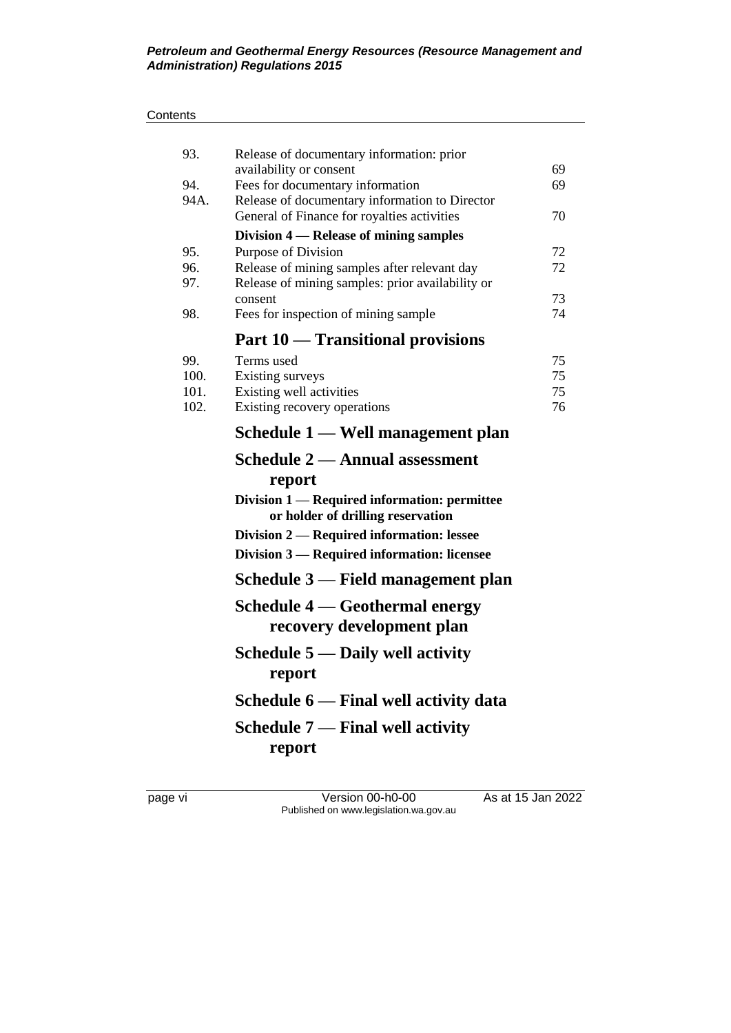| | | |
|---|---|---|
| 93. | Release of documentary information: prior availability or consent | 69 |
| 94. | Fees for documentary information | 69 |
| 94A. | Release of documentary information to Director General of Finance for royalties activities | 70 |
| | **Division 4 — Release of mining samples** | |
| 95. | Purpose of Division | 72 |
| 96. | Release of mining samples after relevant day | 72 |
| 97. | Release of mining samples: prior availability or consent | 73 |
| 98. | Fees for inspection of mining sample | 74 |

## Part 10 — Transitional provisions

| | | |
|---|---|---|
| 99. | Terms used | 75 |
| 100. | Existing surveys | 75 |
| 101. | Existing well activities | 75 |
| 102. | Existing recovery operations | 76 |

## Schedule 1 — Well management plan

## Schedule 2 — Annual assessment report

**Division 1 — Required information: permittee or holder of drilling reservation**

**Division 2 — Required information: lessee**

**Division 3 — Required information: licensee**

## Schedule 3 — Field management plan

## Schedule 4 — Geothermal energy recovery development plan

## Schedule 5 — Daily well activity report

## Schedule 6 — Final well activity data

## Schedule 7 — Final well activity report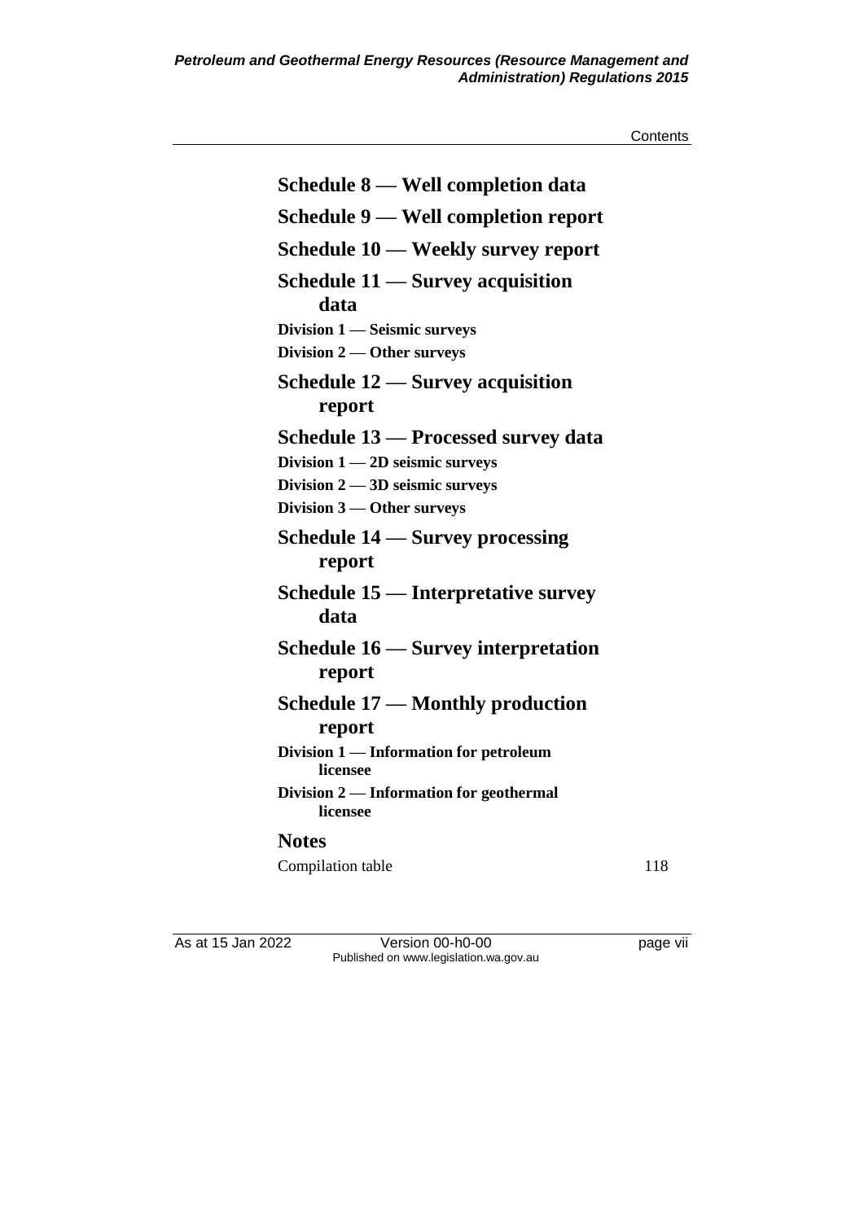## Schedule 8 — Well completion data

## Schedule 9 — Well completion report

## Schedule 10 — Weekly survey report

## Schedule 11 — Survey acquisition data

**Division 1 — Seismic surveys**

**Division 2 — Other surveys**

## Schedule 12 — Survey acquisition report

## Schedule 13 — Processed survey data

**Division 1 — 2D seismic surveys**

**Division 2 — 3D seismic surveys**

**Division 3 — Other surveys**

## Schedule 14 — Survey processing report

## Schedule 15 — Interpretative survey data

## Schedule 16 — Survey interpretation report

## Schedule 17 — Monthly production report

**Division 1 — Information for petroleum licensee**

**Division 2 — Information for geothermal licensee**

## Notes

Compilation table 118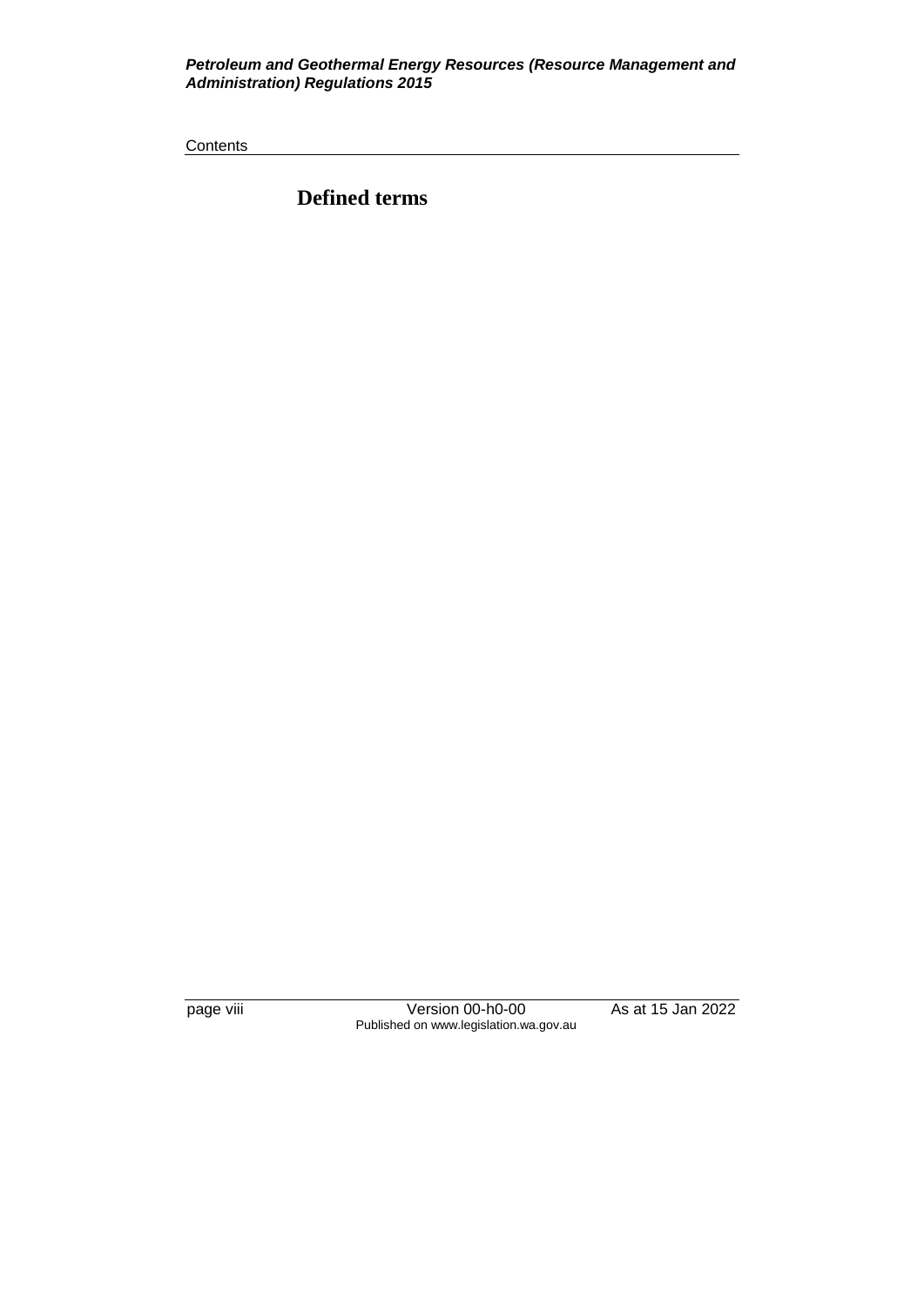# Defined terms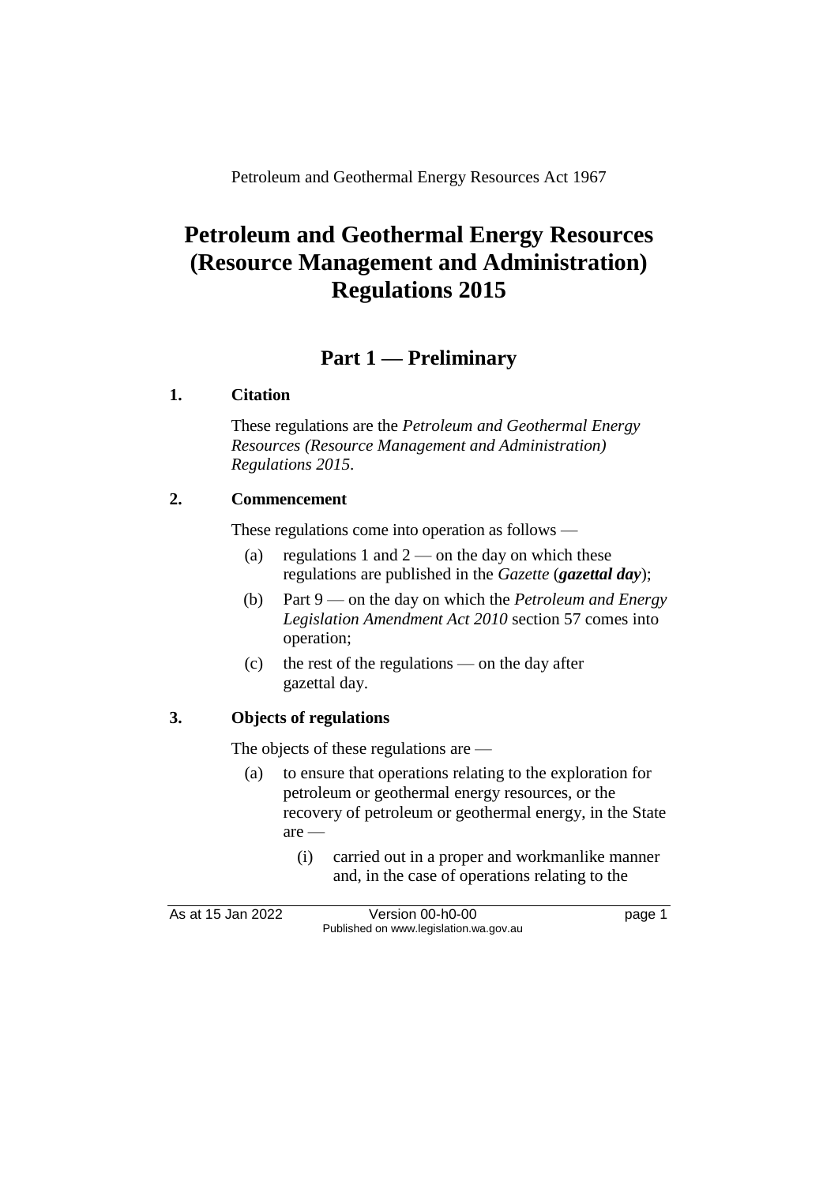Petroleum and Geothermal Energy Resources Act 1967

# Petroleum and Geothermal Energy Resources (Resource Management and Administration) Regulations 2015

## Part 1 — Preliminary

### 1. Citation

These regulations are the *Petroleum and Geothermal Energy Resources (Resource Management and Administration) Regulations 2015*.

### 2. Commencement

These regulations come into operation as follows —

(a) regulations 1 and 2 — on the day on which these regulations are published in the *Gazette* (***gazettal day***);

(b) Part 9 — on the day on which the *Petroleum and Energy Legislation Amendment Act 2010* section 57 comes into operation;

(c) the rest of the regulations — on the day after gazettal day.

### 3. Objects of regulations

The objects of these regulations are —

(a) to ensure that operations relating to the exploration for petroleum or geothermal energy resources, or the recovery of petroleum or geothermal energy, in the State are —

(i) carried out in a proper and workmanlike manner and, in the case of operations relating to the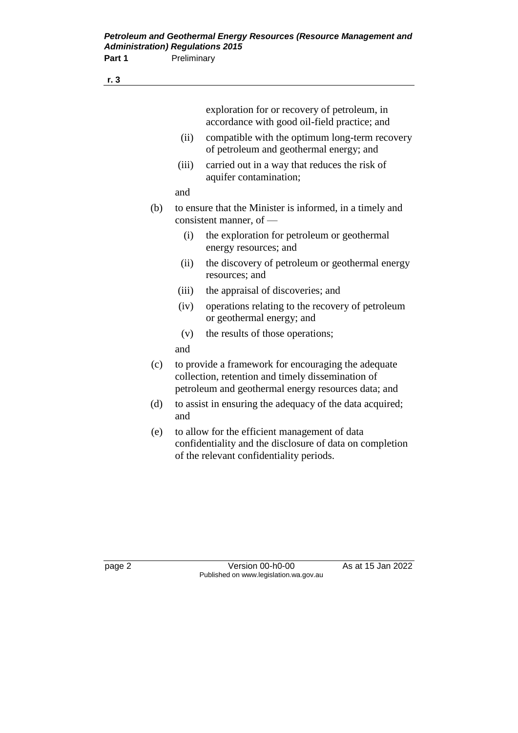exploration for or recovery of petroleum, in accordance with good oil-field practice; and

(ii) compatible with the optimum long-term recovery of petroleum and geothermal energy; and

(iii) carried out in a way that reduces the risk of aquifer contamination;

and

(b) to ensure that the Minister is informed, in a timely and consistent manner, of —

(i) the exploration for petroleum or geothermal energy resources; and

(ii) the discovery of petroleum or geothermal energy resources; and

(iii) the appraisal of discoveries; and

(iv) operations relating to the recovery of petroleum or geothermal energy; and

(v) the results of those operations;

and

(c) to provide a framework for encouraging the adequate collection, retention and timely dissemination of petroleum and geothermal energy resources data; and

(d) to assist in ensuring the adequacy of the data acquired; and

(e) to allow for the efficient management of data confidentiality and the disclosure of data on completion of the relevant confidentiality periods.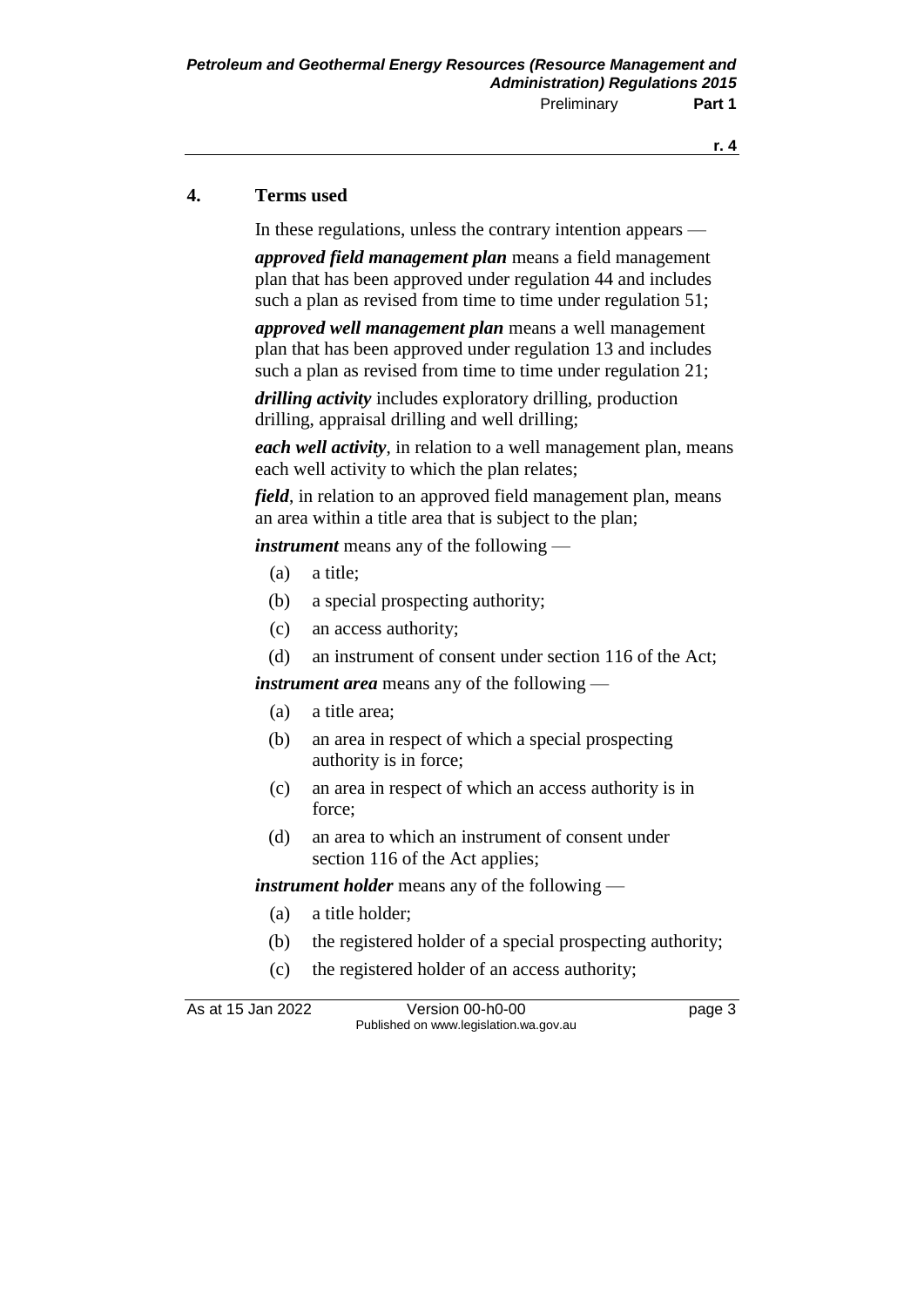## 4. Terms used

In these regulations, unless the contrary intention appears —

***approved field management plan*** means a field management plan that has been approved under regulation 44 and includes such a plan as revised from time to time under regulation 51;

***approved well management plan*** means a well management plan that has been approved under regulation 13 and includes such a plan as revised from time to time under regulation 21;

***drilling activity*** includes exploratory drilling, production drilling, appraisal drilling and well drilling;

***each well activity***, in relation to a well management plan, means each well activity to which the plan relates;

***field***, in relation to an approved field management plan, means an area within a title area that is subject to the plan;

***instrument*** means any of the following —

(a) a title;

(b) a special prospecting authority;

(c) an access authority;

(d) an instrument of consent under section 116 of the Act;

***instrument area*** means any of the following —

(a) a title area;

(b) an area in respect of which a special prospecting authority is in force;

(c) an area in respect of which an access authority is in force;

(d) an area to which an instrument of consent under section 116 of the Act applies;

***instrument holder*** means any of the following —

(a) a title holder;

(b) the registered holder of a special prospecting authority;

(c) the registered holder of an access authority;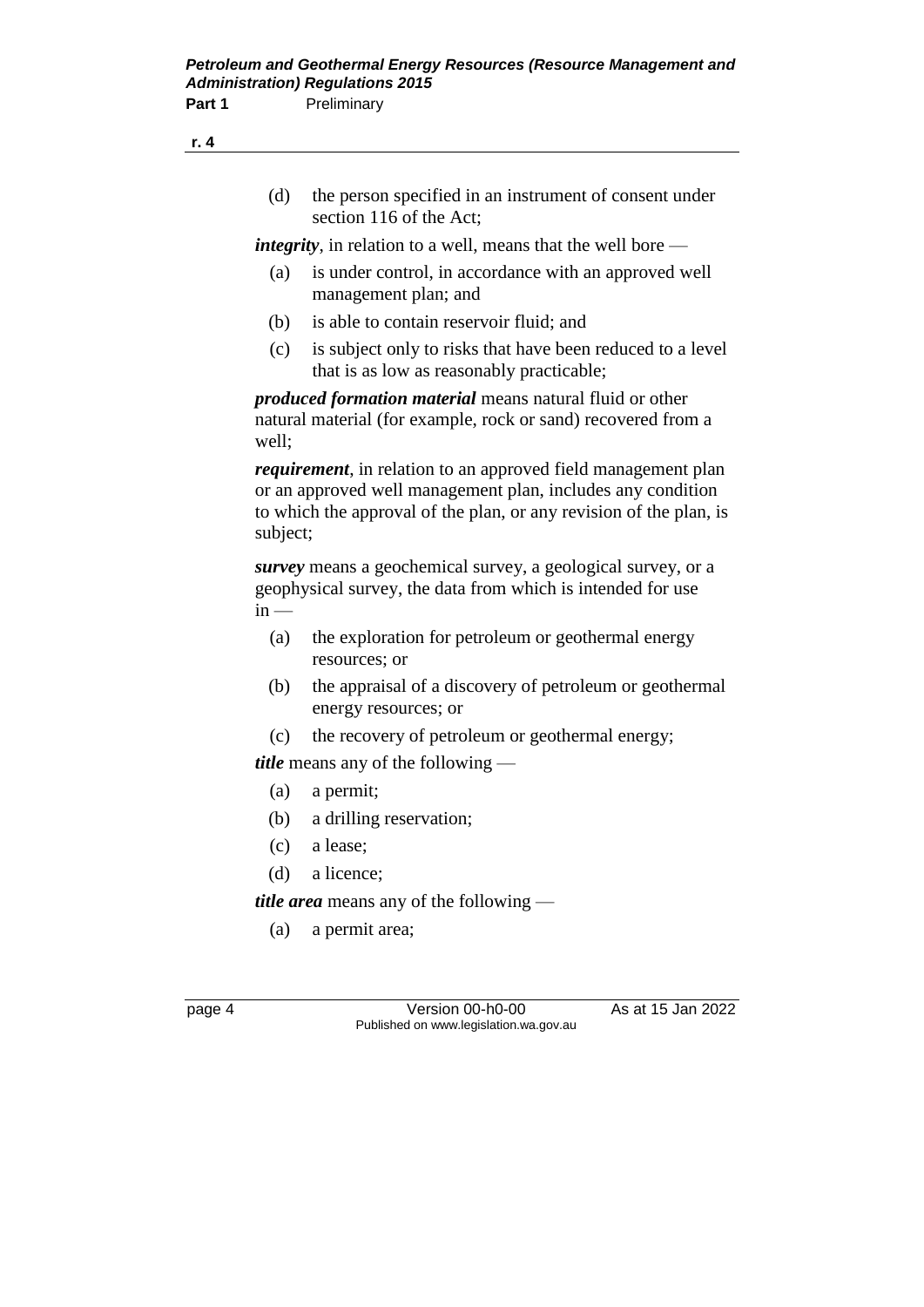(d) the person specified in an instrument of consent under section 116 of the Act;

***integrity***, in relation to a well, means that the well bore —

(a) is under control, in accordance with an approved well management plan; and

(b) is able to contain reservoir fluid; and

(c) is subject only to risks that have been reduced to a level that is as low as reasonably practicable;

***produced formation material*** means natural fluid or other natural material (for example, rock or sand) recovered from a well;

***requirement***, in relation to an approved field management plan or an approved well management plan, includes any condition to which the approval of the plan, or any revision of the plan, is subject;

***survey*** means a geochemical survey, a geological survey, or a geophysical survey, the data from which is intended for use in —

(a) the exploration for petroleum or geothermal energy resources; or

(b) the appraisal of a discovery of petroleum or geothermal energy resources; or

(c) the recovery of petroleum or geothermal energy;

***title*** means any of the following —

(a) a permit;

(b) a drilling reservation;

(c) a lease;

(d) a licence;

***title area*** means any of the following —

(a) a permit area;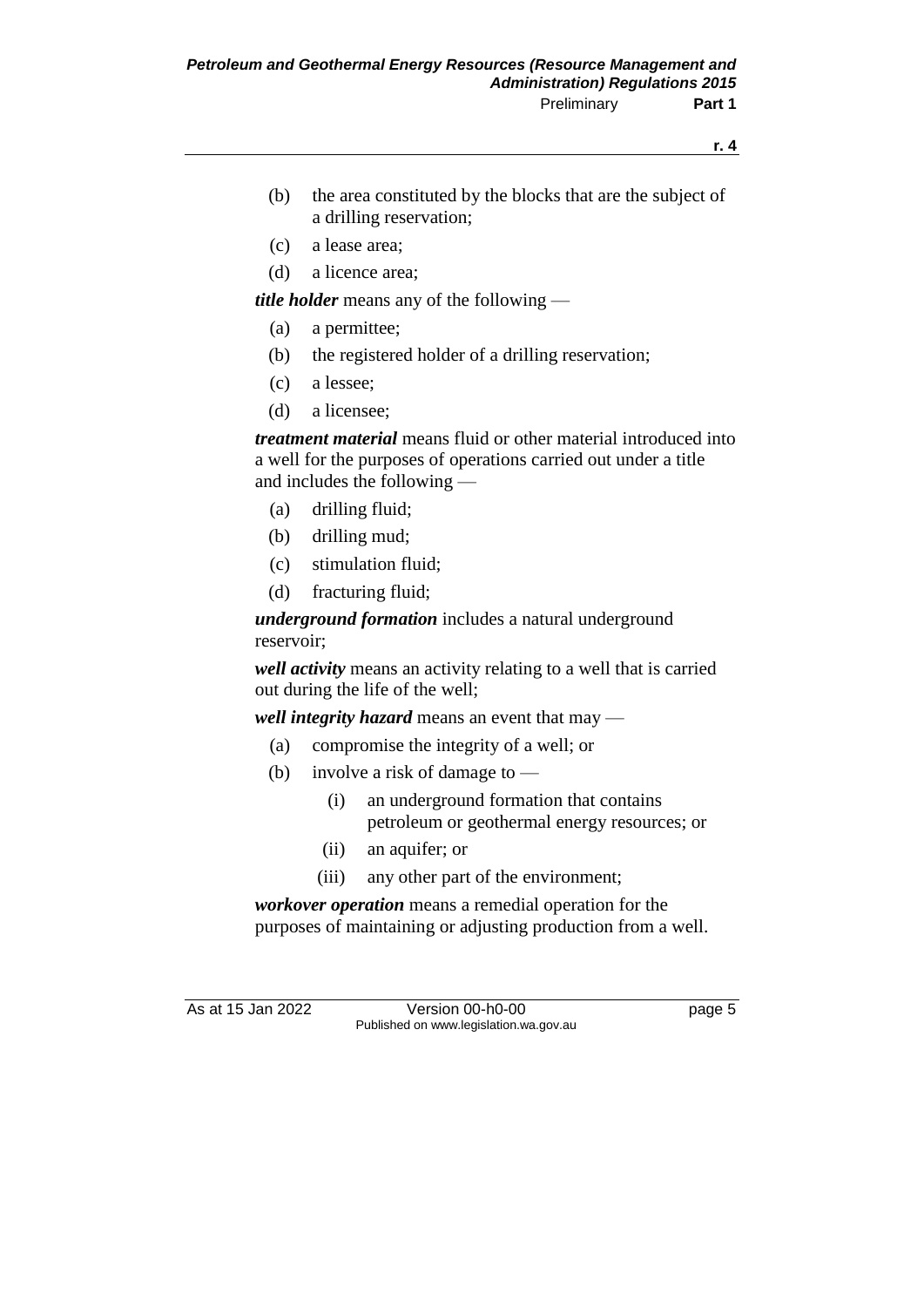(b) the area constituted by the blocks that are the subject of a drilling reservation;

(c) a lease area;

(d) a licence area;

***title holder*** means any of the following —

(a) a permittee;

(b) the registered holder of a drilling reservation;

(c) a lessee;

(d) a licensee;

***treatment material*** means fluid or other material introduced into a well for the purposes of operations carried out under a title and includes the following —

(a) drilling fluid;

(b) drilling mud;

(c) stimulation fluid;

(d) fracturing fluid;

***underground formation*** includes a natural underground reservoir;

***well activity*** means an activity relating to a well that is carried out during the life of the well;

***well integrity hazard*** means an event that may —

(a) compromise the integrity of a well; or

(b) involve a risk of damage to —

  (i) an underground formation that contains petroleum or geothermal energy resources; or

  (ii) an aquifer; or

  (iii) any other part of the environment;

***workover operation*** means a remedial operation for the purposes of maintaining or adjusting production from a well.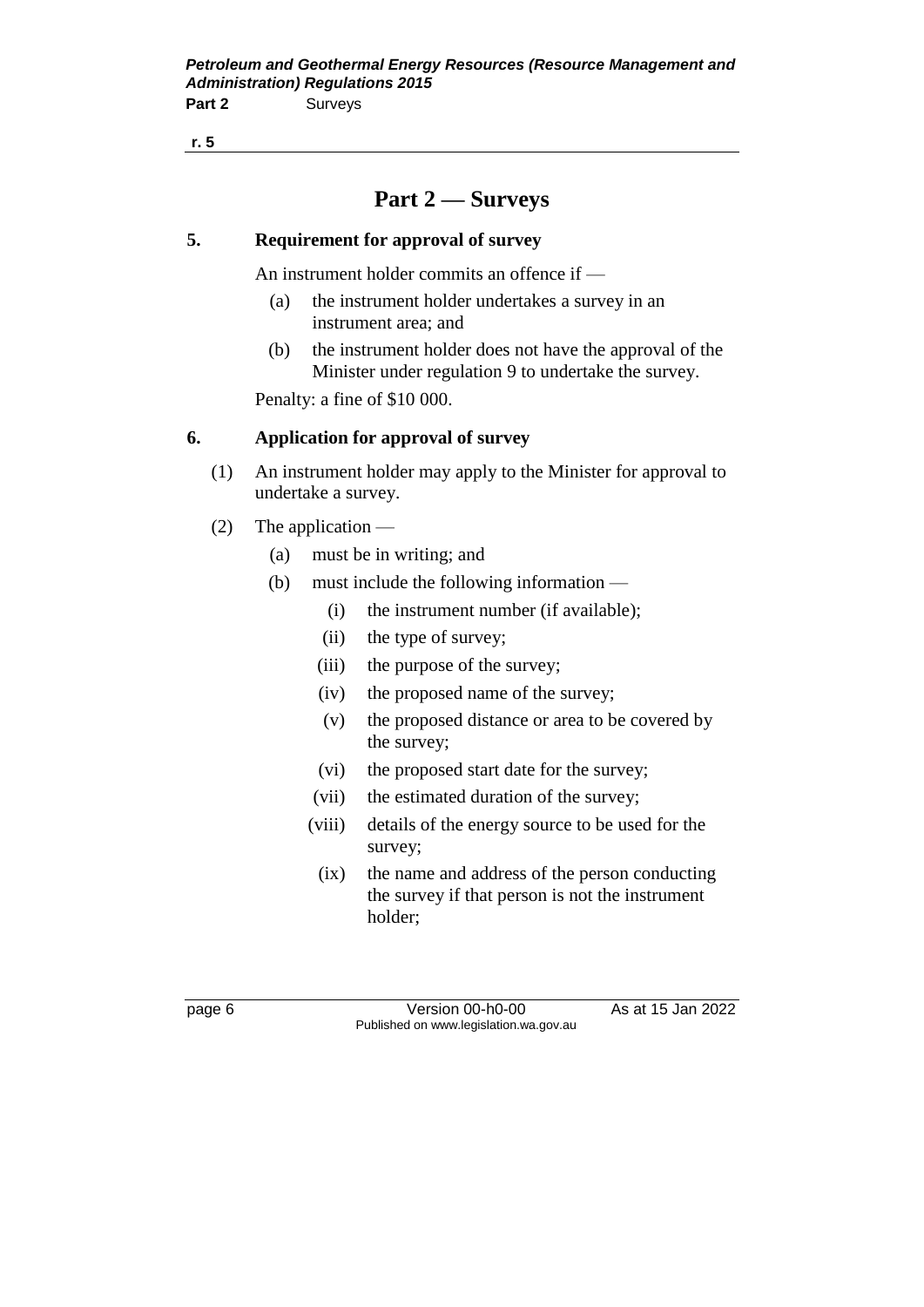## Part 2 — Surveys

### 5. Requirement for approval of survey

An instrument holder commits an offence if —

(a) the instrument holder undertakes a survey in an instrument area; and

(b) the instrument holder does not have the approval of the Minister under regulation 9 to undertake the survey.

Penalty: a fine of $10 000.

### 6. Application for approval of survey

(1) An instrument holder may apply to the Minister for approval to undertake a survey.

(2) The application —

(a) must be in writing; and

(b) must include the following information —

(i) the instrument number (if available);

(ii) the type of survey;

(iii) the purpose of the survey;

(iv) the proposed name of the survey;

(v) the proposed distance or area to be covered by the survey;

(vi) the proposed start date for the survey;

(vii) the estimated duration of the survey;

(viii) details of the energy source to be used for the survey;

(ix) the name and address of the person conducting the survey if that person is not the instrument holder;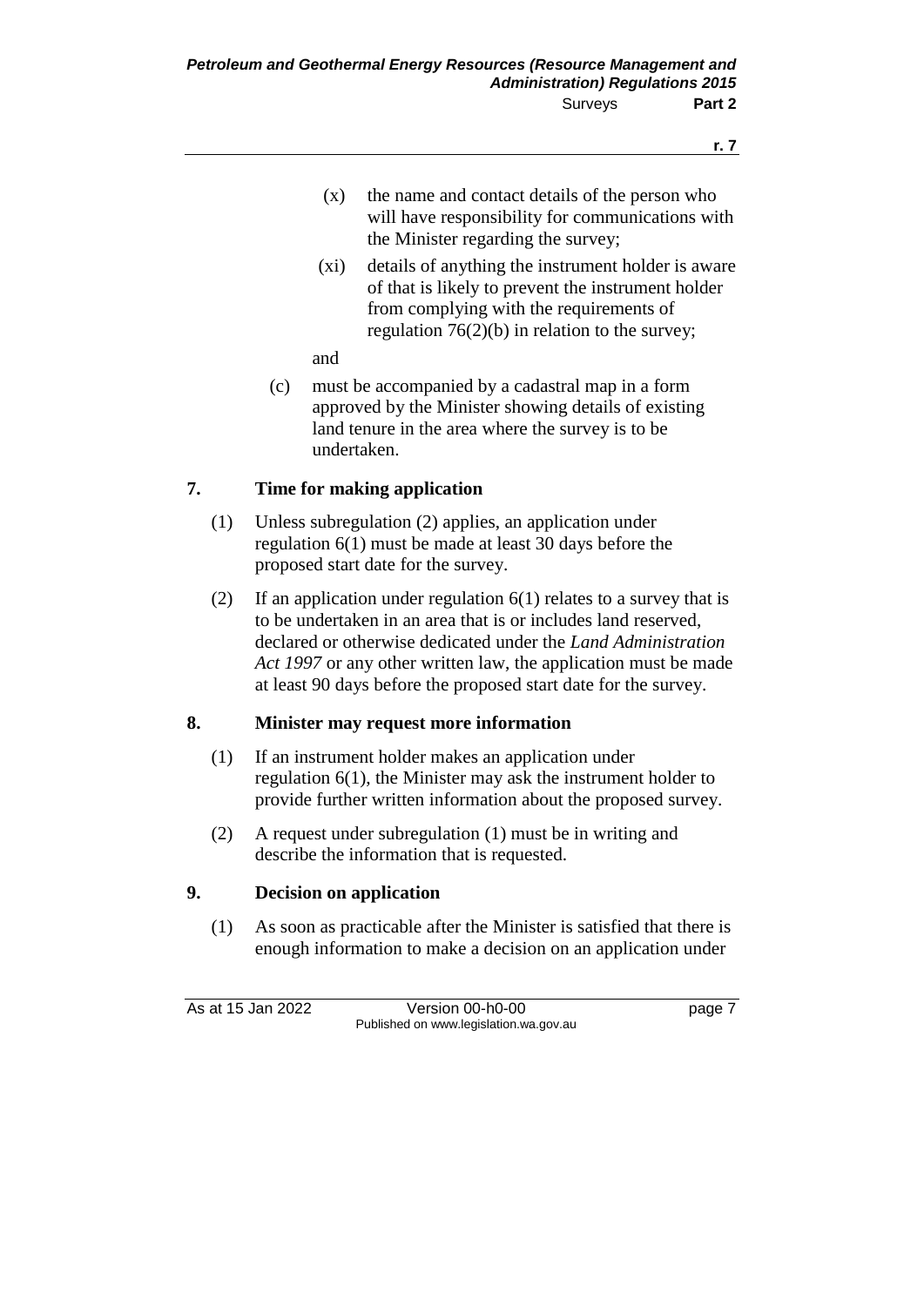(x) the name and contact details of the person who will have responsibility for communications with the Minister regarding the survey;

(xi) details of anything the instrument holder is aware of that is likely to prevent the instrument holder from complying with the requirements of regulation 76(2)(b) in relation to the survey;

and

(c) must be accompanied by a cadastral map in a form approved by the Minister showing details of existing land tenure in the area where the survey is to be undertaken.

## 7. Time for making application

(1) Unless subregulation (2) applies, an application under regulation 6(1) must be made at least 30 days before the proposed start date for the survey.

(2) If an application under regulation 6(1) relates to a survey that is to be undertaken in an area that is or includes land reserved, declared or otherwise dedicated under the *Land Administration Act 1997* or any other written law, the application must be made at least 90 days before the proposed start date for the survey.

## 8. Minister may request more information

(1) If an instrument holder makes an application under regulation 6(1), the Minister may ask the instrument holder to provide further written information about the proposed survey.

(2) A request under subregulation (1) must be in writing and describe the information that is requested.

## 9. Decision on application

(1) As soon as practicable after the Minister is satisfied that there is enough information to make a decision on an application under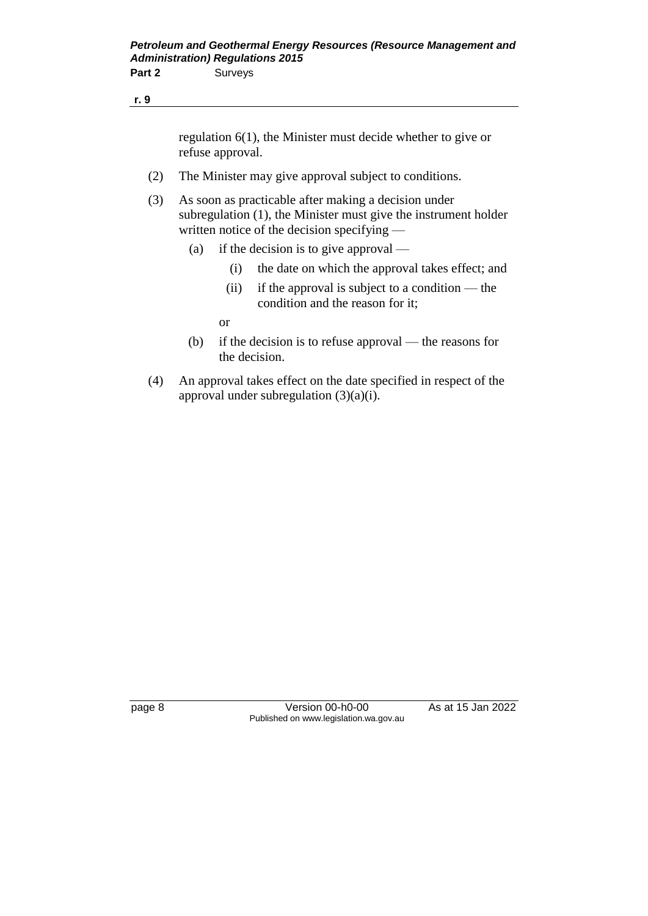regulation 6(1), the Minister must decide whether to give or refuse approval.

(2) The Minister may give approval subject to conditions.

(3) As soon as practicable after making a decision under subregulation (1), the Minister must give the instrument holder written notice of the decision specifying —

  (a) if the decision is to give approval —

    (i) the date on which the approval takes effect; and

    (ii) if the approval is subject to a condition — the condition and the reason for it;

  or

  (b) if the decision is to refuse approval — the reasons for the decision.

(4) An approval takes effect on the date specified in respect of the approval under subregulation (3)(a)(i).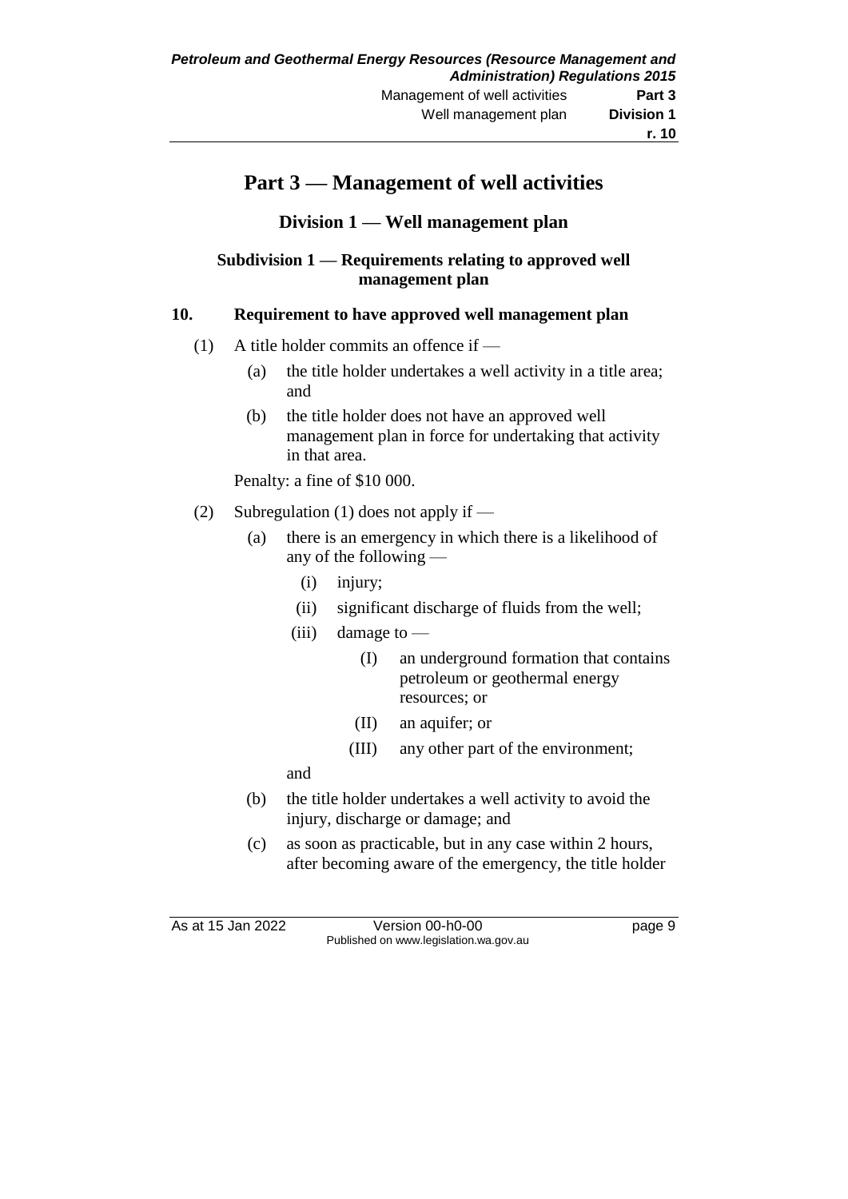# Part 3 — Management of well activities

## Division 1 — Well management plan

### Subdivision 1 — Requirements relating to approved well management plan

**10. Requirement to have approved well management plan**

(1) A title holder commits an offence if —

- (a) the title holder undertakes a well activity in a title area; and
- (b) the title holder does not have an approved well management plan in force for undertaking that activity in that area.

Penalty: a fine of $10 000.

(2) Subregulation (1) does not apply if —

- (a) there is an emergency in which there is a likelihood of any of the following —
  - (i) injury;
  - (ii) significant discharge of fluids from the well;
  - (iii) damage to —
    - (I) an underground formation that contains petroleum or geothermal energy resources; or
    - (II) an aquifer; or
    - (III) any other part of the environment;

  and
- (b) the title holder undertakes a well activity to avoid the injury, discharge or damage; and
- (c) as soon as practicable, but in any case within 2 hours, after becoming aware of the emergency, the title holder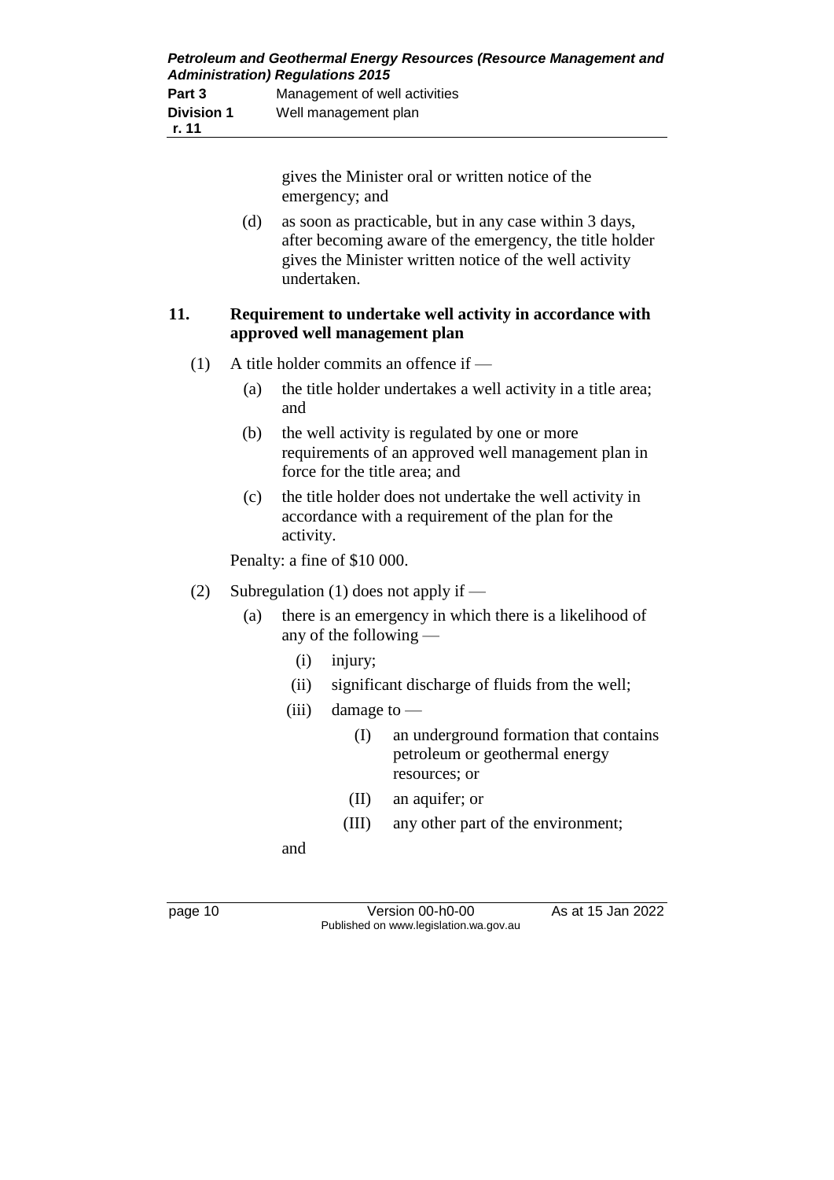gives the Minister oral or written notice of the emergency; and

(d) as soon as practicable, but in any case within 3 days, after becoming aware of the emergency, the title holder gives the Minister written notice of the well activity undertaken.

## 11. Requirement to undertake well activity in accordance with approved well management plan

(1) A title holder commits an offence if —

(a) the title holder undertakes a well activity in a title area; and

(b) the well activity is regulated by one or more requirements of an approved well management plan in force for the title area; and

(c) the title holder does not undertake the well activity in accordance with a requirement of the plan for the activity.

Penalty: a fine of $10 000.

(2) Subregulation (1) does not apply if —

(a) there is an emergency in which there is a likelihood of any of the following —

(i) injury;

(ii) significant discharge of fluids from the well;

(iii) damage to —

(I) an underground formation that contains petroleum or geothermal energy resources; or

(II) an aquifer; or

(III) any other part of the environment;

and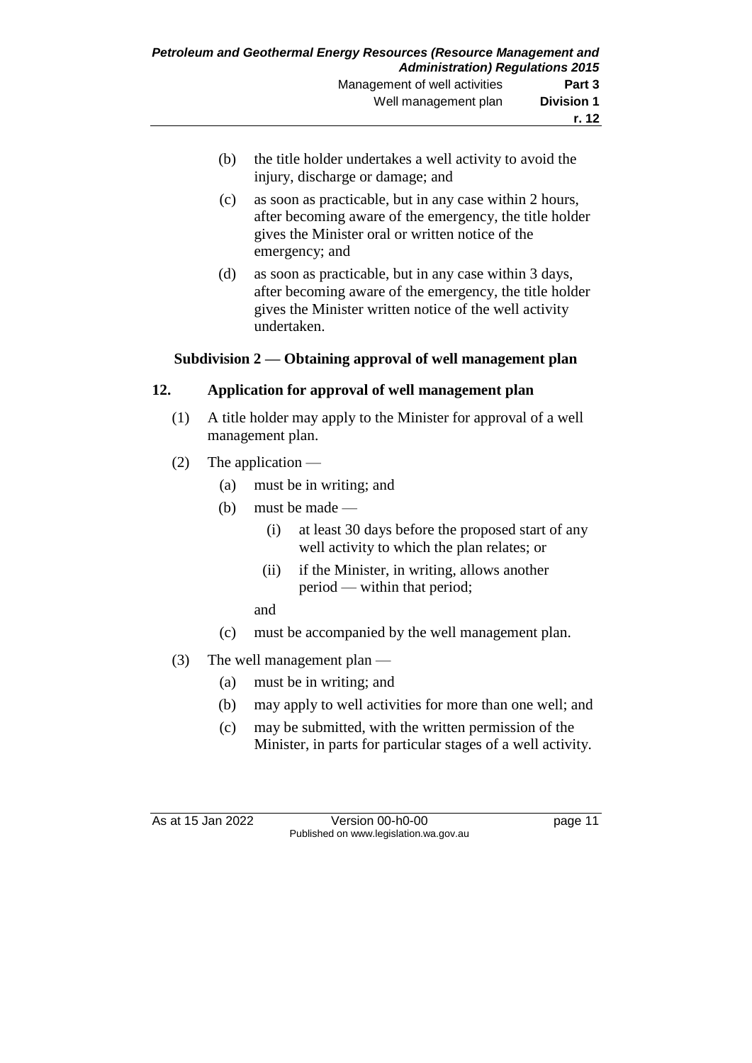(b) the title holder undertakes a well activity to avoid the injury, discharge or damage; and

(c) as soon as practicable, but in any case within 2 hours, after becoming aware of the emergency, the title holder gives the Minister oral or written notice of the emergency; and

(d) as soon as practicable, but in any case within 3 days, after becoming aware of the emergency, the title holder gives the Minister written notice of the well activity undertaken.

### Subdivision 2 — Obtaining approval of well management plan

### 12. Application for approval of well management plan

(1) A title holder may apply to the Minister for approval of a well management plan.

(2) The application —

(a) must be in writing; and

(b) must be made —

(i) at least 30 days before the proposed start of any well activity to which the plan relates; or

(ii) if the Minister, in writing, allows another period — within that period;

and

(c) must be accompanied by the well management plan.

(3) The well management plan —

(a) must be in writing; and

(b) may apply to well activities for more than one well; and

(c) may be submitted, with the written permission of the Minister, in parts for particular stages of a well activity.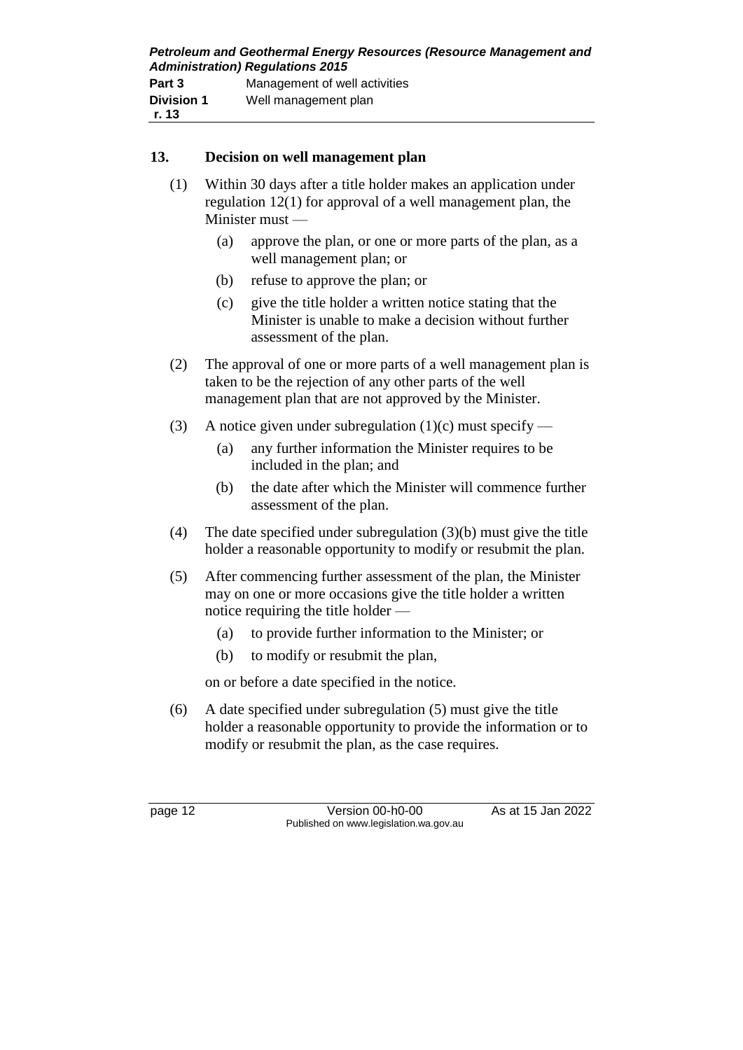## 13. Decision on well management plan

(1) Within 30 days after a title holder makes an application under regulation 12(1) for approval of a well management plan, the Minister must —

(a) approve the plan, or one or more parts of the plan, as a well management plan; or

(b) refuse to approve the plan; or

(c) give the title holder a written notice stating that the Minister is unable to make a decision without further assessment of the plan.

(2) The approval of one or more parts of a well management plan is taken to be the rejection of any other parts of the well management plan that are not approved by the Minister.

(3) A notice given under subregulation (1)(c) must specify —

(a) any further information the Minister requires to be included in the plan; and

(b) the date after which the Minister will commence further assessment of the plan.

(4) The date specified under subregulation (3)(b) must give the title holder a reasonable opportunity to modify or resubmit the plan.

(5) After commencing further assessment of the plan, the Minister may on one or more occasions give the title holder a written notice requiring the title holder —

(a) to provide further information to the Minister; or

(b) to modify or resubmit the plan,

on or before a date specified in the notice.

(6) A date specified under subregulation (5) must give the title holder a reasonable opportunity to provide the information or to modify or resubmit the plan, as the case requires.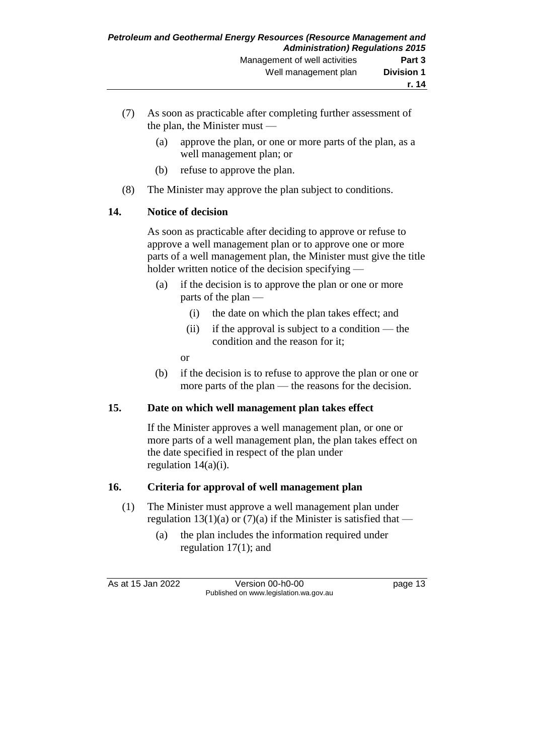(7) As soon as practicable after completing further assessment of the plan, the Minister must —

- (a) approve the plan, or one or more parts of the plan, as a well management plan; or
- (b) refuse to approve the plan.

(8) The Minister may approve the plan subject to conditions.

## 14. Notice of decision

As soon as practicable after deciding to approve or refuse to approve a well management plan or to approve one or more parts of a well management plan, the Minister must give the title holder written notice of the decision specifying —

- (a) if the decision is to approve the plan or one or more parts of the plan —
  - (i) the date on which the plan takes effect; and
  - (ii) if the approval is subject to a condition — the condition and the reason for it;

  or
- (b) if the decision is to refuse to approve the plan or one or more parts of the plan — the reasons for the decision.

## 15. Date on which well management plan takes effect

If the Minister approves a well management plan, or one or more parts of a well management plan, the plan takes effect on the date specified in respect of the plan under regulation 14(a)(i).

## 16. Criteria for approval of well management plan

(1) The Minister must approve a well management plan under regulation 13(1)(a) or (7)(a) if the Minister is satisfied that —

- (a) the plan includes the information required under regulation 17(1); and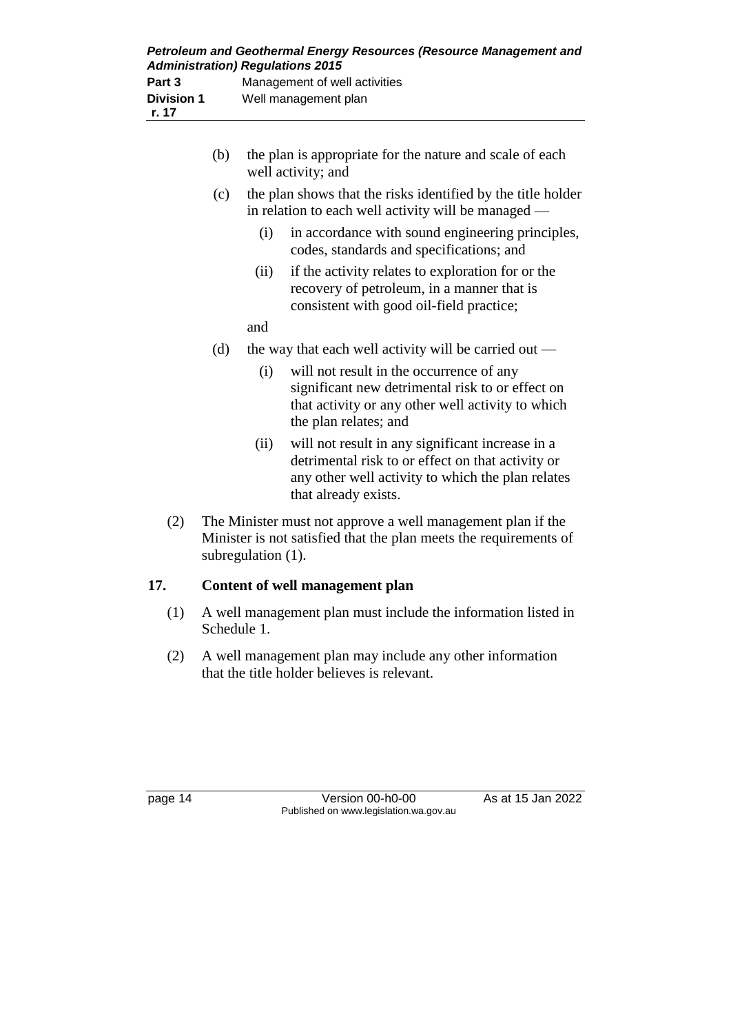(b) the plan is appropriate for the nature and scale of each well activity; and

(c) the plan shows that the risks identified by the title holder in relation to each well activity will be managed —

(i) in accordance with sound engineering principles, codes, standards and specifications; and

(ii) if the activity relates to exploration for or the recovery of petroleum, in a manner that is consistent with good oil-field practice;

and

(d) the way that each well activity will be carried out —

(i) will not result in the occurrence of any significant new detrimental risk to or effect on that activity or any other well activity to which the plan relates; and

(ii) will not result in any significant increase in a detrimental risk to or effect on that activity or any other well activity to which the plan relates that already exists.

(2) The Minister must not approve a well management plan if the Minister is not satisfied that the plan meets the requirements of subregulation (1).

## 17. Content of well management plan

(1) A well management plan must include the information listed in Schedule 1.

(2) A well management plan may include any other information that the title holder believes is relevant.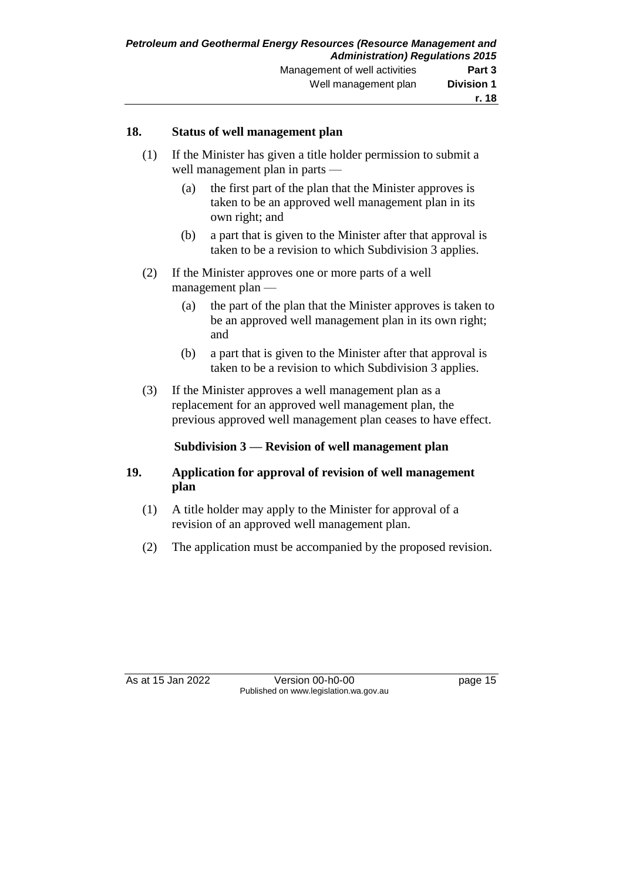## 18. Status of well management plan

(1) If the Minister has given a title holder permission to submit a well management plan in parts —

(a) the first part of the plan that the Minister approves is taken to be an approved well management plan in its own right; and

(b) a part that is given to the Minister after that approval is taken to be a revision to which Subdivision 3 applies.

(2) If the Minister approves one or more parts of a well management plan —

(a) the part of the plan that the Minister approves is taken to be an approved well management plan in its own right; and

(b) a part that is given to the Minister after that approval is taken to be a revision to which Subdivision 3 applies.

(3) If the Minister approves a well management plan as a replacement for an approved well management plan, the previous approved well management plan ceases to have effect.

### Subdivision 3 — Revision of well management plan

## 19. Application for approval of revision of well management plan

(1) A title holder may apply to the Minister for approval of a revision of an approved well management plan.

(2) The application must be accompanied by the proposed revision.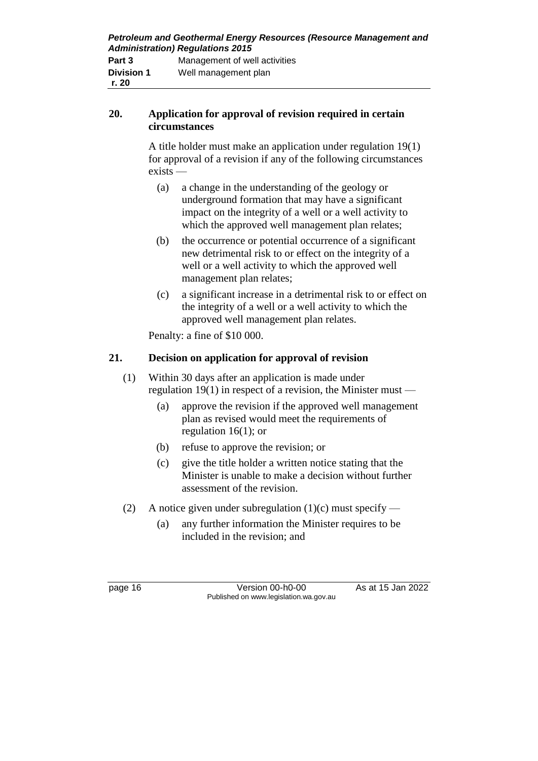## 20. Application for approval of revision required in certain circumstances

A title holder must make an application under regulation 19(1) for approval of a revision if any of the following circumstances exists —

(a) a change in the understanding of the geology or underground formation that may have a significant impact on the integrity of a well or a well activity to which the approved well management plan relates;

(b) the occurrence or potential occurrence of a significant new detrimental risk to or effect on the integrity of a well or a well activity to which the approved well management plan relates;

(c) a significant increase in a detrimental risk to or effect on the integrity of a well or a well activity to which the approved well management plan relates.

Penalty: a fine of $10 000.

## 21. Decision on application for approval of revision

(1) Within 30 days after an application is made under regulation 19(1) in respect of a revision, the Minister must —

(a) approve the revision if the approved well management plan as revised would meet the requirements of regulation 16(1); or

(b) refuse to approve the revision; or

(c) give the title holder a written notice stating that the Minister is unable to make a decision without further assessment of the revision.

(2) A notice given under subregulation (1)(c) must specify —

(a) any further information the Minister requires to be included in the revision; and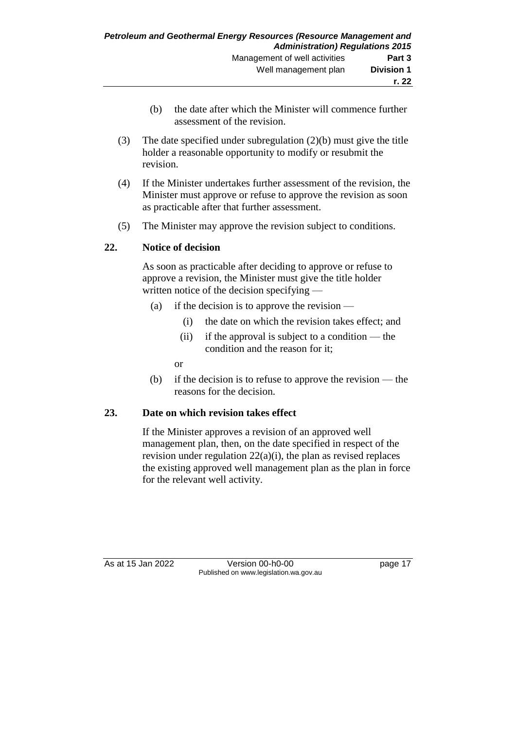(b) the date after which the Minister will commence further assessment of the revision.

(3) The date specified under subregulation (2)(b) must give the title holder a reasonable opportunity to modify or resubmit the revision.

(4) If the Minister undertakes further assessment of the revision, the Minister must approve or refuse to approve the revision as soon as practicable after that further assessment.

(5) The Minister may approve the revision subject to conditions.

### 22. Notice of decision

As soon as practicable after deciding to approve or refuse to approve a revision, the Minister must give the title holder written notice of the decision specifying —

(a) if the decision is to approve the revision —

(i) the date on which the revision takes effect; and

(ii) if the approval is subject to a condition — the condition and the reason for it;

or

(b) if the decision is to refuse to approve the revision — the reasons for the decision.

### 23. Date on which revision takes effect

If the Minister approves a revision of an approved well management plan, then, on the date specified in respect of the revision under regulation 22(a)(i), the plan as revised replaces the existing approved well management plan as the plan in force for the relevant well activity.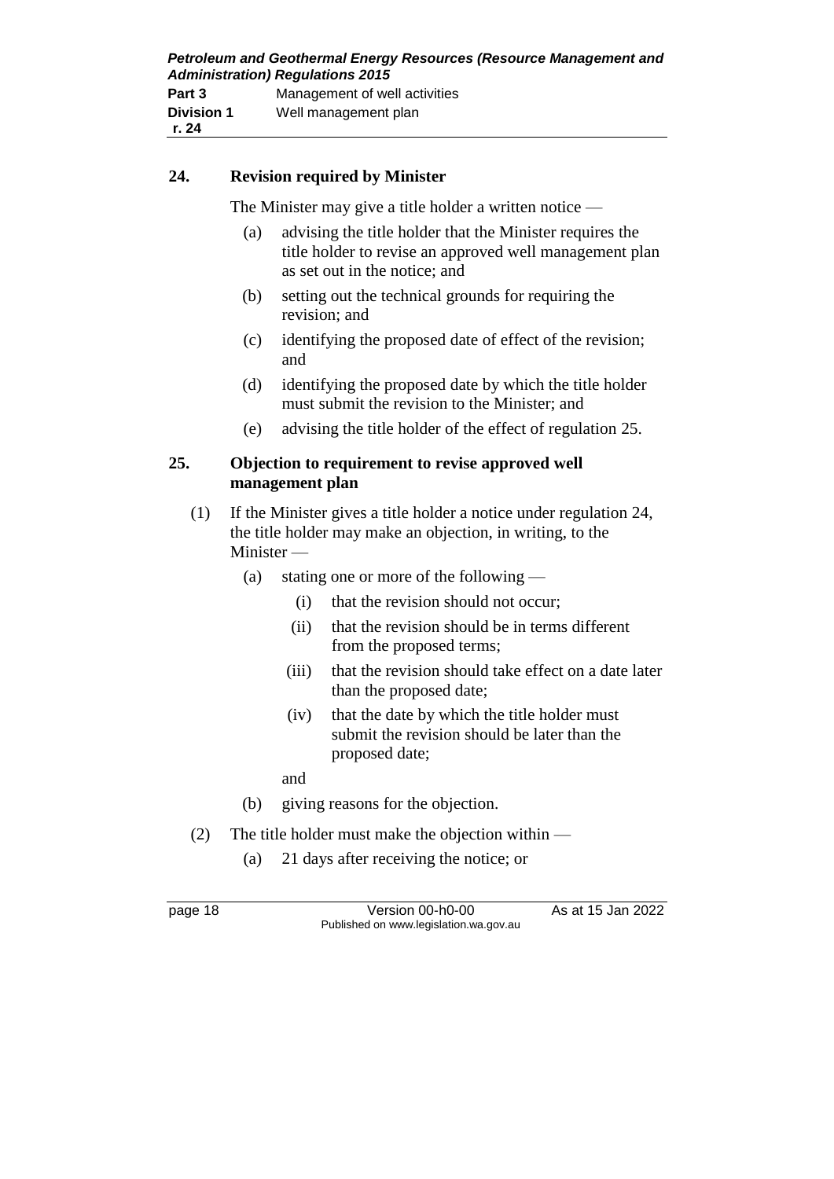## 24. Revision required by Minister

The Minister may give a title holder a written notice —

(a) advising the title holder that the Minister requires the title holder to revise an approved well management plan as set out in the notice; and

(b) setting out the technical grounds for requiring the revision; and

(c) identifying the proposed date of effect of the revision; and

(d) identifying the proposed date by which the title holder must submit the revision to the Minister; and

(e) advising the title holder of the effect of regulation 25.

## 25. Objection to requirement to revise approved well management plan

(1) If the Minister gives a title holder a notice under regulation 24, the title holder may make an objection, in writing, to the Minister —

(a) stating one or more of the following —

(i) that the revision should not occur;

(ii) that the revision should be in terms different from the proposed terms;

(iii) that the revision should take effect on a date later than the proposed date;

(iv) that the date by which the title holder must submit the revision should be later than the proposed date;

and

(b) giving reasons for the objection.

(2) The title holder must make the objection within —

(a) 21 days after receiving the notice; or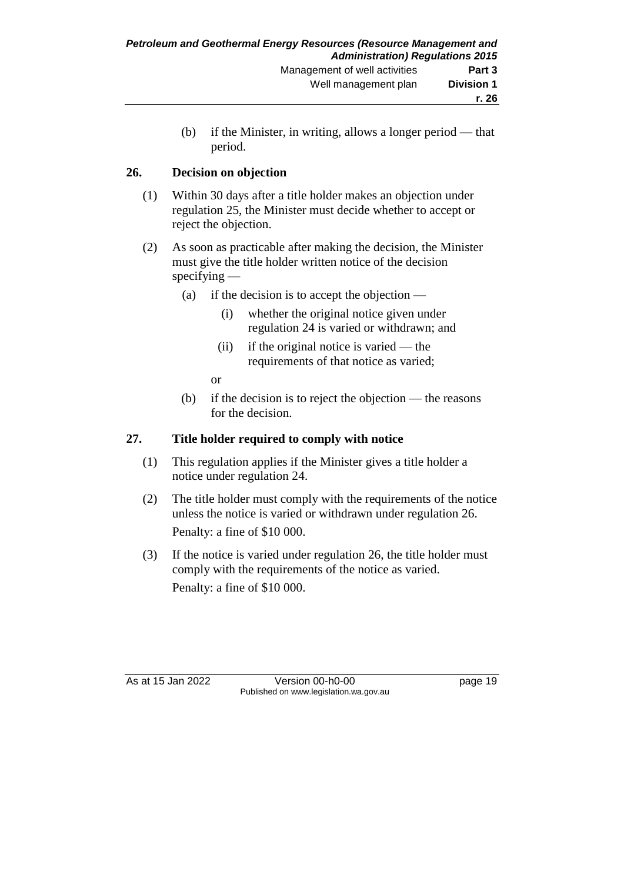(b) if the Minister, in writing, allows a longer period — that period.

**26. Decision on objection**

(1) Within 30 days after a title holder makes an objection under regulation 25, the Minister must decide whether to accept or reject the objection.

(2) As soon as practicable after making the decision, the Minister must give the title holder written notice of the decision specifying —

(a) if the decision is to accept the objection —

(i) whether the original notice given under regulation 24 is varied or withdrawn; and

(ii) if the original notice is varied — the requirements of that notice as varied;

or

(b) if the decision is to reject the objection — the reasons for the decision.

**27. Title holder required to comply with notice**

(1) This regulation applies if the Minister gives a title holder a notice under regulation 24.

(2) The title holder must comply with the requirements of the notice unless the notice is varied or withdrawn under regulation 26.

Penalty: a fine of $10 000.

(3) If the notice is varied under regulation 26, the title holder must comply with the requirements of the notice as varied.

Penalty: a fine of $10 000.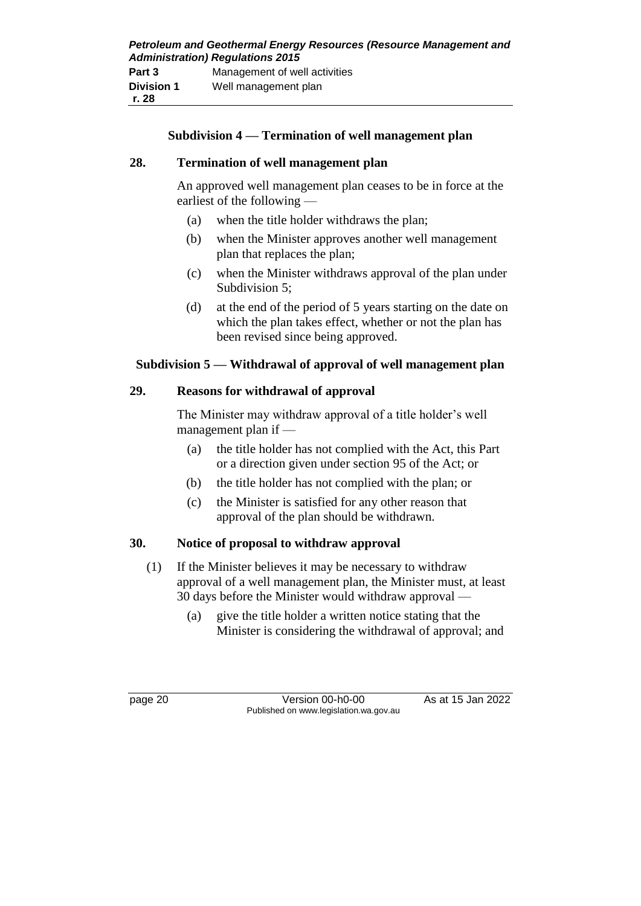### Subdivision 4 — Termination of well management plan

**28. Termination of well management plan**

An approved well management plan ceases to be in force at the earliest of the following —

(a) when the title holder withdraws the plan;

(b) when the Minister approves another well management plan that replaces the plan;

(c) when the Minister withdraws approval of the plan under Subdivision 5;

(d) at the end of the period of 5 years starting on the date on which the plan takes effect, whether or not the plan has been revised since being approved.

### Subdivision 5 — Withdrawal of approval of well management plan

**29. Reasons for withdrawal of approval**

The Minister may withdraw approval of a title holder's well management plan if —

(a) the title holder has not complied with the Act, this Part or a direction given under section 95 of the Act; or

(b) the title holder has not complied with the plan; or

(c) the Minister is satisfied for any other reason that approval of the plan should be withdrawn.

**30. Notice of proposal to withdraw approval**

(1) If the Minister believes it may be necessary to withdraw approval of a well management plan, the Minister must, at least 30 days before the Minister would withdraw approval —

(a) give the title holder a written notice stating that the Minister is considering the withdrawal of approval; and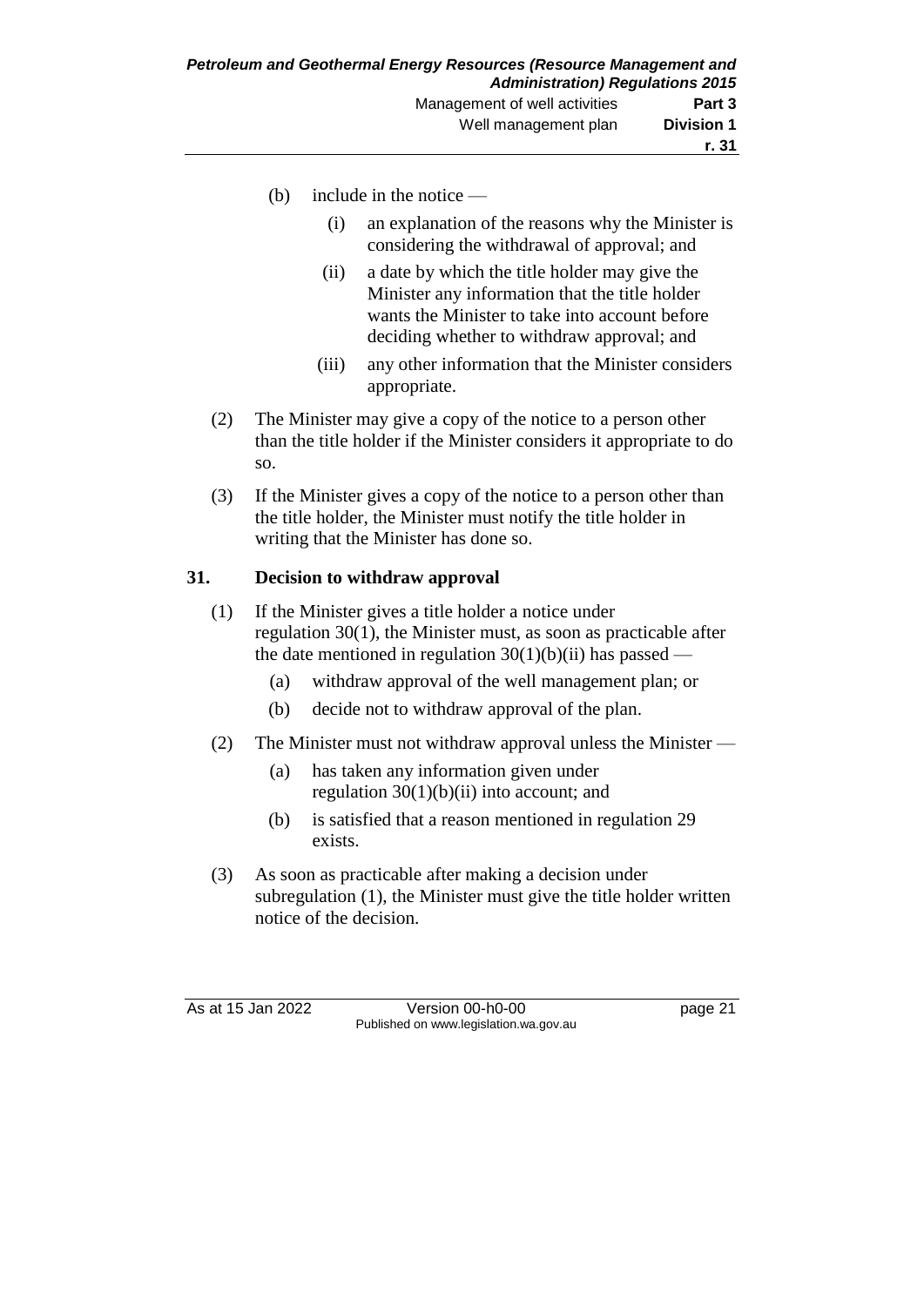(b) include in the notice —

  (i) an explanation of the reasons why the Minister is considering the withdrawal of approval; and

  (ii) a date by which the title holder may give the Minister any information that the title holder wants the Minister to take into account before deciding whether to withdraw approval; and

  (iii) any other information that the Minister considers appropriate.

(2) The Minister may give a copy of the notice to a person other than the title holder if the Minister considers it appropriate to do so.

(3) If the Minister gives a copy of the notice to a person other than the title holder, the Minister must notify the title holder in writing that the Minister has done so.

**31. Decision to withdraw approval**

(1) If the Minister gives a title holder a notice under regulation 30(1), the Minister must, as soon as practicable after the date mentioned in regulation 30(1)(b)(ii) has passed —

  (a) withdraw approval of the well management plan; or

  (b) decide not to withdraw approval of the plan.

(2) The Minister must not withdraw approval unless the Minister —

  (a) has taken any information given under regulation 30(1)(b)(ii) into account; and

  (b) is satisfied that a reason mentioned in regulation 29 exists.

(3) As soon as practicable after making a decision under subregulation (1), the Minister must give the title holder written notice of the decision.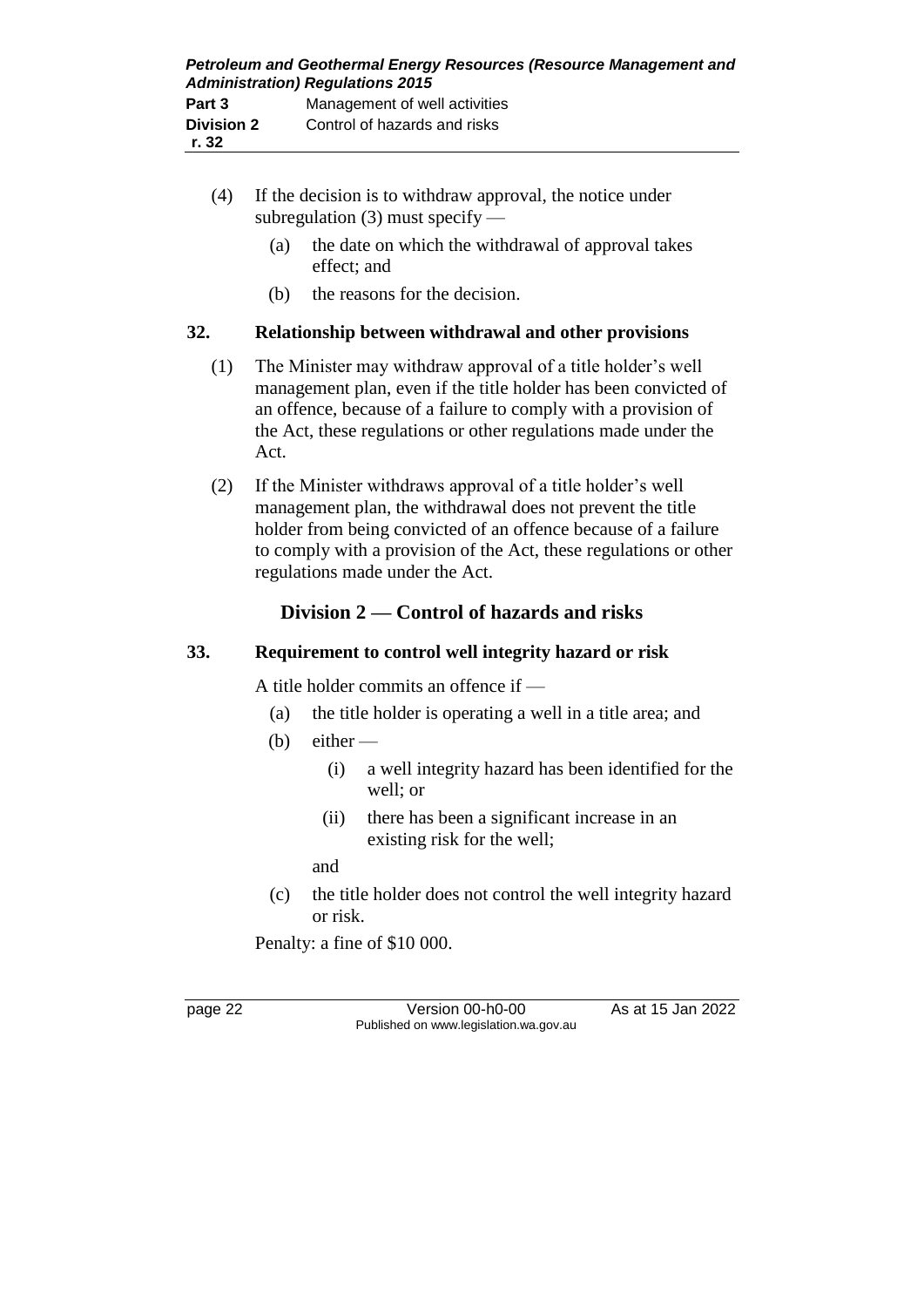(4) If the decision is to withdraw approval, the notice under subregulation (3) must specify —

 (a) the date on which the withdrawal of approval takes effect; and

 (b) the reasons for the decision.

### 32. Relationship between withdrawal and other provisions

(1) The Minister may withdraw approval of a title holder's well management plan, even if the title holder has been convicted of an offence, because of a failure to comply with a provision of the Act, these regulations or other regulations made under the Act.

(2) If the Minister withdraws approval of a title holder's well management plan, the withdrawal does not prevent the title holder from being convicted of an offence because of a failure to comply with a provision of the Act, these regulations or other regulations made under the Act.

## Division 2 — Control of hazards and risks

### 33. Requirement to control well integrity hazard or risk

A title holder commits an offence if —

 (a) the title holder is operating a well in a title area; and

 (b) either —

  (i) a well integrity hazard has been identified for the well; or

  (ii) there has been a significant increase in an existing risk for the well;

 and

 (c) the title holder does not control the well integrity hazard or risk.

Penalty: a fine of $10 000.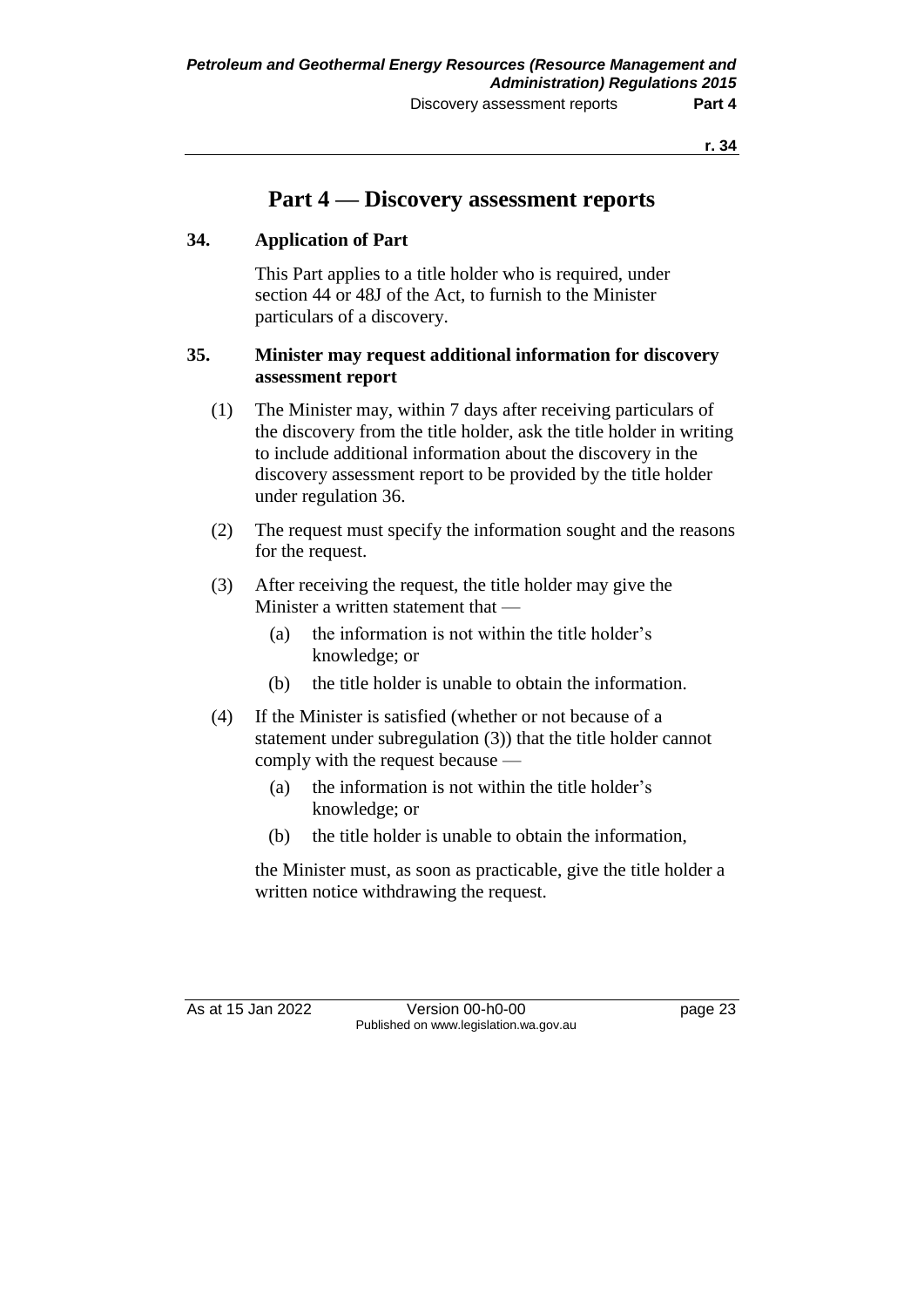# Part 4 — Discovery assessment reports

## 34. Application of Part

This Part applies to a title holder who is required, under section 44 or 48J of the Act, to furnish to the Minister particulars of a discovery.

## 35. Minister may request additional information for discovery assessment report

(1) The Minister may, within 7 days after receiving particulars of the discovery from the title holder, ask the title holder in writing to include additional information about the discovery in the discovery assessment report to be provided by the title holder under regulation 36.

(2) The request must specify the information sought and the reasons for the request.

(3) After receiving the request, the title holder may give the Minister a written statement that —

- (a) the information is not within the title holder's knowledge; or
- (b) the title holder is unable to obtain the information.

(4) If the Minister is satisfied (whether or not because of a statement under subregulation (3)) that the title holder cannot comply with the request because —

- (a) the information is not within the title holder's knowledge; or
- (b) the title holder is unable to obtain the information,

the Minister must, as soon as practicable, give the title holder a written notice withdrawing the request.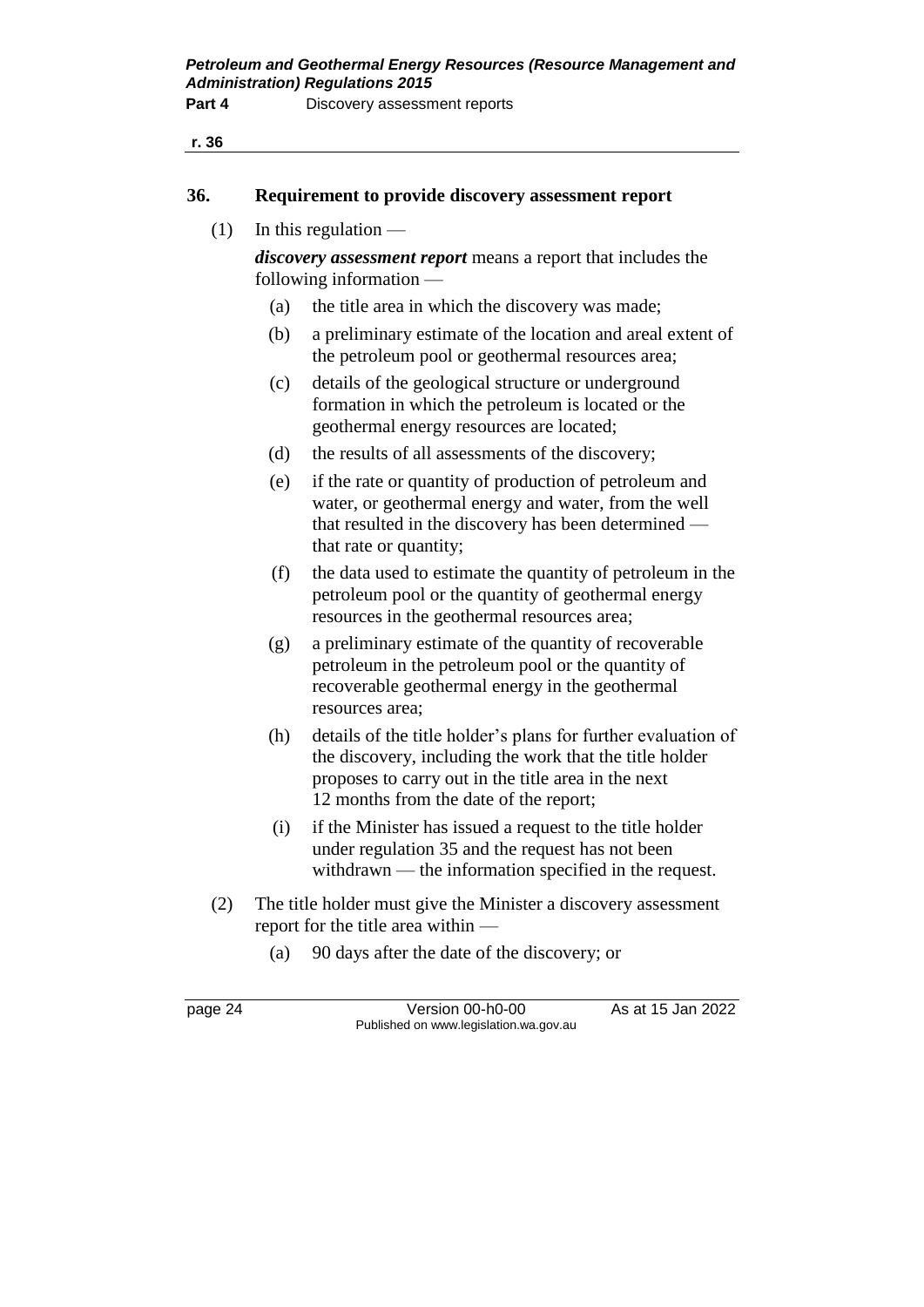## 36. Requirement to provide discovery assessment report

(1) In this regulation —

***discovery assessment report*** means a report that includes the following information —

(a) the title area in which the discovery was made;

(b) a preliminary estimate of the location and areal extent of the petroleum pool or geothermal resources area;

(c) details of the geological structure or underground formation in which the petroleum is located or the geothermal energy resources are located;

(d) the results of all assessments of the discovery;

(e) if the rate or quantity of production of petroleum and water, or geothermal energy and water, from the well that resulted in the discovery has been determined — that rate or quantity;

(f) the data used to estimate the quantity of petroleum in the petroleum pool or the quantity of geothermal energy resources in the geothermal resources area;

(g) a preliminary estimate of the quantity of recoverable petroleum in the petroleum pool or the quantity of recoverable geothermal energy in the geothermal resources area;

(h) details of the title holder's plans for further evaluation of the discovery, including the work that the title holder proposes to carry out in the title area in the next 12 months from the date of the report;

(i) if the Minister has issued a request to the title holder under regulation 35 and the request has not been withdrawn — the information specified in the request.

(2) The title holder must give the Minister a discovery assessment report for the title area within —

(a) 90 days after the date of the discovery; or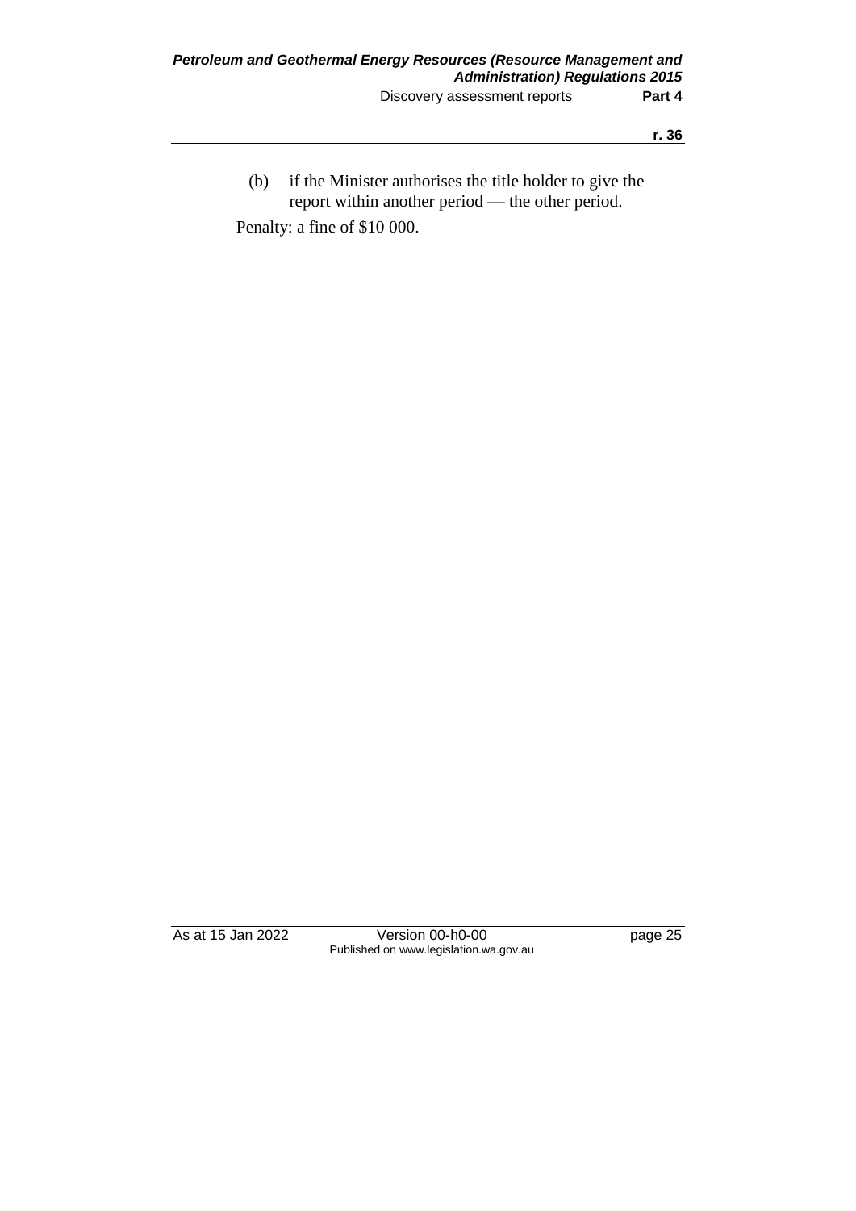(b) if the Minister authorises the title holder to give the report within another period — the other period.

Penalty: a fine of $10 000.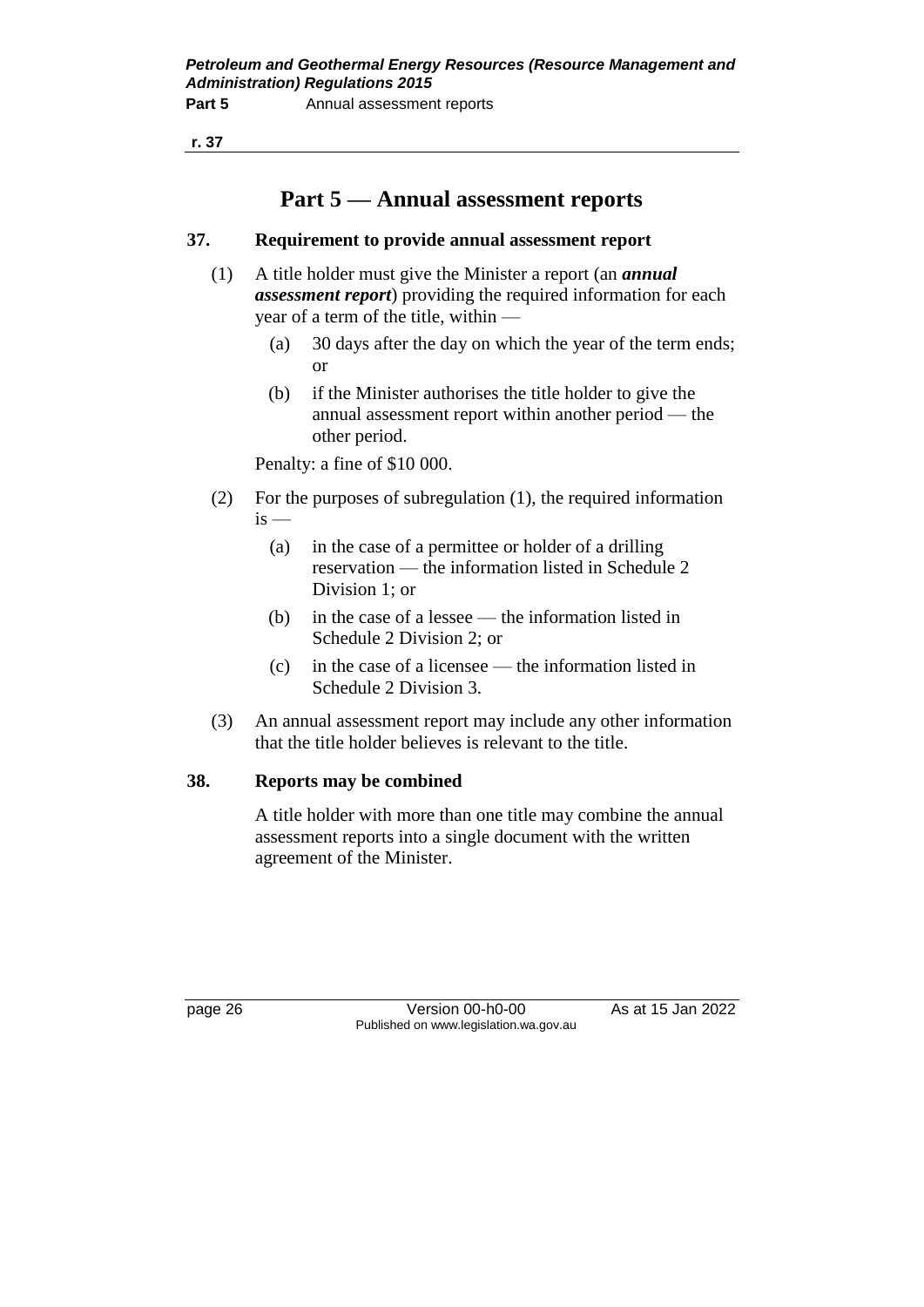# Part 5 — Annual assessment reports

## 37. Requirement to provide annual assessment report

(1) A title holder must give the Minister a report (an ***annual assessment report***) providing the required information for each year of a term of the title, within —

(a) 30 days after the day on which the year of the term ends; or

(b) if the Minister authorises the title holder to give the annual assessment report within another period — the other period.

Penalty: a fine of $10 000.

(2) For the purposes of subregulation (1), the required information is —

(a) in the case of a permittee or holder of a drilling reservation — the information listed in Schedule 2 Division 1; or

(b) in the case of a lessee — the information listed in Schedule 2 Division 2; or

(c) in the case of a licensee — the information listed in Schedule 2 Division 3.

(3) An annual assessment report may include any other information that the title holder believes is relevant to the title.

## 38. Reports may be combined

A title holder with more than one title may combine the annual assessment reports into a single document with the written agreement of the Minister.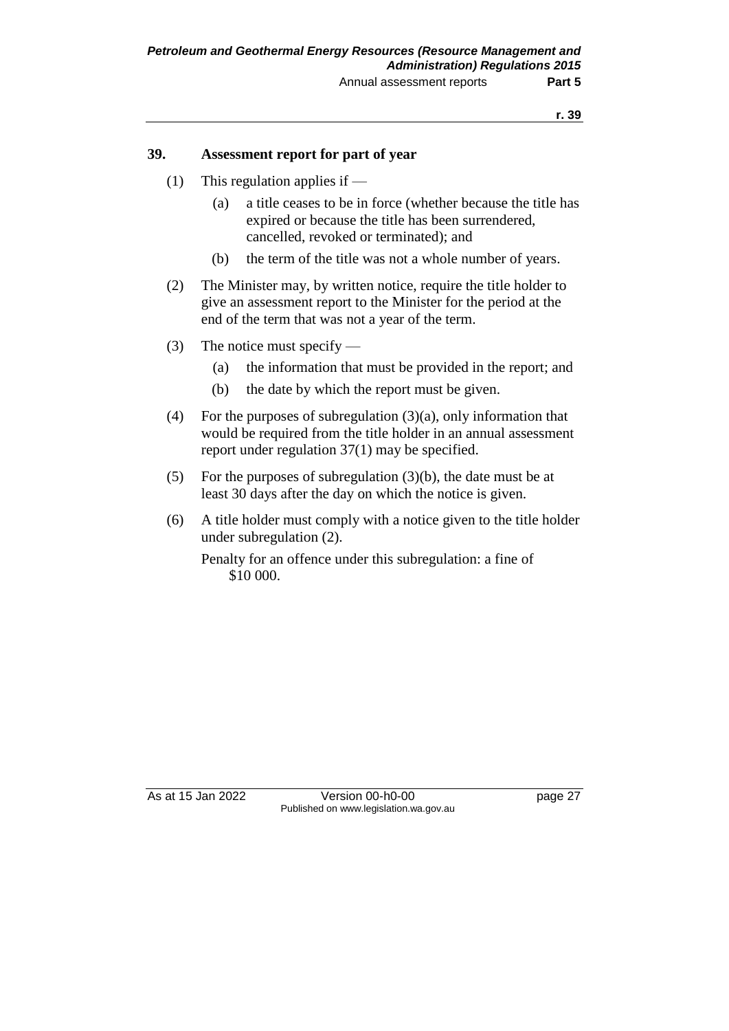## 39. Assessment report for part of year

(1) This regulation applies if —

  (a) a title ceases to be in force (whether because the title has expired or because the title has been surrendered, cancelled, revoked or terminated); and

  (b) the term of the title was not a whole number of years.

(2) The Minister may, by written notice, require the title holder to give an assessment report to the Minister for the period at the end of the term that was not a year of the term.

(3) The notice must specify —

  (a) the information that must be provided in the report; and

  (b) the date by which the report must be given.

(4) For the purposes of subregulation (3)(a), only information that would be required from the title holder in an annual assessment report under regulation 37(1) may be specified.

(5) For the purposes of subregulation (3)(b), the date must be at least 30 days after the day on which the notice is given.

(6) A title holder must comply with a notice given to the title holder under subregulation (2).

Penalty for an offence under this subregulation: a fine of $10 000.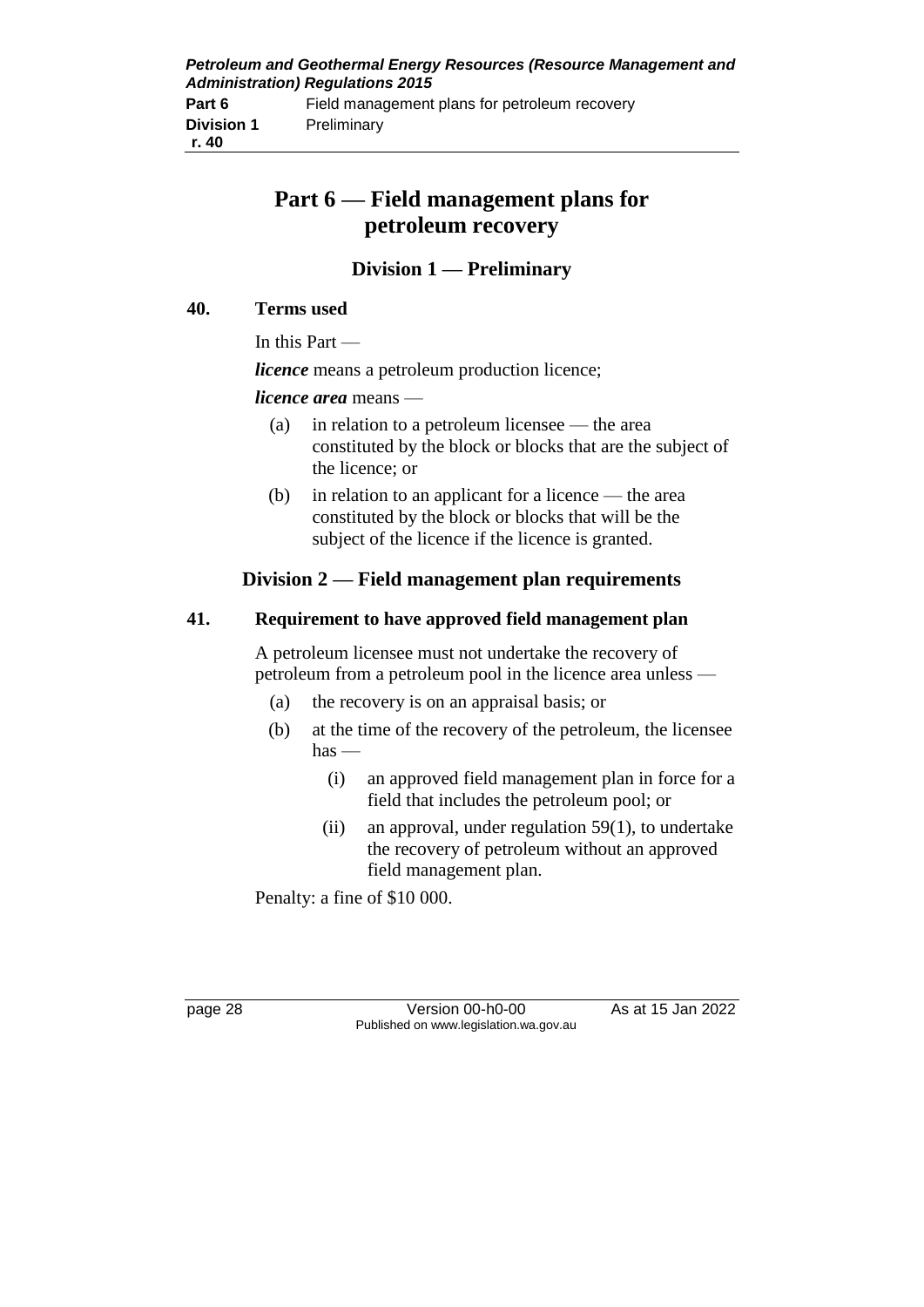# Part 6 — Field management plans for petroleum recovery

## Division 1 — Preliminary

### 40. Terms used

In this Part —

***licence*** means a petroleum production licence;

***licence area*** means —

(a) in relation to a petroleum licensee — the area constituted by the block or blocks that are the subject of the licence; or

(b) in relation to an applicant for a licence — the area constituted by the block or blocks that will be the subject of the licence if the licence is granted.

## Division 2 — Field management plan requirements

### 41. Requirement to have approved field management plan

A petroleum licensee must not undertake the recovery of petroleum from a petroleum pool in the licence area unless —

(a) the recovery is on an appraisal basis; or

(b) at the time of the recovery of the petroleum, the licensee has —

(i) an approved field management plan in force for a field that includes the petroleum pool; or

(ii) an approval, under regulation 59(1), to undertake the recovery of petroleum without an approved field management plan.

Penalty: a fine of $10 000.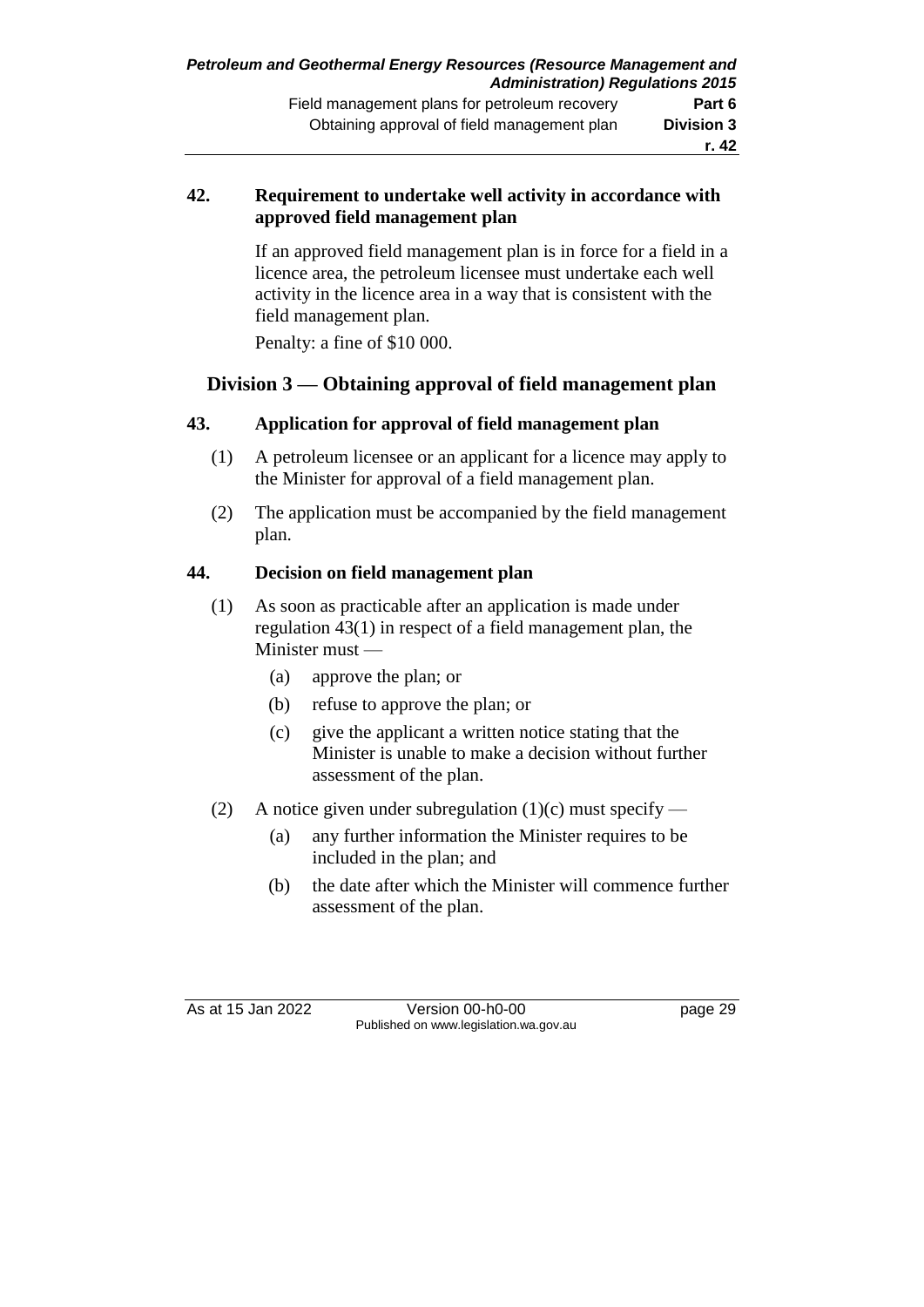### 42. Requirement to undertake well activity in accordance with approved field management plan

If an approved field management plan is in force for a field in a licence area, the petroleum licensee must undertake each well activity in the licence area in a way that is consistent with the field management plan.

Penalty: a fine of $10 000.

## Division 3 — Obtaining approval of field management plan

### 43. Application for approval of field management plan

(1) A petroleum licensee or an applicant for a licence may apply to the Minister for approval of a field management plan.

(2) The application must be accompanied by the field management plan.

### 44. Decision on field management plan

(1) As soon as practicable after an application is made under regulation 43(1) in respect of a field management plan, the Minister must —

- (a) approve the plan; or
- (b) refuse to approve the plan; or
- (c) give the applicant a written notice stating that the Minister is unable to make a decision without further assessment of the plan.

(2) A notice given under subregulation (1)(c) must specify —

- (a) any further information the Minister requires to be included in the plan; and
- (b) the date after which the Minister will commence further assessment of the plan.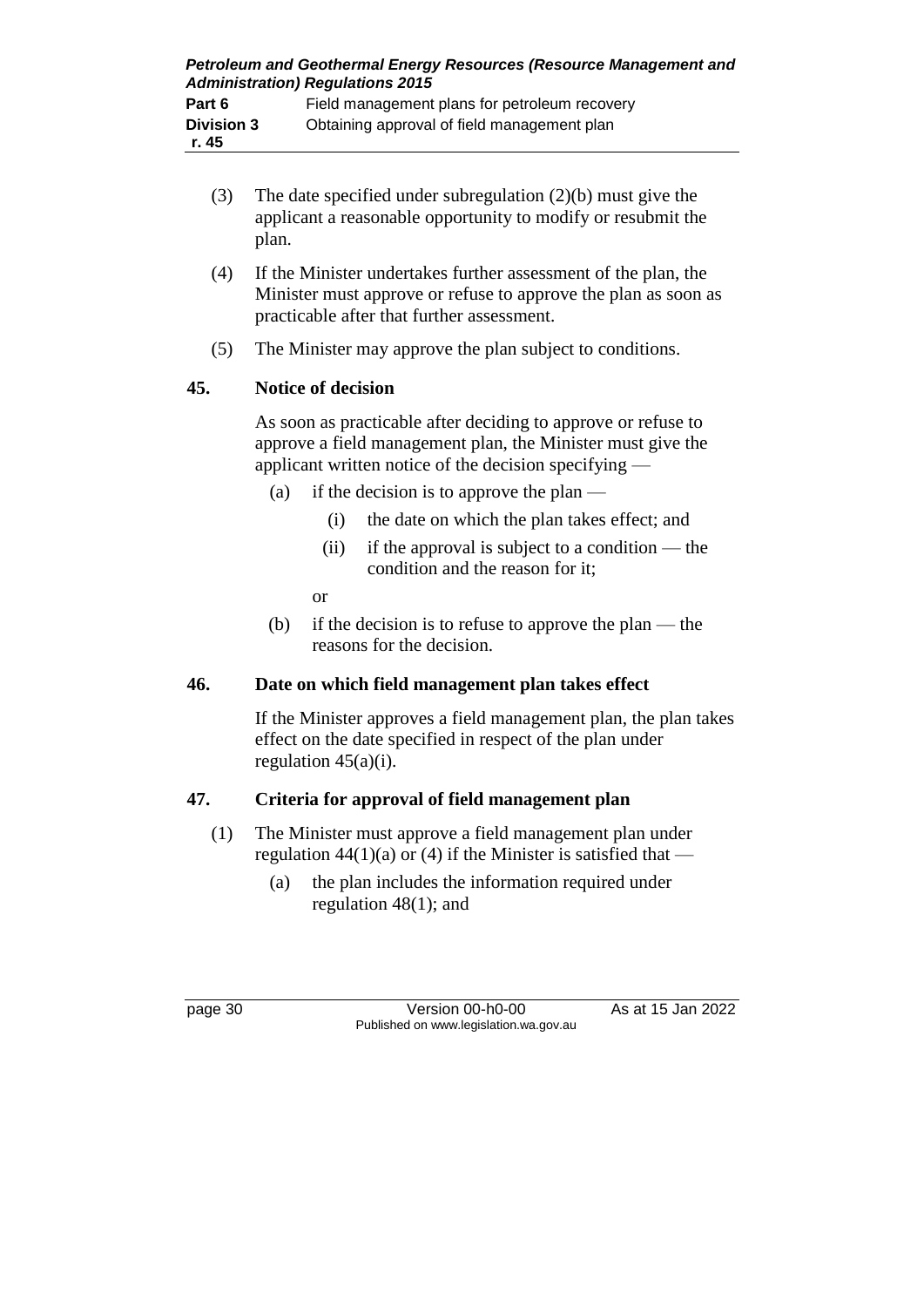(3) The date specified under subregulation (2)(b) must give the applicant a reasonable opportunity to modify or resubmit the plan.

(4) If the Minister undertakes further assessment of the plan, the Minister must approve or refuse to approve the plan as soon as practicable after that further assessment.

(5) The Minister may approve the plan subject to conditions.

## 45. Notice of decision

As soon as practicable after deciding to approve or refuse to approve a field management plan, the Minister must give the applicant written notice of the decision specifying —

(a) if the decision is to approve the plan —

(i) the date on which the plan takes effect; and

(ii) if the approval is subject to a condition — the condition and the reason for it;

or

(b) if the decision is to refuse to approve the plan — the reasons for the decision.

## 46. Date on which field management plan takes effect

If the Minister approves a field management plan, the plan takes effect on the date specified in respect of the plan under regulation 45(a)(i).

## 47. Criteria for approval of field management plan

(1) The Minister must approve a field management plan under regulation 44(1)(a) or (4) if the Minister is satisfied that —

(a) the plan includes the information required under regulation 48(1); and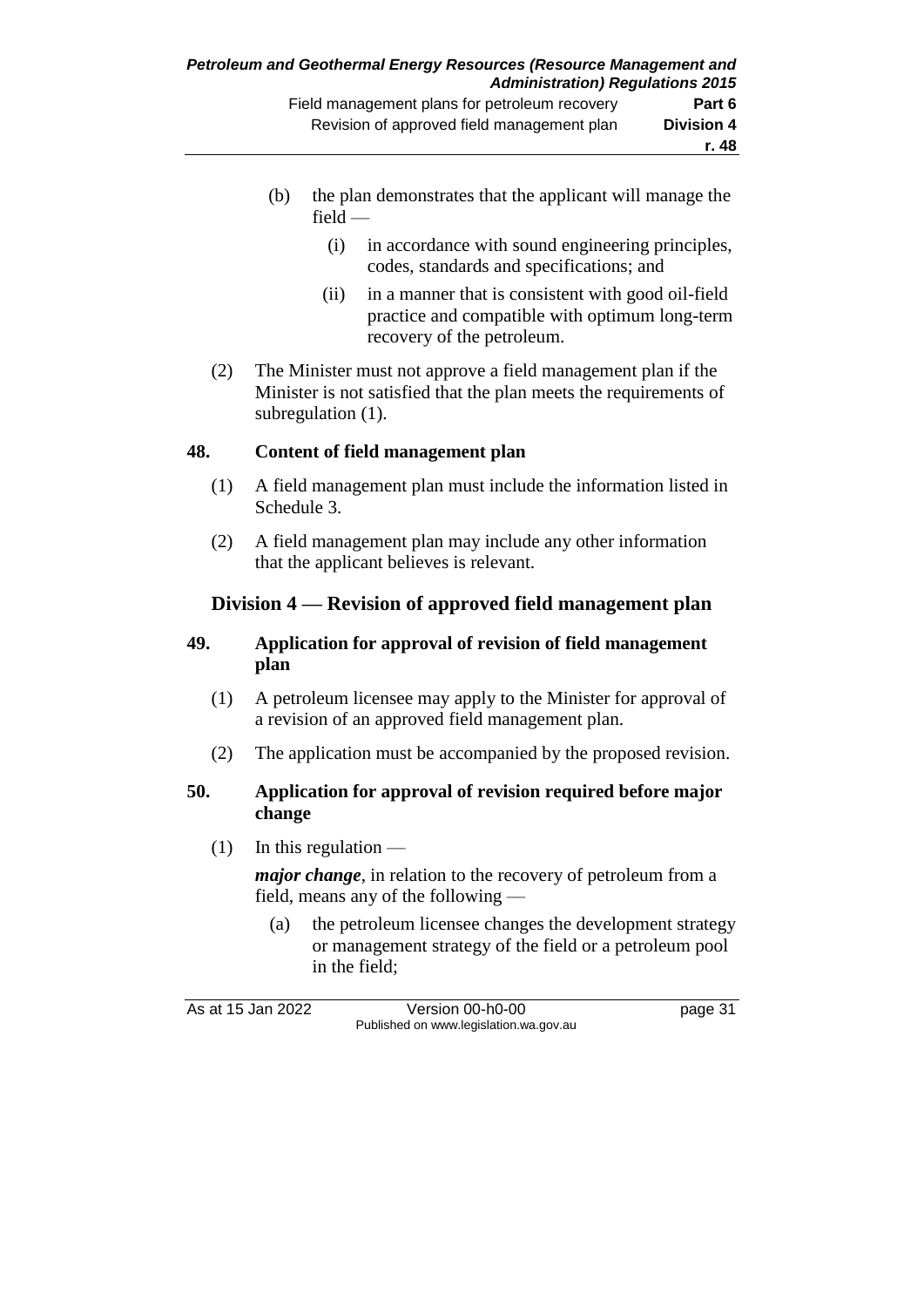(b) the plan demonstrates that the applicant will manage the field —

  (i) in accordance with sound engineering principles, codes, standards and specifications; and

  (ii) in a manner that is consistent with good oil-field practice and compatible with optimum long-term recovery of the petroleum.

(2) The Minister must not approve a field management plan if the Minister is not satisfied that the plan meets the requirements of subregulation (1).

### 48. Content of field management plan

(1) A field management plan must include the information listed in Schedule 3.

(2) A field management plan may include any other information that the applicant believes is relevant.

## Division 4 — Revision of approved field management plan

### 49. Application for approval of revision of field management plan

(1) A petroleum licensee may apply to the Minister for approval of a revision of an approved field management plan.

(2) The application must be accompanied by the proposed revision.

### 50. Application for approval of revision required before major change

(1) In this regulation —

***major change***, in relation to the recovery of petroleum from a field, means any of the following —

  (a) the petroleum licensee changes the development strategy or management strategy of the field or a petroleum pool in the field;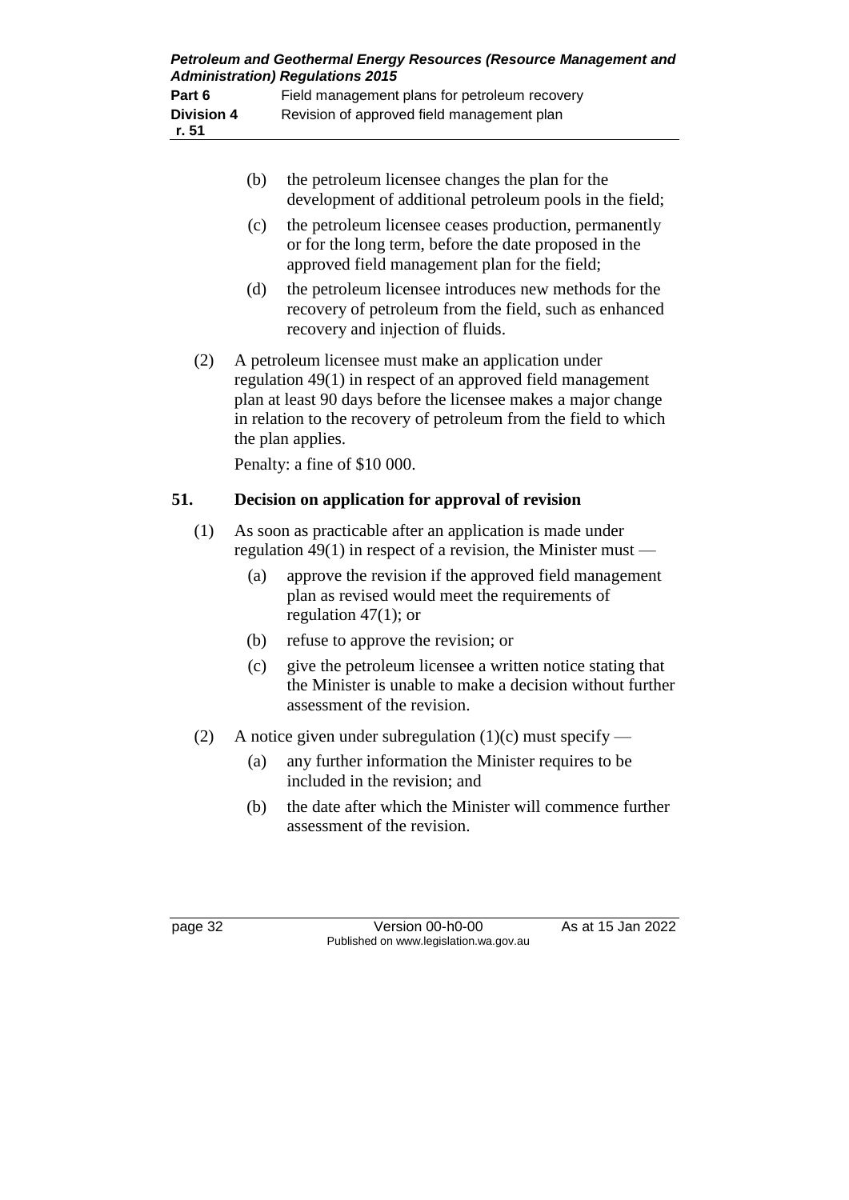(b) the petroleum licensee changes the plan for the development of additional petroleum pools in the field;

(c) the petroleum licensee ceases production, permanently or for the long term, before the date proposed in the approved field management plan for the field;

(d) the petroleum licensee introduces new methods for the recovery of petroleum from the field, such as enhanced recovery and injection of fluids.

(2) A petroleum licensee must make an application under regulation 49(1) in respect of an approved field management plan at least 90 days before the licensee makes a major change in relation to the recovery of petroleum from the field to which the plan applies.

Penalty: a fine of $10 000.

## 51. Decision on application for approval of revision

(1) As soon as practicable after an application is made under regulation 49(1) in respect of a revision, the Minister must —

(a) approve the revision if the approved field management plan as revised would meet the requirements of regulation 47(1); or

(b) refuse to approve the revision; or

(c) give the petroleum licensee a written notice stating that the Minister is unable to make a decision without further assessment of the revision.

(2) A notice given under subregulation (1)(c) must specify —

(a) any further information the Minister requires to be included in the revision; and

(b) the date after which the Minister will commence further assessment of the revision.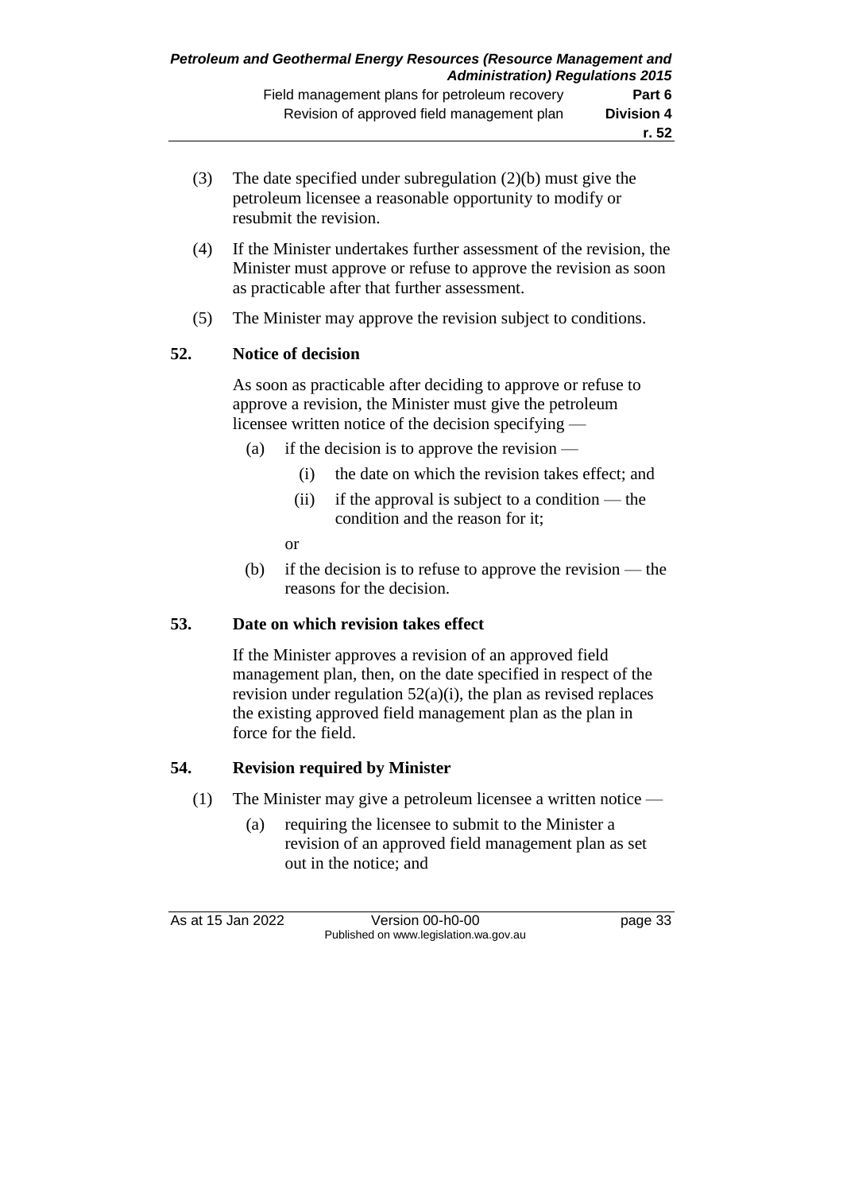(3) The date specified under subregulation (2)(b) must give the petroleum licensee a reasonable opportunity to modify or resubmit the revision.

(4) If the Minister undertakes further assessment of the revision, the Minister must approve or refuse to approve the revision as soon as practicable after that further assessment.

(5) The Minister may approve the revision subject to conditions.

## 52. Notice of decision

As soon as practicable after deciding to approve or refuse to approve a revision, the Minister must give the petroleum licensee written notice of the decision specifying —

(a) if the decision is to approve the revision —

(i) the date on which the revision takes effect; and

(ii) if the approval is subject to a condition — the condition and the reason for it;

or

(b) if the decision is to refuse to approve the revision — the reasons for the decision.

## 53. Date on which revision takes effect

If the Minister approves a revision of an approved field management plan, then, on the date specified in respect of the revision under regulation 52(a)(i), the plan as revised replaces the existing approved field management plan as the plan in force for the field.

## 54. Revision required by Minister

(1) The Minister may give a petroleum licensee a written notice —

(a) requiring the licensee to submit to the Minister a revision of an approved field management plan as set out in the notice; and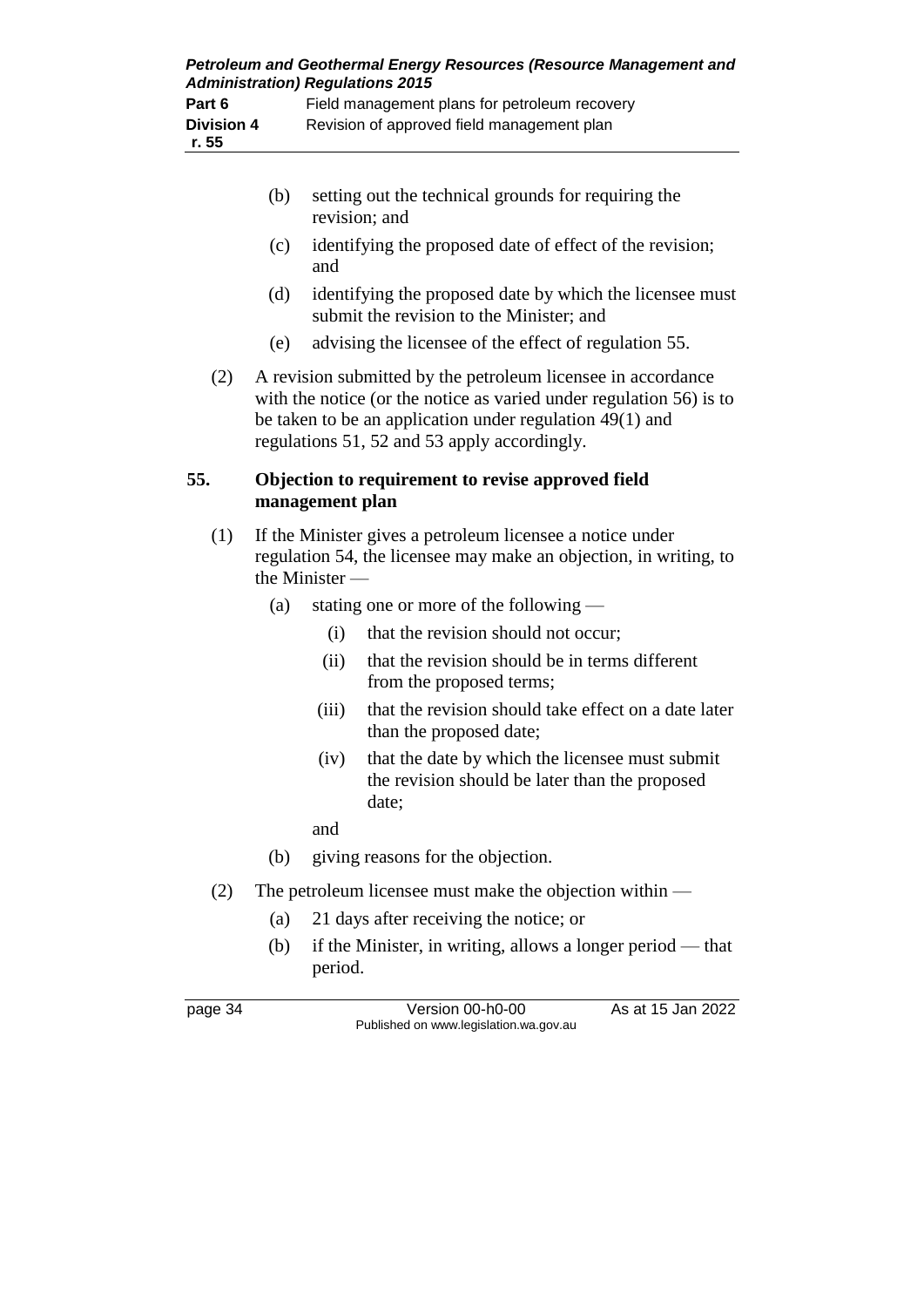(b) setting out the technical grounds for requiring the revision; and

(c) identifying the proposed date of effect of the revision; and

(d) identifying the proposed date by which the licensee must submit the revision to the Minister; and

(e) advising the licensee of the effect of regulation 55.

(2) A revision submitted by the petroleum licensee in accordance with the notice (or the notice as varied under regulation 56) is to be taken to be an application under regulation 49(1) and regulations 51, 52 and 53 apply accordingly.

**55. Objection to requirement to revise approved field management plan**

(1) If the Minister gives a petroleum licensee a notice under regulation 54, the licensee may make an objection, in writing, to the Minister —

(a) stating one or more of the following —

(i) that the revision should not occur;

(ii) that the revision should be in terms different from the proposed terms;

(iii) that the revision should take effect on a date later than the proposed date;

(iv) that the date by which the licensee must submit the revision should be later than the proposed date;

and

(b) giving reasons for the objection.

(2) The petroleum licensee must make the objection within —

(a) 21 days after receiving the notice; or

(b) if the Minister, in writing, allows a longer period — that period.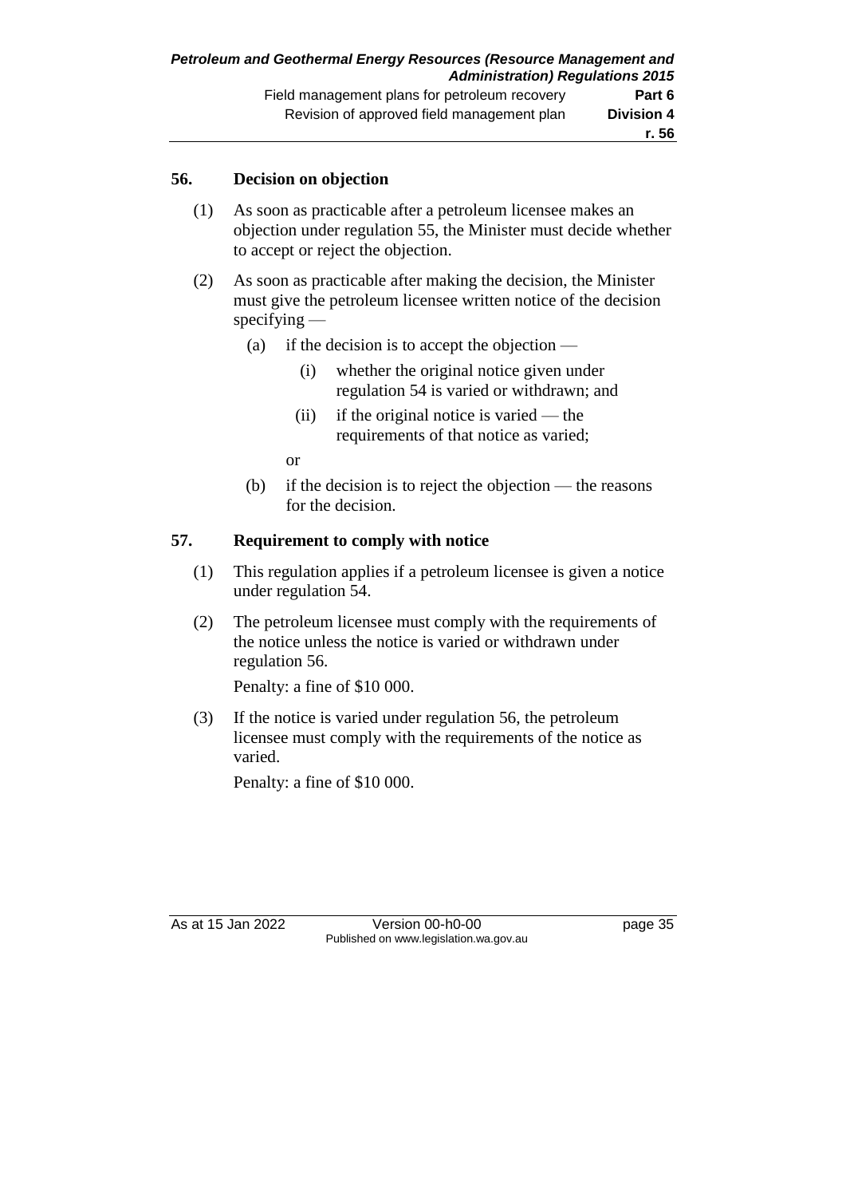### 56. Decision on objection

(1) As soon as practicable after a petroleum licensee makes an objection under regulation 55, the Minister must decide whether to accept or reject the objection.

(2) As soon as practicable after making the decision, the Minister must give the petroleum licensee written notice of the decision specifying —

(a) if the decision is to accept the objection —

(i) whether the original notice given under regulation 54 is varied or withdrawn; and

(ii) if the original notice is varied — the requirements of that notice as varied;

or

(b) if the decision is to reject the objection — the reasons for the decision.

### 57. Requirement to comply with notice

(1) This regulation applies if a petroleum licensee is given a notice under regulation 54.

(2) The petroleum licensee must comply with the requirements of the notice unless the notice is varied or withdrawn under regulation 56.

Penalty: a fine of $10 000.

(3) If the notice is varied under regulation 56, the petroleum licensee must comply with the requirements of the notice as varied.

Penalty: a fine of $10 000.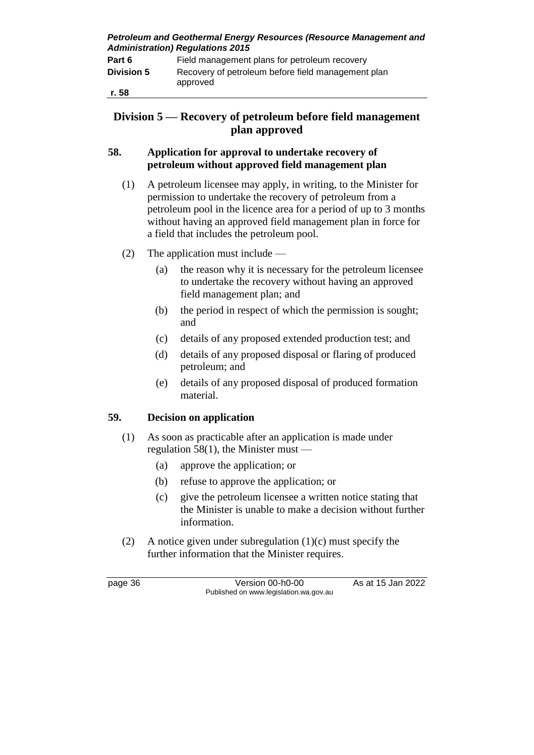## Division 5 — Recovery of petroleum before field management plan approved

### 58. Application for approval to undertake recovery of petroleum without approved field management plan

(1) A petroleum licensee may apply, in writing, to the Minister for permission to undertake the recovery of petroleum from a petroleum pool in the licence area for a period of up to 3 months without having an approved field management plan in force for a field that includes the petroleum pool.

(2) The application must include —

(a) the reason why it is necessary for the petroleum licensee to undertake the recovery without having an approved field management plan; and

(b) the period in respect of which the permission is sought; and

(c) details of any proposed extended production test; and

(d) details of any proposed disposal or flaring of produced petroleum; and

(e) details of any proposed disposal of produced formation material.

### 59. Decision on application

(1) As soon as practicable after an application is made under regulation 58(1), the Minister must —

(a) approve the application; or

(b) refuse to approve the application; or

(c) give the petroleum licensee a written notice stating that the Minister is unable to make a decision without further information.

(2) A notice given under subregulation (1)(c) must specify the further information that the Minister requires.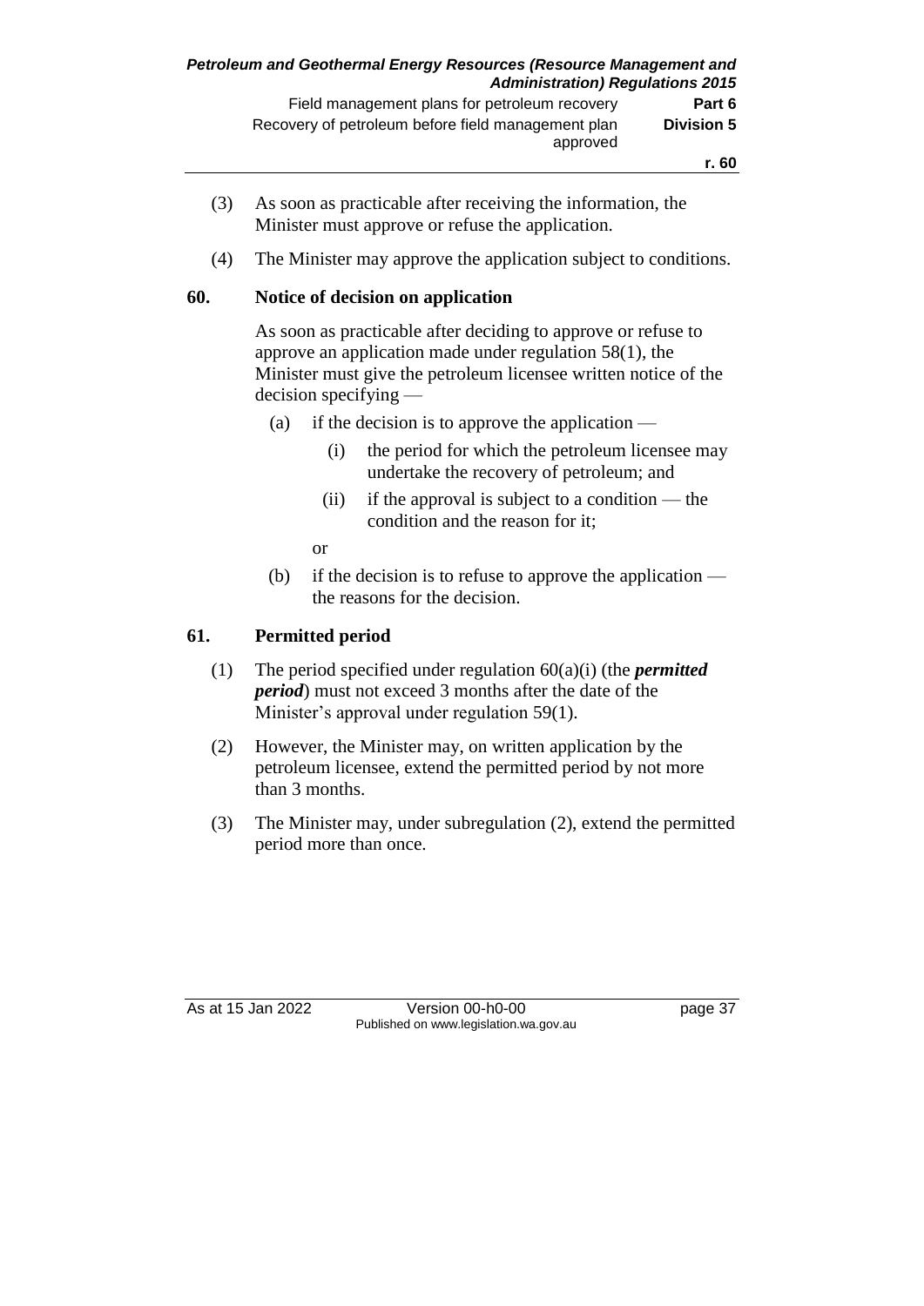(3) As soon as practicable after receiving the information, the Minister must approve or refuse the application.

(4) The Minister may approve the application subject to conditions.

## 60. Notice of decision on application

As soon as practicable after deciding to approve or refuse to approve an application made under regulation 58(1), the Minister must give the petroleum licensee written notice of the decision specifying —

(a) if the decision is to approve the application —

(i) the period for which the petroleum licensee may undertake the recovery of petroleum; and

(ii) if the approval is subject to a condition — the condition and the reason for it;

or

(b) if the decision is to refuse to approve the application — the reasons for the decision.

## 61. Permitted period

(1) The period specified under regulation 60(a)(i) (the ***permitted period***) must not exceed 3 months after the date of the Minister's approval under regulation 59(1).

(2) However, the Minister may, on written application by the petroleum licensee, extend the permitted period by not more than 3 months.

(3) The Minister may, under subregulation (2), extend the permitted period more than once.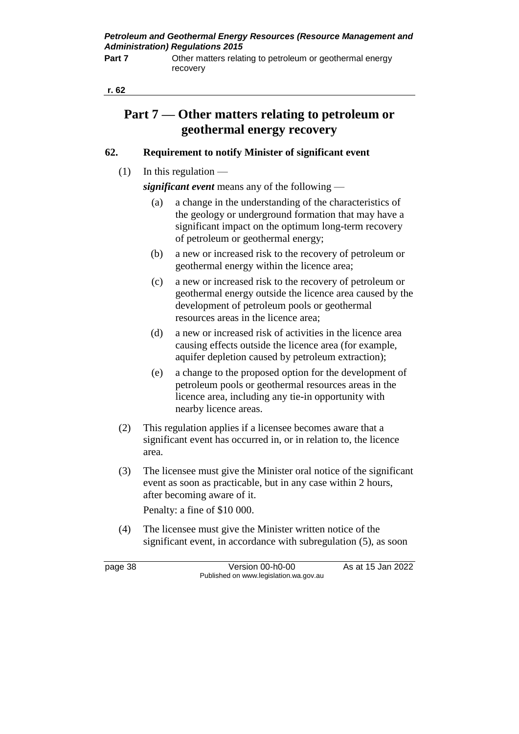# Part 7 — Other matters relating to petroleum or geothermal energy recovery

## 62. Requirement to notify Minister of significant event

(1) In this regulation —

***significant event*** means any of the following —

(a) a change in the understanding of the characteristics of the geology or underground formation that may have a significant impact on the optimum long-term recovery of petroleum or geothermal energy;

(b) a new or increased risk to the recovery of petroleum or geothermal energy within the licence area;

(c) a new or increased risk to the recovery of petroleum or geothermal energy outside the licence area caused by the development of petroleum pools or geothermal resources areas in the licence area;

(d) a new or increased risk of activities in the licence area causing effects outside the licence area (for example, aquifer depletion caused by petroleum extraction);

(e) a change to the proposed option for the development of petroleum pools or geothermal resources areas in the licence area, including any tie-in opportunity with nearby licence areas.

(2) This regulation applies if a licensee becomes aware that a significant event has occurred in, or in relation to, the licence area.

(3) The licensee must give the Minister oral notice of the significant event as soon as practicable, but in any case within 2 hours, after becoming aware of it.

Penalty: a fine of $10 000.

(4) The licensee must give the Minister written notice of the significant event, in accordance with subregulation (5), as soon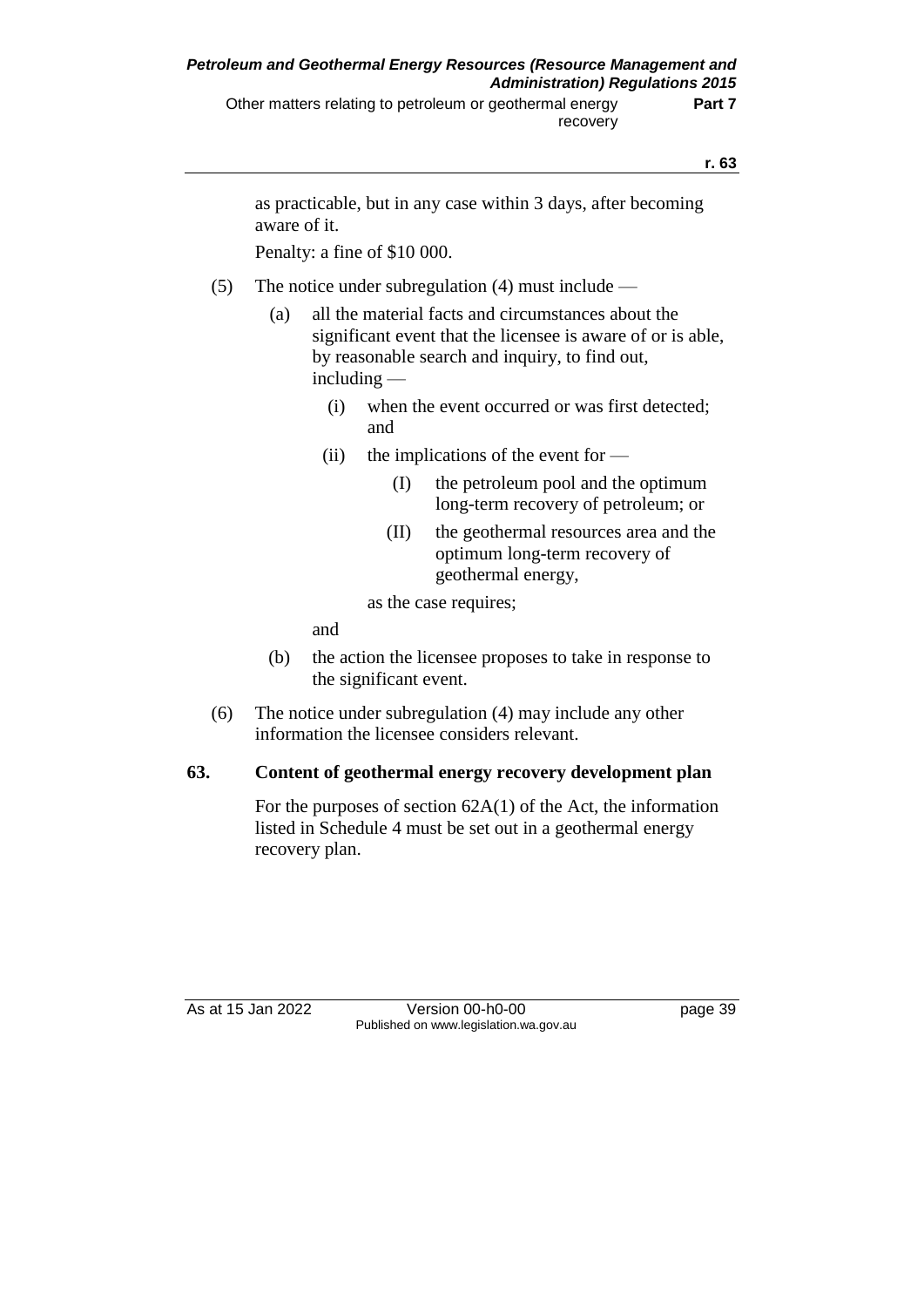as practicable, but in any case within 3 days, after becoming aware of it.

Penalty: a fine of $10 000.

(5) The notice under subregulation (4) must include —

(a) all the material facts and circumstances about the significant event that the licensee is aware of or is able, by reasonable search and inquiry, to find out, including —

(i) when the event occurred or was first detected; and

(ii) the implications of the event for —

(I) the petroleum pool and the optimum long-term recovery of petroleum; or

(II) the geothermal resources area and the optimum long-term recovery of geothermal energy,

as the case requires;

and

(b) the action the licensee proposes to take in response to the significant event.

(6) The notice under subregulation (4) may include any other information the licensee considers relevant.

## 63. Content of geothermal energy recovery development plan

For the purposes of section 62A(1) of the Act, the information listed in Schedule 4 must be set out in a geothermal energy recovery plan.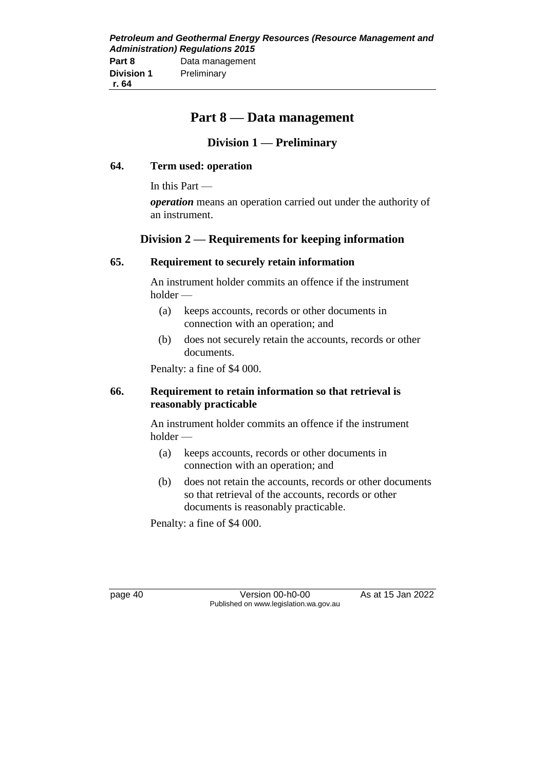# Part 8 — Data management

## Division 1 — Preliminary

### 64. Term used: operation

In this Part —

***operation*** means an operation carried out under the authority of an instrument.

## Division 2 — Requirements for keeping information

### 65. Requirement to securely retain information

An instrument holder commits an offence if the instrument holder —

(a) keeps accounts, records or other documents in connection with an operation; and

(b) does not securely retain the accounts, records or other documents.

Penalty: a fine of $4 000.

### 66. Requirement to retain information so that retrieval is reasonably practicable

An instrument holder commits an offence if the instrument holder —

(a) keeps accounts, records or other documents in connection with an operation; and

(b) does not retain the accounts, records or other documents so that retrieval of the accounts, records or other documents is reasonably practicable.

Penalty: a fine of $4 000.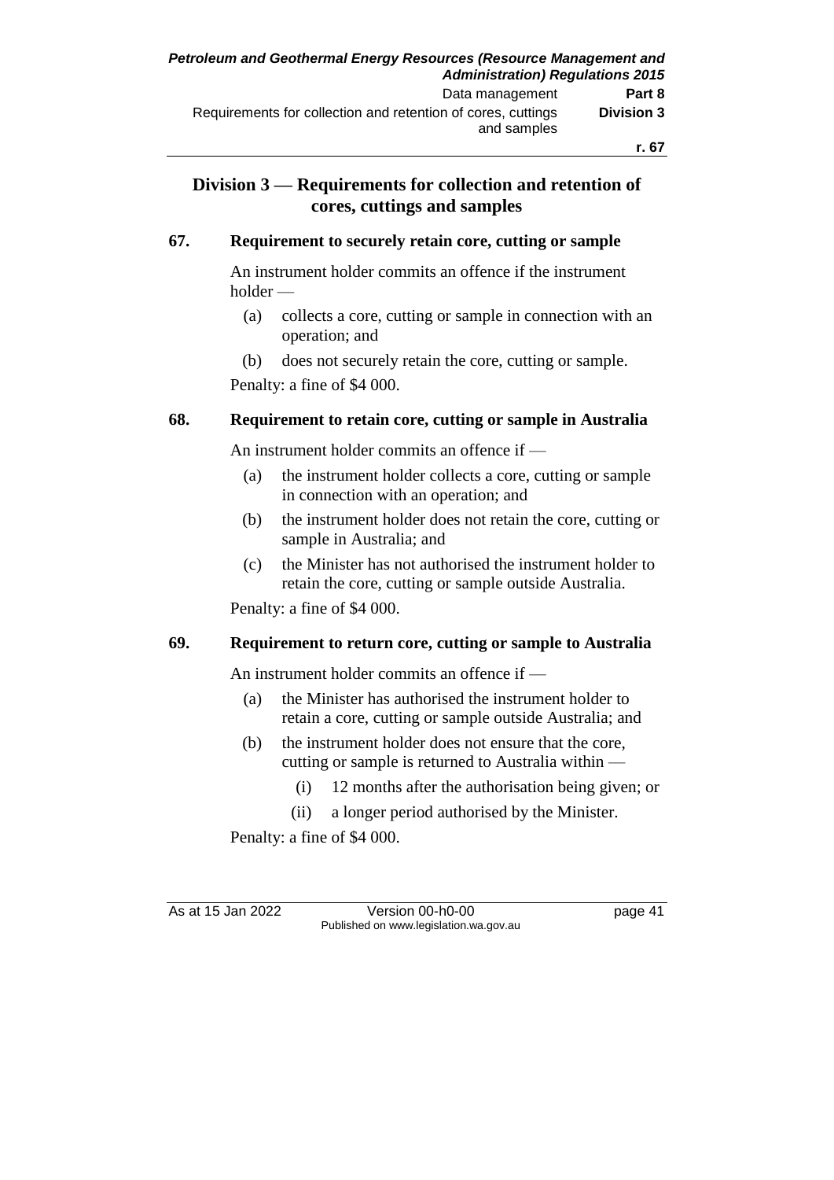## Division 3 — Requirements for collection and retention of cores, cuttings and samples

### 67. Requirement to securely retain core, cutting or sample

An instrument holder commits an offence if the instrument holder —

(a) collects a core, cutting or sample in connection with an operation; and

(b) does not securely retain the core, cutting or sample.

Penalty: a fine of $4 000.

### 68. Requirement to retain core, cutting or sample in Australia

An instrument holder commits an offence if —

(a) the instrument holder collects a core, cutting or sample in connection with an operation; and

(b) the instrument holder does not retain the core, cutting or sample in Australia; and

(c) the Minister has not authorised the instrument holder to retain the core, cutting or sample outside Australia.

Penalty: a fine of $4 000.

### 69. Requirement to return core, cutting or sample to Australia

An instrument holder commits an offence if —

(a) the Minister has authorised the instrument holder to retain a core, cutting or sample outside Australia; and

(b) the instrument holder does not ensure that the core, cutting or sample is returned to Australia within —

   (i) 12 months after the authorisation being given; or

   (ii) a longer period authorised by the Minister.

Penalty: a fine of $4 000.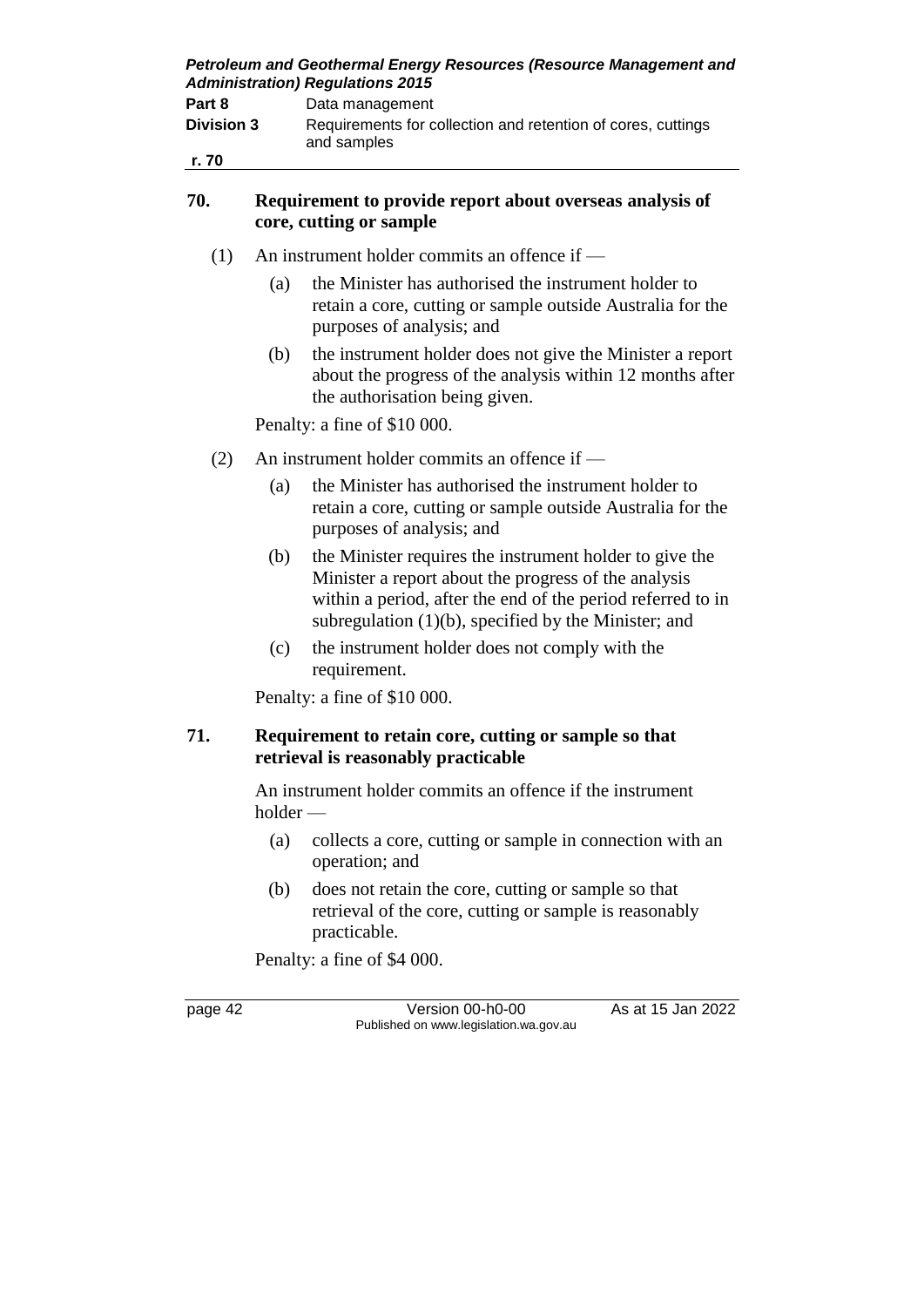### 70. Requirement to provide report about overseas analysis of core, cutting or sample

(1) An instrument holder commits an offence if —

(a) the Minister has authorised the instrument holder to retain a core, cutting or sample outside Australia for the purposes of analysis; and

(b) the instrument holder does not give the Minister a report about the progress of the analysis within 12 months after the authorisation being given.

Penalty: a fine of $10 000.

(2) An instrument holder commits an offence if —

(a) the Minister has authorised the instrument holder to retain a core, cutting or sample outside Australia for the purposes of analysis; and

(b) the Minister requires the instrument holder to give the Minister a report about the progress of the analysis within a period, after the end of the period referred to in subregulation (1)(b), specified by the Minister; and

(c) the instrument holder does not comply with the requirement.

Penalty: a fine of $10 000.

### 71. Requirement to retain core, cutting or sample so that retrieval is reasonably practicable

An instrument holder commits an offence if the instrument holder —

(a) collects a core, cutting or sample in connection with an operation; and

(b) does not retain the core, cutting or sample so that retrieval of the core, cutting or sample is reasonably practicable.

Penalty: a fine of $4 000.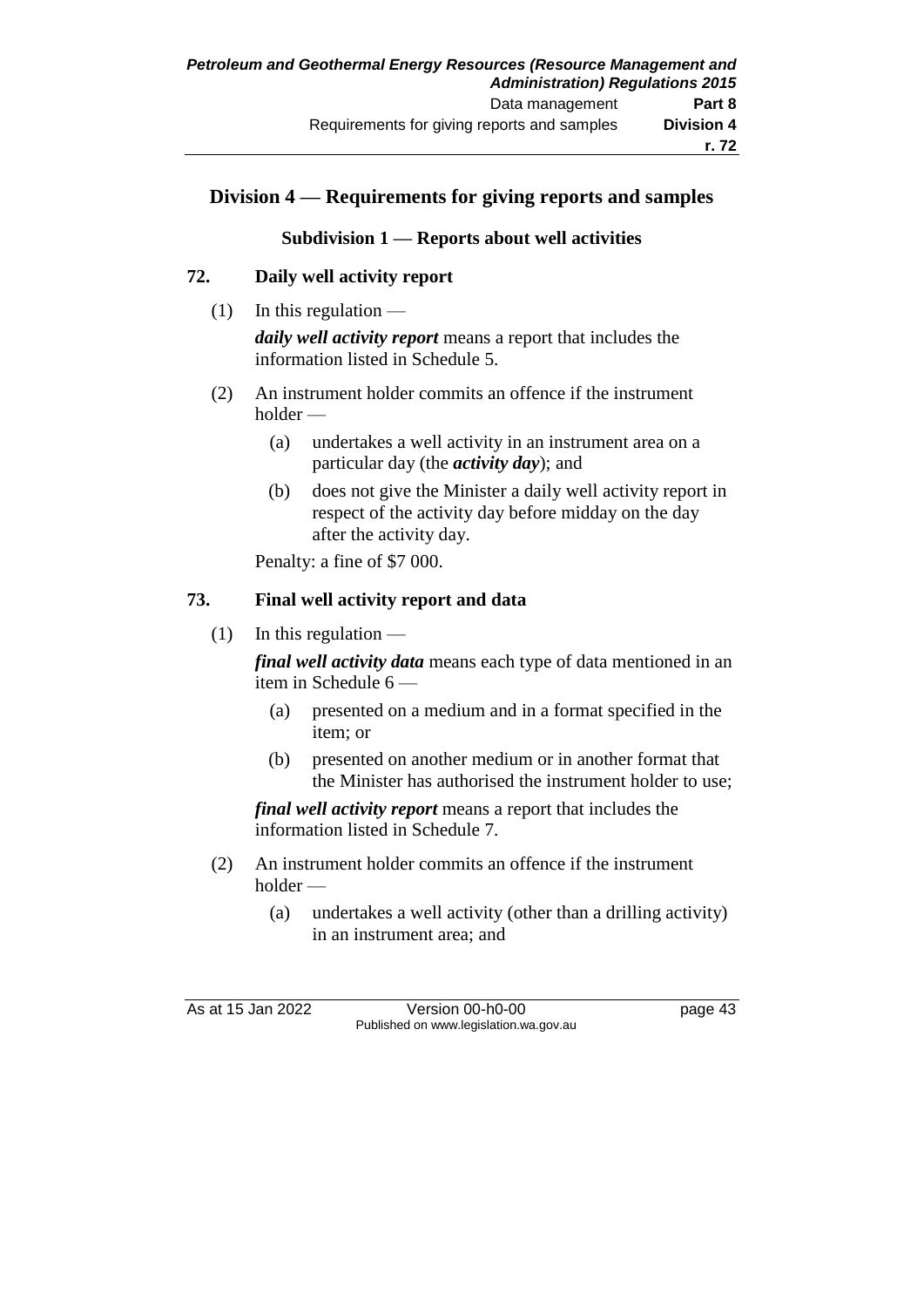## Division 4 — Requirements for giving reports and samples

### Subdivision 1 — Reports about well activities

**72. Daily well activity report**

(1) In this regulation —

***daily well activity report*** means a report that includes the information listed in Schedule 5.

(2) An instrument holder commits an offence if the instrument holder —

(a) undertakes a well activity in an instrument area on a particular day (the ***activity day***); and

(b) does not give the Minister a daily well activity report in respect of the activity day before midday on the day after the activity day.

Penalty: a fine of $7 000.

**73. Final well activity report and data**

(1) In this regulation —

***final well activity data*** means each type of data mentioned in an item in Schedule 6 —

(a) presented on a medium and in a format specified in the item; or

(b) presented on another medium or in another format that the Minister has authorised the instrument holder to use;

***final well activity report*** means a report that includes the information listed in Schedule 7.

(2) An instrument holder commits an offence if the instrument holder —

(a) undertakes a well activity (other than a drilling activity) in an instrument area; and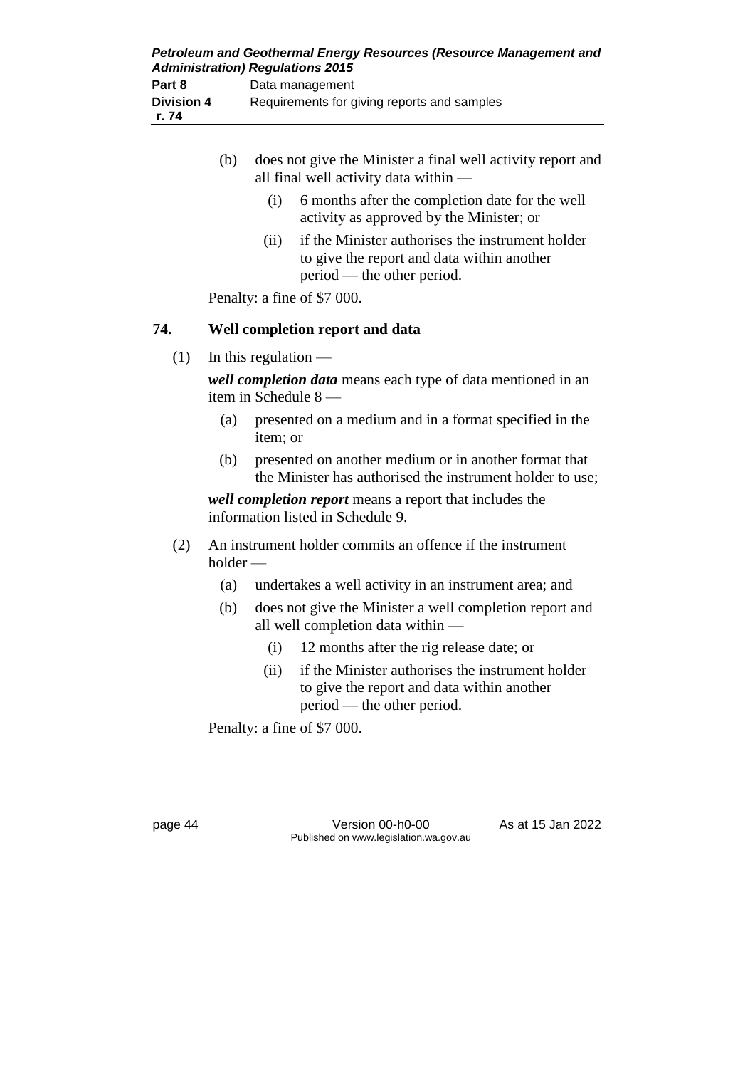(b) does not give the Minister a final well activity report and all final well activity data within —

(i) 6 months after the completion date for the well activity as approved by the Minister; or

(ii) if the Minister authorises the instrument holder to give the report and data within another period — the other period.

Penalty: a fine of $7 000.

## 74. Well completion report and data

(1) In this regulation —

***well completion data*** means each type of data mentioned in an item in Schedule 8 —

(a) presented on a medium and in a format specified in the item; or

(b) presented on another medium or in another format that the Minister has authorised the instrument holder to use;

***well completion report*** means a report that includes the information listed in Schedule 9.

(2) An instrument holder commits an offence if the instrument holder —

(a) undertakes a well activity in an instrument area; and

(b) does not give the Minister a well completion report and all well completion data within —

(i) 12 months after the rig release date; or

(ii) if the Minister authorises the instrument holder to give the report and data within another period — the other period.

Penalty: a fine of $7 000.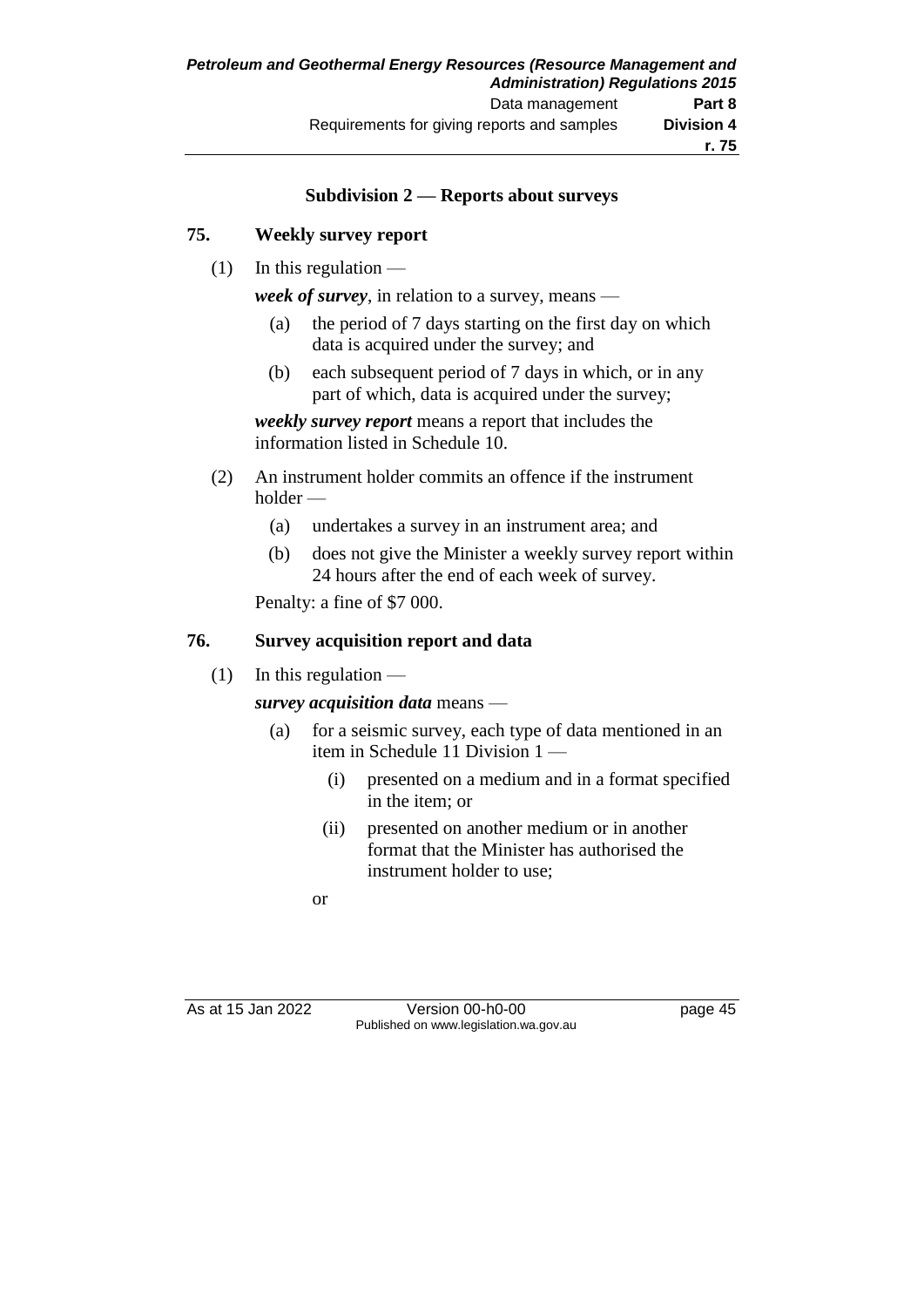### Subdivision 2 — Reports about surveys

**75. Weekly survey report**

(1) In this regulation —

***week of survey***, in relation to a survey, means —

(a) the period of 7 days starting on the first day on which data is acquired under the survey; and

(b) each subsequent period of 7 days in which, or in any part of which, data is acquired under the survey;

***weekly survey report*** means a report that includes the information listed in Schedule 10.

(2) An instrument holder commits an offence if the instrument holder —

(a) undertakes a survey in an instrument area; and

(b) does not give the Minister a weekly survey report within 24 hours after the end of each week of survey.

Penalty: a fine of $7 000.

**76. Survey acquisition report and data**

(1) In this regulation —

***survey acquisition data*** means —

(a) for a seismic survey, each type of data mentioned in an item in Schedule 11 Division 1 —

(i) presented on a medium and in a format specified in the item; or

(ii) presented on another medium or in another format that the Minister has authorised the instrument holder to use;

or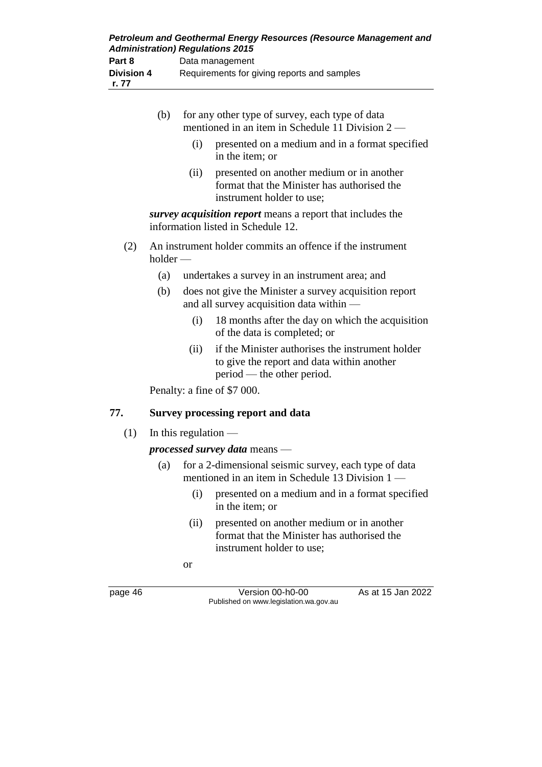(b) for any other type of survey, each type of data mentioned in an item in Schedule 11 Division 2 —

(i) presented on a medium and in a format specified in the item; or

(ii) presented on another medium or in another format that the Minister has authorised the instrument holder to use;

***survey acquisition report*** means a report that includes the information listed in Schedule 12.

(2) An instrument holder commits an offence if the instrument holder —

(a) undertakes a survey in an instrument area; and

(b) does not give the Minister a survey acquisition report and all survey acquisition data within —

(i) 18 months after the day on which the acquisition of the data is completed; or

(ii) if the Minister authorises the instrument holder to give the report and data within another period — the other period.

Penalty: a fine of $7 000.

## 77. Survey processing report and data

(1) In this regulation —

***processed survey data*** means —

(a) for a 2-dimensional seismic survey, each type of data mentioned in an item in Schedule 13 Division 1 —

(i) presented on a medium and in a format specified in the item; or

(ii) presented on another medium or in another format that the Minister has authorised the instrument holder to use;

or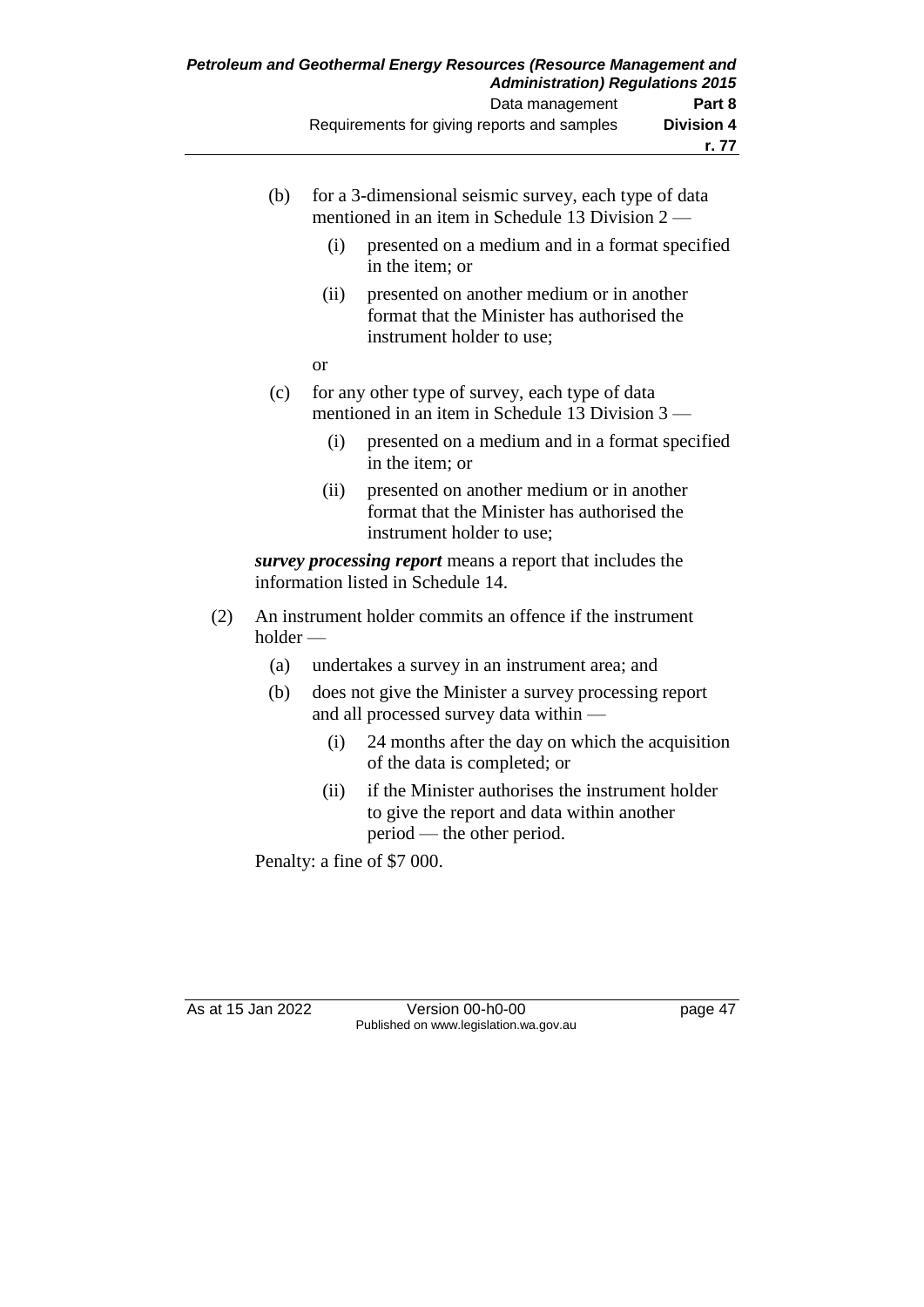(b) for a 3-dimensional seismic survey, each type of data mentioned in an item in Schedule 13 Division 2 —

  (i) presented on a medium and in a format specified in the item; or

  (ii) presented on another medium or in another format that the Minister has authorised the instrument holder to use;

or

(c) for any other type of survey, each type of data mentioned in an item in Schedule 13 Division 3 —

  (i) presented on a medium and in a format specified in the item; or

  (ii) presented on another medium or in another format that the Minister has authorised the instrument holder to use;

***survey processing report*** means a report that includes the information listed in Schedule 14.

(2) An instrument holder commits an offence if the instrument holder —

  (a) undertakes a survey in an instrument area; and

  (b) does not give the Minister a survey processing report and all processed survey data within —

    (i) 24 months after the day on which the acquisition of the data is completed; or

    (ii) if the Minister authorises the instrument holder to give the report and data within another period — the other period.

Penalty: a fine of $7 000.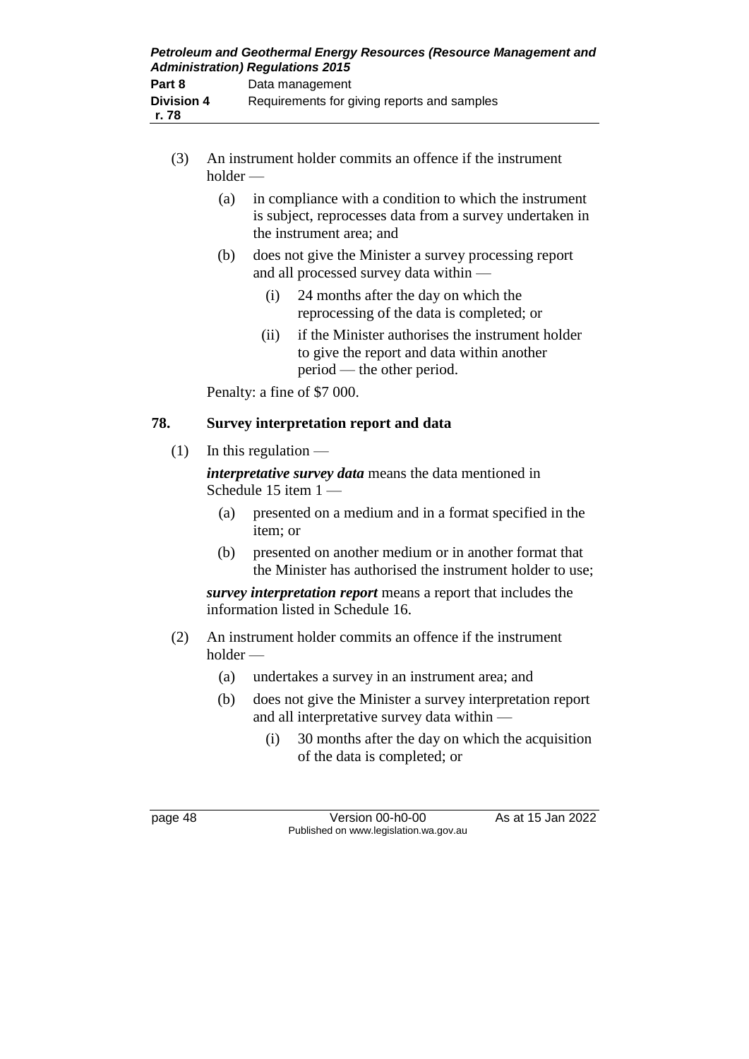(3) An instrument holder commits an offence if the instrument holder —

(a) in compliance with a condition to which the instrument is subject, reprocesses data from a survey undertaken in the instrument area; and

(b) does not give the Minister a survey processing report and all processed survey data within —

(i) 24 months after the day on which the reprocessing of the data is completed; or

(ii) if the Minister authorises the instrument holder to give the report and data within another period — the other period.

Penalty: a fine of $7 000.

**78. Survey interpretation report and data**

(1) In this regulation —

***interpretative survey data*** means the data mentioned in Schedule 15 item 1 —

(a) presented on a medium and in a format specified in the item; or

(b) presented on another medium or in another format that the Minister has authorised the instrument holder to use;

***survey interpretation report*** means a report that includes the information listed in Schedule 16.

(2) An instrument holder commits an offence if the instrument holder —

(a) undertakes a survey in an instrument area; and

(b) does not give the Minister a survey interpretation report and all interpretative survey data within —

(i) 30 months after the day on which the acquisition of the data is completed; or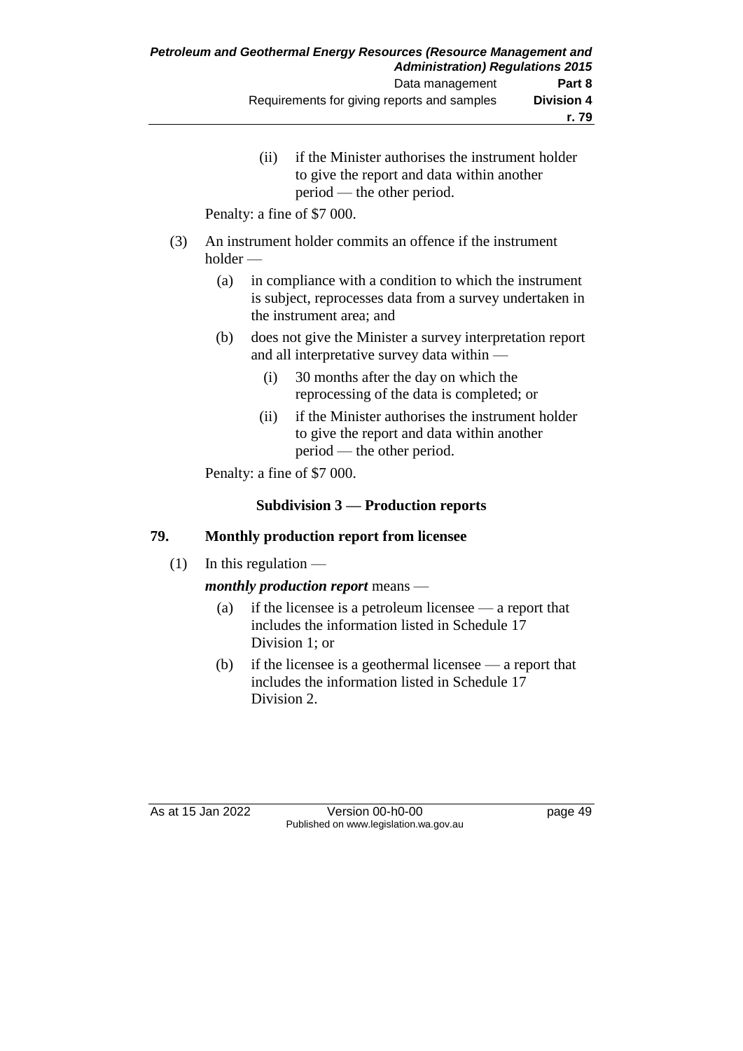(ii) if the Minister authorises the instrument holder to give the report and data within another period — the other period.

Penalty: a fine of $7 000.

(3) An instrument holder commits an offence if the instrument holder —

(a) in compliance with a condition to which the instrument is subject, reprocesses data from a survey undertaken in the instrument area; and

(b) does not give the Minister a survey interpretation report and all interpretative survey data within —

(i) 30 months after the day on which the reprocessing of the data is completed; or

(ii) if the Minister authorises the instrument holder to give the report and data within another period — the other period.

Penalty: a fine of $7 000.

### Subdivision 3 — Production reports

## 79. Monthly production report from licensee

(1) In this regulation —

***monthly production report*** means —

(a) if the licensee is a petroleum licensee — a report that includes the information listed in Schedule 17 Division 1; or

(b) if the licensee is a geothermal licensee — a report that includes the information listed in Schedule 17 Division 2.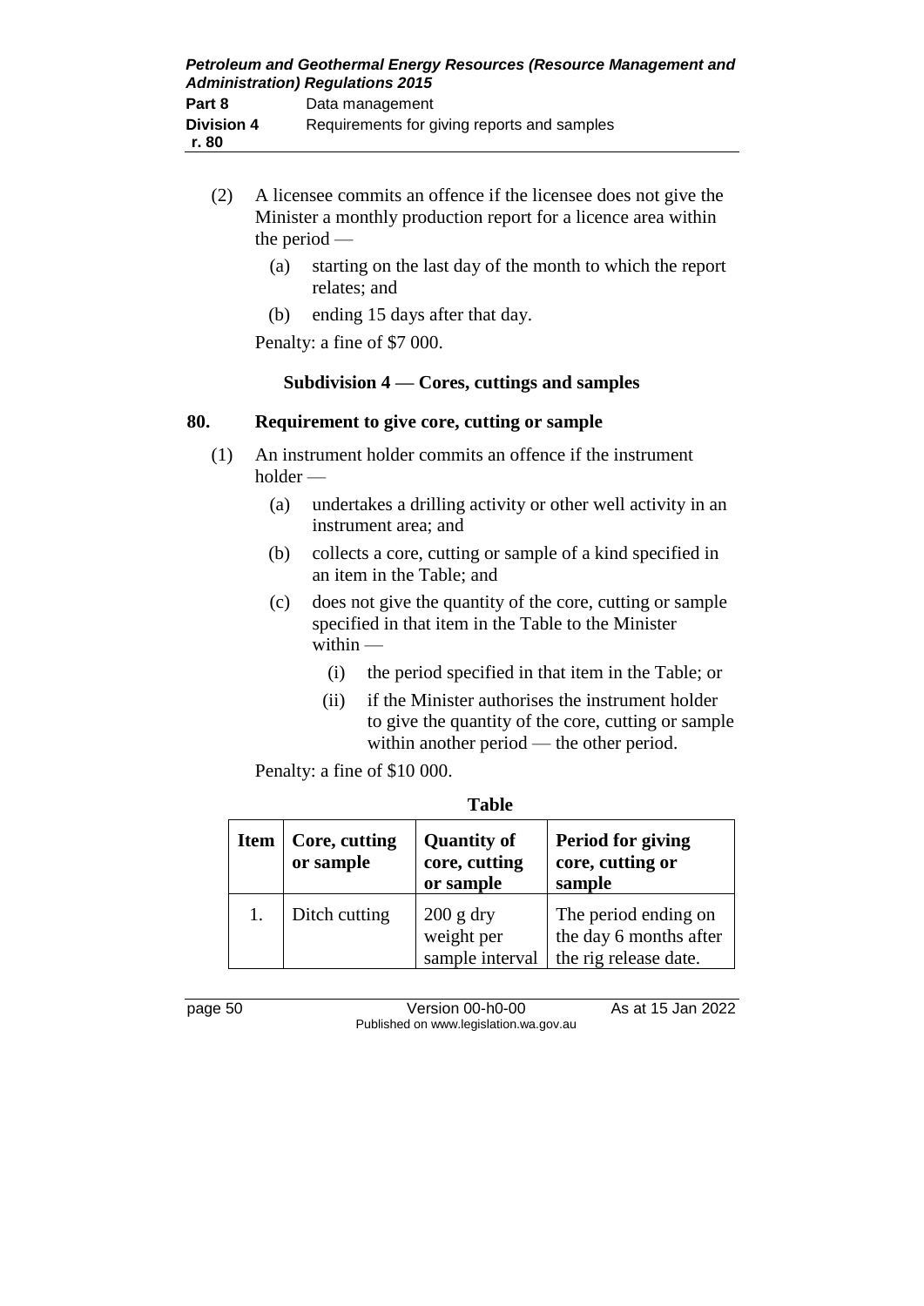(2) A licensee commits an offence if the licensee does not give the Minister a monthly production report for a licence area within the period —

(a) starting on the last day of the month to which the report relates; and

(b) ending 15 days after that day.

Penalty: a fine of $7 000.

### Subdivision 4 — Cores, cuttings and samples

## 80. Requirement to give core, cutting or sample

(1) An instrument holder commits an offence if the instrument holder —

(a) undertakes a drilling activity or other well activity in an instrument area; and

(b) collects a core, cutting or sample of a kind specified in an item in the Table; and

(c) does not give the quantity of the core, cutting or sample specified in that item in the Table to the Minister within —

(i) the period specified in that item in the Table; or

(ii) if the Minister authorises the instrument holder to give the quantity of the core, cutting or sample within another period — the other period.

Penalty: a fine of $10 000.

**Table**

| Item | Core, cutting or sample | Quantity of core, cutting or sample | Period for giving core, cutting or sample |
|---|---|---|---|
| 1. | Ditch cutting | 200 g dry weight per sample interval | The period ending on the day 6 months after the rig release date. |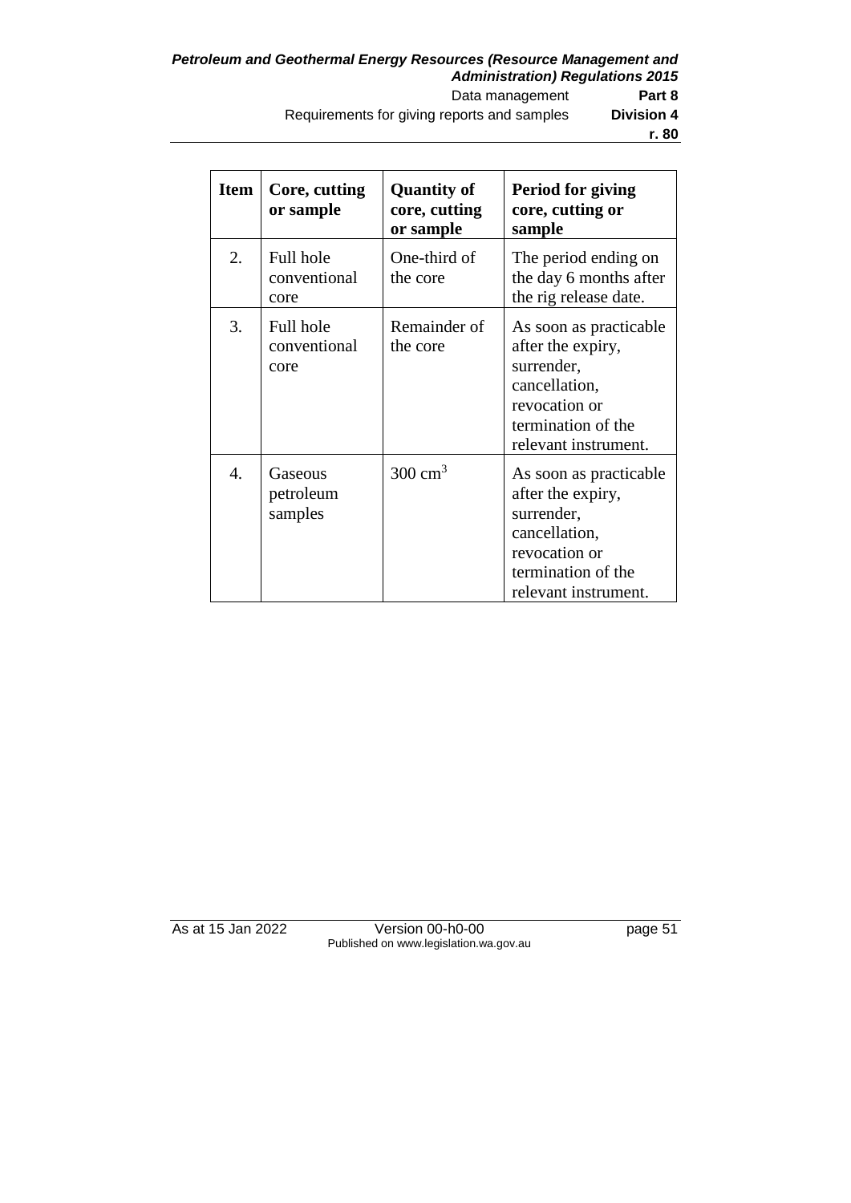| Item | Core, cutting or sample | Quantity of core, cutting or sample | Period for giving core, cutting or sample |
|---|---|---|---|
| 2. | Full hole conventional core | One-third of the core | The period ending on the day 6 months after the rig release date. |
| 3. | Full hole conventional core | Remainder of the core | As soon as practicable after the expiry, surrender, cancellation, revocation or termination of the relevant instrument. |
| 4. | Gaseous petroleum samples | $300 \text{ cm}^3$ | As soon as practicable after the expiry, surrender, cancellation, revocation or termination of the relevant instrument. |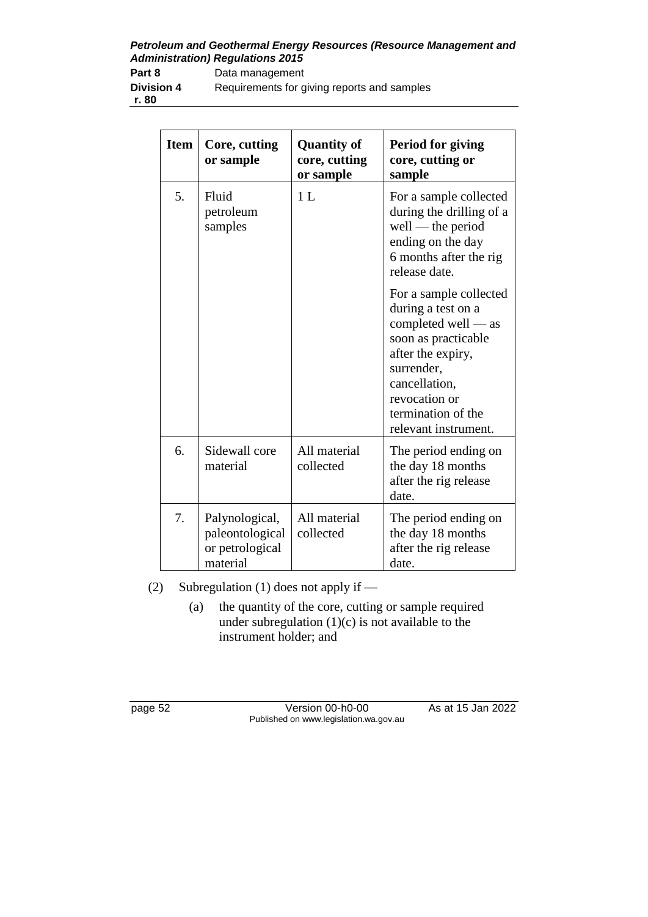| Item | Core, cutting or sample | Quantity of core, cutting or sample | Period for giving core, cutting or sample |
|---|---|---|---|
| 5. | Fluid petroleum samples | 1 L | For a sample collected during the drilling of a well — the period ending on the day 6 months after the rig release date. For a sample collected during a test on a completed well — as soon as practicable after the expiry, surrender, cancellation, revocation or termination of the relevant instrument. |
| 6. | Sidewall core material | All material collected | The period ending on the day 18 months after the rig release date. |
| 7. | Palynological, paleontological or petrological material | All material collected | The period ending on the day 18 months after the rig release date. |

(2) Subregulation (1) does not apply if —

(a) the quantity of the core, cutting or sample required under subregulation (1)(c) is not available to the instrument holder; and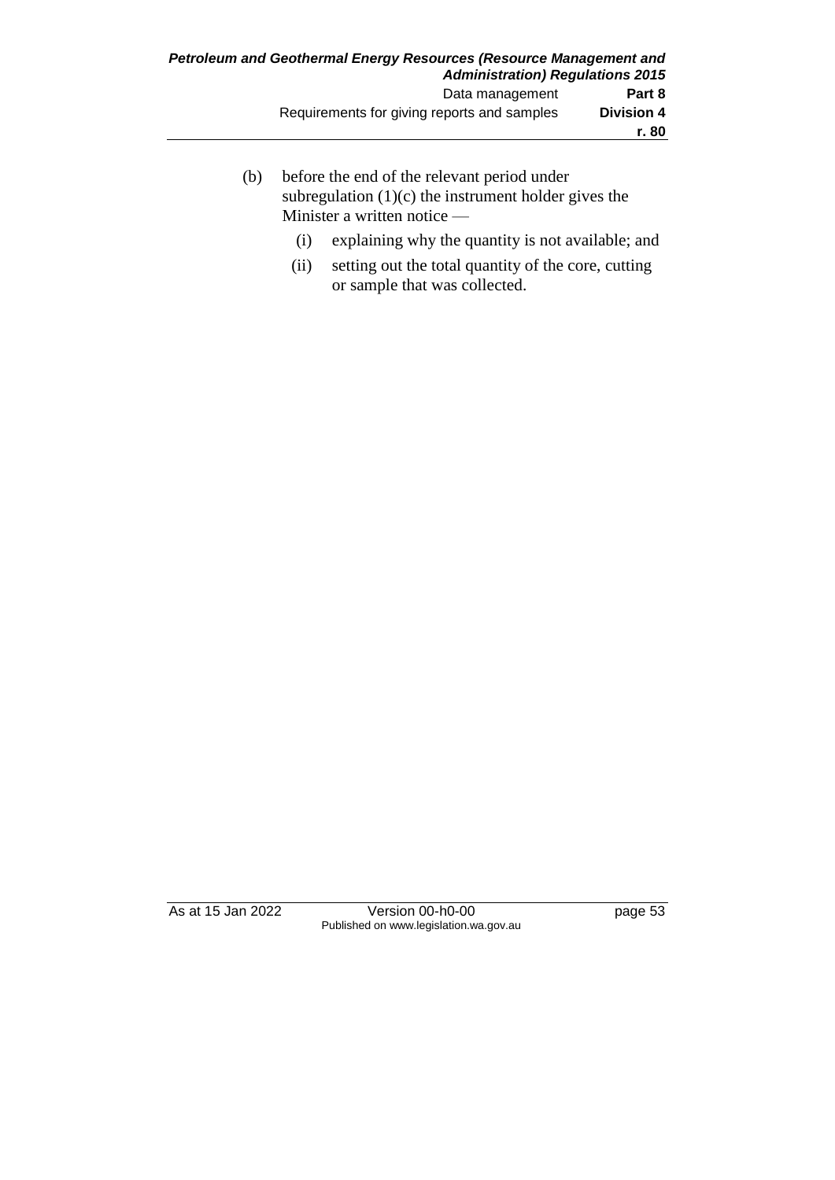(b) before the end of the relevant period under subregulation (1)(c) the instrument holder gives the Minister a written notice —

  (i) explaining why the quantity is not available; and

  (ii) setting out the total quantity of the core, cutting or sample that was collected.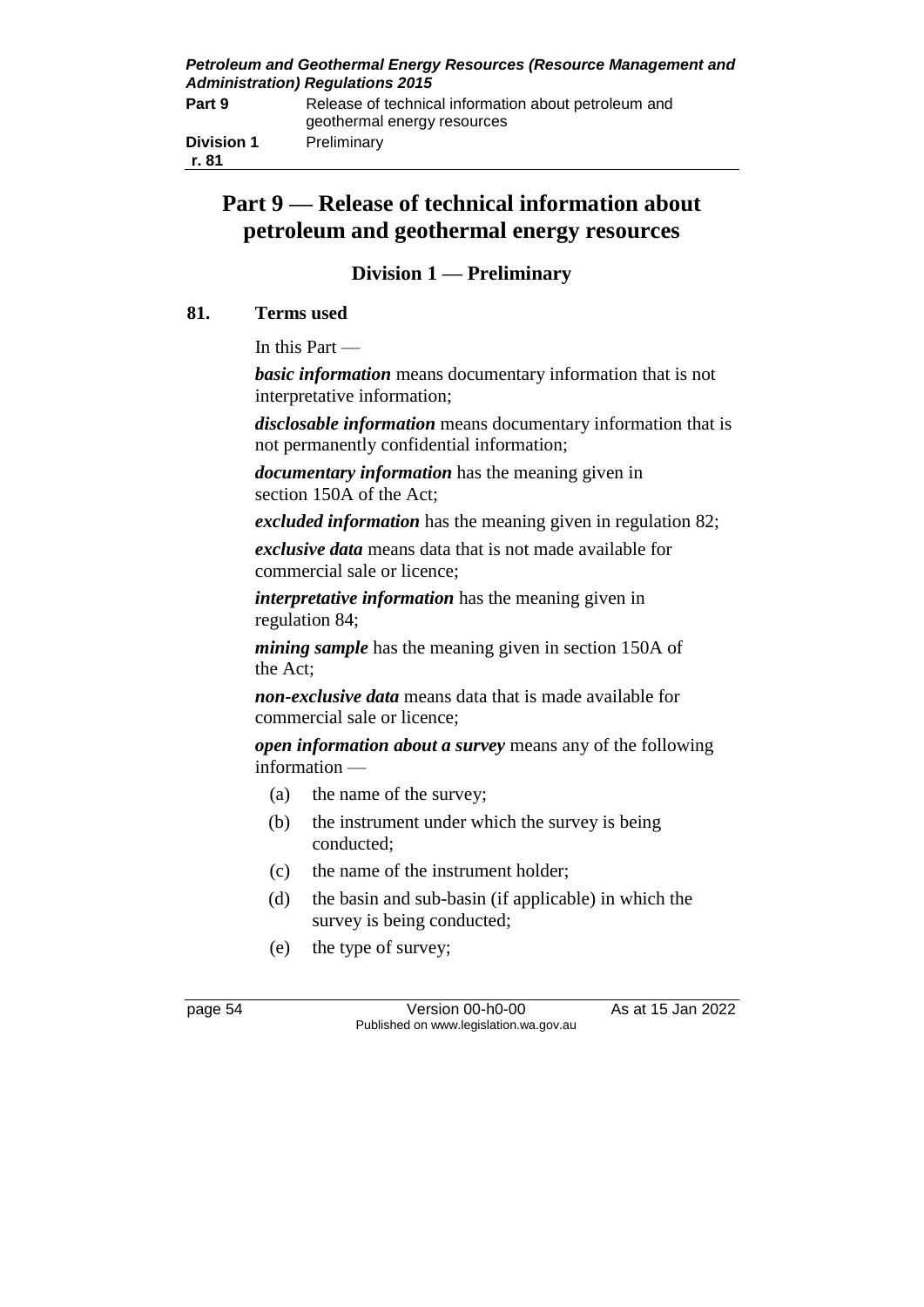# Part 9 — Release of technical information about petroleum and geothermal energy resources

## Division 1 — Preliminary

### 81. Terms used

In this Part —

***basic information*** means documentary information that is not interpretative information;

***disclosable information*** means documentary information that is not permanently confidential information;

***documentary information*** has the meaning given in section 150A of the Act;

***excluded information*** has the meaning given in regulation 82;

***exclusive data*** means data that is not made available for commercial sale or licence;

***interpretative information*** has the meaning given in regulation 84;

***mining sample*** has the meaning given in section 150A of the Act;

***non-exclusive data*** means data that is made available for commercial sale or licence;

***open information about a survey*** means any of the following information —

- (a) the name of the survey;
- (b) the instrument under which the survey is being conducted;
- (c) the name of the instrument holder;
- (d) the basin and sub-basin (if applicable) in which the survey is being conducted;
- (e) the type of survey;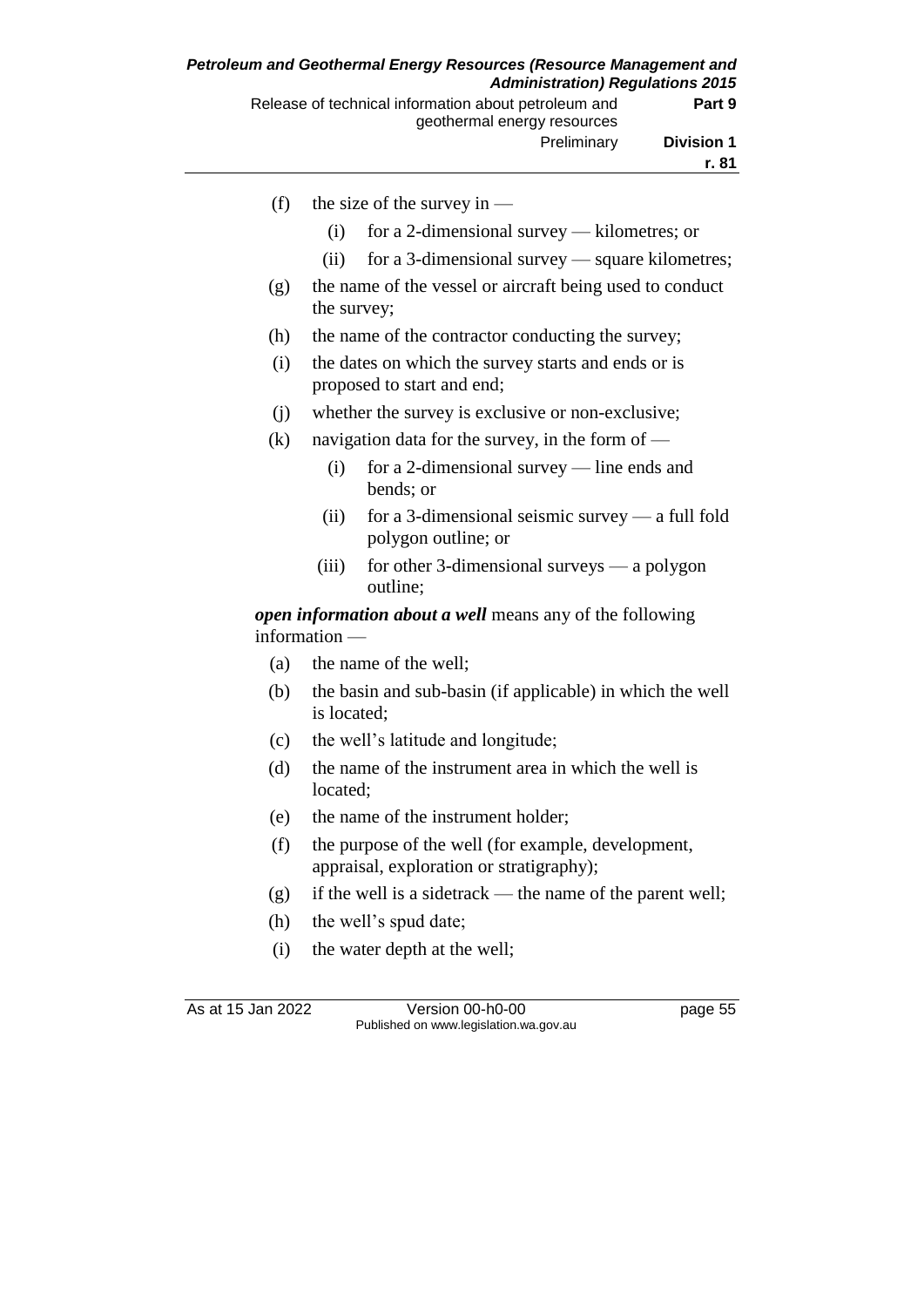(f) the size of the survey in —

  (i) for a 2-dimensional survey — kilometres; or

  (ii) for a 3-dimensional survey — square kilometres;

(g) the name of the vessel or aircraft being used to conduct the survey;

(h) the name of the contractor conducting the survey;

(i) the dates on which the survey starts and ends or is proposed to start and end;

(j) whether the survey is exclusive or non-exclusive;

(k) navigation data for the survey, in the form of —

  (i) for a 2-dimensional survey — line ends and bends; or

  (ii) for a 3-dimensional seismic survey — a full fold polygon outline; or

  (iii) for other 3-dimensional surveys — a polygon outline;

***open information about a well*** means any of the following information —

(a) the name of the well;

(b) the basin and sub-basin (if applicable) in which the well is located;

(c) the well's latitude and longitude;

(d) the name of the instrument area in which the well is located;

(e) the name of the instrument holder;

(f) the purpose of the well (for example, development, appraisal, exploration or stratigraphy);

(g) if the well is a sidetrack — the name of the parent well;

(h) the well's spud date;

(i) the water depth at the well;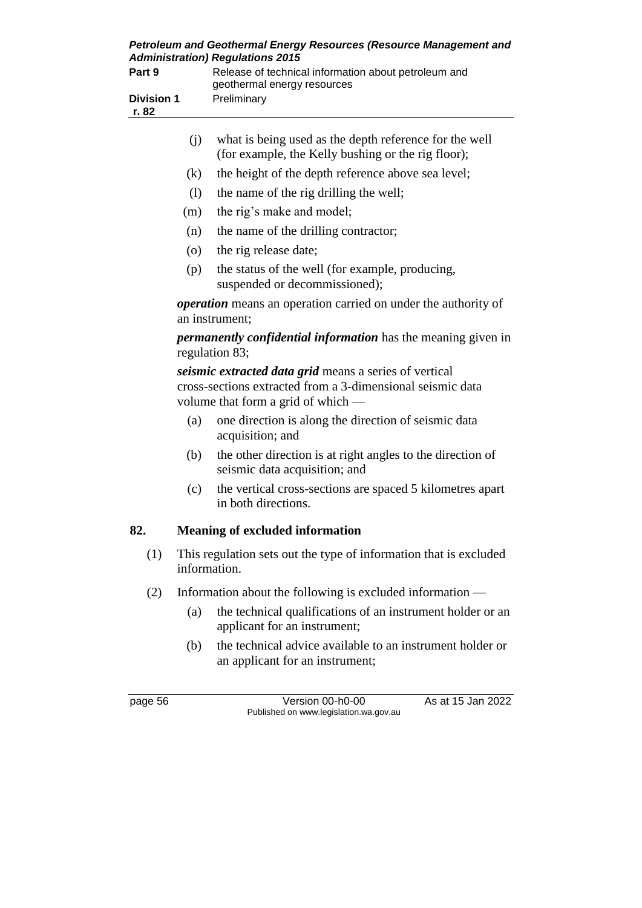- (j) what is being used as the depth reference for the well (for example, the Kelly bushing or the rig floor);
- (k) the height of the depth reference above sea level;
- (l) the name of the rig drilling the well;
- (m) the rig's make and model;
- (n) the name of the drilling contractor;
- (o) the rig release date;
- (p) the status of the well (for example, producing, suspended or decommissioned);

***operation*** means an operation carried on under the authority of an instrument;

***permanently confidential information*** has the meaning given in regulation 83;

***seismic extracted data grid*** means a series of vertical cross-sections extracted from a 3-dimensional seismic data volume that form a grid of which —

- (a) one direction is along the direction of seismic data acquisition; and
- (b) the other direction is at right angles to the direction of seismic data acquisition; and
- (c) the vertical cross-sections are spaced 5 kilometres apart in both directions.

## 82. Meaning of excluded information

(1) This regulation sets out the type of information that is excluded information.

(2) Information about the following is excluded information —

- (a) the technical qualifications of an instrument holder or an applicant for an instrument;
- (b) the technical advice available to an instrument holder or an applicant for an instrument;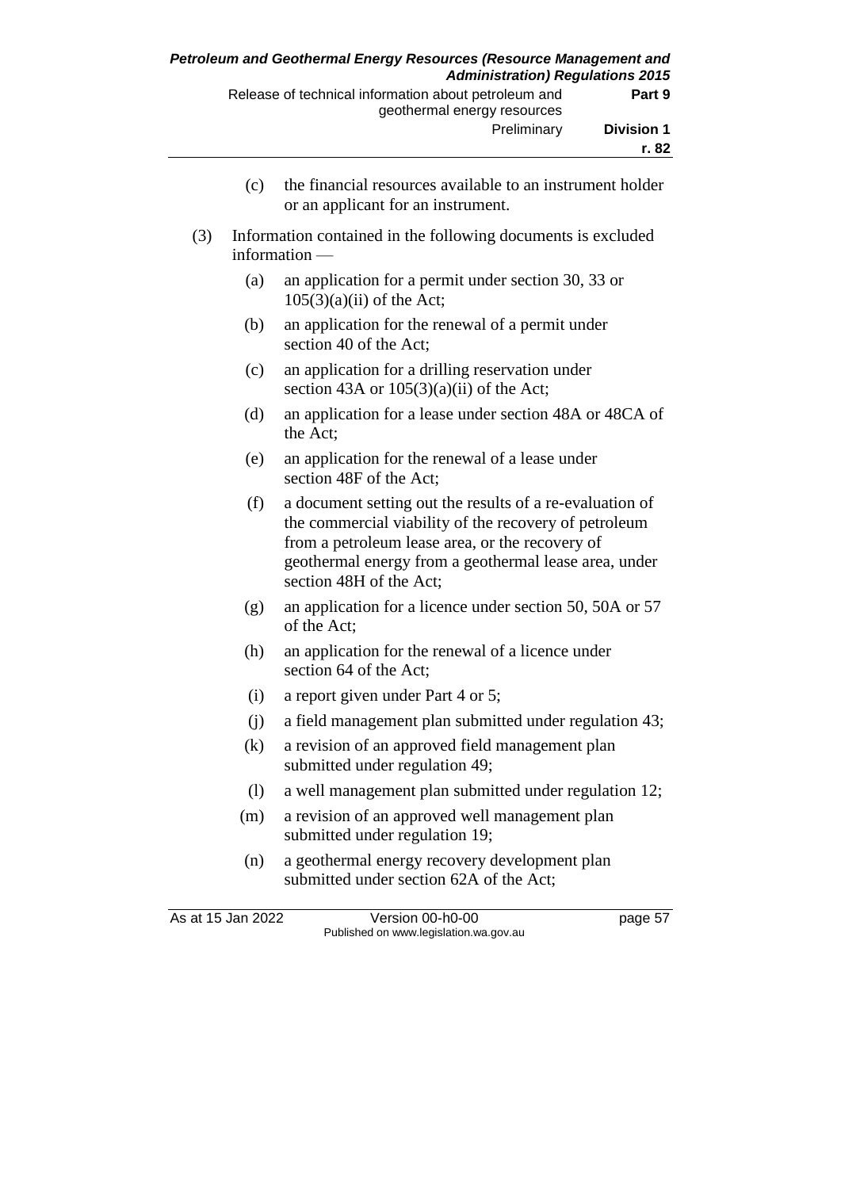(c) the financial resources available to an instrument holder or an applicant for an instrument.

(3) Information contained in the following documents is excluded information —

(a) an application for a permit under section 30, 33 or 105(3)(a)(ii) of the Act;

(b) an application for the renewal of a permit under section 40 of the Act;

(c) an application for a drilling reservation under section 43A or 105(3)(a)(ii) of the Act;

(d) an application for a lease under section 48A or 48CA of the Act;

(e) an application for the renewal of a lease under section 48F of the Act;

(f) a document setting out the results of a re-evaluation of the commercial viability of the recovery of petroleum from a petroleum lease area, or the recovery of geothermal energy from a geothermal lease area, under section 48H of the Act;

(g) an application for a licence under section 50, 50A or 57 of the Act;

(h) an application for the renewal of a licence under section 64 of the Act;

(i) a report given under Part 4 or 5;

(j) a field management plan submitted under regulation 43;

(k) a revision of an approved field management plan submitted under regulation 49;

(l) a well management plan submitted under regulation 12;

(m) a revision of an approved well management plan submitted under regulation 19;

(n) a geothermal energy recovery development plan submitted under section 62A of the Act;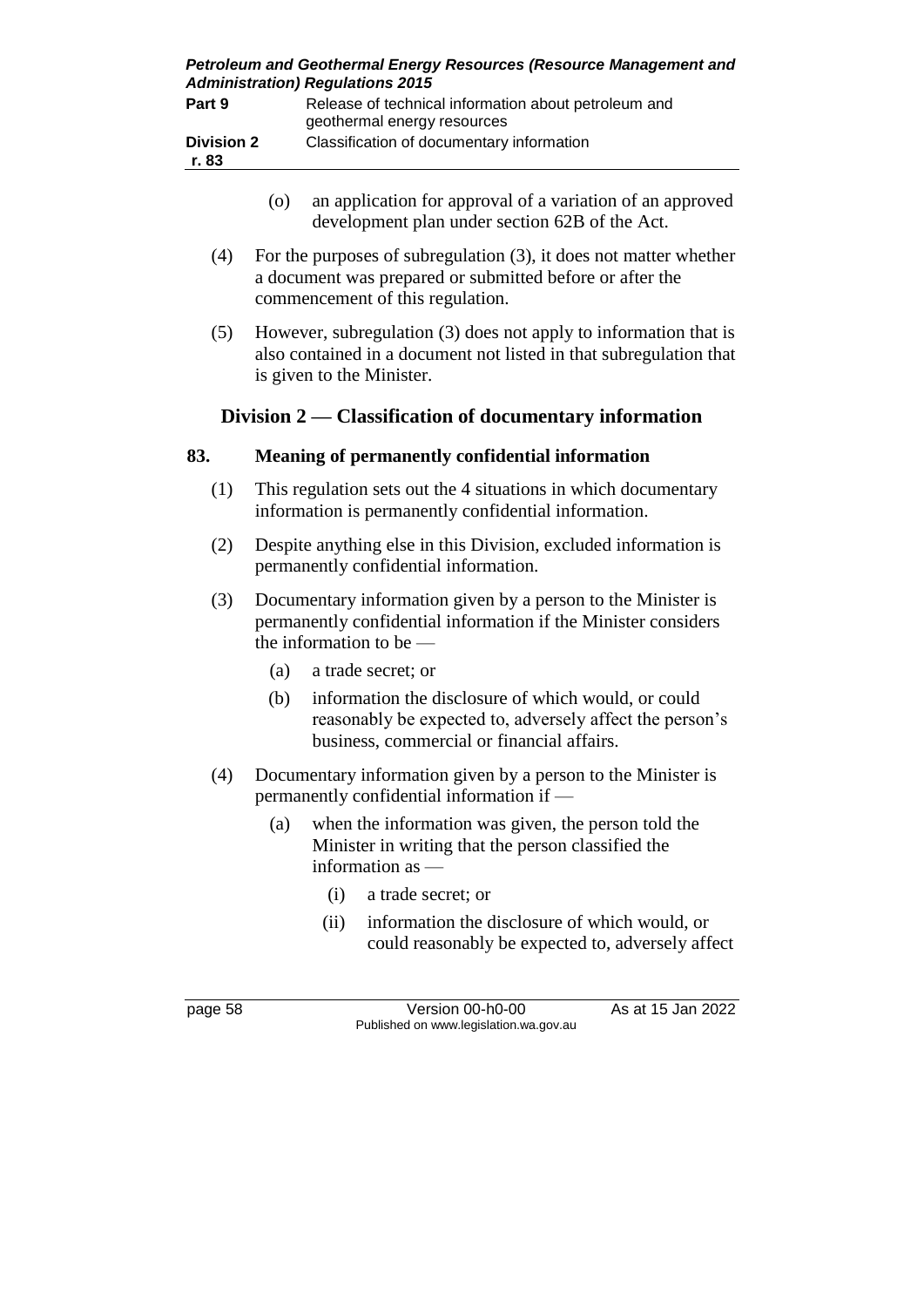(o) an application for approval of a variation of an approved development plan under section 62B of the Act.

(4) For the purposes of subregulation (3), it does not matter whether a document was prepared or submitted before or after the commencement of this regulation.

(5) However, subregulation (3) does not apply to information that is also contained in a document not listed in that subregulation that is given to the Minister.

## Division 2 — Classification of documentary information

### 83. Meaning of permanently confidential information

(1) This regulation sets out the 4 situations in which documentary information is permanently confidential information.

(2) Despite anything else in this Division, excluded information is permanently confidential information.

(3) Documentary information given by a person to the Minister is permanently confidential information if the Minister considers the information to be —

(a) a trade secret; or

(b) information the disclosure of which would, or could reasonably be expected to, adversely affect the person's business, commercial or financial affairs.

(4) Documentary information given by a person to the Minister is permanently confidential information if —

(a) when the information was given, the person told the Minister in writing that the person classified the information as —

(i) a trade secret; or

(ii) information the disclosure of which would, or could reasonably be expected to, adversely affect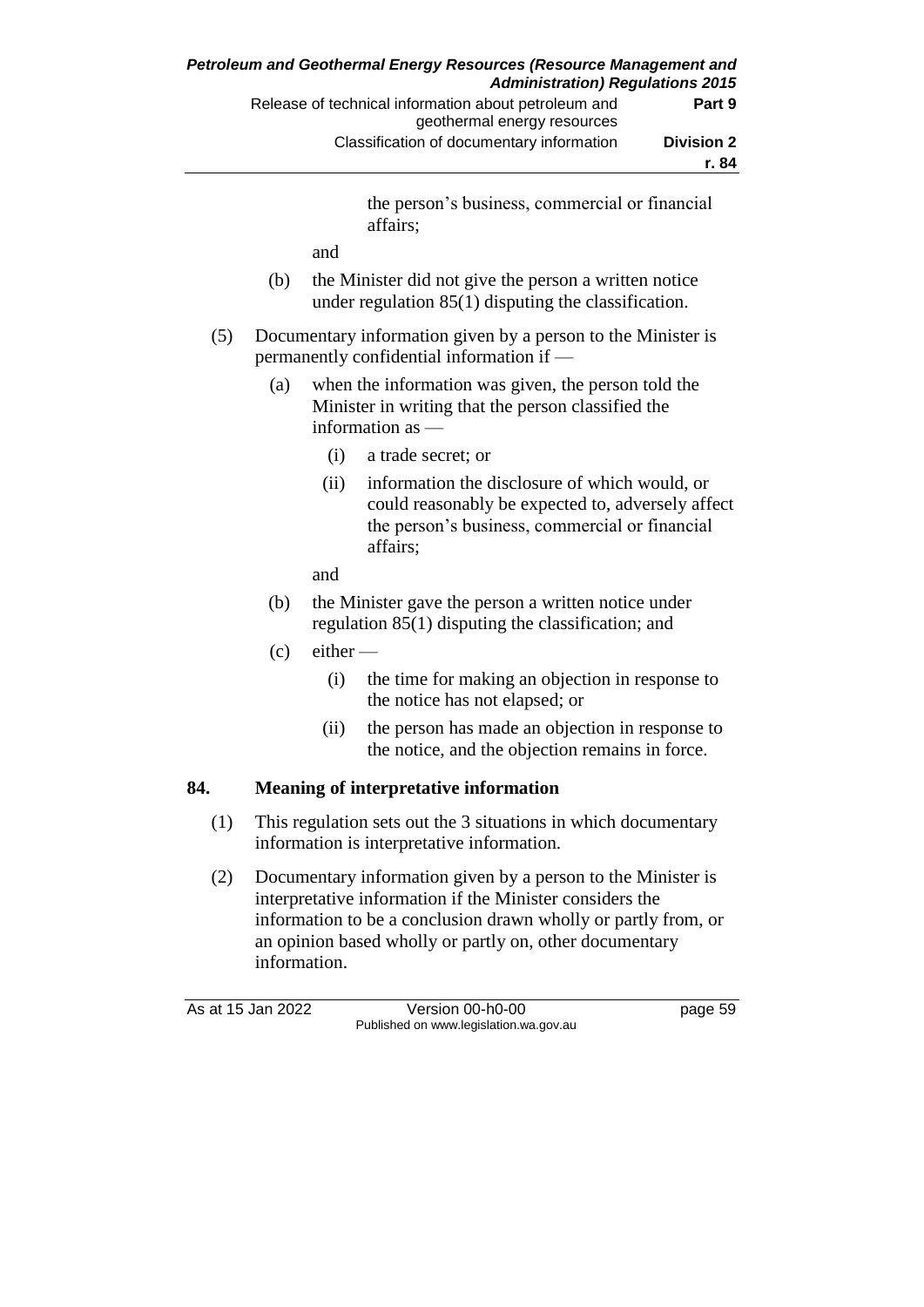the person's business, commercial or financial affairs;

and

(b) the Minister did not give the person a written notice under regulation 85(1) disputing the classification.

(5) Documentary information given by a person to the Minister is permanently confidential information if —

(a) when the information was given, the person told the Minister in writing that the person classified the information as —

(i) a trade secret; or

(ii) information the disclosure of which would, or could reasonably be expected to, adversely affect the person's business, commercial or financial affairs;

and

(b) the Minister gave the person a written notice under regulation 85(1) disputing the classification; and

(c) either —

(i) the time for making an objection in response to the notice has not elapsed; or

(ii) the person has made an objection in response to the notice, and the objection remains in force.

## 84. Meaning of interpretative information

(1) This regulation sets out the 3 situations in which documentary information is interpretative information.

(2) Documentary information given by a person to the Minister is interpretative information if the Minister considers the information to be a conclusion drawn wholly or partly from, or an opinion based wholly or partly on, other documentary information.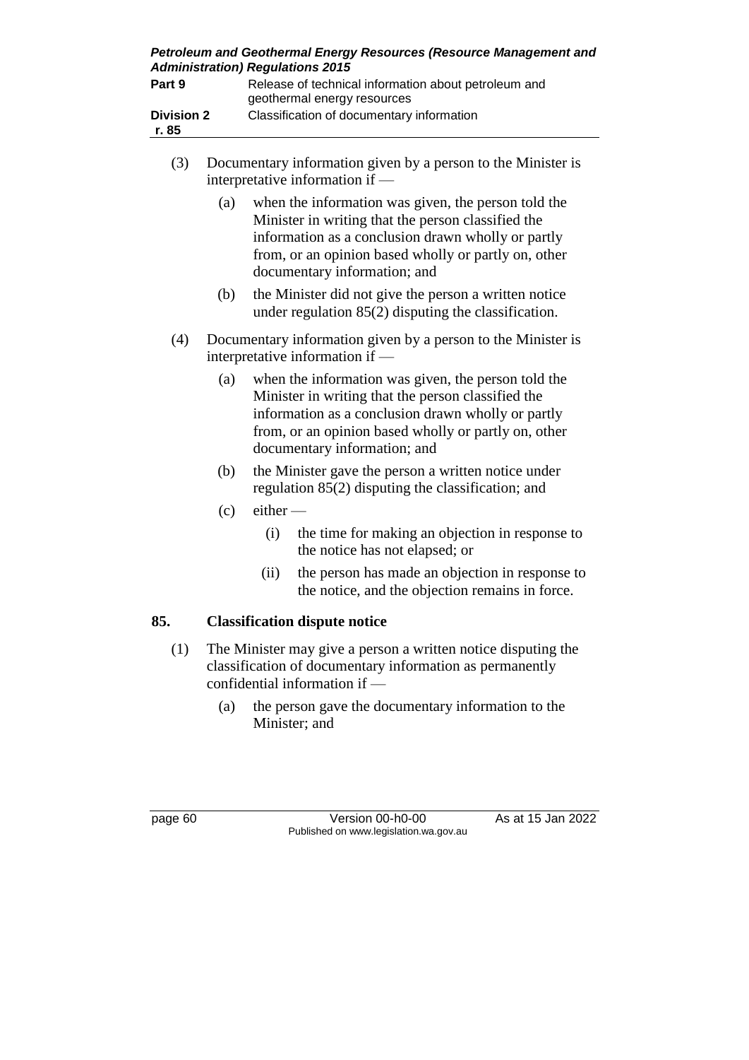(3) Documentary information given by a person to the Minister is interpretative information if —

(a) when the information was given, the person told the Minister in writing that the person classified the information as a conclusion drawn wholly or partly from, or an opinion based wholly or partly on, other documentary information; and

(b) the Minister did not give the person a written notice under regulation 85(2) disputing the classification.

(4) Documentary information given by a person to the Minister is interpretative information if —

(a) when the information was given, the person told the Minister in writing that the person classified the information as a conclusion drawn wholly or partly from, or an opinion based wholly or partly on, other documentary information; and

(b) the Minister gave the person a written notice under regulation 85(2) disputing the classification; and

(c) either —

(i) the time for making an objection in response to the notice has not elapsed; or

(ii) the person has made an objection in response to the notice, and the objection remains in force.

## 85. Classification dispute notice

(1) The Minister may give a person a written notice disputing the classification of documentary information as permanently confidential information if —

(a) the person gave the documentary information to the Minister; and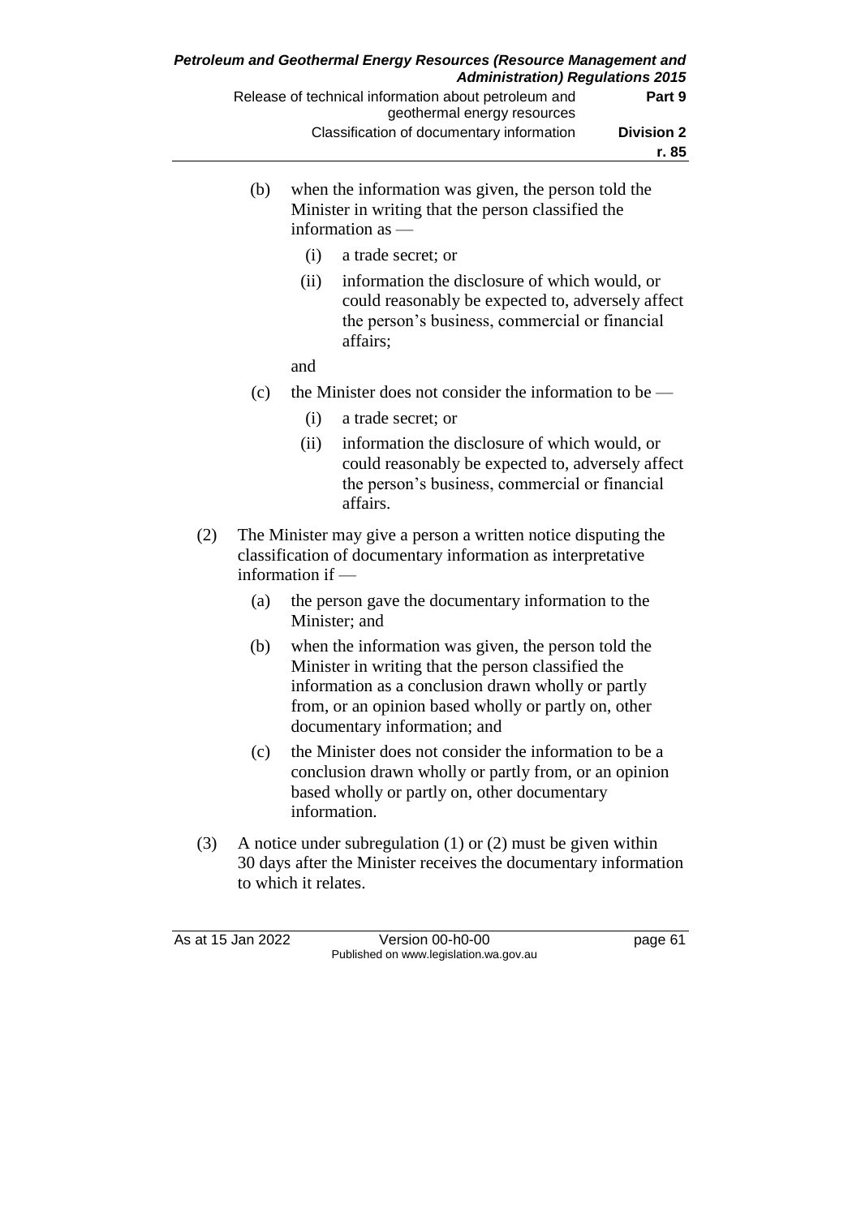(b) when the information was given, the person told the Minister in writing that the person classified the information as —

(i) a trade secret; or

(ii) information the disclosure of which would, or could reasonably be expected to, adversely affect the person's business, commercial or financial affairs;

and

(c) the Minister does not consider the information to be —

(i) a trade secret; or

(ii) information the disclosure of which would, or could reasonably be expected to, adversely affect the person's business, commercial or financial affairs.

(2) The Minister may give a person a written notice disputing the classification of documentary information as interpretative information if —

(a) the person gave the documentary information to the Minister; and

(b) when the information was given, the person told the Minister in writing that the person classified the information as a conclusion drawn wholly or partly from, or an opinion based wholly or partly on, other documentary information; and

(c) the Minister does not consider the information to be a conclusion drawn wholly or partly from, or an opinion based wholly or partly on, other documentary information.

(3) A notice under subregulation (1) or (2) must be given within 30 days after the Minister receives the documentary information to which it relates.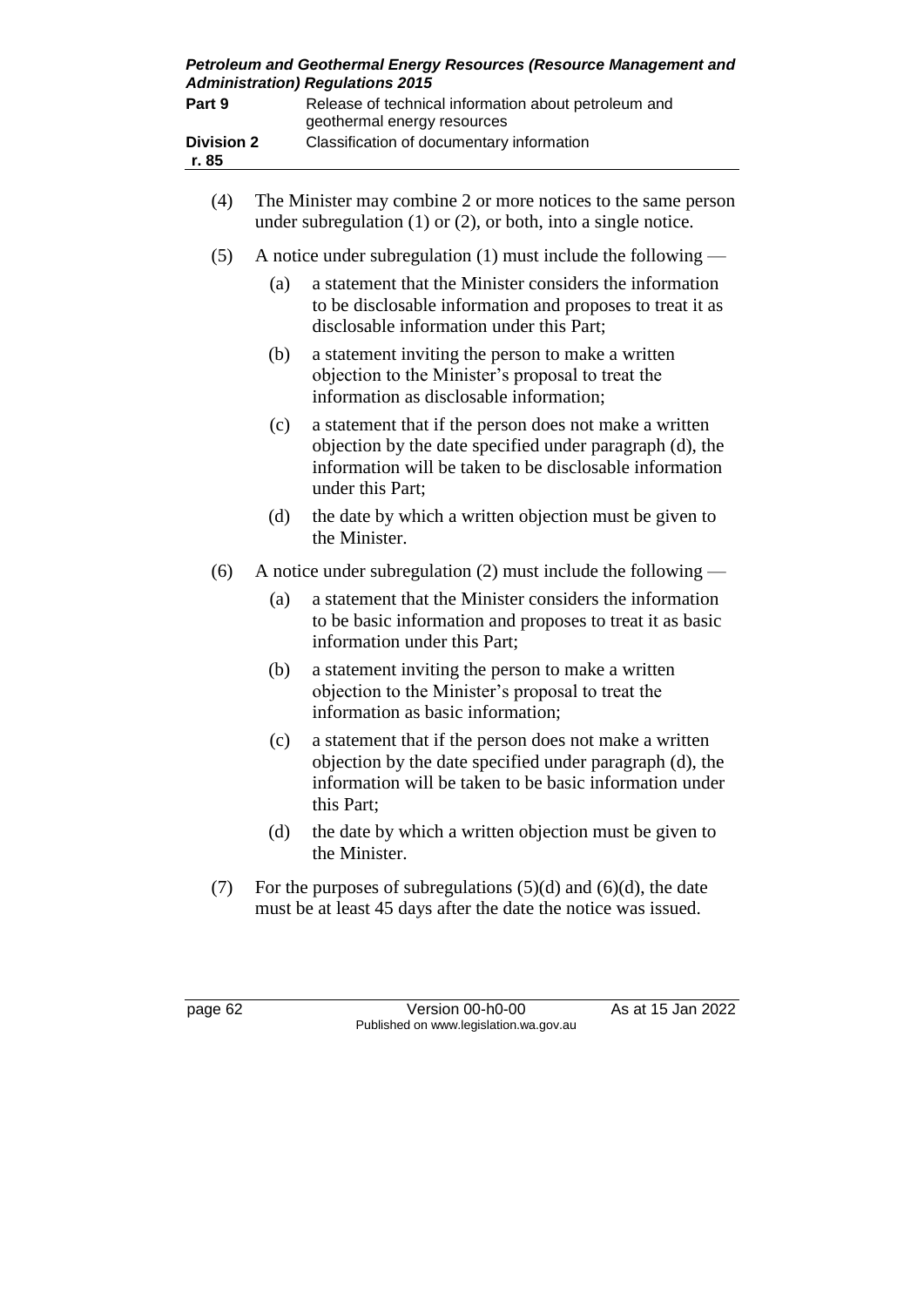(4) The Minister may combine 2 or more notices to the same person under subregulation (1) or (2), or both, into a single notice.

(5) A notice under subregulation (1) must include the following —

  (a) a statement that the Minister considers the information to be disclosable information and proposes to treat it as disclosable information under this Part;

  (b) a statement inviting the person to make a written objection to the Minister's proposal to treat the information as disclosable information;

  (c) a statement that if the person does not make a written objection by the date specified under paragraph (d), the information will be taken to be disclosable information under this Part;

  (d) the date by which a written objection must be given to the Minister.

(6) A notice under subregulation (2) must include the following —

  (a) a statement that the Minister considers the information to be basic information and proposes to treat it as basic information under this Part;

  (b) a statement inviting the person to make a written objection to the Minister's proposal to treat the information as basic information;

  (c) a statement that if the person does not make a written objection by the date specified under paragraph (d), the information will be taken to be basic information under this Part;

  (d) the date by which a written objection must be given to the Minister.

(7) For the purposes of subregulations (5)(d) and (6)(d), the date must be at least 45 days after the date the notice was issued.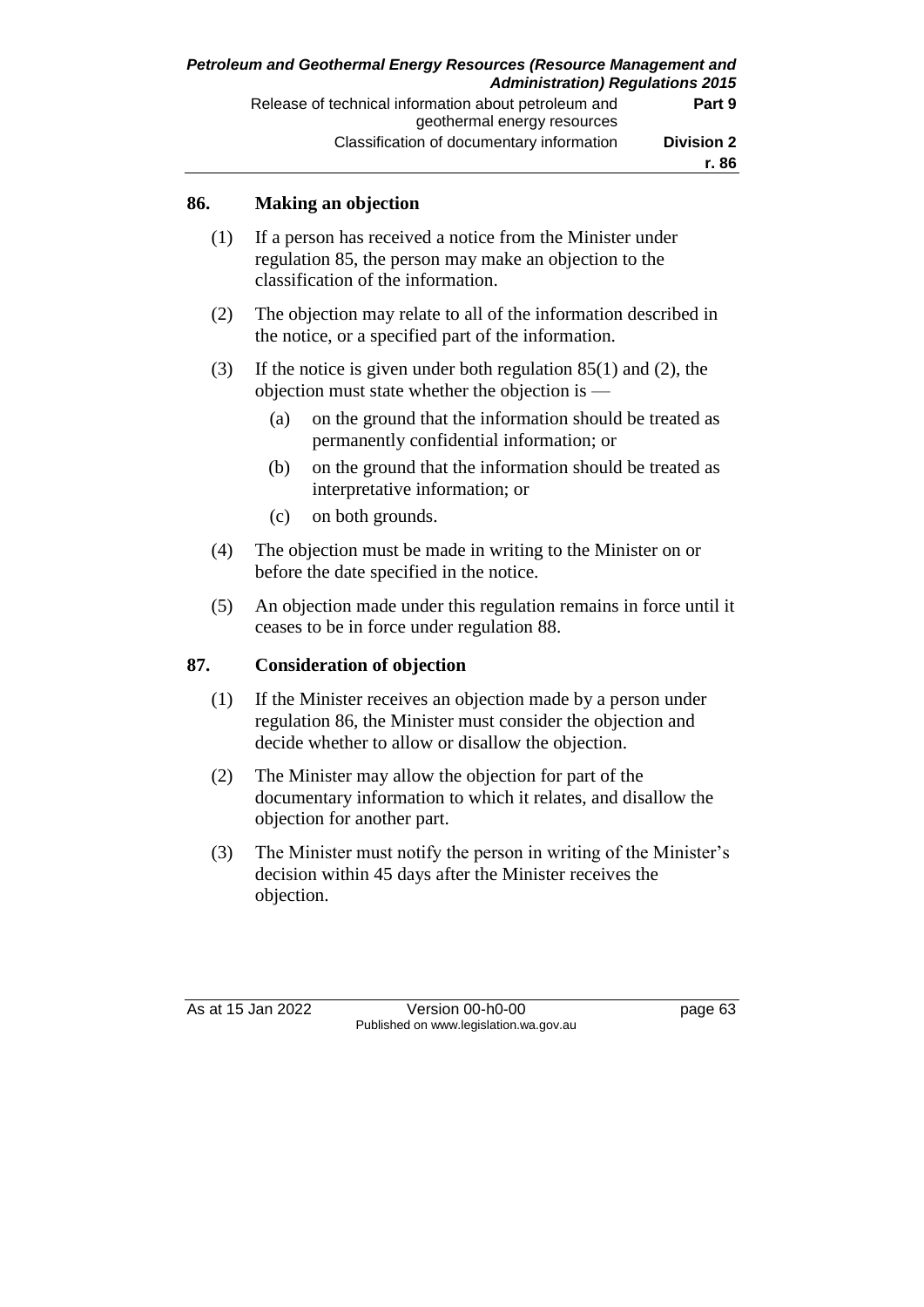## 86. Making an objection

(1) If a person has received a notice from the Minister under regulation 85, the person may make an objection to the classification of the information.

(2) The objection may relate to all of the information described in the notice, or a specified part of the information.

(3) If the notice is given under both regulation 85(1) and (2), the objection must state whether the objection is —

(a) on the ground that the information should be treated as permanently confidential information; or

(b) on the ground that the information should be treated as interpretative information; or

(c) on both grounds.

(4) The objection must be made in writing to the Minister on or before the date specified in the notice.

(5) An objection made under this regulation remains in force until it ceases to be in force under regulation 88.

## 87. Consideration of objection

(1) If the Minister receives an objection made by a person under regulation 86, the Minister must consider the objection and decide whether to allow or disallow the objection.

(2) The Minister may allow the objection for part of the documentary information to which it relates, and disallow the objection for another part.

(3) The Minister must notify the person in writing of the Minister's decision within 45 days after the Minister receives the objection.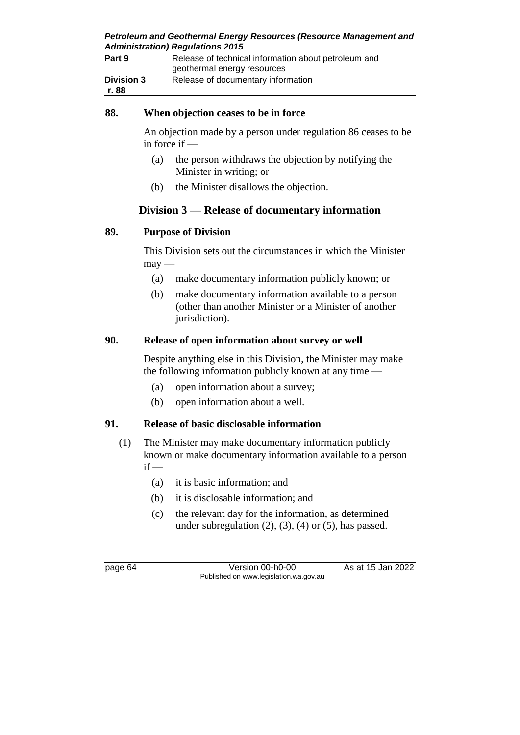**88. When objection ceases to be in force**

An objection made by a person under regulation 86 ceases to be in force if —

(a) the person withdraws the objection by notifying the Minister in writing; or

(b) the Minister disallows the objection.

## Division 3 — Release of documentary information

**89. Purpose of Division**

This Division sets out the circumstances in which the Minister may —

(a) make documentary information publicly known; or

(b) make documentary information available to a person (other than another Minister or a Minister of another jurisdiction).

**90. Release of open information about survey or well**

Despite anything else in this Division, the Minister may make the following information publicly known at any time —

(a) open information about a survey;

(b) open information about a well.

**91. Release of basic disclosable information**

(1) The Minister may make documentary information publicly known or make documentary information available to a person if —

(a) it is basic information; and

(b) it is disclosable information; and

(c) the relevant day for the information, as determined under subregulation (2), (3), (4) or (5), has passed.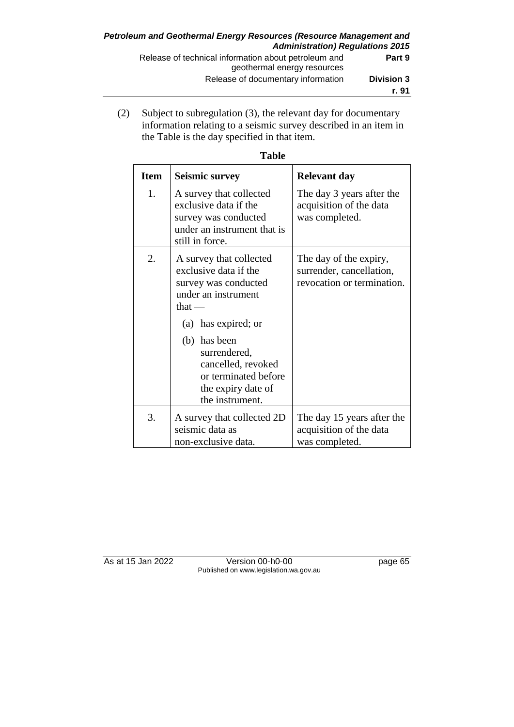(2) Subject to subregulation (3), the relevant day for documentary information relating to a seismic survey described in an item in the Table is the day specified in that item.

**Table**

| Item | Seismic survey | Relevant day |
|---|---|---|
| 1. | A survey that collected exclusive data if the survey was conducted under an instrument that is still in force. | The day 3 years after the acquisition of the data was completed. |
| 2. | A survey that collected exclusive data if the survey was conducted under an instrument that — (a) has expired; or (b) has been surrendered, cancelled, revoked or terminated before the expiry date of the instrument. | The day of the expiry, surrender, cancellation, revocation or termination. |
| 3. | A survey that collected 2D seismic data as non-exclusive data. | The day 15 years after the acquisition of the data was completed. |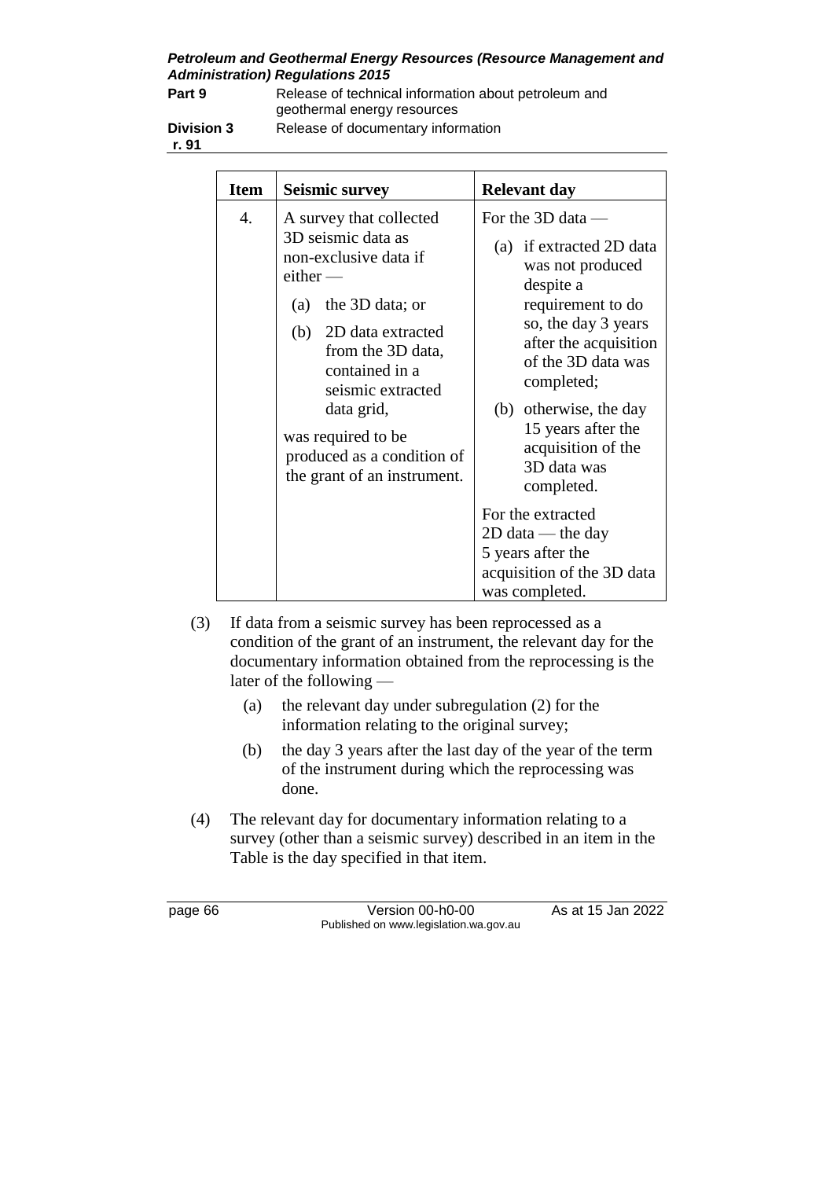| Item | Seismic survey | Relevant day |
|---|---|---|
| 4. | A survey that collected 3D seismic data as non-exclusive data if either —<br>(a) the 3D data; or<br>(b) 2D data extracted from the 3D data, contained in a seismic extracted data grid,<br>was required to be produced as a condition of the grant of an instrument. | For the 3D data —<br>(a) if extracted 2D data was not produced despite a requirement to do so, the day 3 years after the acquisition of the 3D data was completed;<br>(b) otherwise, the day 15 years after the acquisition of the 3D data was completed.<br>For the extracted 2D data — the day 5 years after the acquisition of the 3D data was completed. |

(3) If data from a seismic survey has been reprocessed as a condition of the grant of an instrument, the relevant day for the documentary information obtained from the reprocessing is the later of the following —

(a) the relevant day under subregulation (2) for the information relating to the original survey;

(b) the day 3 years after the last day of the year of the term of the instrument during which the reprocessing was done.

(4) The relevant day for documentary information relating to a survey (other than a seismic survey) described in an item in the Table is the day specified in that item.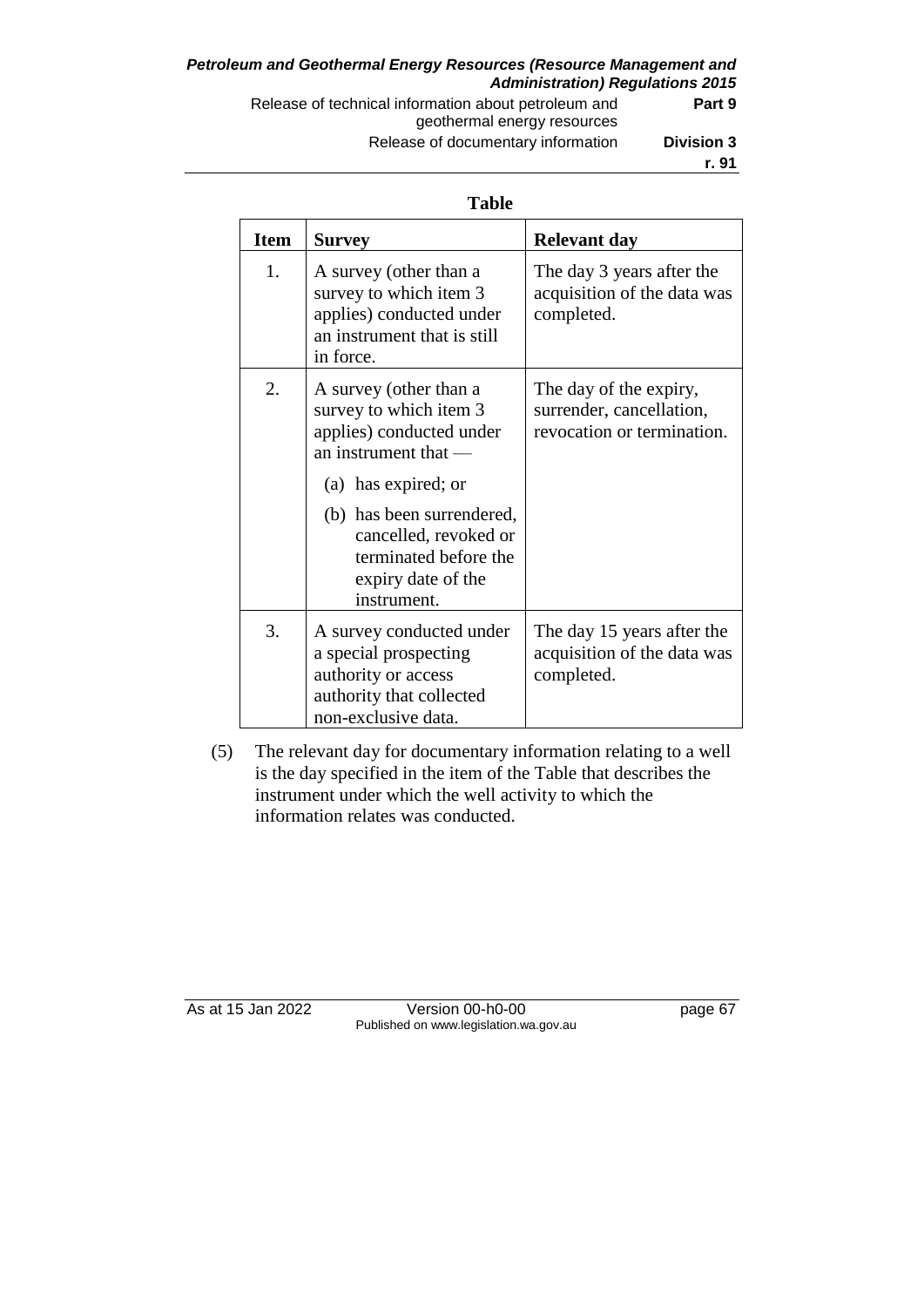**Table**

| Item | Survey | Relevant day |
|---|---|---|
| 1. | A survey (other than a survey to which item 3 applies) conducted under an instrument that is still in force. | The day 3 years after the acquisition of the data was completed. |
| 2. | A survey (other than a survey to which item 3 applies) conducted under an instrument that — (a) has expired; or (b) has been surrendered, cancelled, revoked or terminated before the expiry date of the instrument. | The day of the expiry, surrender, cancellation, revocation or termination. |
| 3. | A survey conducted under a special prospecting authority or access authority that collected non-exclusive data. | The day 15 years after the acquisition of the data was completed. |

(5) The relevant day for documentary information relating to a well is the day specified in the item of the Table that describes the instrument under which the well activity to which the information relates was conducted.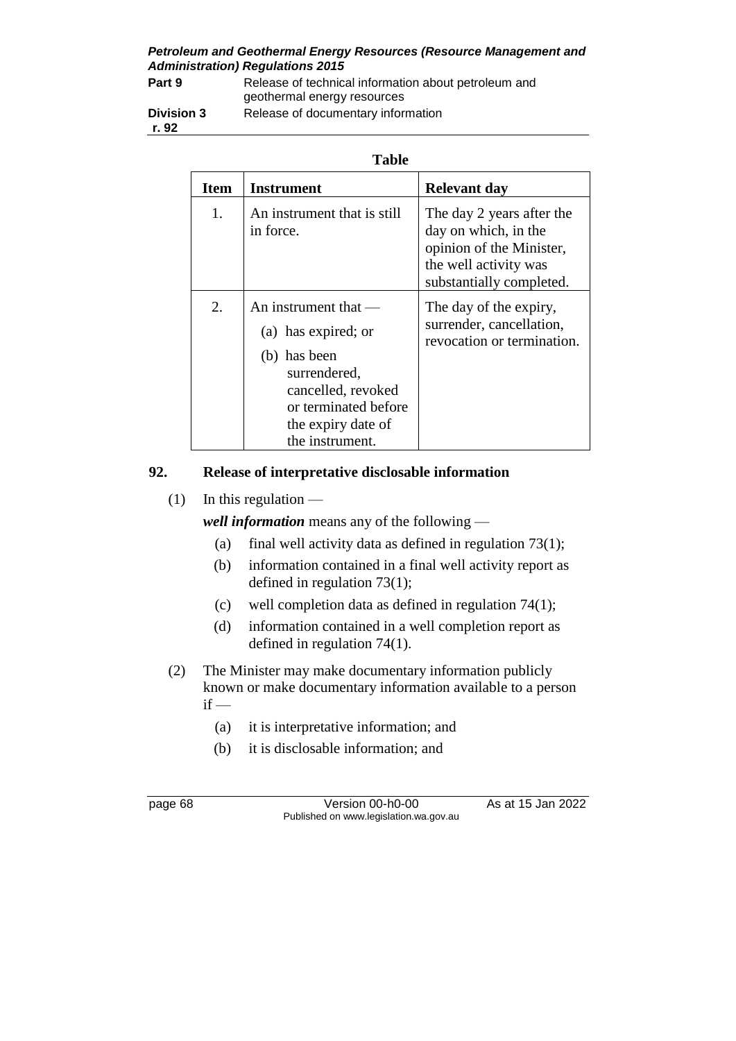**Table**

| Item | Instrument | Relevant day |
|---|---|---|
| 1. | An instrument that is still in force. | The day 2 years after the day on which, in the opinion of the Minister, the well activity was substantially completed. |
| 2. | An instrument that — (a) has expired; or (b) has been surrendered, cancelled, revoked or terminated before the expiry date of the instrument. | The day of the expiry, surrender, cancellation, revocation or termination. |

## 92. Release of interpretative disclosable information

(1) In this regulation —

***well information*** means any of the following —

(a) final well activity data as defined in regulation 73(1);

(b) information contained in a final well activity report as defined in regulation 73(1);

(c) well completion data as defined in regulation 74(1);

(d) information contained in a well completion report as defined in regulation 74(1).

(2) The Minister may make documentary information publicly known or make documentary information available to a person if —

(a) it is interpretative information; and

(b) it is disclosable information; and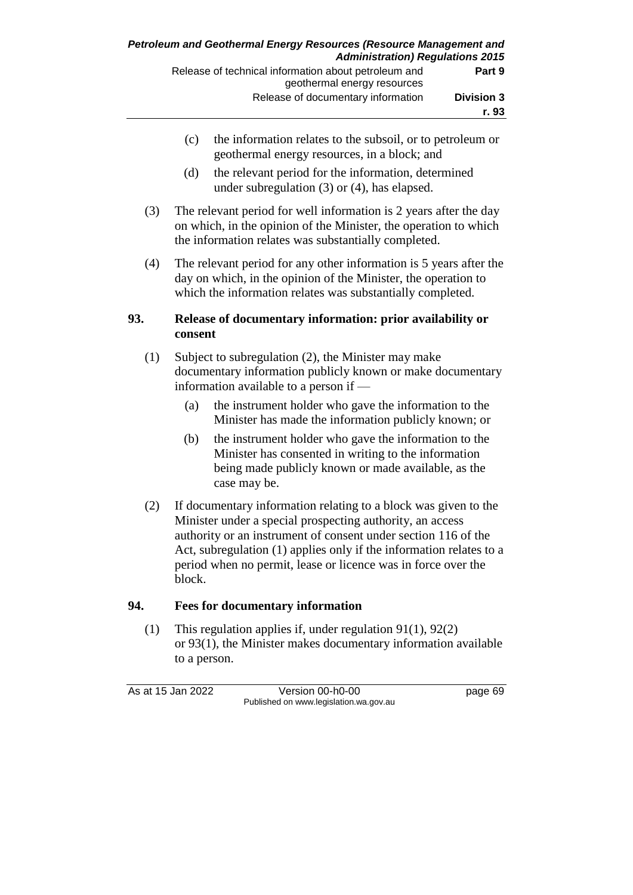(c) the information relates to the subsoil, or to petroleum or geothermal energy resources, in a block; and

(d) the relevant period for the information, determined under subregulation (3) or (4), has elapsed.

(3) The relevant period for well information is 2 years after the day on which, in the opinion of the Minister, the operation to which the information relates was substantially completed.

(4) The relevant period for any other information is 5 years after the day on which, in the opinion of the Minister, the operation to which the information relates was substantially completed.

## 93. Release of documentary information: prior availability or consent

(1) Subject to subregulation (2), the Minister may make documentary information publicly known or make documentary information available to a person if —

(a) the instrument holder who gave the information to the Minister has made the information publicly known; or

(b) the instrument holder who gave the information to the Minister has consented in writing to the information being made publicly known or made available, as the case may be.

(2) If documentary information relating to a block was given to the Minister under a special prospecting authority, an access authority or an instrument of consent under section 116 of the Act, subregulation (1) applies only if the information relates to a period when no permit, lease or licence was in force over the block.

## 94. Fees for documentary information

(1) This regulation applies if, under regulation 91(1), 92(2) or 93(1), the Minister makes documentary information available to a person.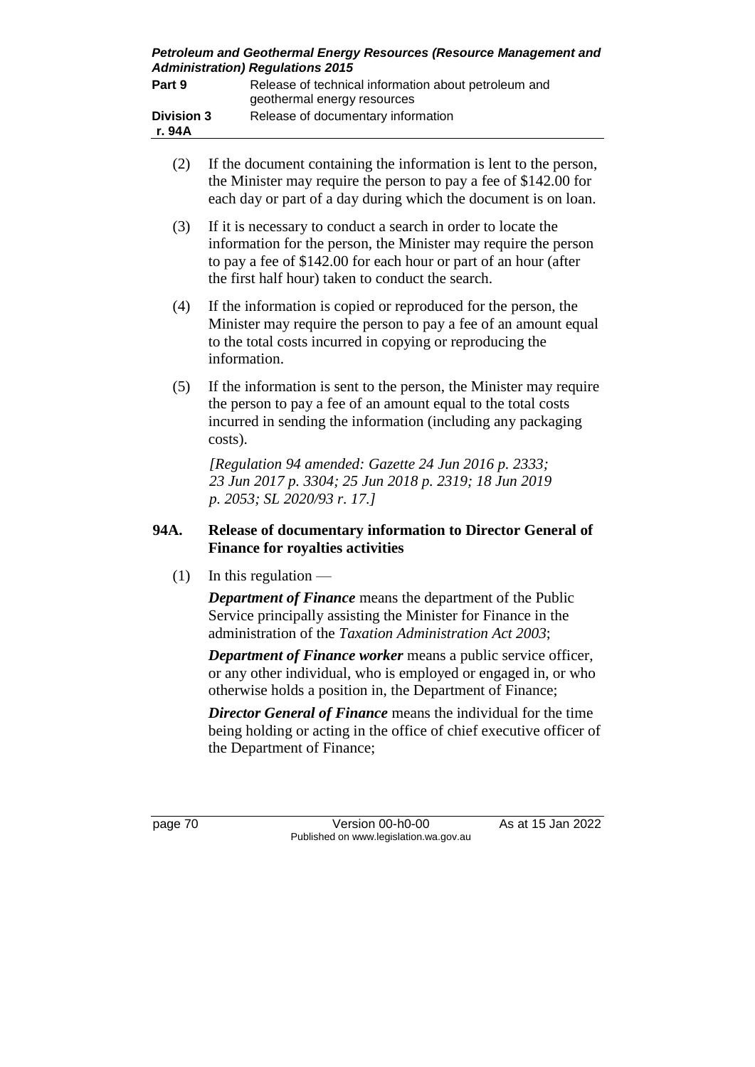(2) If the document containing the information is lent to the person, the Minister may require the person to pay a fee of $142.00 for each day or part of a day during which the document is on loan.

(3) If it is necessary to conduct a search in order to locate the information for the person, the Minister may require the person to pay a fee of $142.00 for each hour or part of an hour (after the first half hour) taken to conduct the search.

(4) If the information is copied or reproduced for the person, the Minister may require the person to pay a fee of an amount equal to the total costs incurred in copying or reproducing the information.

(5) If the information is sent to the person, the Minister may require the person to pay a fee of an amount equal to the total costs incurred in sending the information (including any packaging costs).

*[Regulation 94 amended: Gazette 24 Jun 2016 p. 2333; 23 Jun 2017 p. 3304; 25 Jun 2018 p. 2319; 18 Jun 2019 p. 2053; SL 2020/93 r. 17.]*

### 94A. Release of documentary information to Director General of Finance for royalties activities

(1) In this regulation —

***Department of Finance*** means the department of the Public Service principally assisting the Minister for Finance in the administration of the *Taxation Administration Act 2003*;

***Department of Finance worker*** means a public service officer, or any other individual, who is employed or engaged in, or who otherwise holds a position in, the Department of Finance;

***Director General of Finance*** means the individual for the time being holding or acting in the office of chief executive officer of the Department of Finance;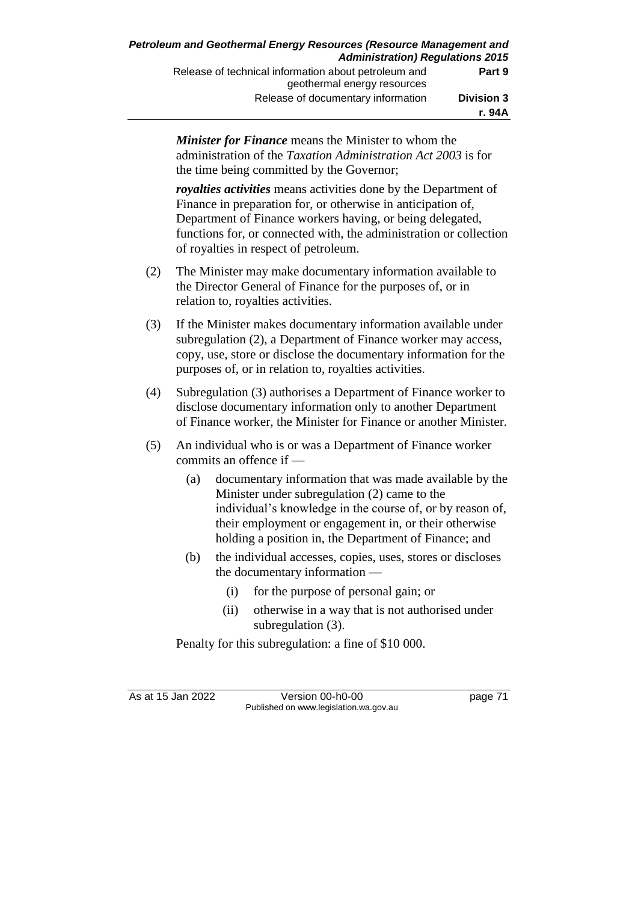***Minister for Finance*** means the Minister to whom the administration of the *Taxation Administration Act 2003* is for the time being committed by the Governor;

***royalties activities*** means activities done by the Department of Finance in preparation for, or otherwise in anticipation of, Department of Finance workers having, or being delegated, functions for, or connected with, the administration or collection of royalties in respect of petroleum.

(2) The Minister may make documentary information available to the Director General of Finance for the purposes of, or in relation to, royalties activities.

(3) If the Minister makes documentary information available under subregulation (2), a Department of Finance worker may access, copy, use, store or disclose the documentary information for the purposes of, or in relation to, royalties activities.

(4) Subregulation (3) authorises a Department of Finance worker to disclose documentary information only to another Department of Finance worker, the Minister for Finance or another Minister.

(5) An individual who is or was a Department of Finance worker commits an offence if —

(a) documentary information that was made available by the Minister under subregulation (2) came to the individual's knowledge in the course of, or by reason of, their employment or engagement in, or their otherwise holding a position in, the Department of Finance; and

(b) the individual accesses, copies, uses, stores or discloses the documentary information —

(i) for the purpose of personal gain; or

(ii) otherwise in a way that is not authorised under subregulation (3).

Penalty for this subregulation: a fine of $10 000.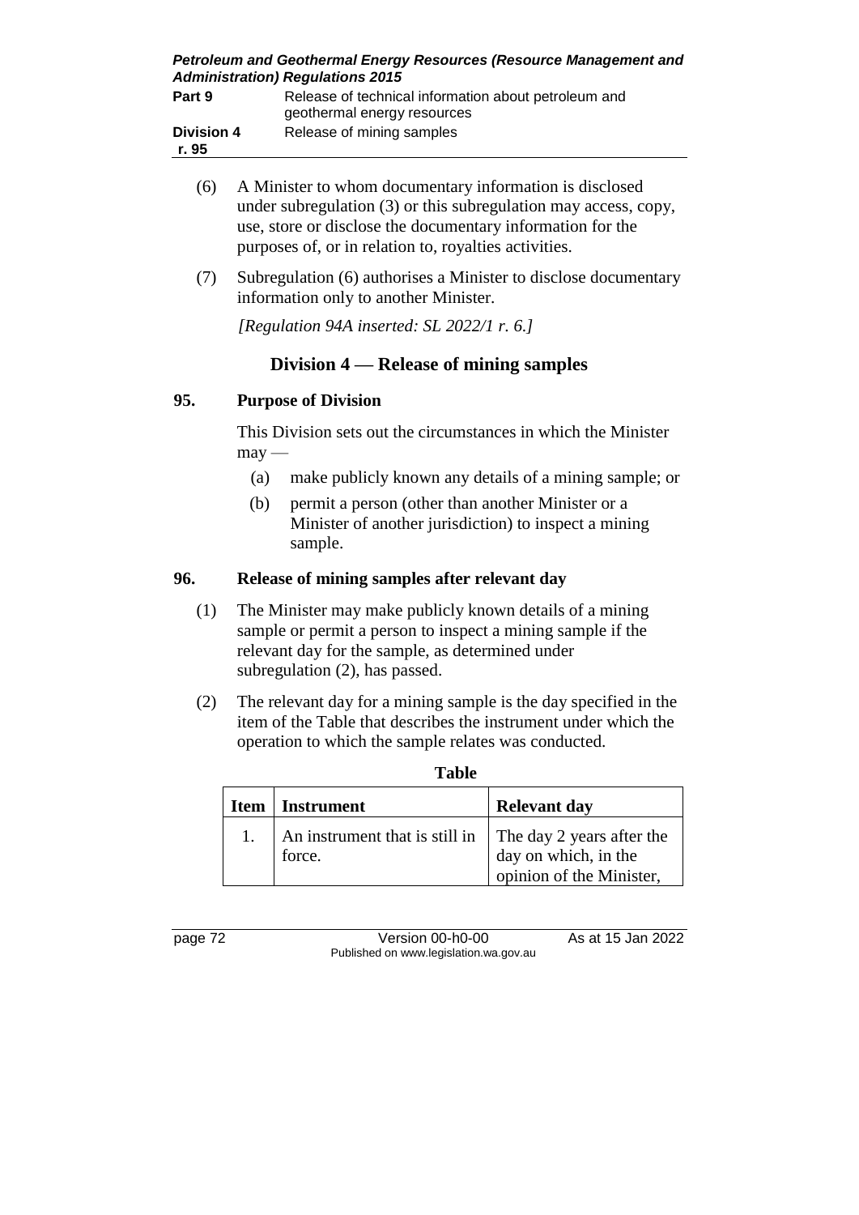(6) A Minister to whom documentary information is disclosed under subregulation (3) or this subregulation may access, copy, use, store or disclose the documentary information for the purposes of, or in relation to, royalties activities.

(7) Subregulation (6) authorises a Minister to disclose documentary information only to another Minister.

*[Regulation 94A inserted: SL 2022/1 r. 6.]*

## Division 4 — Release of mining samples

### 95. Purpose of Division

This Division sets out the circumstances in which the Minister may —

(a) make publicly known any details of a mining sample; or

(b) permit a person (other than another Minister or a Minister of another jurisdiction) to inspect a mining sample.

### 96. Release of mining samples after relevant day

(1) The Minister may make publicly known details of a mining sample or permit a person to inspect a mining sample if the relevant day for the sample, as determined under subregulation (2), has passed.

(2) The relevant day for a mining sample is the day specified in the item of the Table that describes the instrument under which the operation to which the sample relates was conducted.

**Table**

| Item | Instrument | Relevant day |
|---|---|---|
| 1. | An instrument that is still in force. | The day 2 years after the day on which, in the opinion of the Minister, |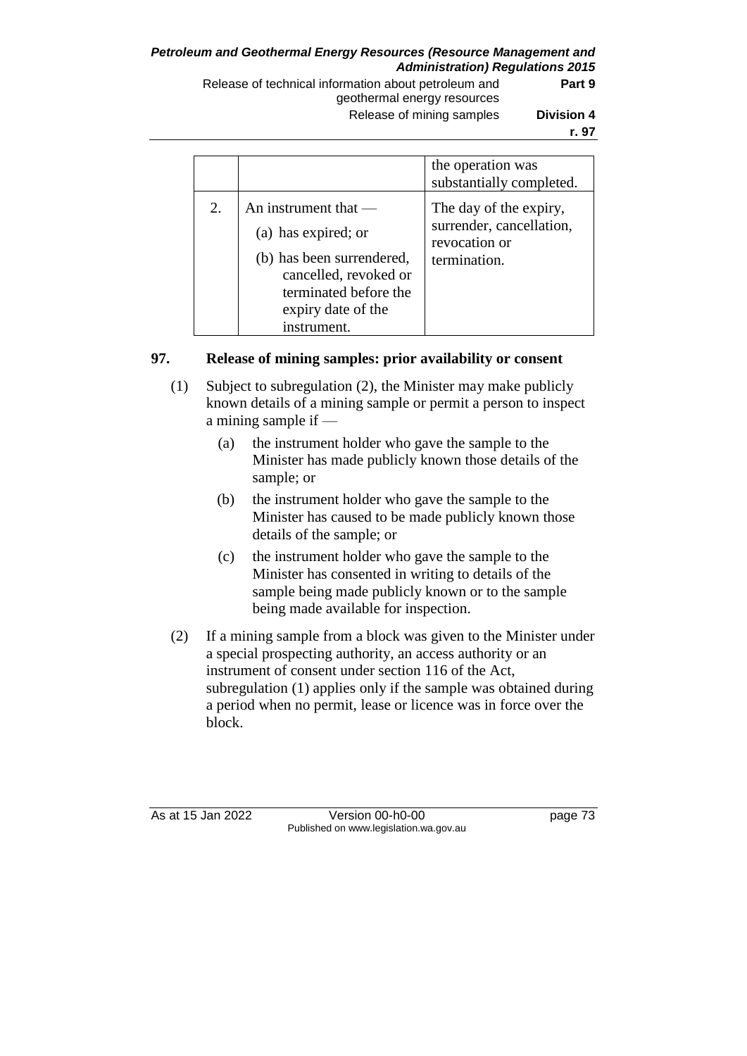| | | |
|---|---|---|
| | | the operation was substantially completed. |
| 2. | An instrument that — (a) has expired; or (b) has been surrendered, cancelled, revoked or terminated before the expiry date of the instrument. | The day of the expiry, surrender, cancellation, revocation or termination. |

**97. Release of mining samples: prior availability or consent**

(1) Subject to subregulation (2), the Minister may make publicly known details of a mining sample or permit a person to inspect a mining sample if —

(a) the instrument holder who gave the sample to the Minister has made publicly known those details of the sample; or

(b) the instrument holder who gave the sample to the Minister has caused to be made publicly known those details of the sample; or

(c) the instrument holder who gave the sample to the Minister has consented in writing to details of the sample being made publicly known or to the sample being made available for inspection.

(2) If a mining sample from a block was given to the Minister under a special prospecting authority, an access authority or an instrument of consent under section 116 of the Act, subregulation (1) applies only if the sample was obtained during a period when no permit, lease or licence was in force over the block.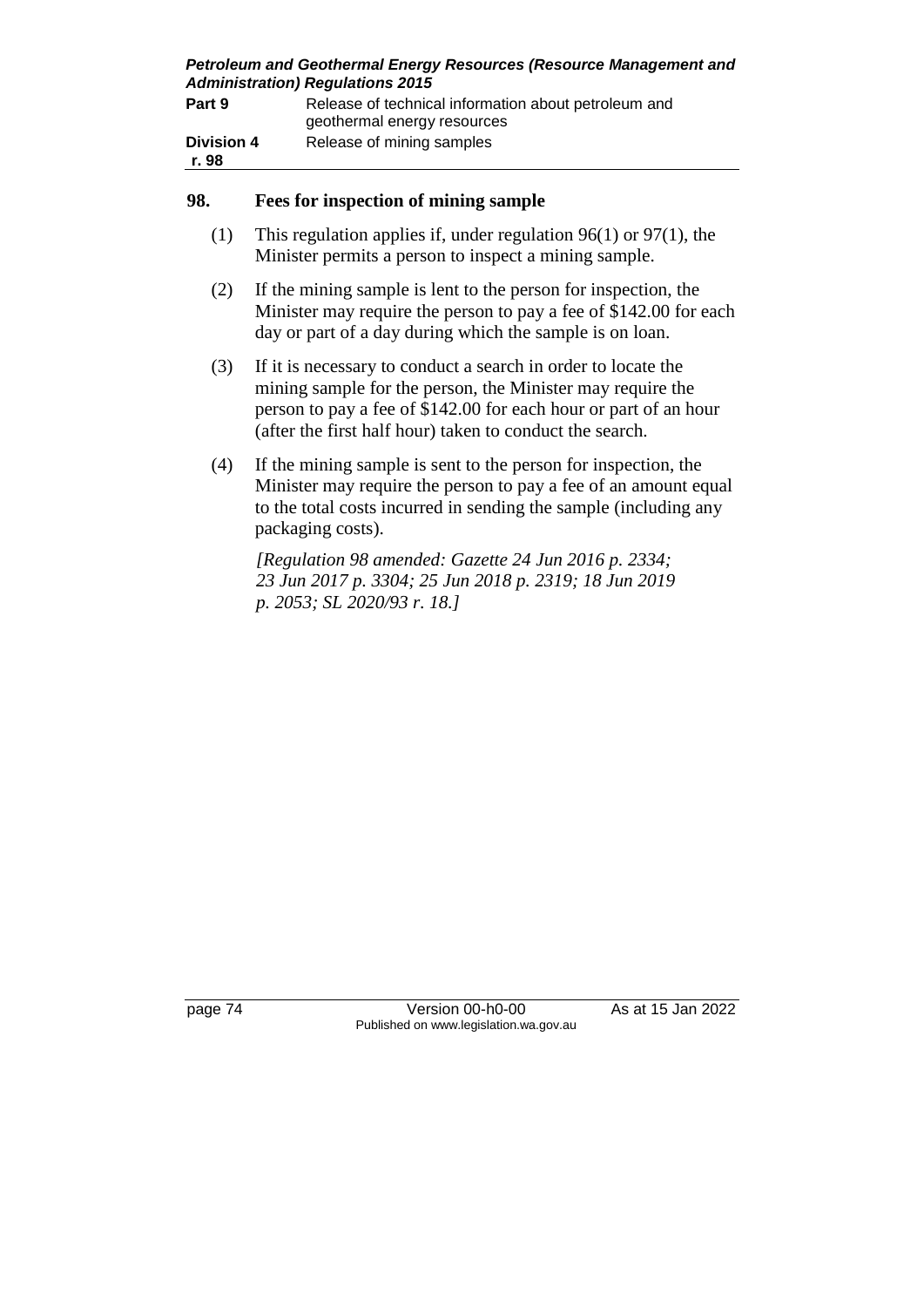## 98. Fees for inspection of mining sample

(1) This regulation applies if, under regulation 96(1) or 97(1), the Minister permits a person to inspect a mining sample.

(2) If the mining sample is lent to the person for inspection, the Minister may require the person to pay a fee of $142.00 for each day or part of a day during which the sample is on loan.

(3) If it is necessary to conduct a search in order to locate the mining sample for the person, the Minister may require the person to pay a fee of $142.00 for each hour or part of an hour (after the first half hour) taken to conduct the search.

(4) If the mining sample is sent to the person for inspection, the Minister may require the person to pay a fee of an amount equal to the total costs incurred in sending the sample (including any packaging costs).

*[Regulation 98 amended: Gazette 24 Jun 2016 p. 2334; 23 Jun 2017 p. 3304; 25 Jun 2018 p. 2319; 18 Jun 2019 p. 2053; SL 2020/93 r. 18.]*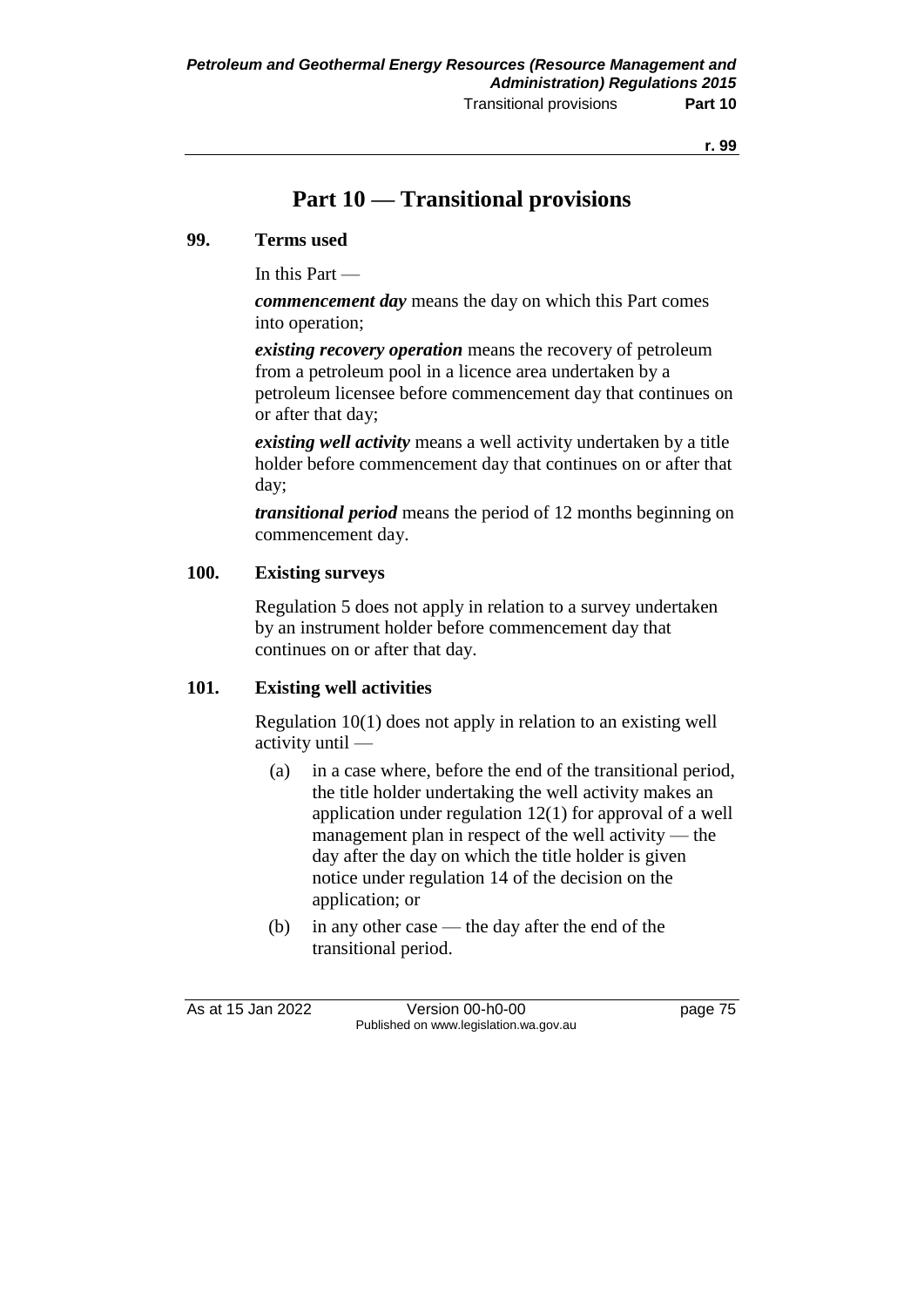# Part 10 — Transitional provisions

## 99. Terms used

In this Part —

***commencement day*** means the day on which this Part comes into operation;

***existing recovery operation*** means the recovery of petroleum from a petroleum pool in a licence area undertaken by a petroleum licensee before commencement day that continues on or after that day;

***existing well activity*** means a well activity undertaken by a title holder before commencement day that continues on or after that day;

***transitional period*** means the period of 12 months beginning on commencement day.

## 100. Existing surveys

Regulation 5 does not apply in relation to a survey undertaken by an instrument holder before commencement day that continues on or after that day.

## 101. Existing well activities

Regulation 10(1) does not apply in relation to an existing well activity until —

(a) in a case where, before the end of the transitional period, the title holder undertaking the well activity makes an application under regulation 12(1) for approval of a well management plan in respect of the well activity — the day after the day on which the title holder is given notice under regulation 14 of the decision on the application; or

(b) in any other case — the day after the end of the transitional period.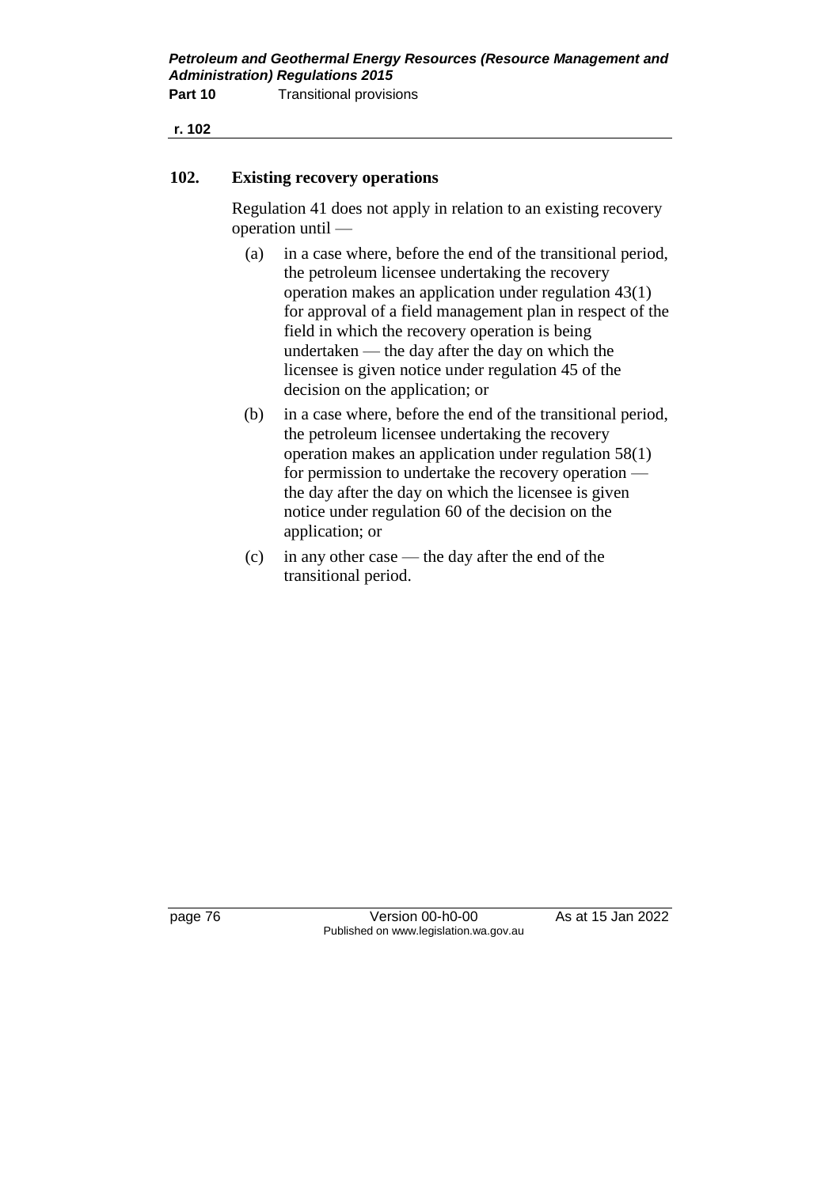## 102. Existing recovery operations

Regulation 41 does not apply in relation to an existing recovery operation until —

(a) in a case where, before the end of the transitional period, the petroleum licensee undertaking the recovery operation makes an application under regulation 43(1) for approval of a field management plan in respect of the field in which the recovery operation is being undertaken — the day after the day on which the licensee is given notice under regulation 45 of the decision on the application; or

(b) in a case where, before the end of the transitional period, the petroleum licensee undertaking the recovery operation makes an application under regulation 58(1) for permission to undertake the recovery operation — the day after the day on which the licensee is given notice under regulation 60 of the decision on the application; or

(c) in any other case — the day after the end of the transitional period.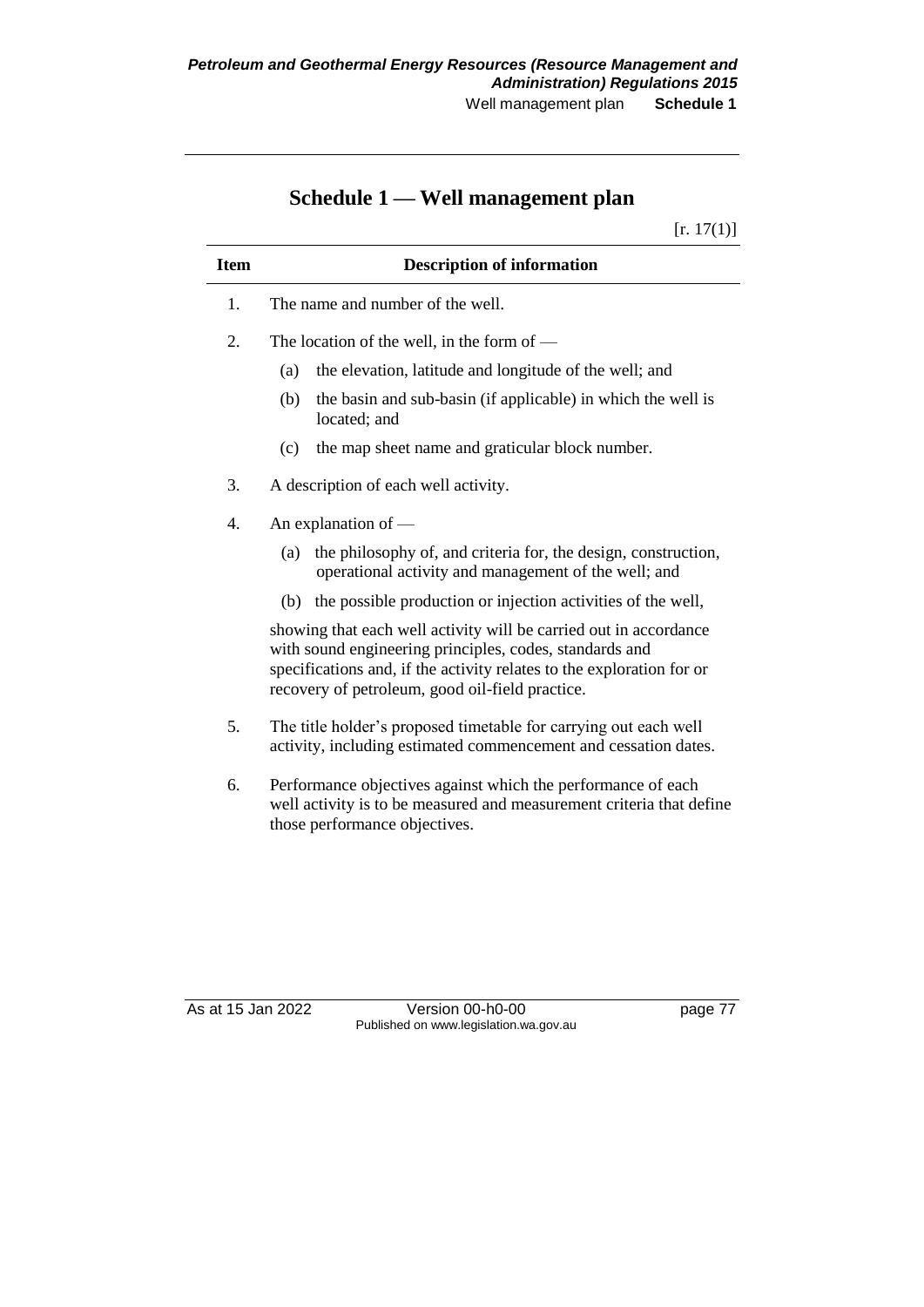# Schedule 1 — Well management plan

[r. 17(1)]

| Item | Description of information |
|---|---|
| 1. | The name and number of the well. |
| 2. | The location of the well, in the form of —<br>(a) the elevation, latitude and longitude of the well; and<br>(b) the basin and sub-basin (if applicable) in which the well is located; and<br>(c) the map sheet name and graticular block number. |
| 3. | A description of each well activity. |
| 4. | An explanation of —<br>(a) the philosophy of, and criteria for, the design, construction, operational activity and management of the well; and<br>(b) the possible production or injection activities of the well,<br>showing that each well activity will be carried out in accordance with sound engineering principles, codes, standards and specifications and, if the activity relates to the exploration for or recovery of petroleum, good oil-field practice. |
| 5. | The title holder's proposed timetable for carrying out each well activity, including estimated commencement and cessation dates. |
| 6. | Performance objectives against which the performance of each well activity is to be measured and measurement criteria that define those performance objectives. |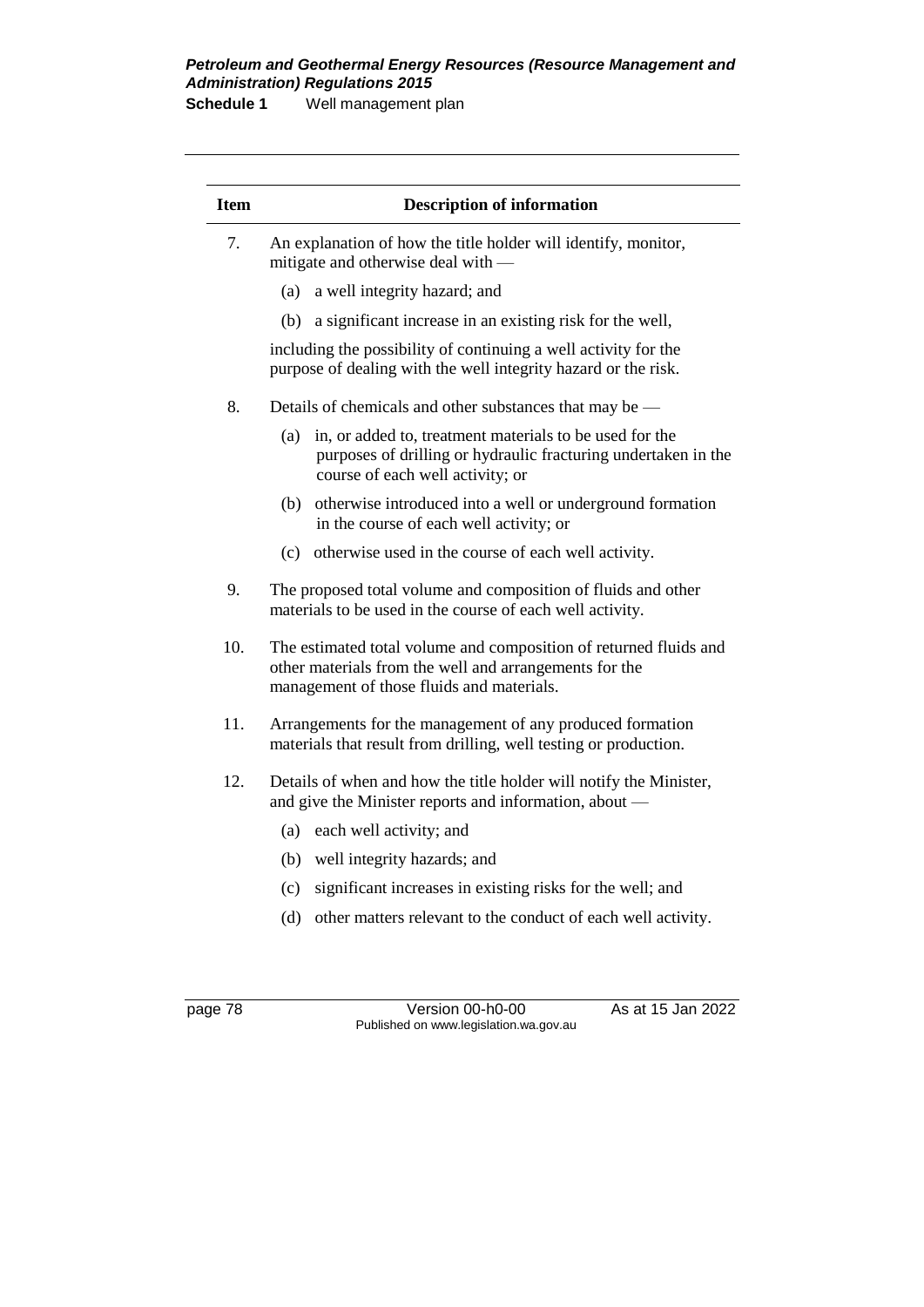| Item | Description of information |
|---|---|
| 7. | An explanation of how the title holder will identify, monitor, mitigate and otherwise deal with —<br>(a) a well integrity hazard; and<br>(b) a significant increase in an existing risk for the well,<br>including the possibility of continuing a well activity for the purpose of dealing with the well integrity hazard or the risk. |
| 8. | Details of chemicals and other substances that may be —<br>(a) in, or added to, treatment materials to be used for the purposes of drilling or hydraulic fracturing undertaken in the course of each well activity; or<br>(b) otherwise introduced into a well or underground formation in the course of each well activity; or<br>(c) otherwise used in the course of each well activity. |
| 9. | The proposed total volume and composition of fluids and other materials to be used in the course of each well activity. |
| 10. | The estimated total volume and composition of returned fluids and other materials from the well and arrangements for the management of those fluids and materials. |
| 11. | Arrangements for the management of any produced formation materials that result from drilling, well testing or production. |
| 12. | Details of when and how the title holder will notify the Minister, and give the Minister reports and information, about —<br>(a) each well activity; and<br>(b) well integrity hazards; and<br>(c) significant increases in existing risks for the well; and<br>(d) other matters relevant to the conduct of each well activity. |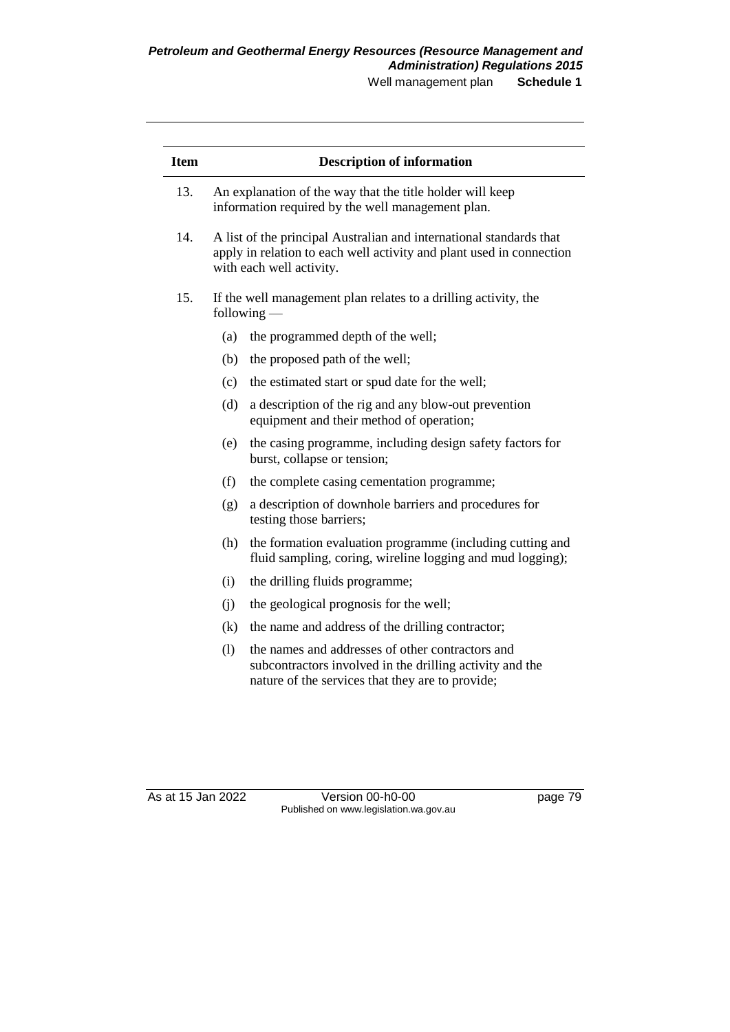| Item | Description of information |
|---|---|
| 13. | An explanation of the way that the title holder will keep information required by the well management plan. |
| 14. | A list of the principal Australian and international standards that apply in relation to each well activity and plant used in connection with each well activity. |
| 15. | If the well management plan relates to a drilling activity, the following — |
| | (a) the programmed depth of the well; |
| | (b) the proposed path of the well; |
| | (c) the estimated start or spud date for the well; |
| | (d) a description of the rig and any blow-out prevention equipment and their method of operation; |
| | (e) the casing programme, including design safety factors for burst, collapse or tension; |
| | (f) the complete casing cementation programme; |
| | (g) a description of downhole barriers and procedures for testing those barriers; |
| | (h) the formation evaluation programme (including cutting and fluid sampling, coring, wireline logging and mud logging); |
| | (i) the drilling fluids programme; |
| | (j) the geological prognosis for the well; |
| | (k) the name and address of the drilling contractor; |
| | (l) the names and addresses of other contractors and subcontractors involved in the drilling activity and the nature of the services that they are to provide; |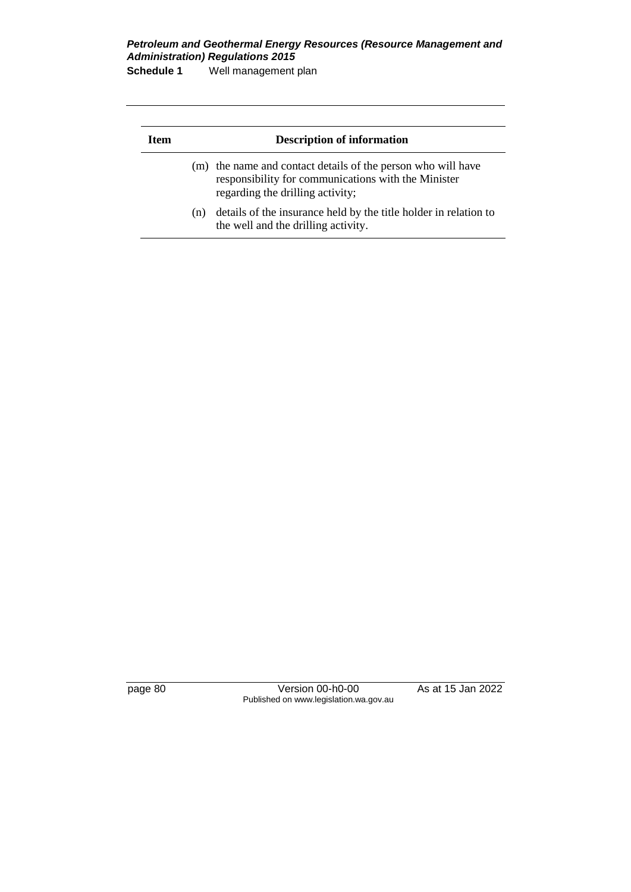| Item | Description of information |
|---|---|
| | (m) the name and contact details of the person who will have responsibility for communications with the Minister regarding the drilling activity; |
| | (n) details of the insurance held by the title holder in relation to the well and the drilling activity. |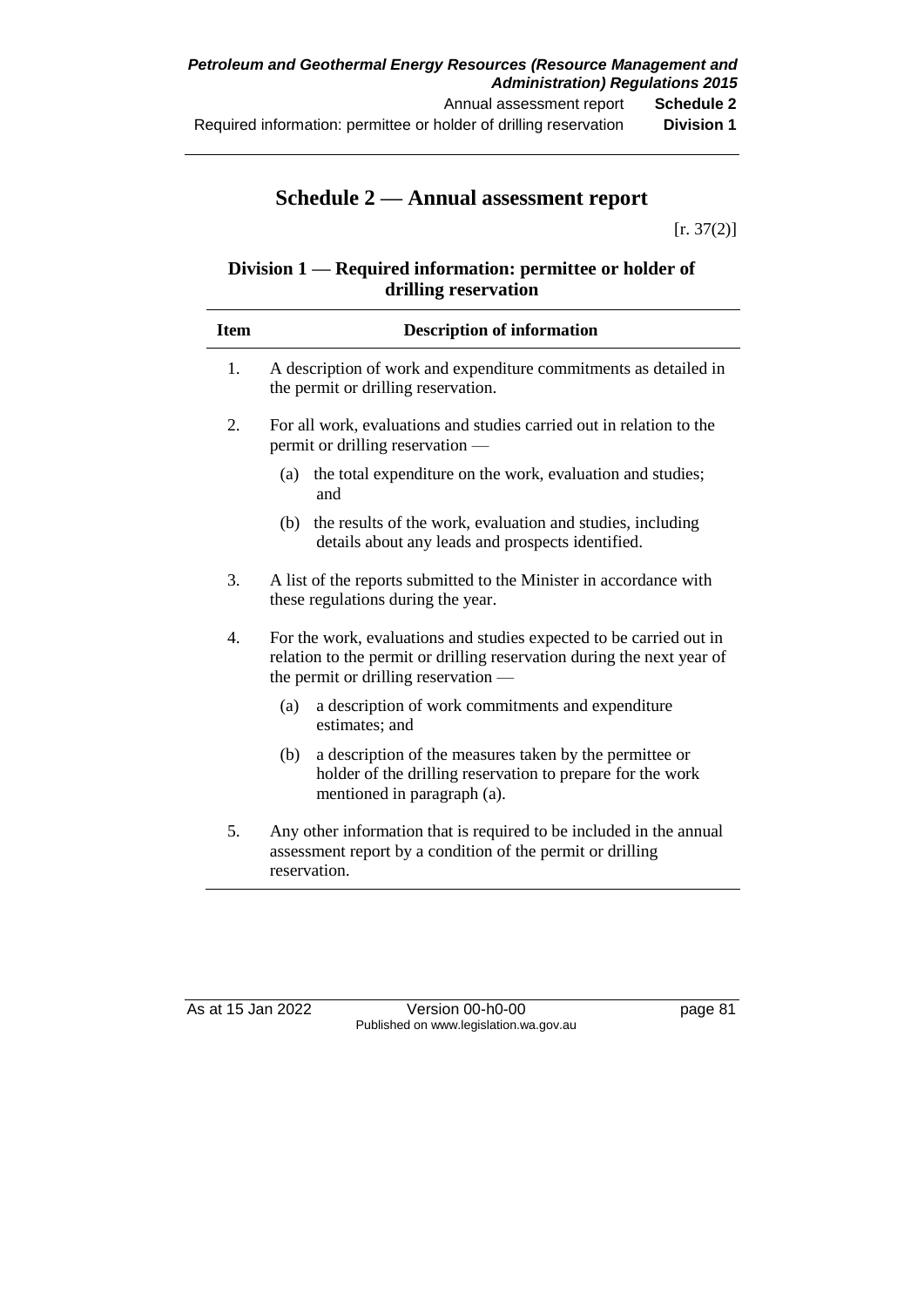# Schedule 2 — Annual assessment report

[r. 37(2)]

## Division 1 — Required information: permittee or holder of drilling reservation

| Item | Description of information |
|---|---|
| 1. | A description of work and expenditure commitments as detailed in the permit or drilling reservation. |
| 2. | For all work, evaluations and studies carried out in relation to the permit or drilling reservation —<br>(a) the total expenditure on the work, evaluation and studies; and<br>(b) the results of the work, evaluation and studies, including details about any leads and prospects identified. |
| 3. | A list of the reports submitted to the Minister in accordance with these regulations during the year. |
| 4. | For the work, evaluations and studies expected to be carried out in relation to the permit or drilling reservation during the next year of the permit or drilling reservation —<br>(a) a description of work commitments and expenditure estimates; and<br>(b) a description of the measures taken by the permittee or holder of the drilling reservation to prepare for the work mentioned in paragraph (a). |
| 5. | Any other information that is required to be included in the annual assessment report by a condition of the permit or drilling reservation. |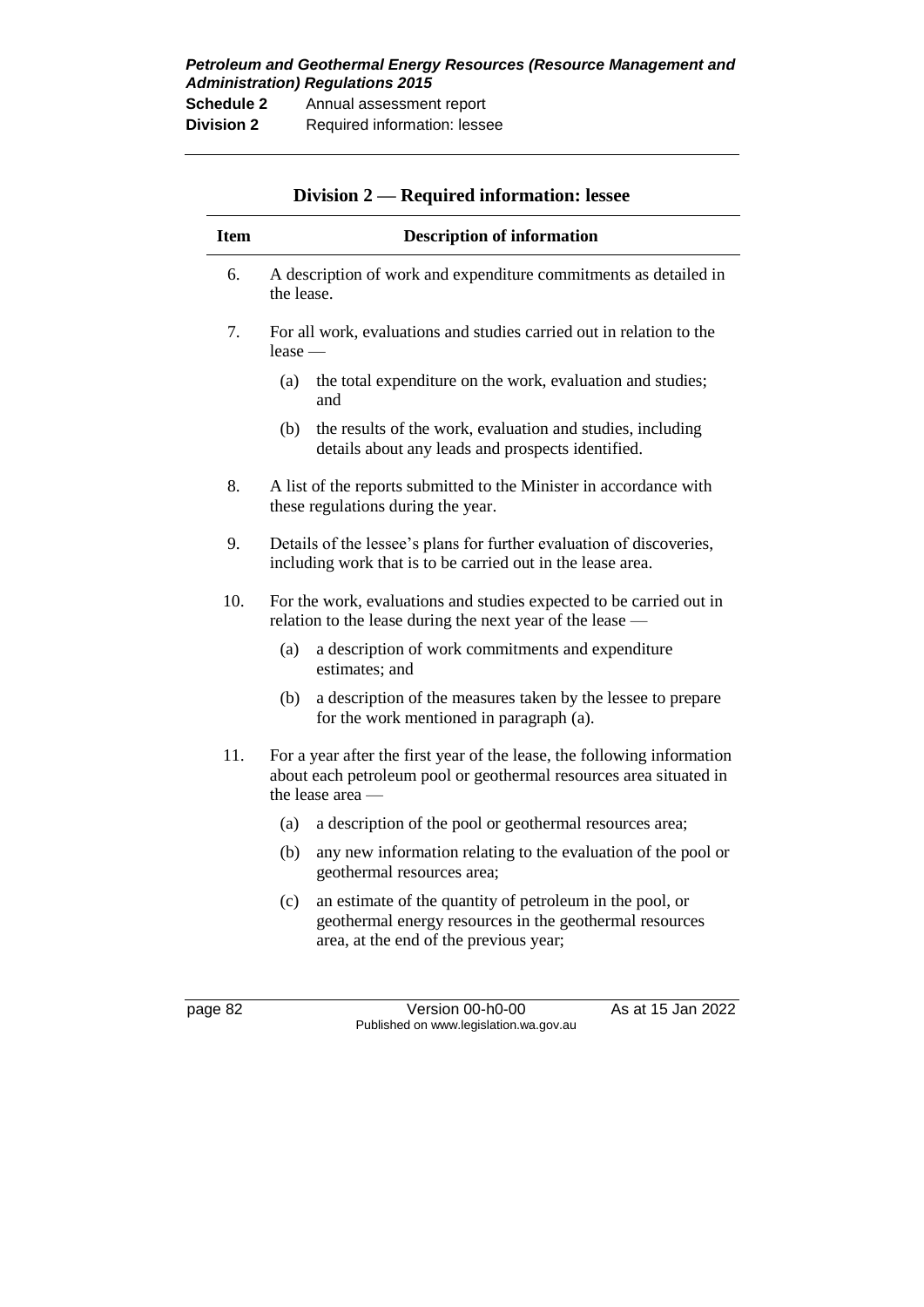## Division 2 — Required information: lessee

| Item | Description of information |
|---|---|
| 6. | A description of work and expenditure commitments as detailed in the lease. |
| 7. | For all work, evaluations and studies carried out in relation to the lease —<br>(a) the total expenditure on the work, evaluation and studies; and<br>(b) the results of the work, evaluation and studies, including details about any leads and prospects identified. |
| 8. | A list of the reports submitted to the Minister in accordance with these regulations during the year. |
| 9. | Details of the lessee's plans for further evaluation of discoveries, including work that is to be carried out in the lease area. |
| 10. | For the work, evaluations and studies expected to be carried out in relation to the lease during the next year of the lease —<br>(a) a description of work commitments and expenditure estimates; and<br>(b) a description of the measures taken by the lessee to prepare for the work mentioned in paragraph (a). |
| 11. | For a year after the first year of the lease, the following information about each petroleum pool or geothermal resources area situated in the lease area —<br>(a) a description of the pool or geothermal resources area;<br>(b) any new information relating to the evaluation of the pool or geothermal resources area;<br>(c) an estimate of the quantity of petroleum in the pool, or geothermal energy resources in the geothermal resources area, at the end of the previous year; |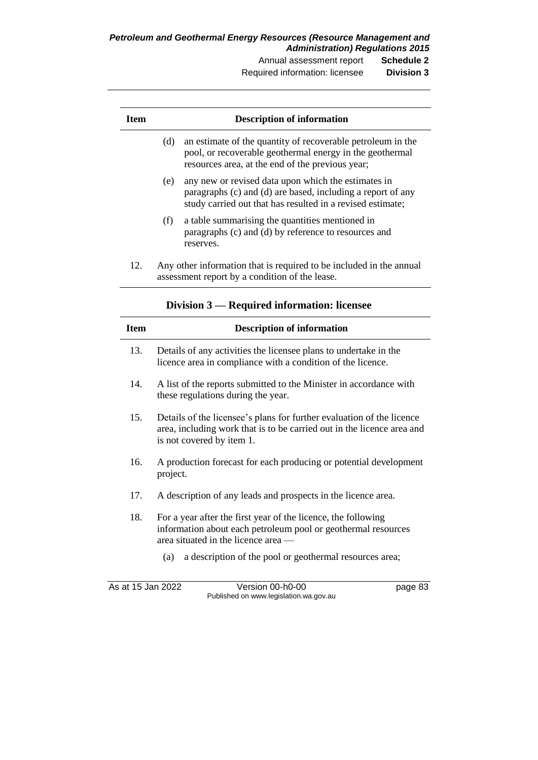| Item | Description of information |
| --- | --- |
| | (d) an estimate of the quantity of recoverable petroleum in the pool, or recoverable geothermal energy in the geothermal resources area, at the end of the previous year; |
| | (e) any new or revised data upon which the estimates in paragraphs (c) and (d) are based, including a report of any study carried out that has resulted in a revised estimate; |
| | (f) a table summarising the quantities mentioned in paragraphs (c) and (d) by reference to resources and reserves. |
| 12. | Any other information that is required to be included in the annual assessment report by a condition of the lease. |

## Division 3 — Required information: licensee

| Item | Description of information |
| --- | --- |
| 13. | Details of any activities the licensee plans to undertake in the licence area in compliance with a condition of the licence. |
| 14. | A list of the reports submitted to the Minister in accordance with these regulations during the year. |
| 15. | Details of the licensee's plans for further evaluation of the licence area, including work that is to be carried out in the licence area and is not covered by item 1. |
| 16. | A production forecast for each producing or potential development project. |
| 17. | A description of any leads and prospects in the licence area. |
| 18. | For a year after the first year of the licence, the following information about each petroleum pool or geothermal resources area situated in the licence area — |
| | (a) a description of the pool or geothermal resources area; |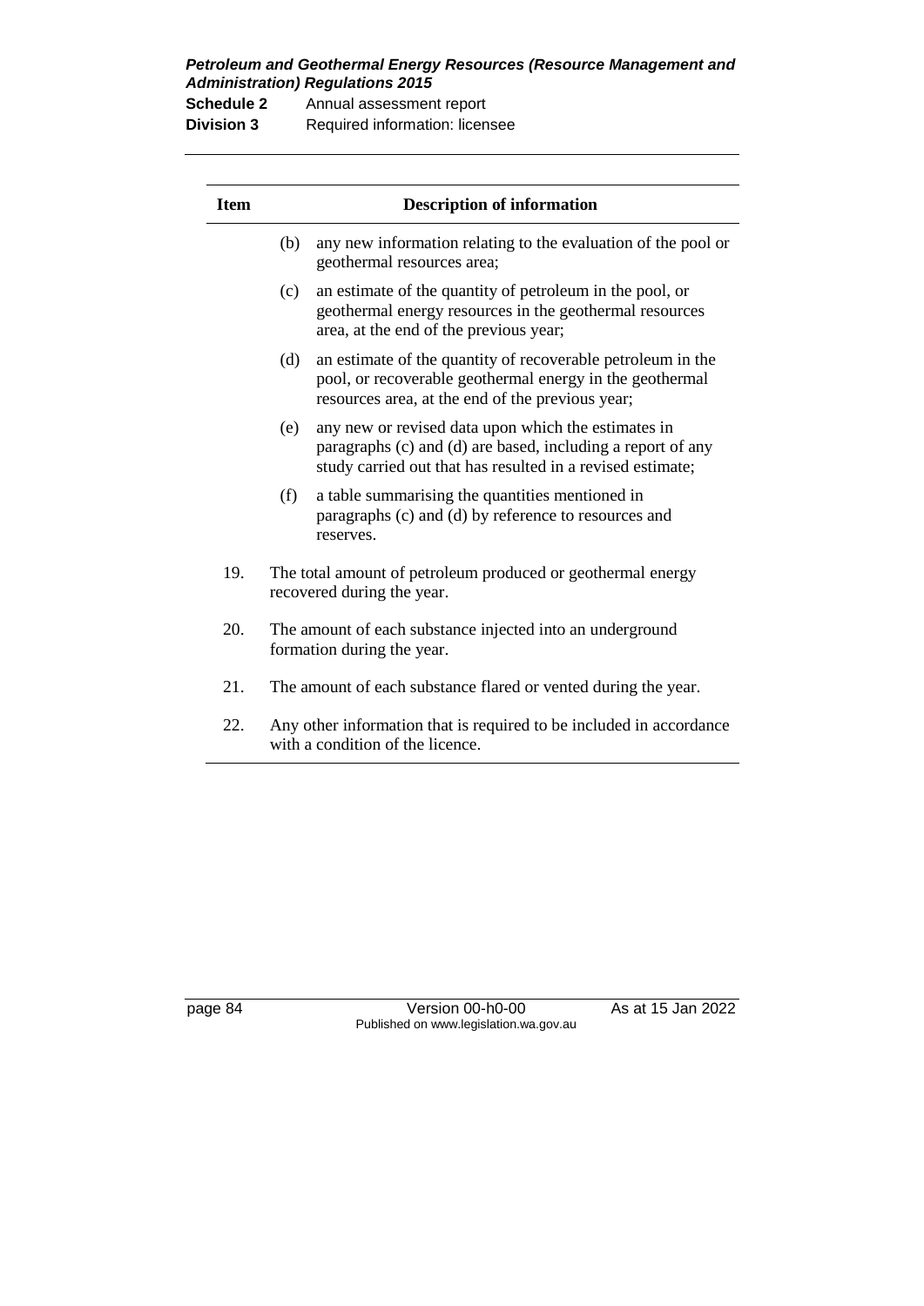| Item | Description of information |
|---|---|
| | (b) any new information relating to the evaluation of the pool or geothermal resources area; |
| | (c) an estimate of the quantity of petroleum in the pool, or geothermal energy resources in the geothermal resources area, at the end of the previous year; |
| | (d) an estimate of the quantity of recoverable petroleum in the pool, or recoverable geothermal energy in the geothermal resources area, at the end of the previous year; |
| | (e) any new or revised data upon which the estimates in paragraphs (c) and (d) are based, including a report of any study carried out that has resulted in a revised estimate; |
| | (f) a table summarising the quantities mentioned in paragraphs (c) and (d) by reference to resources and reserves. |
| 19. | The total amount of petroleum produced or geothermal energy recovered during the year. |
| 20. | The amount of each substance injected into an underground formation during the year. |
| 21. | The amount of each substance flared or vented during the year. |
| 22. | Any other information that is required to be included in accordance with a condition of the licence. |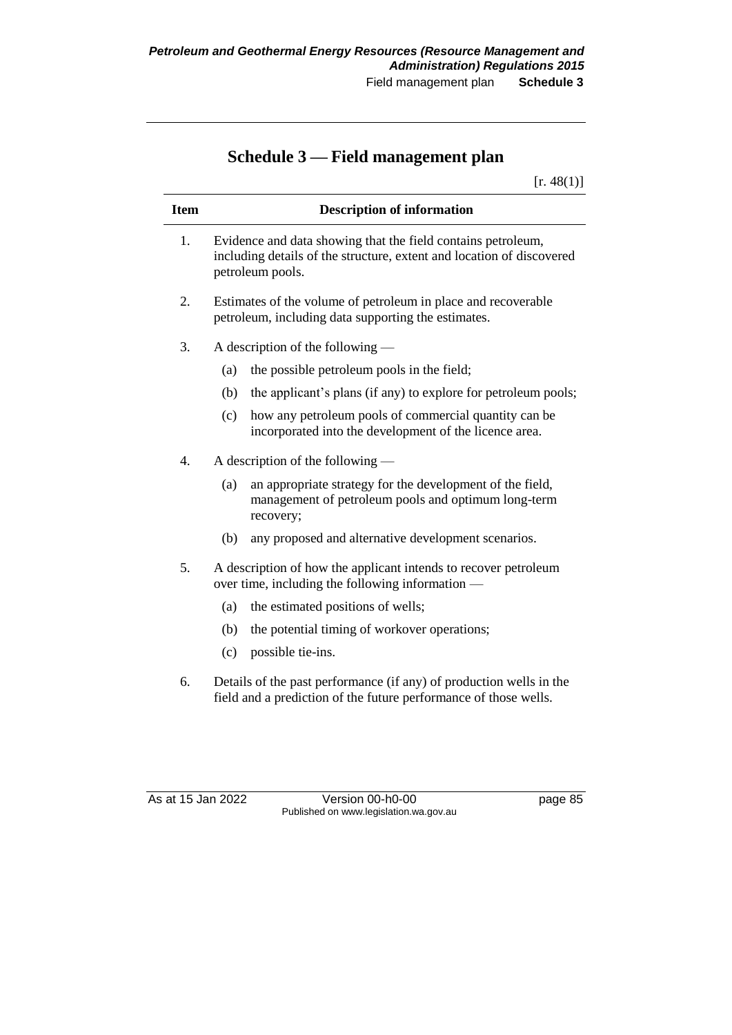# Schedule 3 — Field management plan

[r. 48(1)]

| Item | Description of information |
|---|---|
| 1. | Evidence and data showing that the field contains petroleum, including details of the structure, extent and location of discovered petroleum pools. |
| 2. | Estimates of the volume of petroleum in place and recoverable petroleum, including data supporting the estimates. |
| 3. | A description of the following —<br>(a) the possible petroleum pools in the field;<br>(b) the applicant's plans (if any) to explore for petroleum pools;<br>(c) how any petroleum pools of commercial quantity can be incorporated into the development of the licence area. |
| 4. | A description of the following —<br>(a) an appropriate strategy for the development of the field, management of petroleum pools and optimum long-term recovery;<br>(b) any proposed and alternative development scenarios. |
| 5. | A description of how the applicant intends to recover petroleum over time, including the following information —<br>(a) the estimated positions of wells;<br>(b) the potential timing of workover operations;<br>(c) possible tie-ins. |
| 6. | Details of the past performance (if any) of production wells in the field and a prediction of the future performance of those wells. |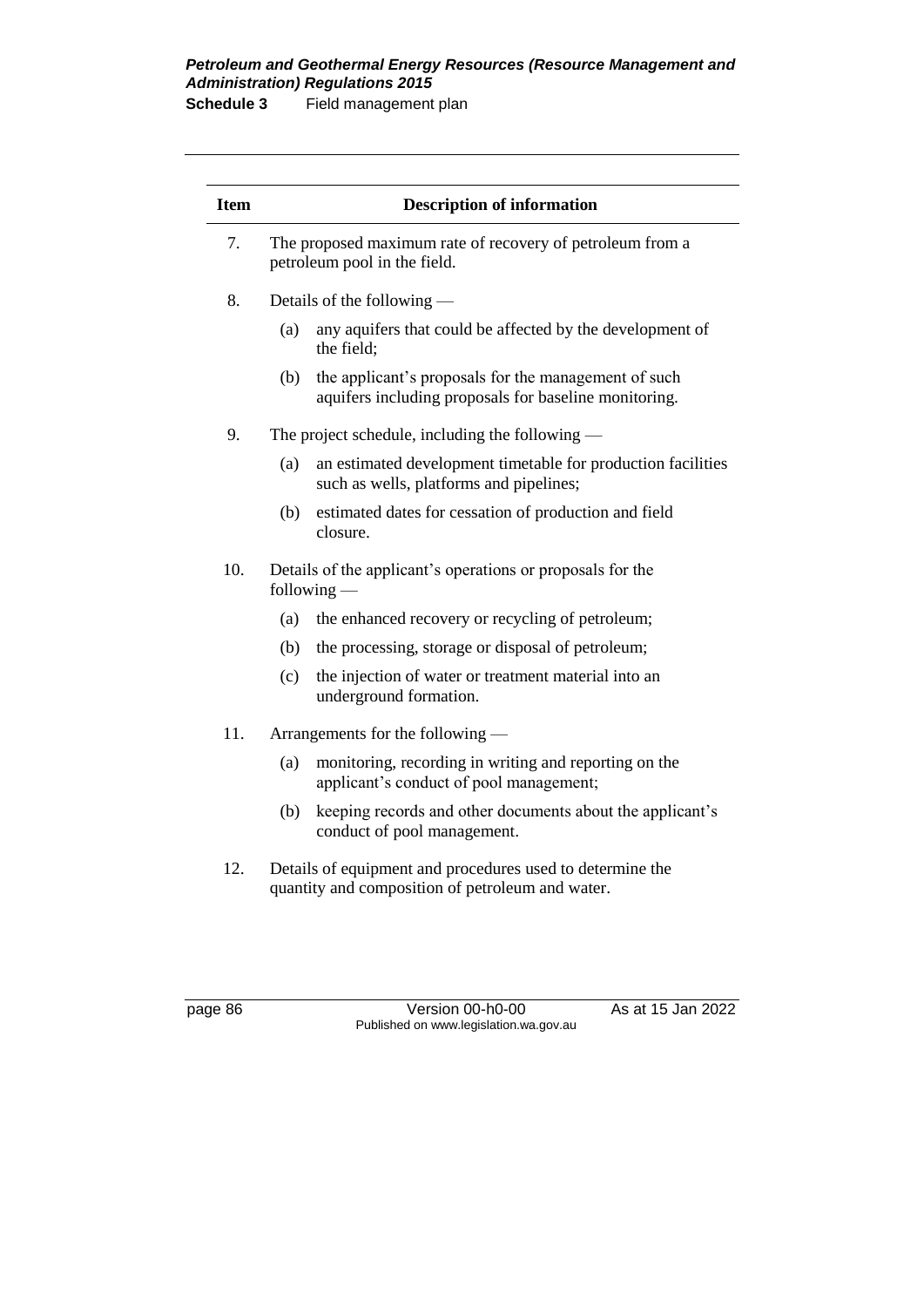| Item | Description of information |
|---|---|
| 7. | The proposed maximum rate of recovery of petroleum from a petroleum pool in the field. |
| 8. | Details of the following —<br>(a) any aquifers that could be affected by the development of the field;<br>(b) the applicant's proposals for the management of such aquifers including proposals for baseline monitoring. |
| 9. | The project schedule, including the following —<br>(a) an estimated development timetable for production facilities such as wells, platforms and pipelines;<br>(b) estimated dates for cessation of production and field closure. |
| 10. | Details of the applicant's operations or proposals for the following —<br>(a) the enhanced recovery or recycling of petroleum;<br>(b) the processing, storage or disposal of petroleum;<br>(c) the injection of water or treatment material into an underground formation. |
| 11. | Arrangements for the following —<br>(a) monitoring, recording in writing and reporting on the applicant's conduct of pool management;<br>(b) keeping records and other documents about the applicant's conduct of pool management. |
| 12. | Details of equipment and procedures used to determine the quantity and composition of petroleum and water. |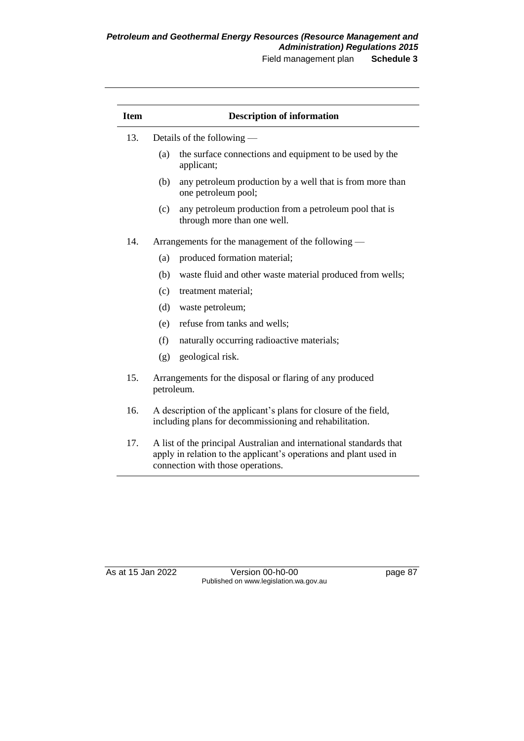| Item | Description of information |
|---|---|
| 13. | Details of the following —<br>(a) the surface connections and equipment to be used by the applicant;<br>(b) any petroleum production by a well that is from more than one petroleum pool;<br>(c) any petroleum production from a petroleum pool that is through more than one well. |
| 14. | Arrangements for the management of the following —<br>(a) produced formation material;<br>(b) waste fluid and other waste material produced from wells;<br>(c) treatment material;<br>(d) waste petroleum;<br>(e) refuse from tanks and wells;<br>(f) naturally occurring radioactive materials;<br>(g) geological risk. |
| 15. | Arrangements for the disposal or flaring of any produced petroleum. |
| 16. | A description of the applicant's plans for closure of the field, including plans for decommissioning and rehabilitation. |
| 17. | A list of the principal Australian and international standards that apply in relation to the applicant's operations and plant used in connection with those operations. |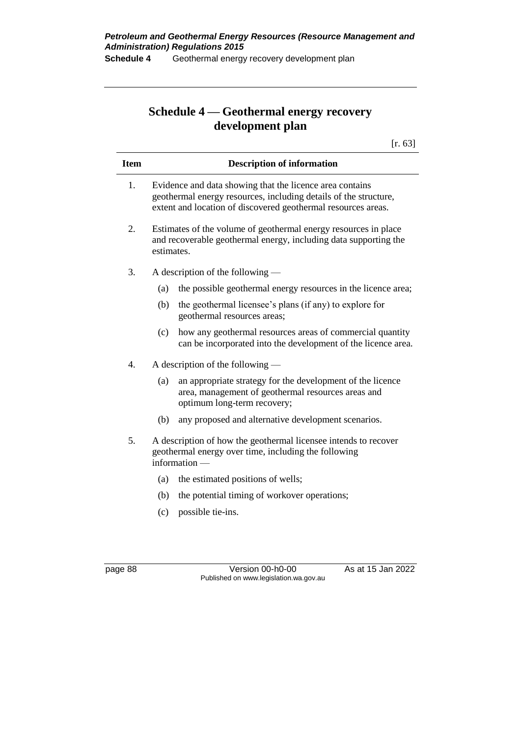# Schedule 4 — Geothermal energy recovery development plan

[r. 63]

| Item | Description of information |
|---|---|
| 1. | Evidence and data showing that the licence area contains geothermal energy resources, including details of the structure, extent and location of discovered geothermal resources areas. |
| 2. | Estimates of the volume of geothermal energy resources in place and recoverable geothermal energy, including data supporting the estimates. |
| 3. | A description of the following —<br>(a) the possible geothermal energy resources in the licence area;<br>(b) the geothermal licensee's plans (if any) to explore for geothermal resources areas;<br>(c) how any geothermal resources areas of commercial quantity can be incorporated into the development of the licence area. |
| 4. | A description of the following —<br>(a) an appropriate strategy for the development of the licence area, management of geothermal resources areas and optimum long-term recovery;<br>(b) any proposed and alternative development scenarios. |
| 5. | A description of how the geothermal licensee intends to recover geothermal energy over time, including the following information —<br>(a) the estimated positions of wells;<br>(b) the potential timing of workover operations;<br>(c) possible tie-ins. |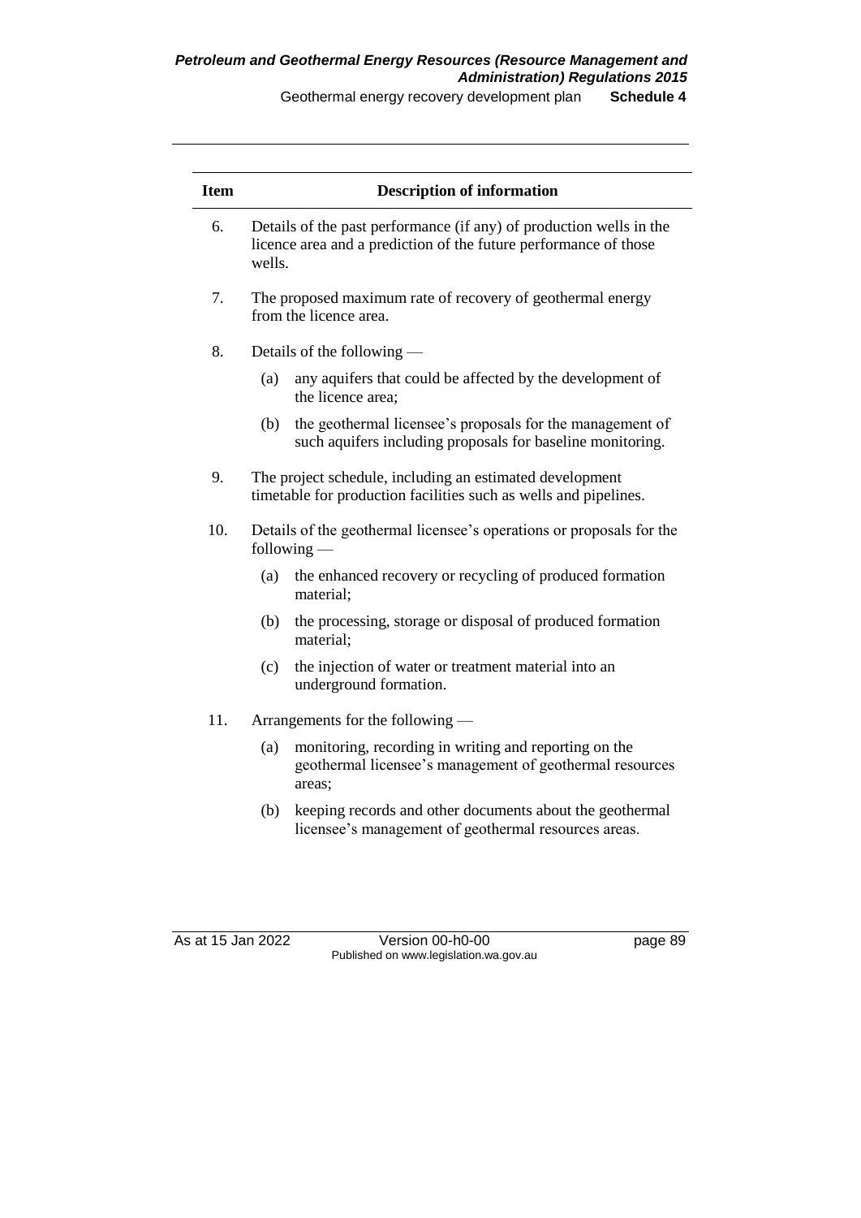| Item | Description of information |
|---|---|
| 6. | Details of the past performance (if any) of production wells in the licence area and a prediction of the future performance of those wells. |
| 7. | The proposed maximum rate of recovery of geothermal energy from the licence area. |
| 8. | Details of the following —<br>(a) any aquifers that could be affected by the development of the licence area;<br>(b) the geothermal licensee's proposals for the management of such aquifers including proposals for baseline monitoring. |
| 9. | The project schedule, including an estimated development timetable for production facilities such as wells and pipelines. |
| 10. | Details of the geothermal licensee's operations or proposals for the following —<br>(a) the enhanced recovery or recycling of produced formation material;<br>(b) the processing, storage or disposal of produced formation material;<br>(c) the injection of water or treatment material into an underground formation. |
| 11. | Arrangements for the following —<br>(a) monitoring, recording in writing and reporting on the geothermal licensee's management of geothermal resources areas;<br>(b) keeping records and other documents about the geothermal licensee's management of geothermal resources areas. |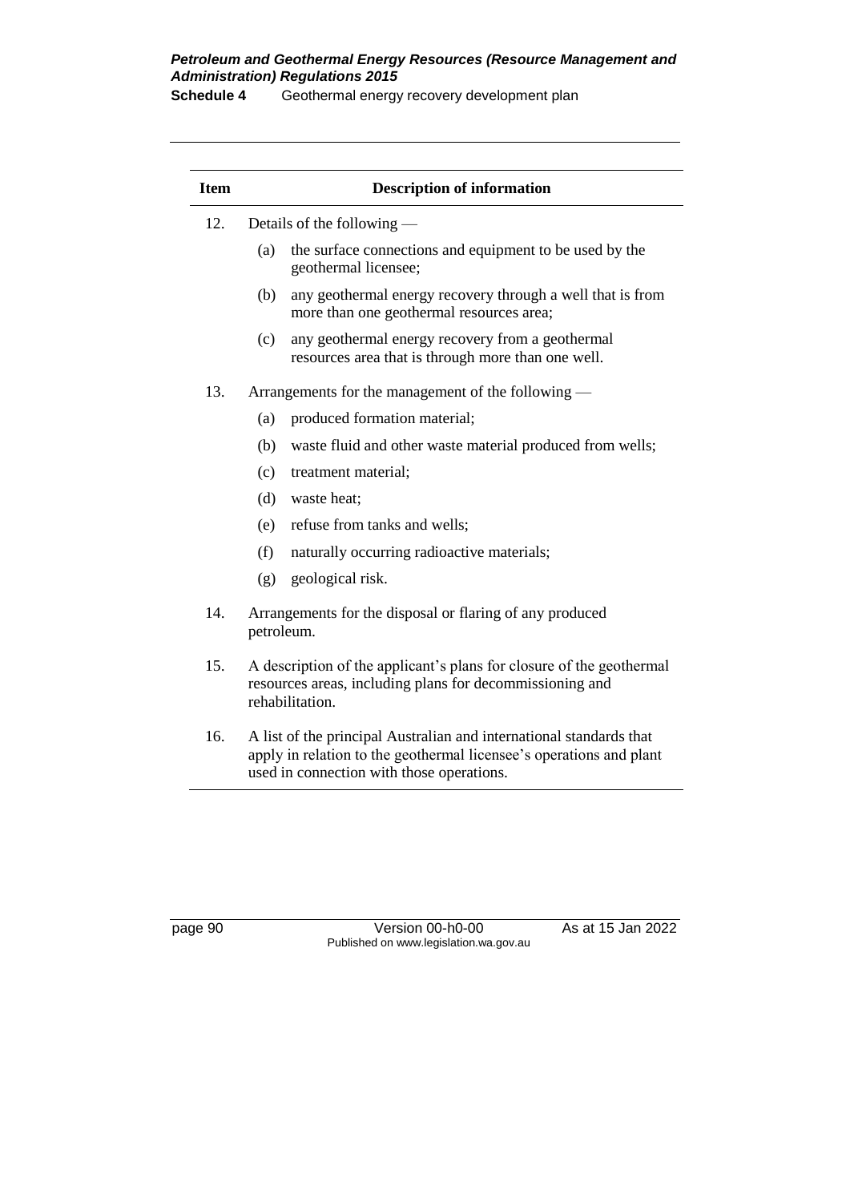| Item | Description of information |
|---|---|
| 12. | Details of the following —<br>(a) the surface connections and equipment to be used by the geothermal licensee;<br>(b) any geothermal energy recovery through a well that is from more than one geothermal resources area;<br>(c) any geothermal energy recovery from a geothermal resources area that is through more than one well. |
| 13. | Arrangements for the management of the following —<br>(a) produced formation material;<br>(b) waste fluid and other waste material produced from wells;<br>(c) treatment material;<br>(d) waste heat;<br>(e) refuse from tanks and wells;<br>(f) naturally occurring radioactive materials;<br>(g) geological risk. |
| 14. | Arrangements for the disposal or flaring of any produced petroleum. |
| 15. | A description of the applicant's plans for closure of the geothermal resources areas, including plans for decommissioning and rehabilitation. |
| 16. | A list of the principal Australian and international standards that apply in relation to the geothermal licensee's operations and plant used in connection with those operations. |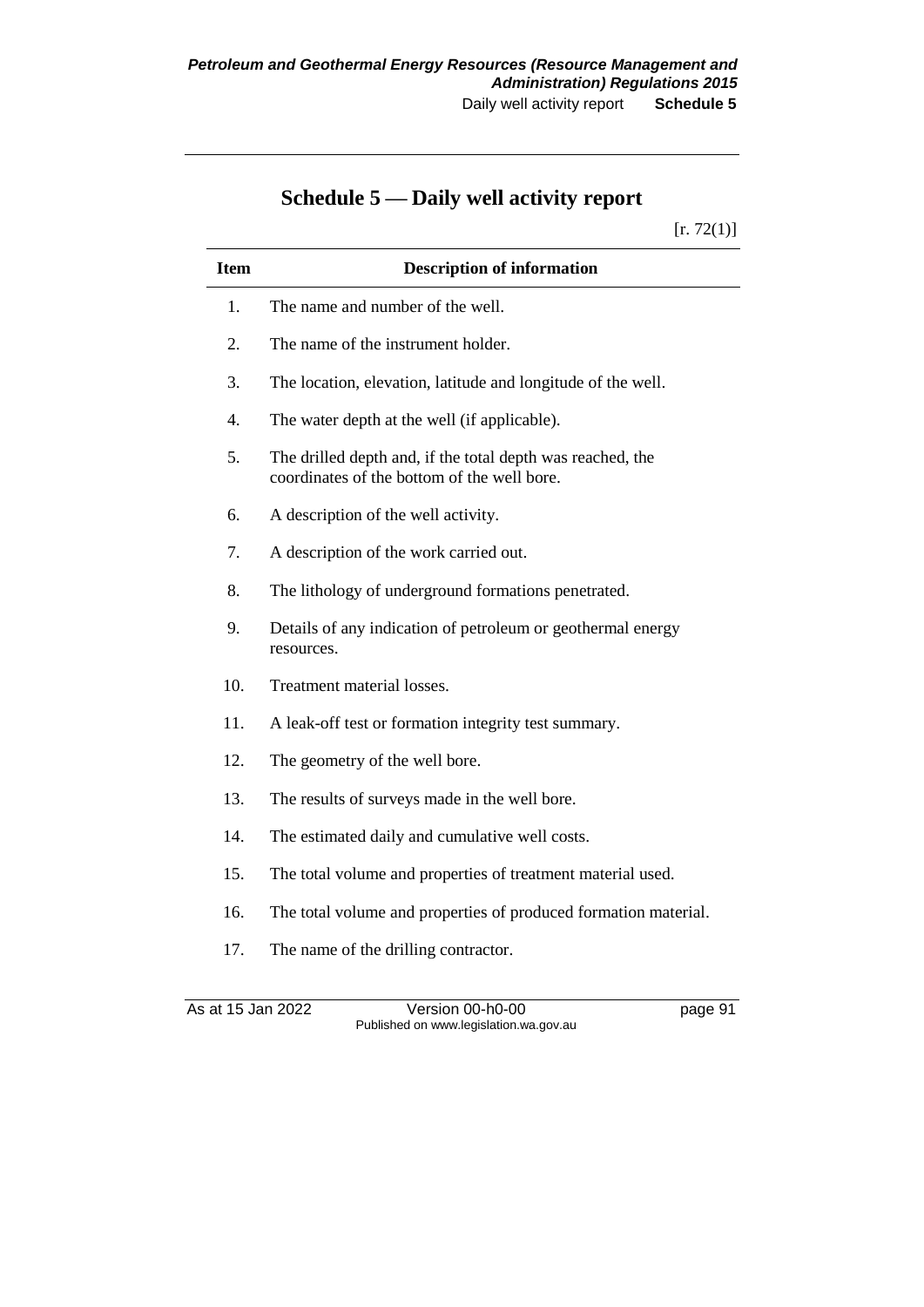# Schedule 5 — Daily well activity report

[r. 72(1)]

| Item | Description of information |
|---|---|
| 1. | The name and number of the well. |
| 2. | The name of the instrument holder. |
| 3. | The location, elevation, latitude and longitude of the well. |
| 4. | The water depth at the well (if applicable). |
| 5. | The drilled depth and, if the total depth was reached, the coordinates of the bottom of the well bore. |
| 6. | A description of the well activity. |
| 7. | A description of the work carried out. |
| 8. | The lithology of underground formations penetrated. |
| 9. | Details of any indication of petroleum or geothermal energy resources. |
| 10. | Treatment material losses. |
| 11. | A leak-off test or formation integrity test summary. |
| 12. | The geometry of the well bore. |
| 13. | The results of surveys made in the well bore. |
| 14. | The estimated daily and cumulative well costs. |
| 15. | The total volume and properties of treatment material used. |
| 16. | The total volume and properties of produced formation material. |
| 17. | The name of the drilling contractor. |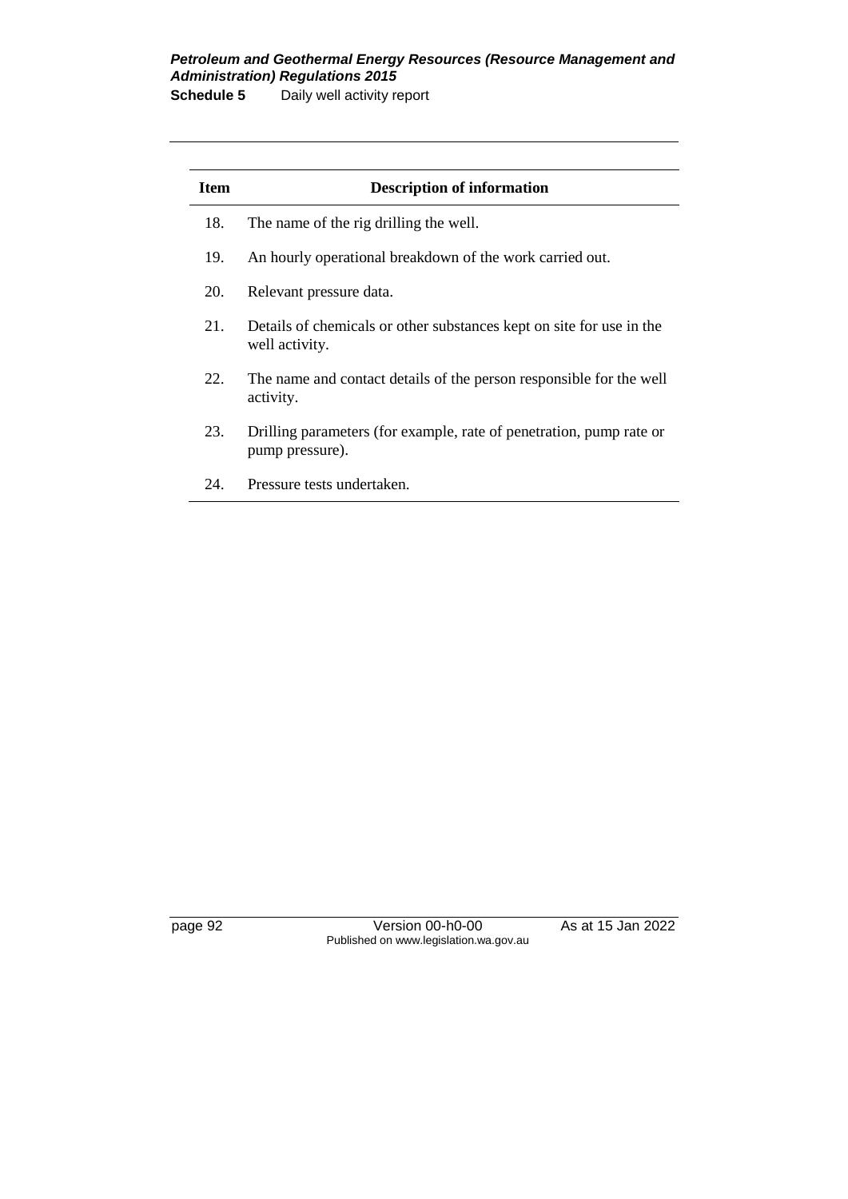| Item | Description of information |
|---|---|
| 18. | The name of the rig drilling the well. |
| 19. | An hourly operational breakdown of the work carried out. |
| 20. | Relevant pressure data. |
| 21. | Details of chemicals or other substances kept on site for use in the well activity. |
| 22. | The name and contact details of the person responsible for the well activity. |
| 23. | Drilling parameters (for example, rate of penetration, pump rate or pump pressure). |
| 24. | Pressure tests undertaken. |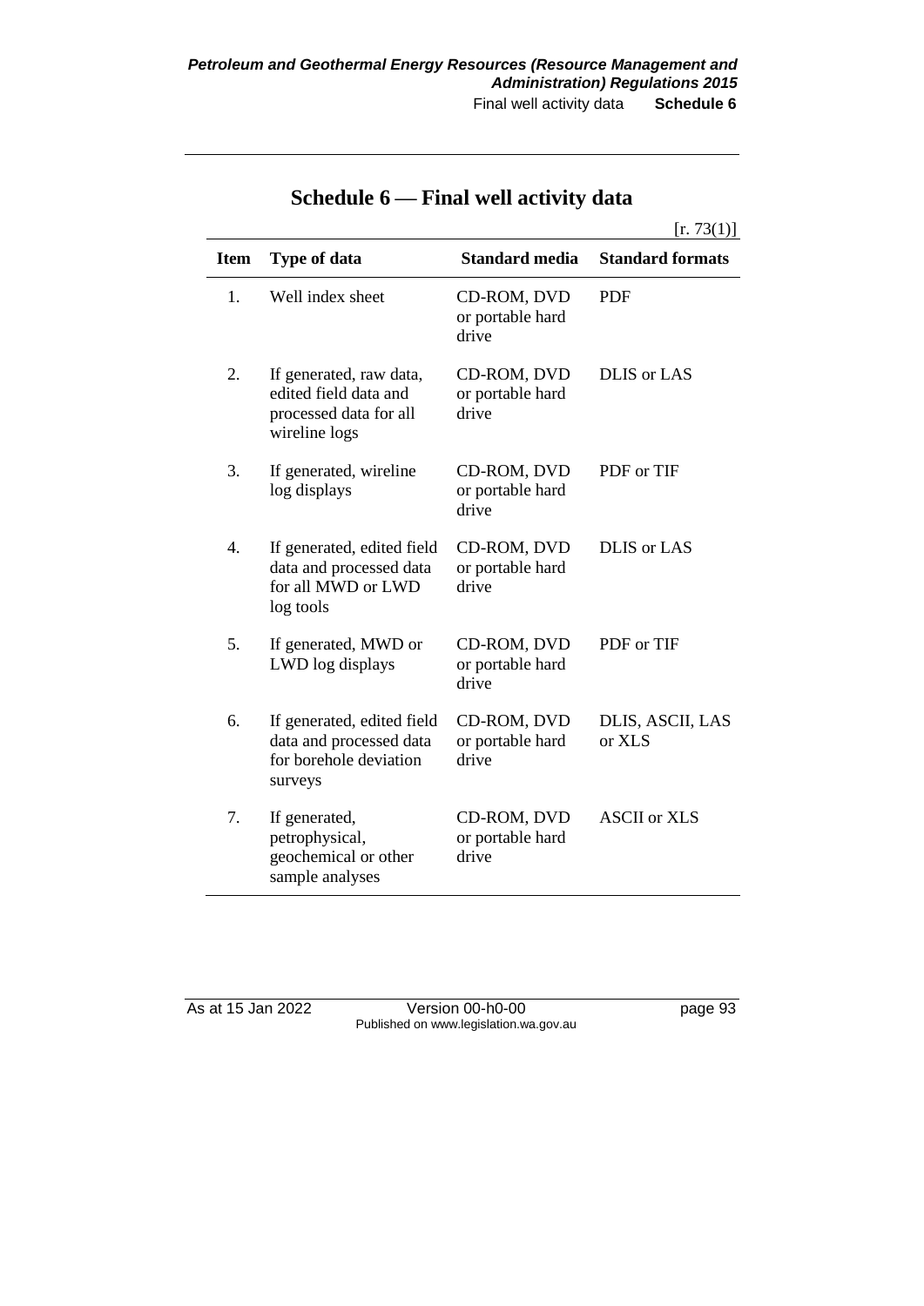# Schedule 6 — Final well activity data

[r. 73(1)]

| Item | Type of data | Standard media | Standard formats |
|---|---|---|---|
| 1. | Well index sheet | CD-ROM, DVD or portable hard drive | PDF |
| 2. | If generated, raw data, edited field data and processed data for all wireline logs | CD-ROM, DVD or portable hard drive | DLIS or LAS |
| 3. | If generated, wireline log displays | CD-ROM, DVD or portable hard drive | PDF or TIF |
| 4. | If generated, edited field data and processed data for all MWD or LWD log tools | CD-ROM, DVD or portable hard drive | DLIS or LAS |
| 5. | If generated, MWD or LWD log displays | CD-ROM, DVD or portable hard drive | PDF or TIF |
| 6. | If generated, edited field data and processed data for borehole deviation surveys | CD-ROM, DVD or portable hard drive | DLIS, ASCII, LAS or XLS |
| 7. | If generated, petrophysical, geochemical or other sample analyses | CD-ROM, DVD or portable hard drive | ASCII or XLS |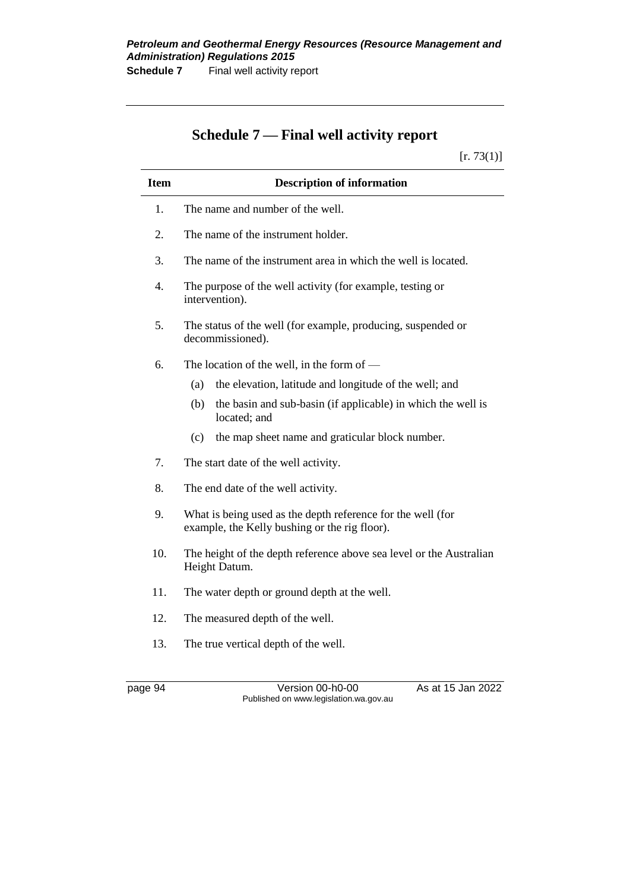# Schedule 7 — Final well activity report

[r. 73(1)]

| Item | Description of information |
|---|---|
| 1. | The name and number of the well. |
| 2. | The name of the instrument holder. |
| 3. | The name of the instrument area in which the well is located. |
| 4. | The purpose of the well activity (for example, testing or intervention). |
| 5. | The status of the well (for example, producing, suspended or decommissioned). |
| 6. | The location of the well, in the form of — <br> (a) the elevation, latitude and longitude of the well; and <br> (b) the basin and sub-basin (if applicable) in which the well is located; and <br> (c) the map sheet name and graticular block number. |
| 7. | The start date of the well activity. |
| 8. | The end date of the well activity. |
| 9. | What is being used as the depth reference for the well (for example, the Kelly bushing or the rig floor). |
| 10. | The height of the depth reference above sea level or the Australian Height Datum. |
| 11. | The water depth or ground depth at the well. |
| 12. | The measured depth of the well. |
| 13. | The true vertical depth of the well. |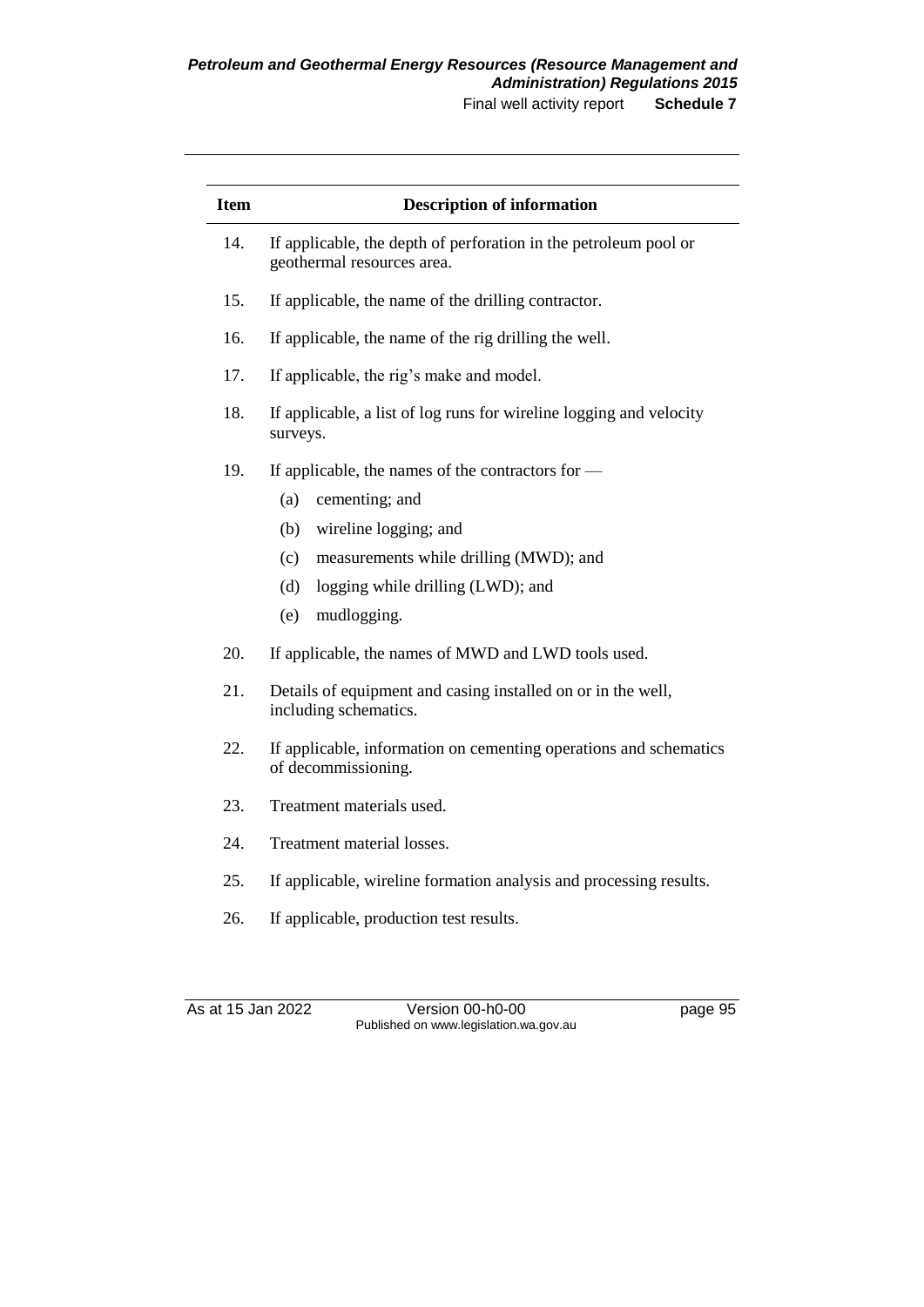| Item | Description of information |
|---|---|
| 14. | If applicable, the depth of perforation in the petroleum pool or geothermal resources area. |
| 15. | If applicable, the name of the drilling contractor. |
| 16. | If applicable, the name of the rig drilling the well. |
| 17. | If applicable, the rig's make and model. |
| 18. | If applicable, a list of log runs for wireline logging and velocity surveys. |
| 19. | If applicable, the names of the contractors for — (a) cementing; and (b) wireline logging; and (c) measurements while drilling (MWD); and (d) logging while drilling (LWD); and (e) mudlogging. |
| 20. | If applicable, the names of MWD and LWD tools used. |
| 21. | Details of equipment and casing installed on or in the well, including schematics. |
| 22. | If applicable, information on cementing operations and schematics of decommissioning. |
| 23. | Treatment materials used. |
| 24. | Treatment material losses. |
| 25. | If applicable, wireline formation analysis and processing results. |
| 26. | If applicable, production test results. |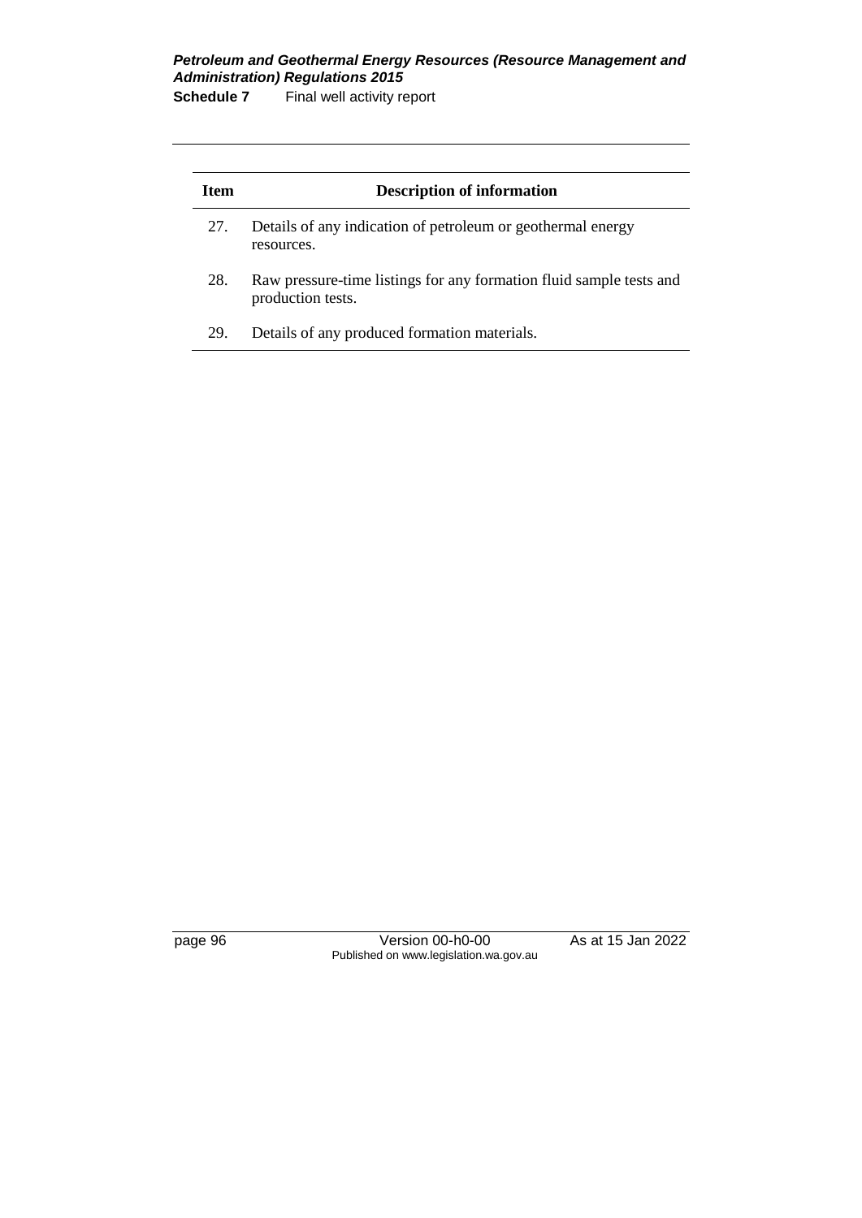| Item | Description of information |
|---|---|
| 27. | Details of any indication of petroleum or geothermal energy resources. |
| 28. | Raw pressure-time listings for any formation fluid sample tests and production tests. |
| 29. | Details of any produced formation materials. |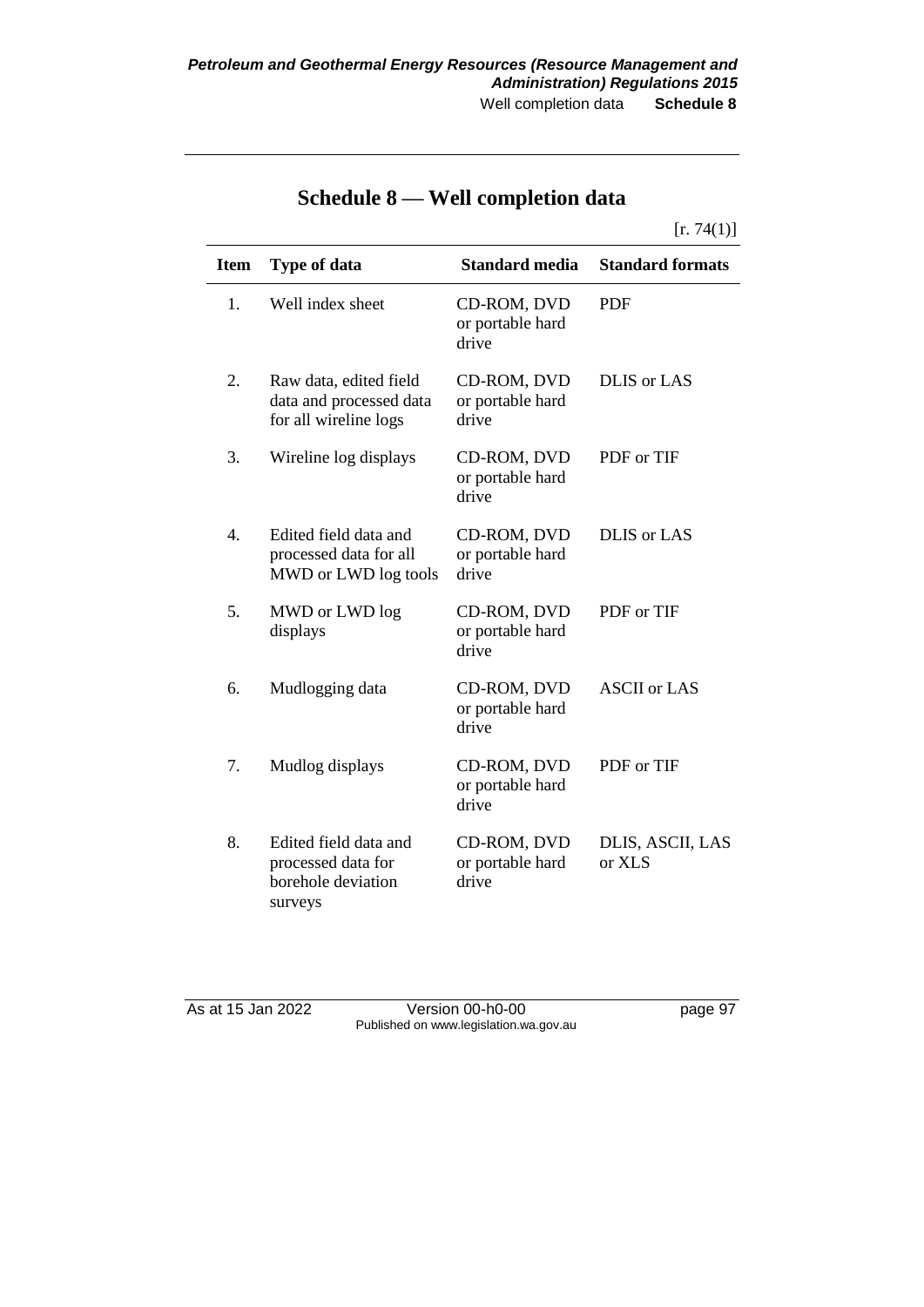# Schedule 8 — Well completion data

[r. 74(1)]

| Item | Type of data | Standard media | Standard formats |
|---|---|---|---|
| 1. | Well index sheet | CD-ROM, DVD or portable hard drive | PDF |
| 2. | Raw data, edited field data and processed data for all wireline logs | CD-ROM, DVD or portable hard drive | DLIS or LAS |
| 3. | Wireline log displays | CD-ROM, DVD or portable hard drive | PDF or TIF |
| 4. | Edited field data and processed data for all MWD or LWD log tools | CD-ROM, DVD or portable hard drive | DLIS or LAS |
| 5. | MWD or LWD log displays | CD-ROM, DVD or portable hard drive | PDF or TIF |
| 6. | Mudlogging data | CD-ROM, DVD or portable hard drive | ASCII or LAS |
| 7. | Mudlog displays | CD-ROM, DVD or portable hard drive | PDF or TIF |
| 8. | Edited field data and processed data for borehole deviation surveys | CD-ROM, DVD or portable hard drive | DLIS, ASCII, LAS or XLS |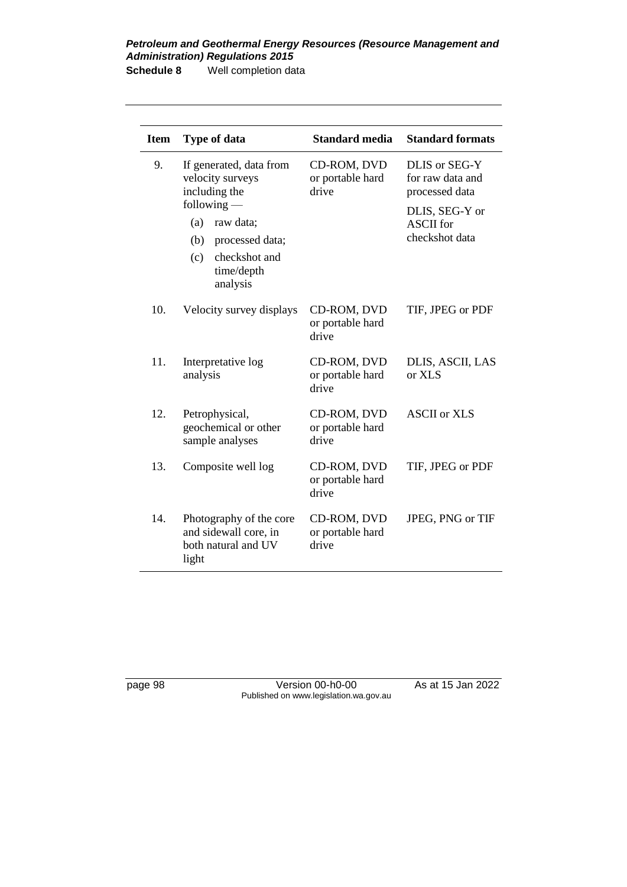| Item | Type of data | Standard media | Standard formats |
|---|---|---|---|
| 9. | If generated, data from velocity surveys including the following — (a) raw data; (b) processed data; (c) checkshot and time/depth analysis | CD-ROM, DVD or portable hard drive | DLIS or SEG-Y for raw data and processed data<br>DLIS, SEG-Y or ASCII for checkshot data |
| 10. | Velocity survey displays | CD-ROM, DVD or portable hard drive | TIF, JPEG or PDF |
| 11. | Interpretative log analysis | CD-ROM, DVD or portable hard drive | DLIS, ASCII, LAS or XLS |
| 12. | Petrophysical, geochemical or other sample analyses | CD-ROM, DVD or portable hard drive | ASCII or XLS |
| 13. | Composite well log | CD-ROM, DVD or portable hard drive | TIF, JPEG or PDF |
| 14. | Photography of the core and sidewall core, in both natural and UV light | CD-ROM, DVD or portable hard drive | JPEG, PNG or TIF |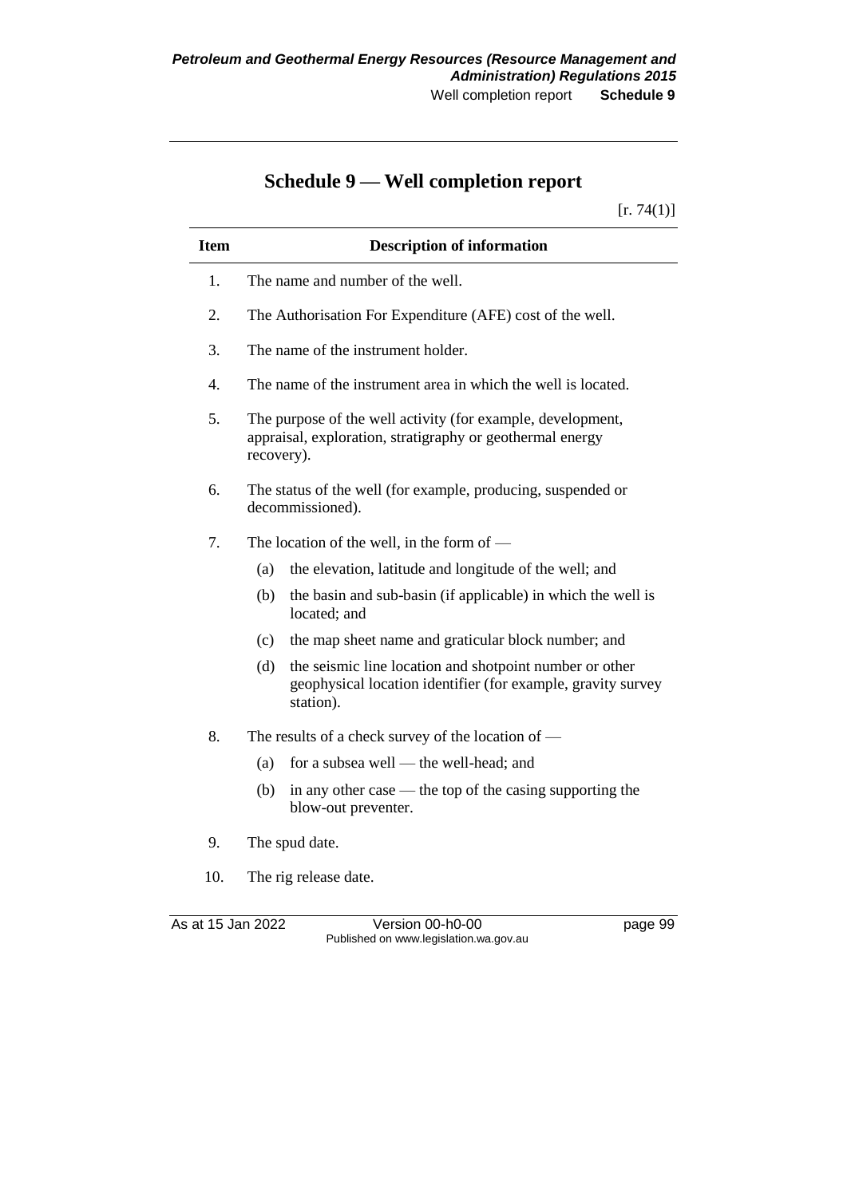# Schedule 9 — Well completion report

[r. 74(1)]

| Item | Description of information |
|---|---|
| 1. | The name and number of the well. |
| 2. | The Authorisation For Expenditure (AFE) cost of the well. |
| 3. | The name of the instrument holder. |
| 4. | The name of the instrument area in which the well is located. |
| 5. | The purpose of the well activity (for example, development, appraisal, exploration, stratigraphy or geothermal energy recovery). |
| 6. | The status of the well (for example, producing, suspended or decommissioned). |
| 7. | The location of the well, in the form of —<br>(a) the elevation, latitude and longitude of the well; and<br>(b) the basin and sub-basin (if applicable) in which the well is located; and<br>(c) the map sheet name and graticular block number; and<br>(d) the seismic line location and shotpoint number or other geophysical location identifier (for example, gravity survey station). |
| 8. | The results of a check survey of the location of —<br>(a) for a subsea well — the well-head; and<br>(b) in any other case — the top of the casing supporting the blow-out preventer. |
| 9. | The spud date. |
| 10. | The rig release date. |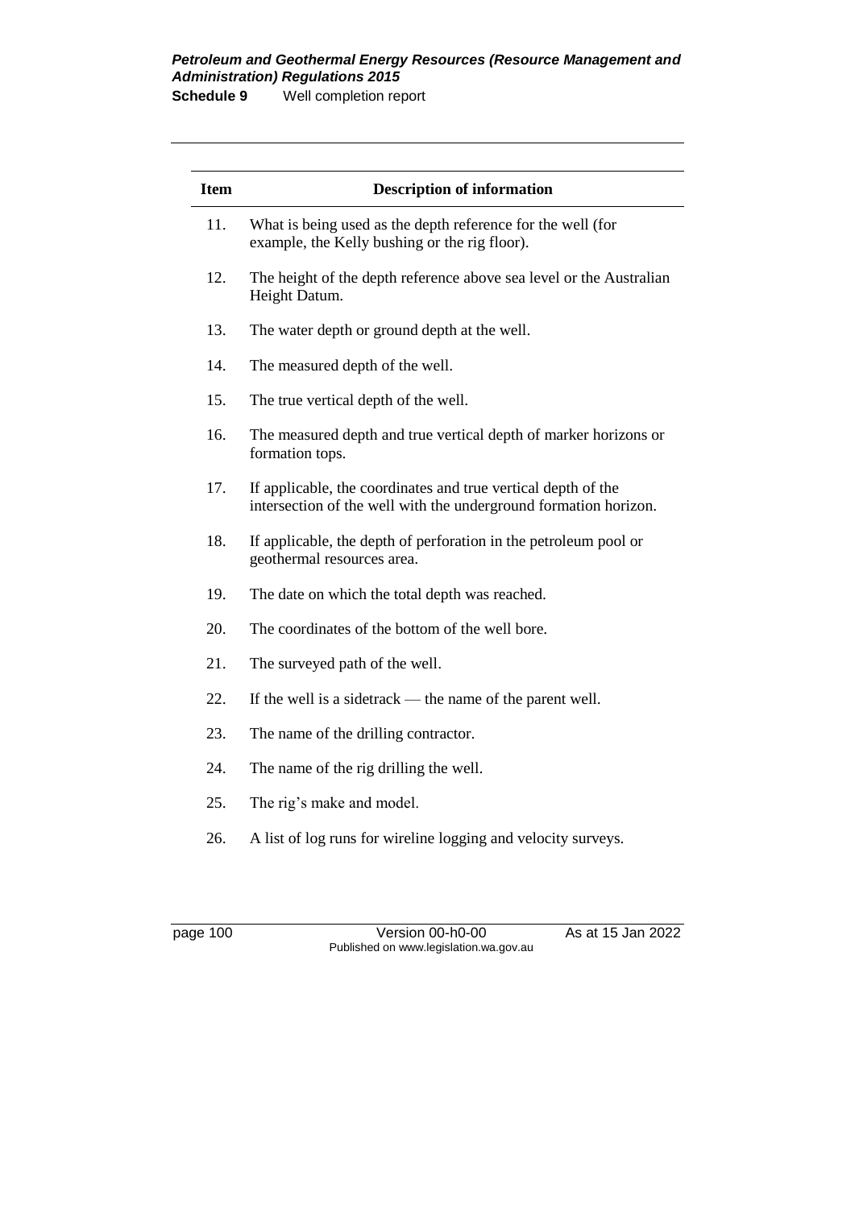| Item | Description of information |
|---|---|
| 11. | What is being used as the depth reference for the well (for example, the Kelly bushing or the rig floor). |
| 12. | The height of the depth reference above sea level or the Australian Height Datum. |
| 13. | The water depth or ground depth at the well. |
| 14. | The measured depth of the well. |
| 15. | The true vertical depth of the well. |
| 16. | The measured depth and true vertical depth of marker horizons or formation tops. |
| 17. | If applicable, the coordinates and true vertical depth of the intersection of the well with the underground formation horizon. |
| 18. | If applicable, the depth of perforation in the petroleum pool or geothermal resources area. |
| 19. | The date on which the total depth was reached. |
| 20. | The coordinates of the bottom of the well bore. |
| 21. | The surveyed path of the well. |
| 22. | If the well is a sidetrack — the name of the parent well. |
| 23. | The name of the drilling contractor. |
| 24. | The name of the rig drilling the well. |
| 25. | The rig's make and model. |
| 26. | A list of log runs for wireline logging and velocity surveys. |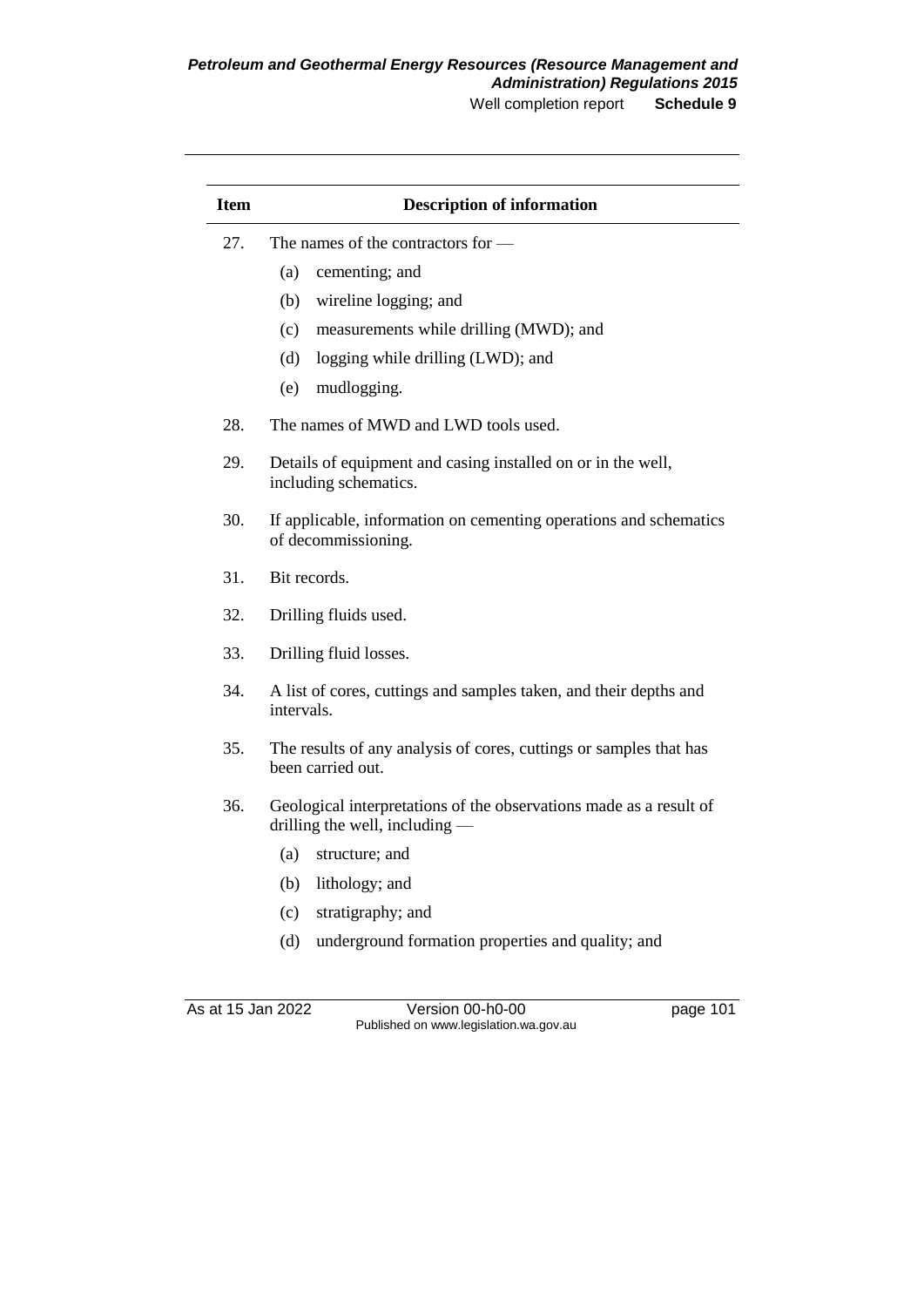| Item | Description of information |
|---|---|
| 27. | The names of the contractors for —<br>(a) cementing; and<br>(b) wireline logging; and<br>(c) measurements while drilling (MWD); and<br>(d) logging while drilling (LWD); and<br>(e) mudlogging. |
| 28. | The names of MWD and LWD tools used. |
| 29. | Details of equipment and casing installed on or in the well, including schematics. |
| 30. | If applicable, information on cementing operations and schematics of decommissioning. |
| 31. | Bit records. |
| 32. | Drilling fluids used. |
| 33. | Drilling fluid losses. |
| 34. | A list of cores, cuttings and samples taken, and their depths and intervals. |
| 35. | The results of any analysis of cores, cuttings or samples that has been carried out. |
| 36. | Geological interpretations of the observations made as a result of drilling the well, including —<br>(a) structure; and<br>(b) lithology; and<br>(c) stratigraphy; and<br>(d) underground formation properties and quality; and |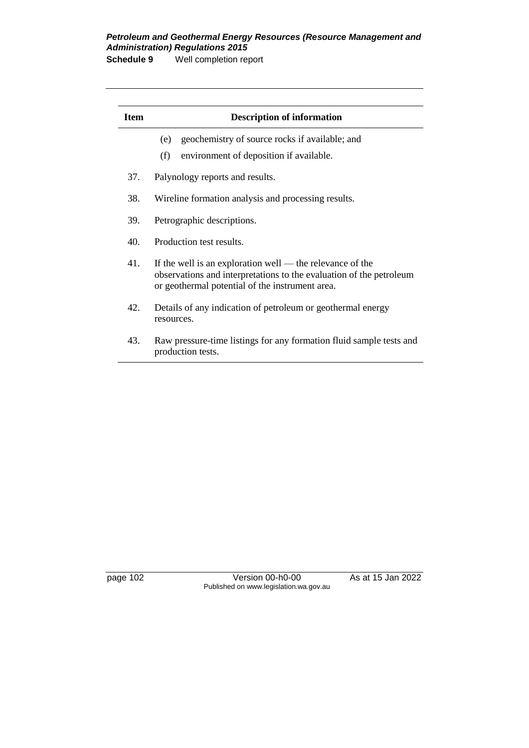| Item | Description of information |
|---|---|
| | (e) geochemistry of source rocks if available; and |
| | (f) environment of deposition if available. |
| 37. | Palynology reports and results. |
| 38. | Wireline formation analysis and processing results. |
| 39. | Petrographic descriptions. |
| 40. | Production test results. |
| 41. | If the well is an exploration well — the relevance of the observations and interpretations to the evaluation of the petroleum or geothermal potential of the instrument area. |
| 42. | Details of any indication of petroleum or geothermal energy resources. |
| 43. | Raw pressure-time listings for any formation fluid sample tests and production tests. |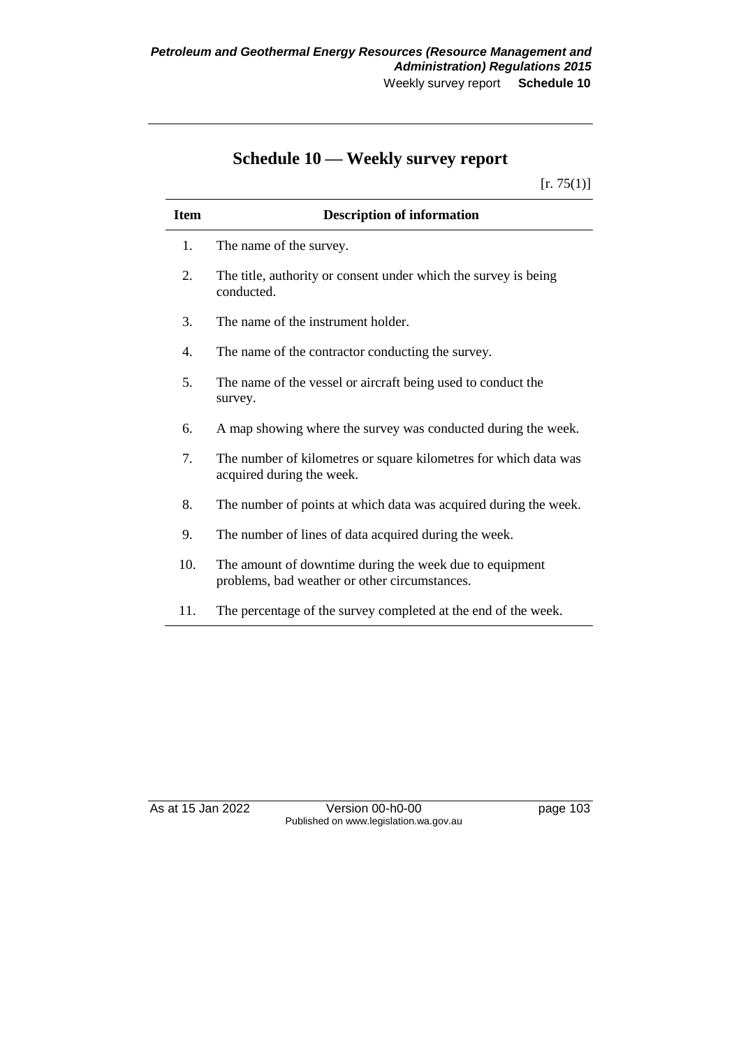# Schedule 10 — Weekly survey report

[r. 75(1)]

| Item | Description of information |
|---|---|
| 1. | The name of the survey. |
| 2. | The title, authority or consent under which the survey is being conducted. |
| 3. | The name of the instrument holder. |
| 4. | The name of the contractor conducting the survey. |
| 5. | The name of the vessel or aircraft being used to conduct the survey. |
| 6. | A map showing where the survey was conducted during the week. |
| 7. | The number of kilometres or square kilometres for which data was acquired during the week. |
| 8. | The number of points at which data was acquired during the week. |
| 9. | The number of lines of data acquired during the week. |
| 10. | The amount of downtime during the week due to equipment problems, bad weather or other circumstances. |
| 11. | The percentage of the survey completed at the end of the week. |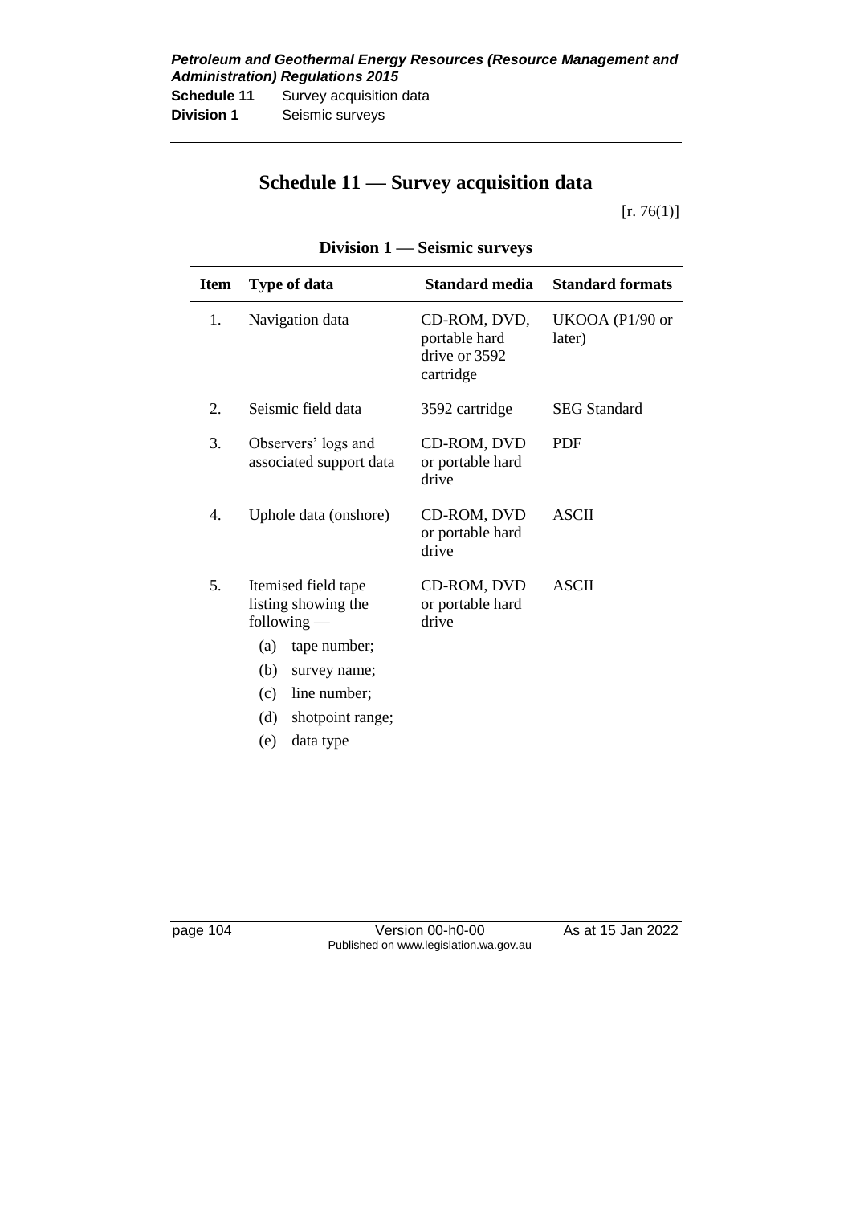# Schedule 11 — Survey acquisition data

[r. 76(1)]

## Division 1 — Seismic surveys

| Item | Type of data | Standard media | Standard formats |
|---|---|---|---|
| 1. | Navigation data | CD-ROM, DVD, portable hard drive or 3592 cartridge | UKOOA (P1/90 or later) |
| 2. | Seismic field data | 3592 cartridge | SEG Standard |
| 3. | Observers' logs and associated support data | CD-ROM, DVD or portable hard drive | PDF |
| 4. | Uphole data (onshore) | CD-ROM, DVD or portable hard drive | ASCII |
| 5. | Itemised field tape listing showing the following — (a) tape number; (b) survey name; (c) line number; (d) shotpoint range; (e) data type | CD-ROM, DVD or portable hard drive | ASCII |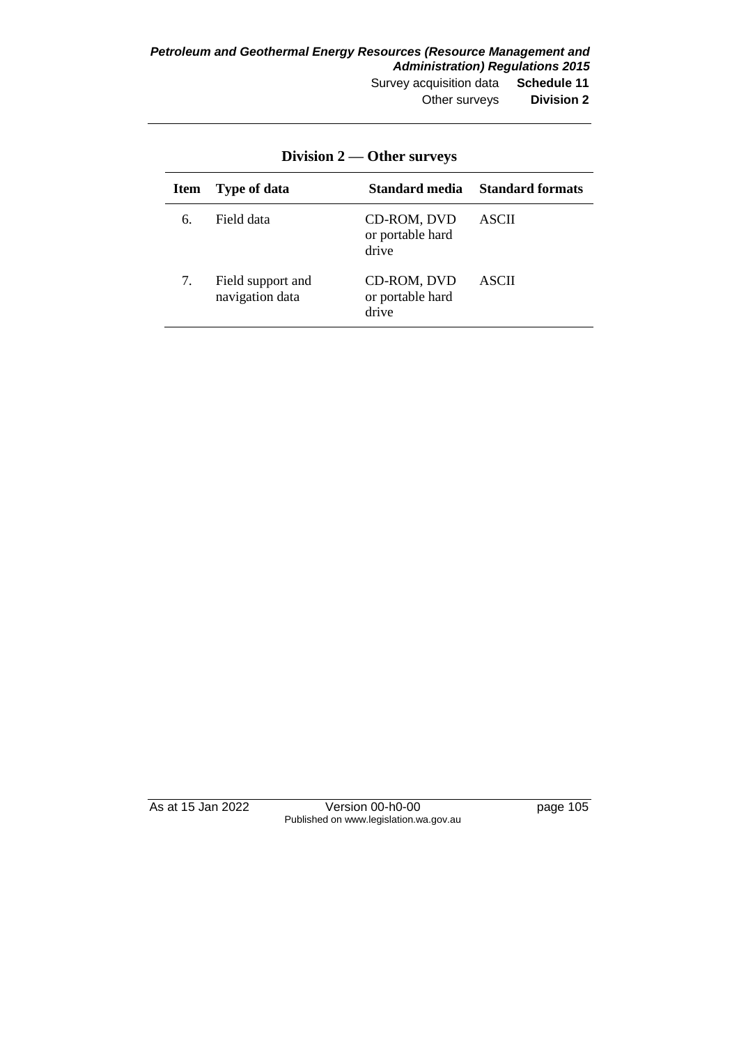## Division 2 — Other surveys

| Item | Type of data | Standard media | Standard formats |
|---|---|---|---|
| 6. | Field data | CD-ROM, DVD or portable hard drive | ASCII |
| 7. | Field support and navigation data | CD-ROM, DVD or portable hard drive | ASCII |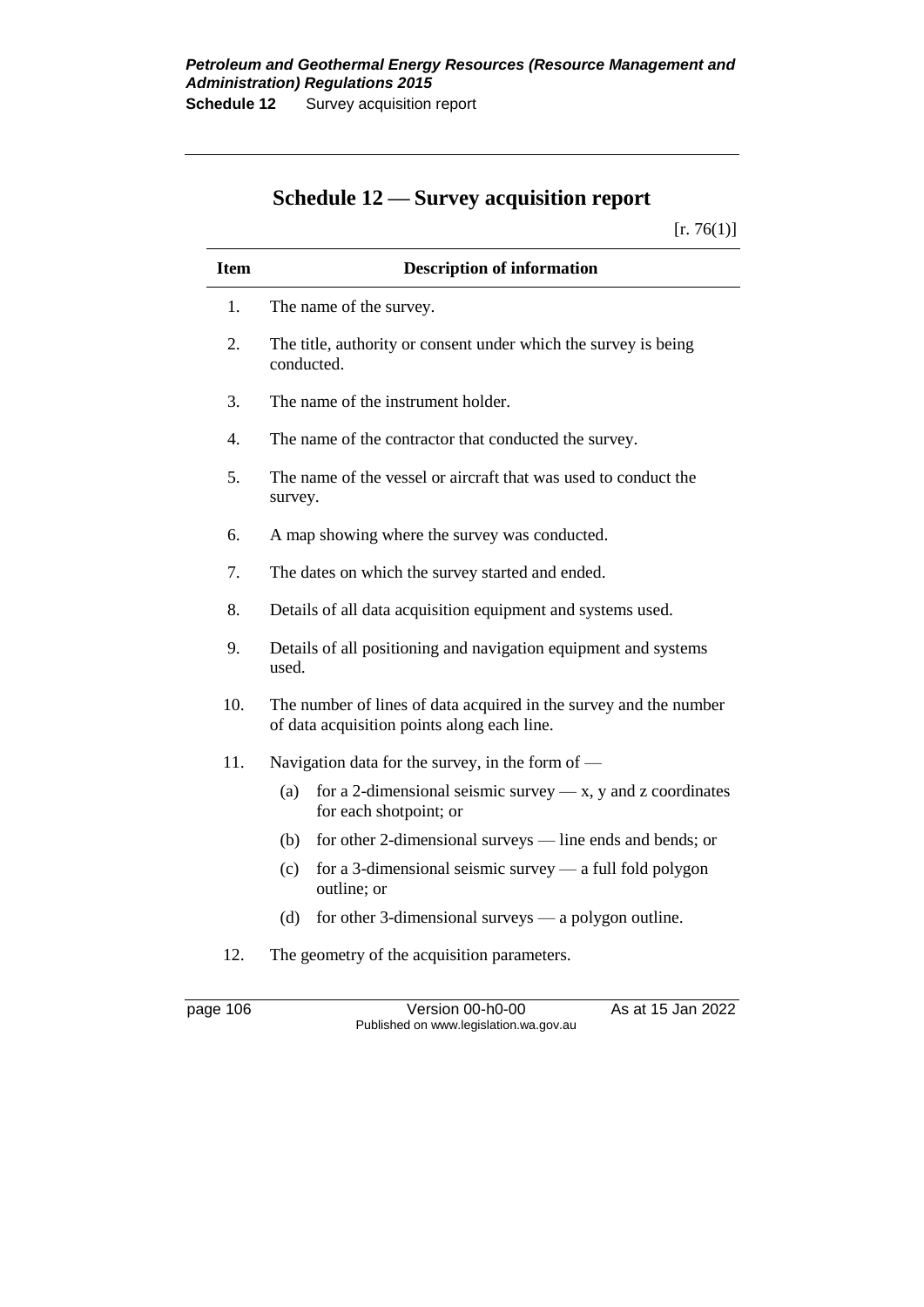# Schedule 12 — Survey acquisition report

[r. 76(1)]

| Item | Description of information |
|---|---|
| 1. | The name of the survey. |
| 2. | The title, authority or consent under which the survey is being conducted. |
| 3. | The name of the instrument holder. |
| 4. | The name of the contractor that conducted the survey. |
| 5. | The name of the vessel or aircraft that was used to conduct the survey. |
| 6. | A map showing where the survey was conducted. |
| 7. | The dates on which the survey started and ended. |
| 8. | Details of all data acquisition equipment and systems used. |
| 9. | Details of all positioning and navigation equipment and systems used. |
| 10. | The number of lines of data acquired in the survey and the number of data acquisition points along each line. |
| 11. | Navigation data for the survey, in the form of —<br>(a) for a 2-dimensional seismic survey — x, y and z coordinates for each shotpoint; or<br>(b) for other 2-dimensional surveys — line ends and bends; or<br>(c) for a 3-dimensional seismic survey — a full fold polygon outline; or<br>(d) for other 3-dimensional surveys — a polygon outline. |
| 12. | The geometry of the acquisition parameters. |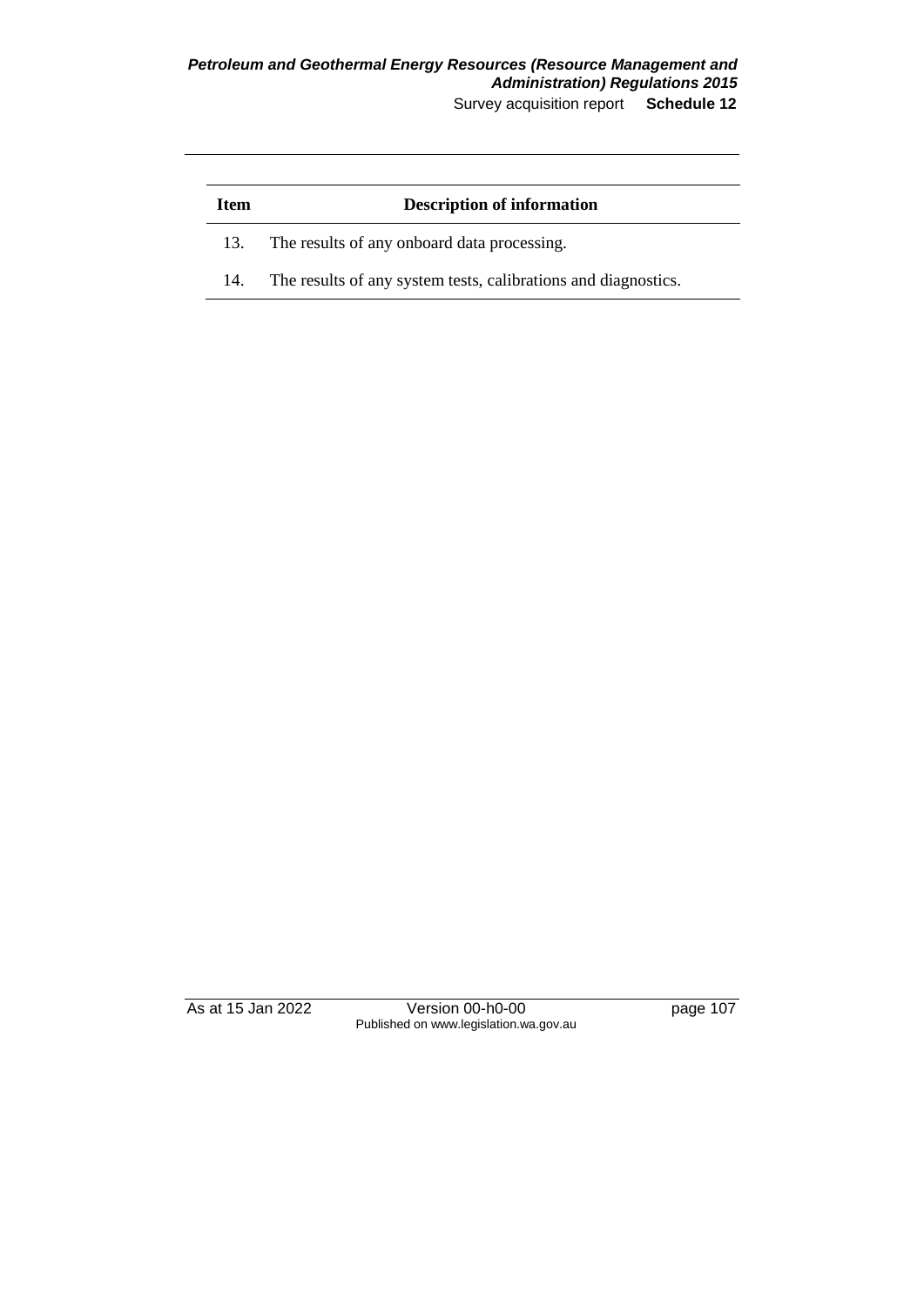| Item | Description of information |
| --- | --- |
| 13. | The results of any onboard data processing. |
| 14. | The results of any system tests, calibrations and diagnostics. |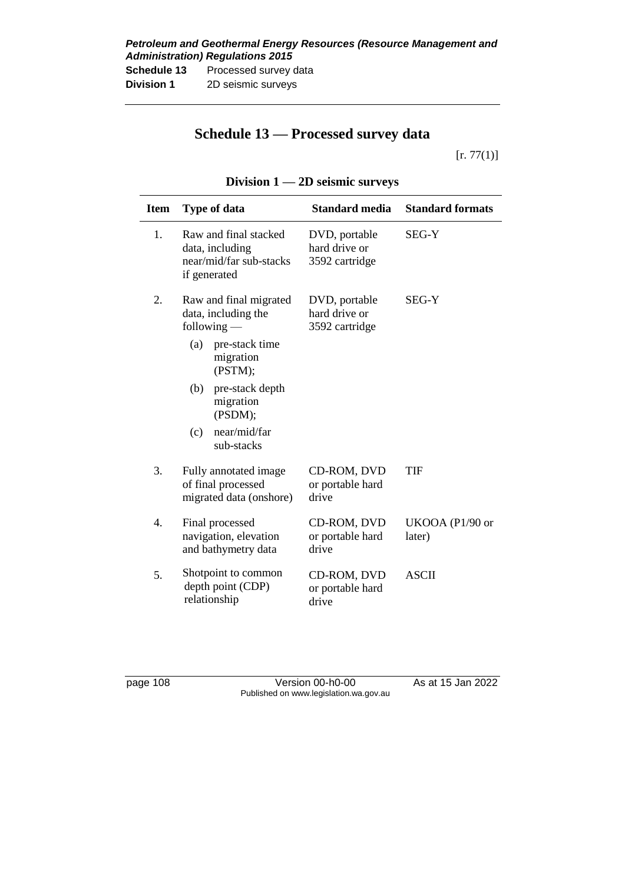# Schedule 13 — Processed survey data

[r. 77(1)]

## Division 1 — 2D seismic surveys

| Item | Type of data | Standard media | Standard formats |
|---|---|---|---|
| 1. | Raw and final stacked data, including near/mid/far sub-stacks if generated | DVD, portable hard drive or 3592 cartridge | SEG-Y |
| 2. | Raw and final migrated data, including the following — (a) pre-stack time migration (PSTM); (b) pre-stack depth migration (PSDM); (c) near/mid/far sub-stacks | DVD, portable hard drive or 3592 cartridge | SEG-Y |
| 3. | Fully annotated image of final processed migrated data (onshore) | CD-ROM, DVD or portable hard drive | TIF |
| 4. | Final processed navigation, elevation and bathymetry data | CD-ROM, DVD or portable hard drive | UKOOA (P1/90 or later) |
| 5. | Shotpoint to common depth point (CDP) relationship | CD-ROM, DVD or portable hard drive | ASCII |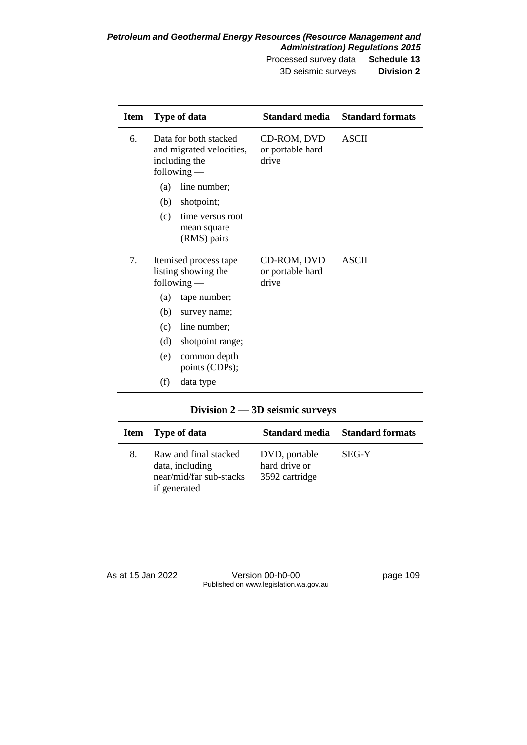| Item | Type of data | Standard media | Standard formats |
|---|---|---|---|
| 6. | Data for both stacked and migrated velocities, including the following —<br>(a) line number;<br>(b) shotpoint;<br>(c) time versus root mean square (RMS) pairs | CD-ROM, DVD or portable hard drive | ASCII |
| 7. | Itemised process tape listing showing the following —<br>(a) tape number;<br>(b) survey name;<br>(c) line number;<br>(d) shotpoint range;<br>(e) common depth points (CDPs);<br>(f) data type | CD-ROM, DVD or portable hard drive | ASCII |

## Division 2 — 3D seismic surveys

| Item | Type of data | Standard media | Standard formats |
|---|---|---|---|
| 8. | Raw and final stacked data, including near/mid/far sub-stacks if generated | DVD, portable hard drive or 3592 cartridge | SEG-Y |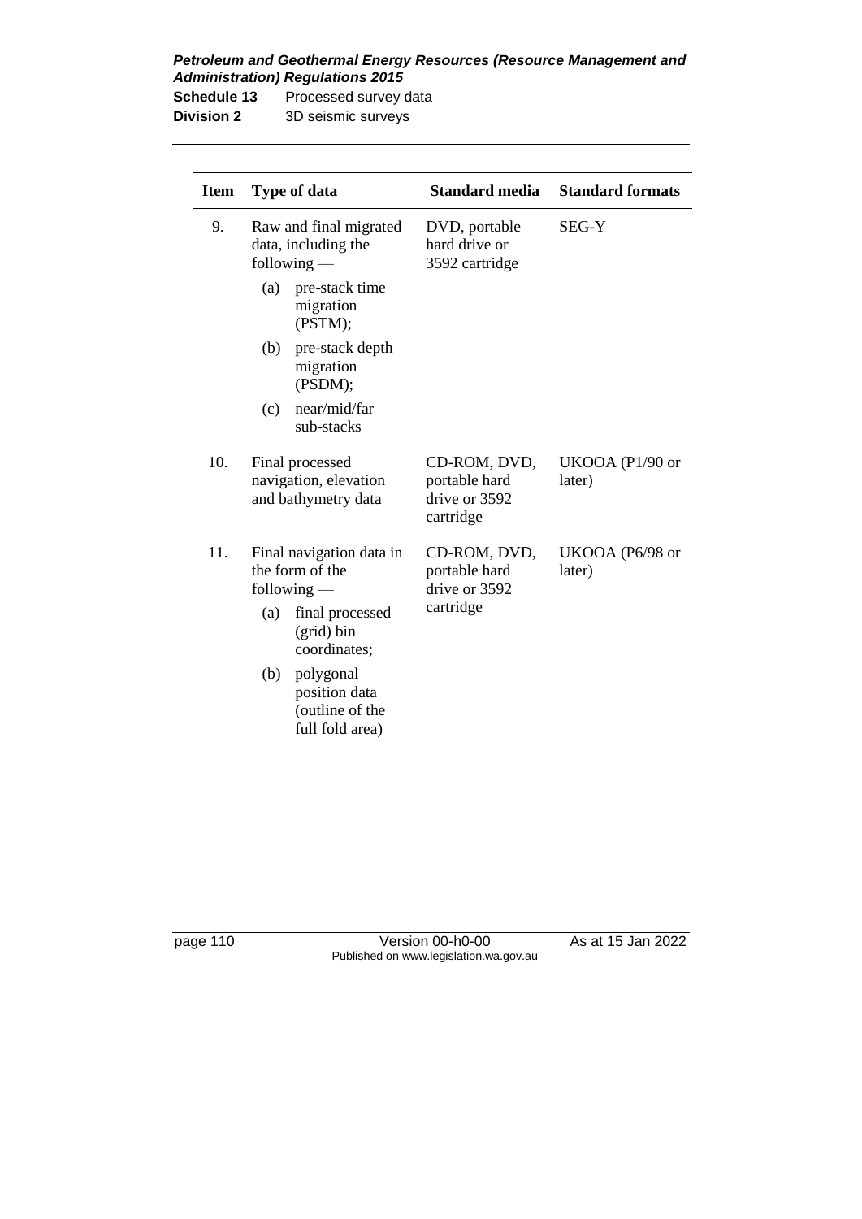| Item | Type of data | Standard media | Standard formats |
|---|---|---|---|
| 9. | Raw and final migrated data, including the following —<br>(a) pre-stack time migration (PSTM);<br>(b) pre-stack depth migration (PSDM);<br>(c) near/mid/far sub-stacks | DVD, portable hard drive or 3592 cartridge | SEG-Y |
| 10. | Final processed navigation, elevation and bathymetry data | CD-ROM, DVD, portable hard drive or 3592 cartridge | UKOOA (P1/90 or later) |
| 11. | Final navigation data in the form of the following —<br>(a) final processed (grid) bin coordinates;<br>(b) polygonal position data (outline of the full fold area) | CD-ROM, DVD, portable hard drive or 3592 cartridge | UKOOA (P6/98 or later) |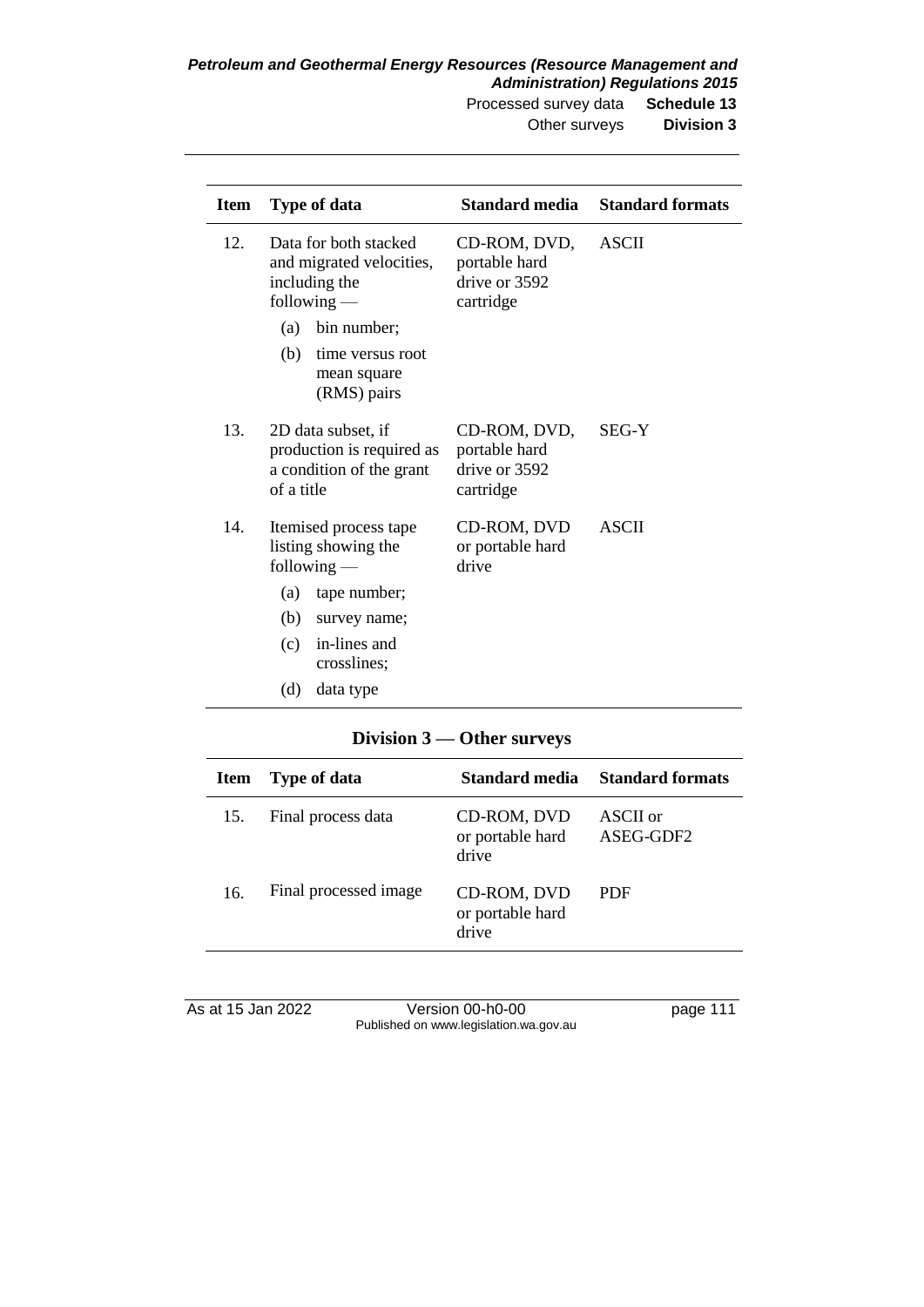| Item | Type of data | Standard media | Standard formats |
|---|---|---|---|
| 12. | Data for both stacked and migrated velocities, including the following — (a) bin number; (b) time versus root mean square (RMS) pairs | CD-ROM, DVD, portable hard drive or 3592 cartridge | ASCII |
| 13. | 2D data subset, if production is required as a condition of the grant of a title | CD-ROM, DVD, portable hard drive or 3592 cartridge | SEG-Y |
| 14. | Itemised process tape listing showing the following — (a) tape number; (b) survey name; (c) in-lines and crosslines; (d) data type | CD-ROM, DVD or portable hard drive | ASCII |

## Division 3 — Other surveys

| Item | Type of data | Standard media | Standard formats |
|---|---|---|---|
| 15. | Final process data | CD-ROM, DVD or portable hard drive | ASCII or ASEG-GDF2 |
| 16. | Final processed image | CD-ROM, DVD or portable hard drive | PDF |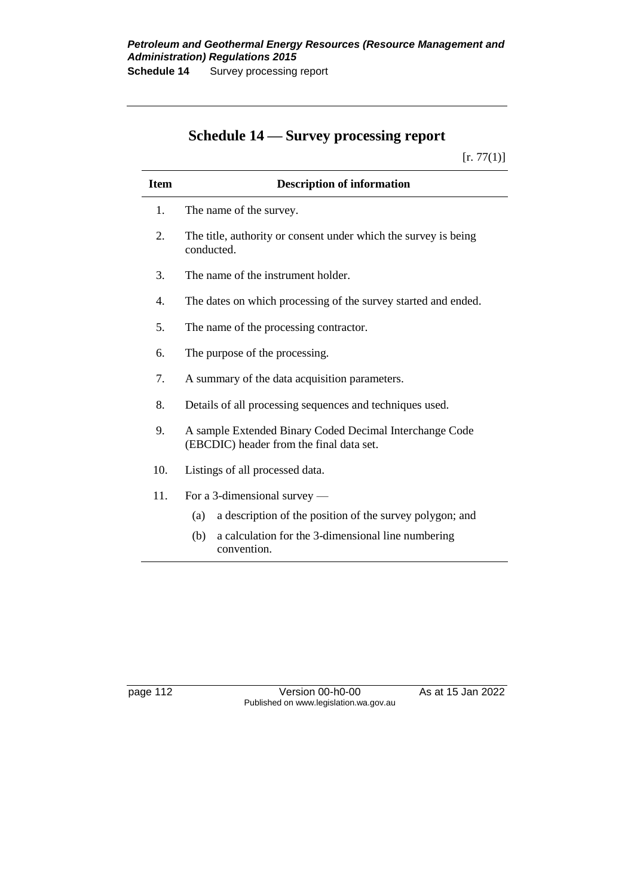# Schedule 14 — Survey processing report

[r. 77(1)]

| Item | Description of information |
|---|---|
| 1. | The name of the survey. |
| 2. | The title, authority or consent under which the survey is being conducted. |
| 3. | The name of the instrument holder. |
| 4. | The dates on which processing of the survey started and ended. |
| 5. | The name of the processing contractor. |
| 6. | The purpose of the processing. |
| 7. | A summary of the data acquisition parameters. |
| 8. | Details of all processing sequences and techniques used. |
| 9. | A sample Extended Binary Coded Decimal Interchange Code (EBCDIC) header from the final data set. |
| 10. | Listings of all processed data. |
| 11. | For a 3-dimensional survey —<br>(a) a description of the position of the survey polygon; and<br>(b) a calculation for the 3-dimensional line numbering convention. |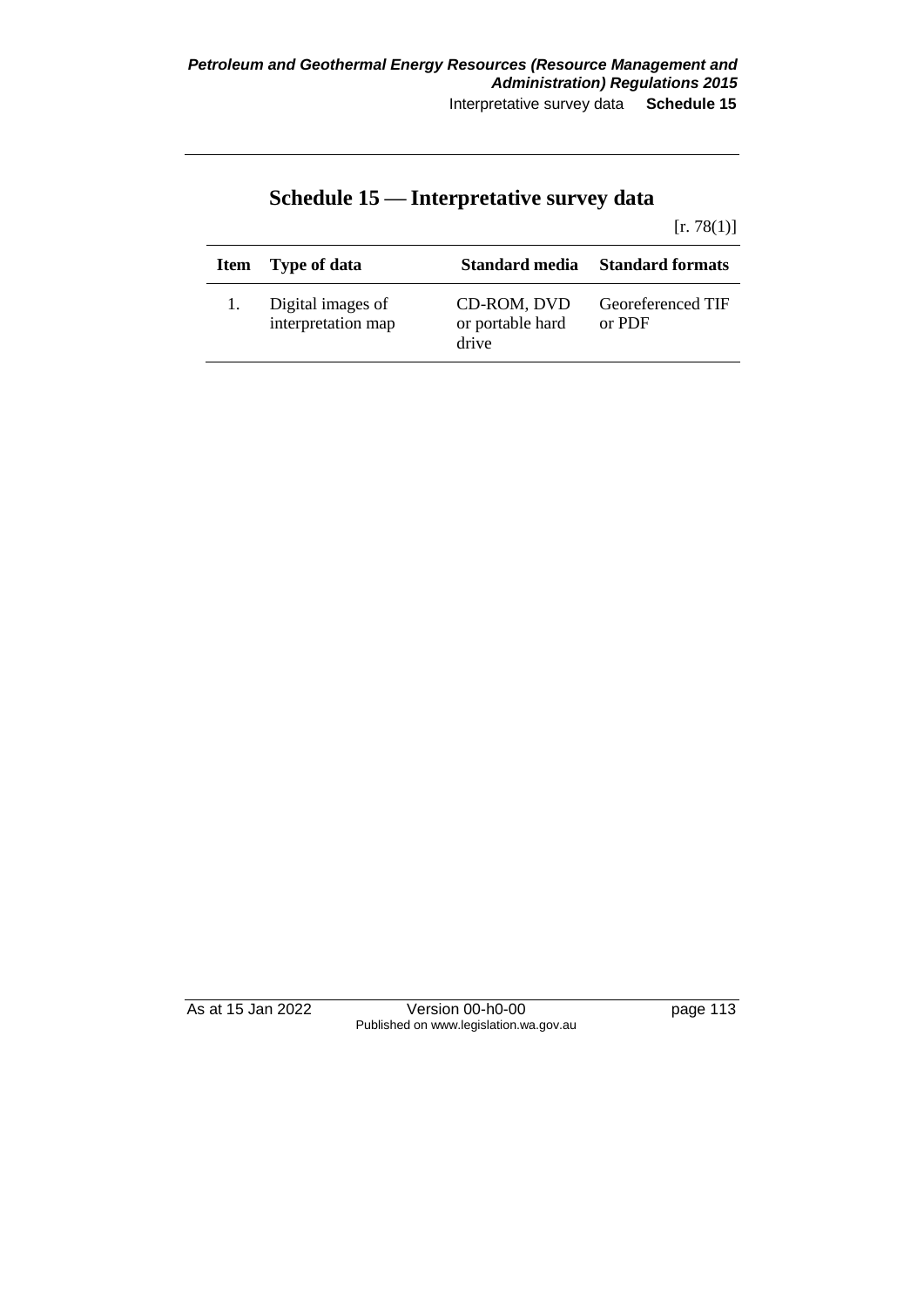# Schedule 15 — Interpretative survey data

[r. 78(1)]

| Item | Type of data | Standard media | Standard formats |
|---|---|---|---|
| 1. | Digital images of interpretation map | CD-ROM, DVD or portable hard drive | Georeferenced TIF or PDF |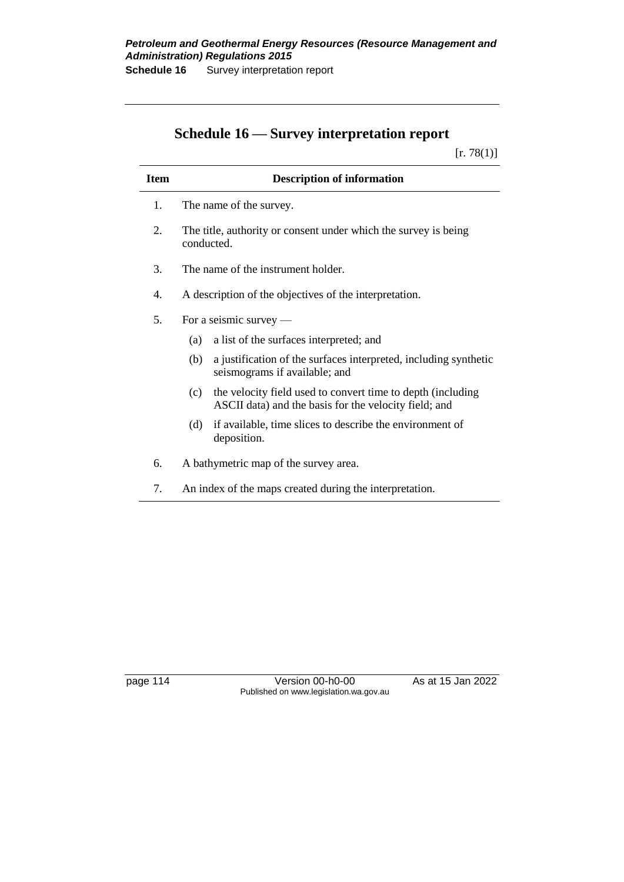# Schedule 16 — Survey interpretation report

[r. 78(1)]

| Item | Description of information |
| --- | --- |
| 1. | The name of the survey. |
| 2. | The title, authority or consent under which the survey is being conducted. |
| 3. | The name of the instrument holder. |
| 4. | A description of the objectives of the interpretation. |
| 5. | For a seismic survey — <br> (a) a list of the surfaces interpreted; and <br> (b) a justification of the surfaces interpreted, including synthetic seismograms if available; and <br> (c) the velocity field used to convert time to depth (including ASCII data) and the basis for the velocity field; and <br> (d) if available, time slices to describe the environment of deposition. |
| 6. | A bathymetric map of the survey area. |
| 7. | An index of the maps created during the interpretation. |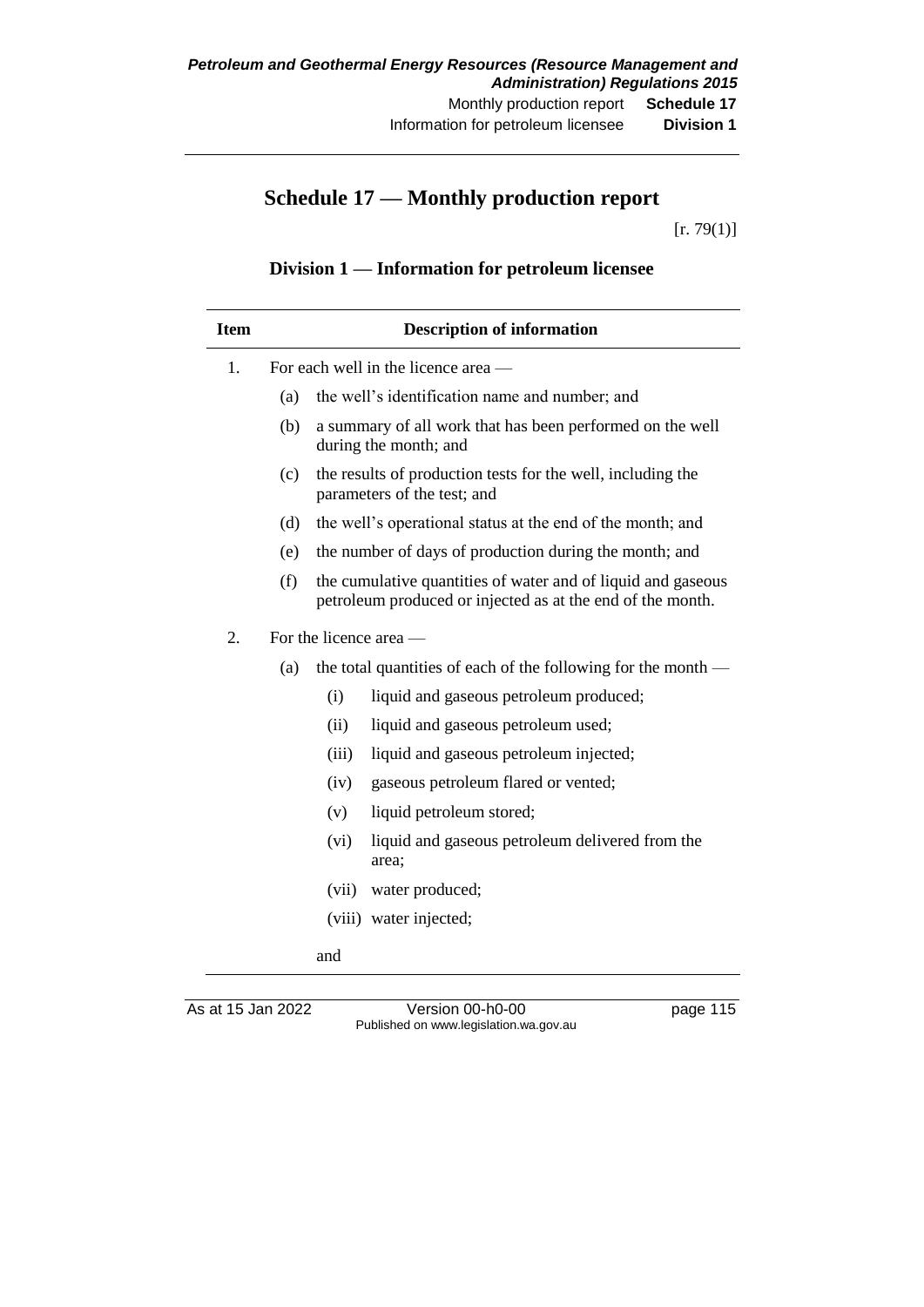# Schedule 17 — Monthly production report

[r. 79(1)]

## Division 1 — Information for petroleum licensee

| Item | Description of information |
|---|---|
| 1. | For each well in the licence area —<br>(a) the well's identification name and number; and<br>(b) a summary of all work that has been performed on the well during the month; and<br>(c) the results of production tests for the well, including the parameters of the test; and<br>(d) the well's operational status at the end of the month; and<br>(e) the number of days of production during the month; and<br>(f) the cumulative quantities of water and of liquid and gaseous petroleum produced or injected as at the end of the month. |
| 2. | For the licence area —<br>(a) the total quantities of each of the following for the month —<br>(i) liquid and gaseous petroleum produced;<br>(ii) liquid and gaseous petroleum used;<br>(iii) liquid and gaseous petroleum injected;<br>(iv) gaseous petroleum flared or vented;<br>(v) liquid petroleum stored;<br>(vi) liquid and gaseous petroleum delivered from the area;<br>(vii) water produced;<br>(viii) water injected;<br>and |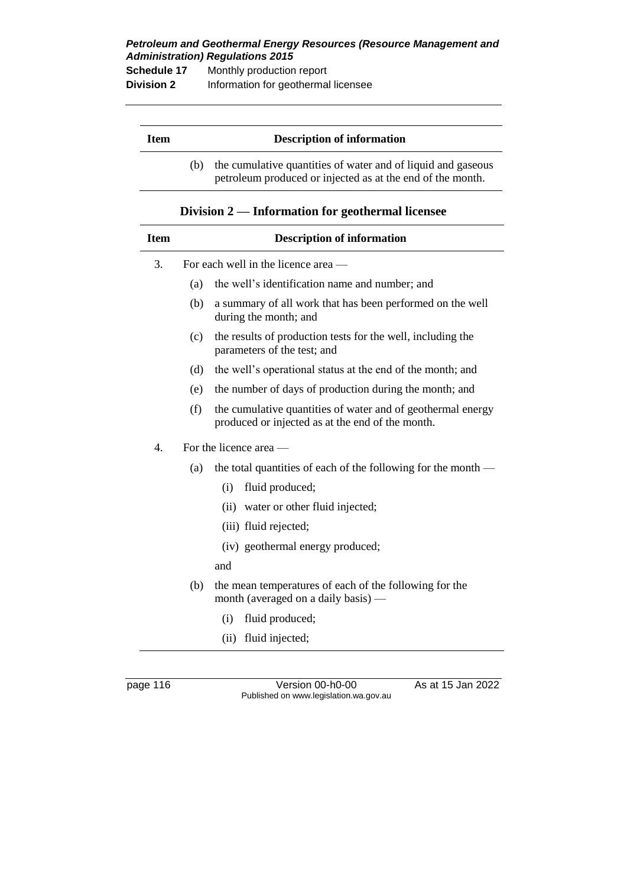| Item | Description of information |
|---|---|
| | (b) the cumulative quantities of water and of liquid and gaseous petroleum produced or injected as at the end of the month. |

## Division 2 — Information for geothermal licensee

| Item | Description of information |
|---|---|
| 3. | For each well in the licence area — |
| | (a) the well's identification name and number; and |
| | (b) a summary of all work that has been performed on the well during the month; and |
| | (c) the results of production tests for the well, including the parameters of the test; and |
| | (d) the well's operational status at the end of the month; and |
| | (e) the number of days of production during the month; and |
| | (f) the cumulative quantities of water and of geothermal energy produced or injected as at the end of the month. |
| 4. | For the licence area — |
| | (a) the total quantities of each of the following for the month — |
| | (i) fluid produced; |
| | (ii) water or other fluid injected; |
| | (iii) fluid rejected; |
| | (iv) geothermal energy produced; |
| | and |
| | (b) the mean temperatures of each of the following for the month (averaged on a daily basis) — |
| | (i) fluid produced; |
| | (ii) fluid injected; |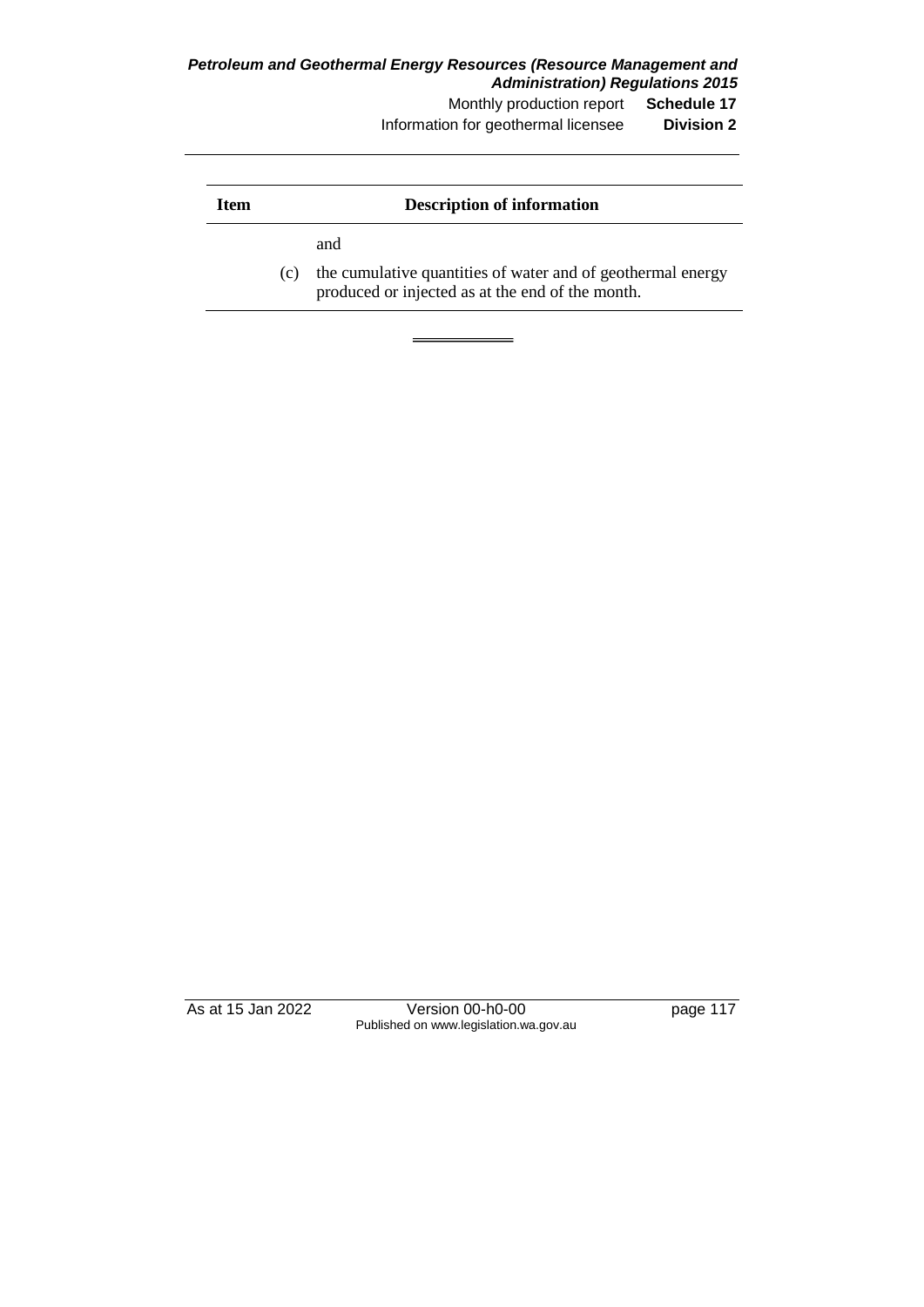| Item | Description of information |
| --- | --- |
| | and |
| | (c) the cumulative quantities of water and of geothermal energy produced or injected as at the end of the month. |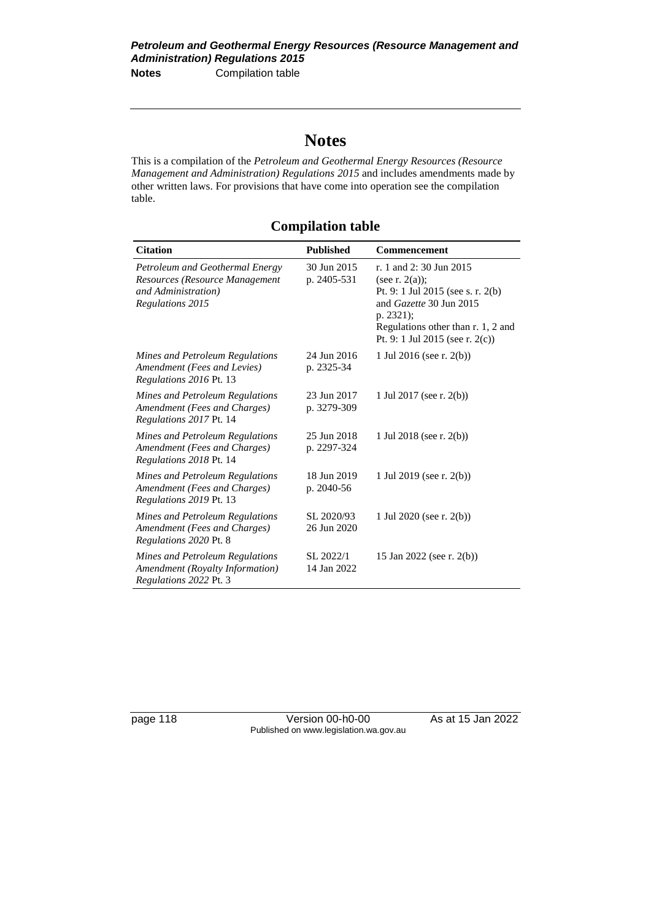# Notes

This is a compilation of the *Petroleum and Geothermal Energy Resources (Resource Management and Administration) Regulations 2015* and includes amendments made by other written laws. For provisions that have come into operation see the compilation table.

## Compilation table

| Citation | Published | Commencement |
|---|---|---|
| *Petroleum and Geothermal Energy Resources (Resource Management and Administration) Regulations 2015* | 30 Jun 2015 p. 2405-531 | r. 1 and 2: 30 Jun 2015 (see r. 2(a)); Pt. 9: 1 Jul 2015 (see s. r. 2(b) and *Gazette* 30 Jun 2015 p. 2321); Regulations other than r. 1, 2 and Pt. 9: 1 Jul 2015 (see r. 2(c)) |
| *Mines and Petroleum Regulations Amendment (Fees and Levies) Regulations 2016* Pt. 13 | 24 Jun 2016 p. 2325-34 | 1 Jul 2016 (see r. 2(b)) |
| *Mines and Petroleum Regulations Amendment (Fees and Charges) Regulations 2017* Pt. 14 | 23 Jun 2017 p. 3279-309 | 1 Jul 2017 (see r. 2(b)) |
| *Mines and Petroleum Regulations Amendment (Fees and Charges) Regulations 2018* Pt. 14 | 25 Jun 2018 p. 2297-324 | 1 Jul 2018 (see r. 2(b)) |
| *Mines and Petroleum Regulations Amendment (Fees and Charges) Regulations 2019* Pt. 13 | 18 Jun 2019 p. 2040-56 | 1 Jul 2019 (see r. 2(b)) |
| *Mines and Petroleum Regulations Amendment (Fees and Charges) Regulations 2020* Pt. 8 | SL 2020/93 26 Jun 2020 | 1 Jul 2020 (see r. 2(b)) |
| *Mines and Petroleum Regulations Amendment (Royalty Information) Regulations 2022* Pt. 3 | SL 2022/1 14 Jan 2022 | 15 Jan 2022 (see r. 2(b)) |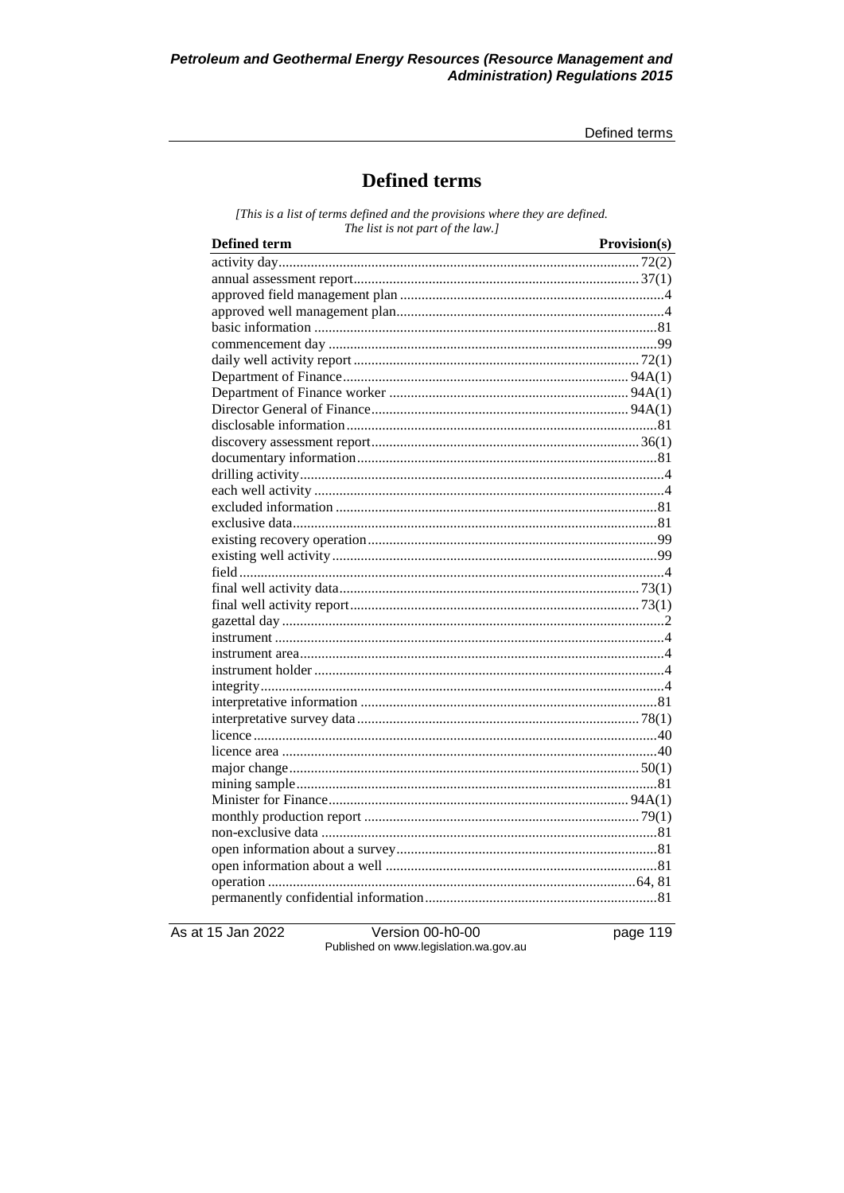# Defined terms

*[This is a list of terms defined and the provisions where they are defined. The list is not part of the law.]*

| Defined term | Provision(s) |
|---|---|
| activity day | 72(2) |
| annual assessment report | 37(1) |
| approved field management plan | 4 |
| approved well management plan | 4 |
| basic information | 81 |
| commencement day | 99 |
| daily well activity report | 72(1) |
| Department of Finance | 94A(1) |
| Department of Finance worker | 94A(1) |
| Director General of Finance | 94A(1) |
| disclosable information | 81 |
| discovery assessment report | 36(1) |
| documentary information | 81 |
| drilling activity | 4 |
| each well activity | 4 |
| excluded information | 81 |
| exclusive data | 81 |
| existing recovery operation | 99 |
| existing well activity | 99 |
| field | 4 |
| final well activity data | 73(1) |
| final well activity report | 73(1) |
| gazettal day | 2 |
| instrument | 4 |
| instrument area | 4 |
| instrument holder | 4 |
| integrity | 4 |
| interpretative information | 81 |
| interpretative survey data | 78(1) |
| licence | 40 |
| licence area | 40 |
| major change | 50(1) |
| mining sample | 81 |
| Minister for Finance | 94A(1) |
| monthly production report | 79(1) |
| non-exclusive data | 81 |
| open information about a survey | 81 |
| open information about a well | 81 |
| operation | 64, 81 |
| permanently confidential information | 81 |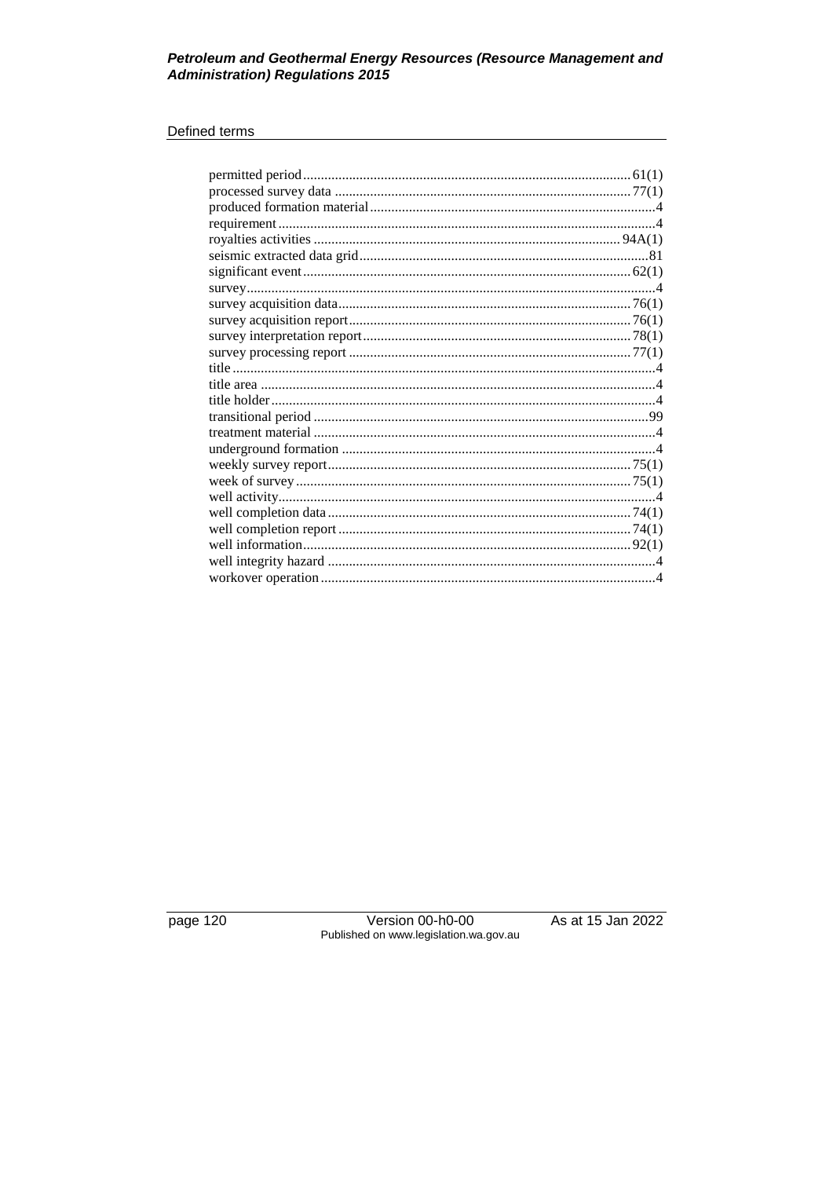Defined terms

permitted period ........................................................................................... 61(1)
processed survey data ................................................................................... 77(1)
produced formation material ...............................................................................4
requirement ..........................................................................................................4
royalties activities ...................................................................................... 94A(1)
seismic extracted data grid .................................................................................81
significant event ............................................................................................ 62(1)
survey ..................................................................................................................4
survey acquisition data .................................................................................. 76(1)
survey acquisition report ............................................................................... 76(1)
survey interpretation report ........................................................................... 78(1)
survey processing report ............................................................................... 77(1)
title .......................................................................................................................4
title area ..............................................................................................................4
title holder ............................................................................................................4
transitional period .............................................................................................99
treatment material ................................................................................................4
underground formation ........................................................................................4
weekly survey report ..................................................................................... 75(1)
week of survey .............................................................................................. 75(1)
well activity .........................................................................................................4
well completion data ..................................................................................... 74(1)
well completion report .................................................................................. 74(1)
well information ............................................................................................ 92(1)
well integrity hazard ............................................................................................4
workover operation ..............................................................................................4